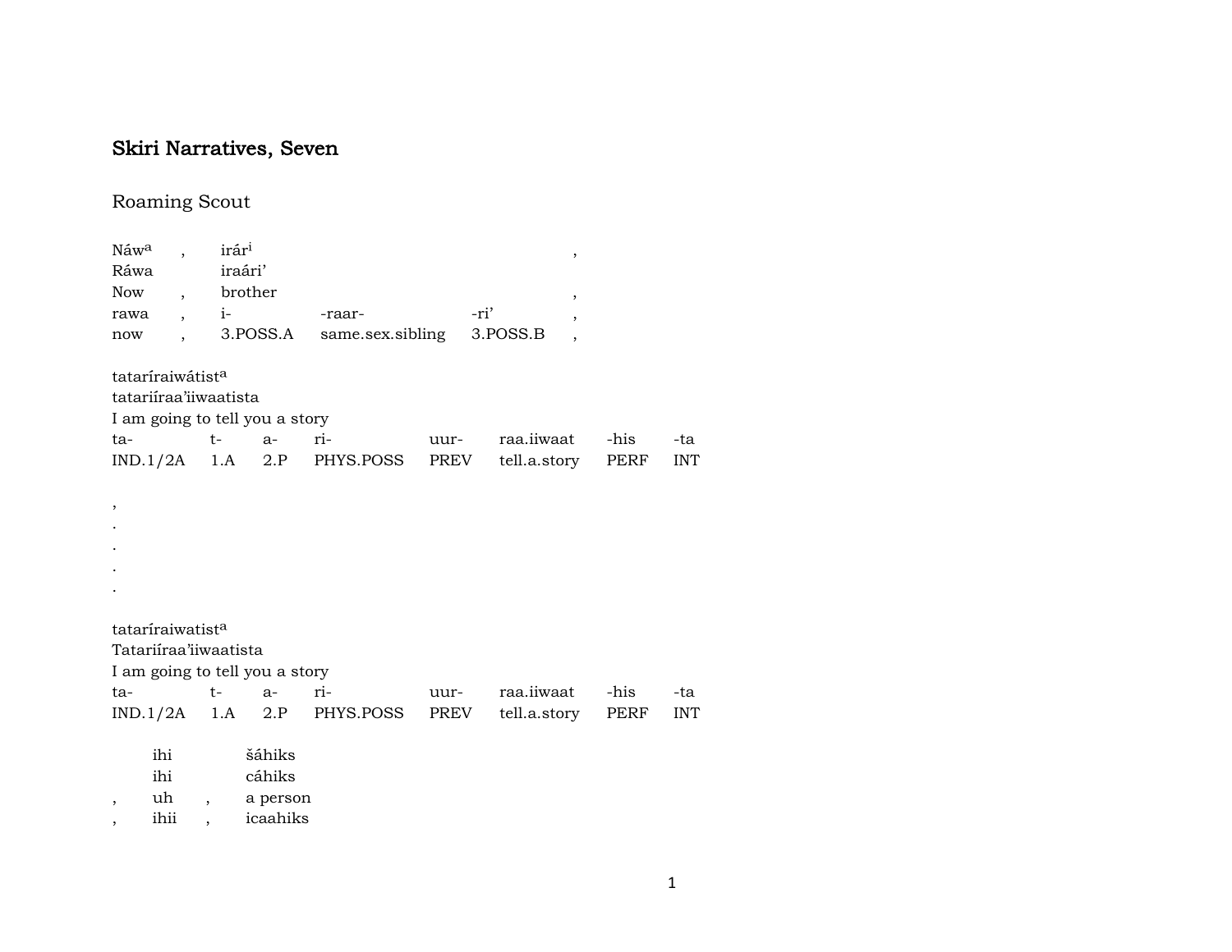# Skiri Narratives, Seven

## Roaming Scout

| Náw[a] | , | irár[i] | | | , |
|---|---|---|---|---|---|
| Ráwa | | iraári' | | | |
| Now | , | brother | | | , |
| rawa | , | i- | -raar- | -ri' | , |
| now | , | 3.POSS.A | same.sex.sibling | 3.POSS.B | , |

tataríraiwátist[a]
tatariíraa'iiwaatista
I am going to tell you a story

| ta- | t- | a- | ri- | uur- | raa.iiwaat | -his | -ta |
|---|---|---|---|---|---|---|---|
| IND.1/2A | 1.A | 2.P | PHYS.POSS | PREV | tell.a.story | PERF | INT |

,
.
.
.
.

tataríraiwatist[a]
Tatariíraa'iiwaatista
I am going to tell you a story

| ta- | t- | a- | ri- | uur- | raa.iiwaat | -his | -ta |
|---|---|---|---|---|---|---|---|
| IND.1/2A | 1.A | 2.P | PHYS.POSS | PREV | tell.a.story | PERF | INT |

| | ihi | | šáhiks |
|---|---|---|---|
| | ihi | | cáhiks |
| , | uh | , | a person |
| , | ihii | , | icaahiks |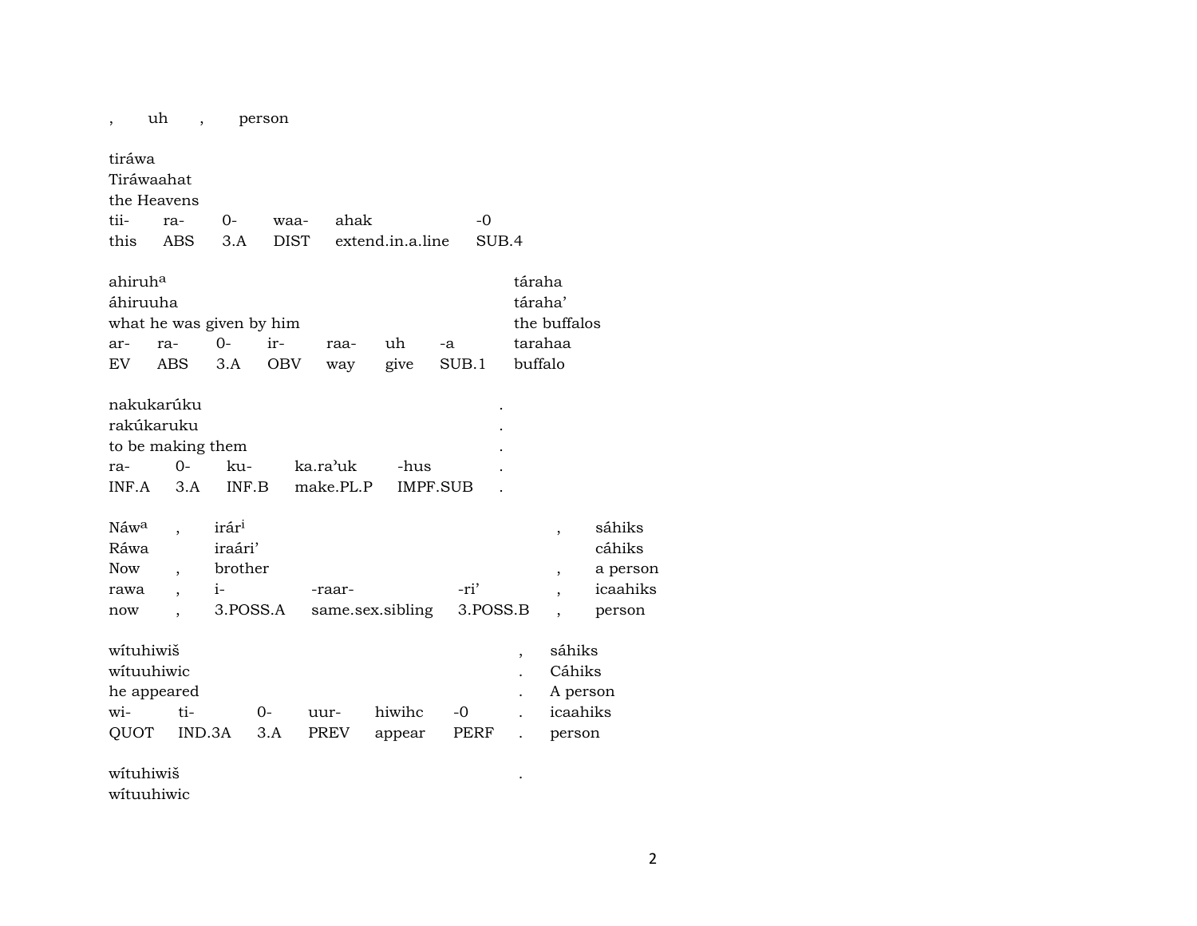, uh , person

tiráwa
Tiráwaahat
the Heavens

| tii- | ra- | 0- | waa- | ahak | -0 |
|---|---|---|---|---|---|
| this | ABS | 3.A | DIST | extend.in.a.line | SUB.4 |

| ahiruh^a | | | | | | | táraha |
|---|---|---|---|---|---|---|---|
| áhiruuha | | | | | | | táraha’ |
| what he was given by him | | | | | | | the buffalos |
| ar- | ra- | 0- | ir- | raa- | uh | -a | tarahaa |
| EV | ABS | 3.A | OBV | way | give | SUB.1 | buffalo |

| nakukarúku | | | | | . |
|---|---|---|---|---|---|
| rakúkaruku | | | | | . |
| to be making them | | | | | . |
| ra- | 0- | ku- | ka.ra’uk | -hus | . |
| INF.A | 3.A | INF.B | make.PL.P | IMPF.SUB | . |

| Náw^a | , | irár^i | | | , | sáhiks |
|---|---|---|---|---|---|---|
| Ráwa | | iraári’ | | | | cáhiks |
| Now | , | brother | | | , | a person |
| rawa | , | i- | -raar- | -ri’ | , | icaahiks |
| now | , | 3.POSS.A | same.sex.sibling | 3.POSS.B | , | person |

| wítuhiwiš | | | | | | , | sáhiks |
|---|---|---|---|---|---|---|---|
| wítuuhiwic | | | | | | . | Cáhiks |
| he appeared | | | | | | . | A person |
| wi- | ti- | 0- | uur- | hiwihc | -0 | . | icaahiks |
| QUOT | IND.3A | 3.A | PREV | appear | PERF | . | person |

wítuhiwiš .
wítuuhiwic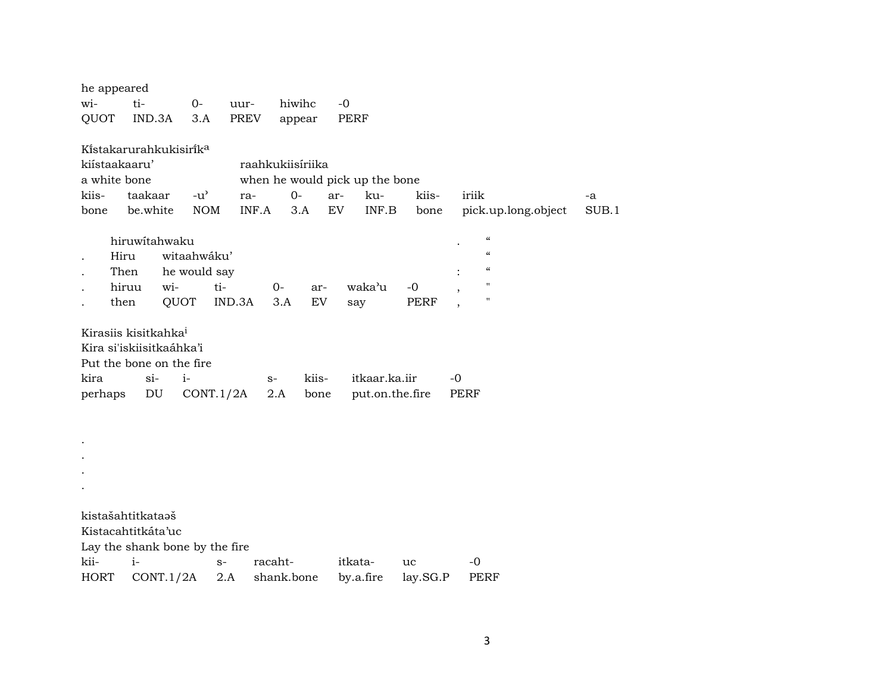he appeared

| wi- | ti- | 0- | uur- | hiwihc | -0 |
|---|---|---|---|---|---|
| QUOT | IND.3A | 3.A | PREV | appear | PERF |

Kǐstakarurahkukisirǐkᵃ

| kiístaakaaru’ | | | raahkukiisíriika | | | | | | |
|---|---|---|---|---|---|---|---|---|---|
| a white bone | | | when he would pick up the bone | | | | | | |
| kiis- | taakaar | -u’ | ra- | 0- | ar- | ku- | kiis- | iriik | -a |
| bone | be.white | NOM | INF.A | 3.A | EV | INF.B | bone | pick.up.long.object | SUB.1 |

| | hiruwítahwaku | | | | | | | . | “ |
|---|---|---|---|---|---|---|---|---|---|
| . | Hiru | witaahwáku’ | | | | | | | “ |
| . | Then | he would say | | | | | | : | “ |
| . | hiruu | wi- | ti- | 0- | ar- | waka’u | -0 | , | " |
| . | then | QUOT | IND.3A | 3.A | EV | say | PERF | , | " |

Kirasiis kisitkahkaⁱ

Kira si'iskiisitkaáhka’i

Put the bone on the fire

| kira | si- | i- | s- | kiis- | itkaar.ka.iir | -0 |
|---|---|---|---|---|---|---|
| perhaps | DU | CONT.1/2A | 2.A | bone | put.on.the.fire | PERF |

.

.

.

.

kistašahtitkataəš

Kistacahtitkáta’uc

Lay the shank bone by the fire

| kii- | i- | s- | racaht- | itkata- | uc | -0 |
|---|---|---|---|---|---|---|
| HORT | CONT.1/2A | 2.A | shank.bone | by.a.fire | lay.SG.P | PERF |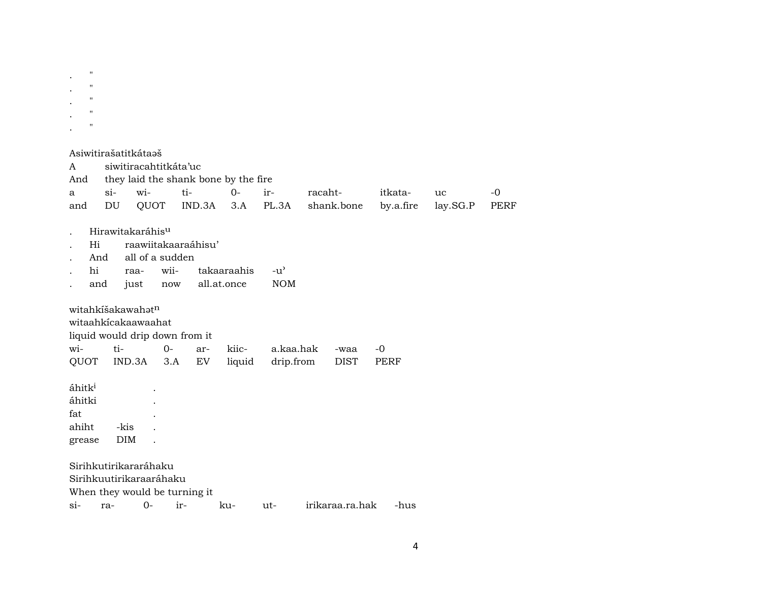.  "
.  "
.  "
.  "
.  "

Asiwitirašatitkátaəš

| A | siwitiracahtitkáta'uc | | | | | | | | |
|---|---|---|---|---|---|---|---|---|---|
| And | they laid the shank bone by the fire | | | | | | | | |
| a | si- | wi- | ti- | 0- | ir- | racaht- | itkata- | uc | -0 |
| and | DU | QUOT | IND.3A | 3.A | PL.3A | shank.bone | by.a.fire | lay.SG.P | PERF |

. Hirawitakaráhis[u]

| . | Hi | raawiitakaaraáhisu' | | | |
|---|---|---|---|---|---|
| . | And | all of a sudden | | | |
| . | hi | raa- | wii- | takaaraahis | -u' |
| . | and | just | now | all.at.once | NOM |

witahkíšakawahət[n]

| witaahkícakaawaahat | | | | | | | |
|---|---|---|---|---|---|---|---|
| liquid would drip down from it | | | | | | | |
| wi- | ti- | 0- | ar- | kiic- | a.kaa.hak | -waa | -0 |
| QUOT | IND.3A | 3.A | EV | liquid | drip.from | DIST | PERF |

| áhitk[i] | | . |
|---|---|---|
| áhitki | | . |
| fat | | . |
| ahiht | -kis | . |
| grease | DIM | . |

Sirihkutirikararáhaku

| Sirihkuutirikaraaráhaku | | | | | | | |
|---|---|---|---|---|---|---|---|
| When they would be turning it | | | | | | | |
| si- | ra- | 0- | ir- | ku- | ut- | irikaraa.ra.hak | -hus |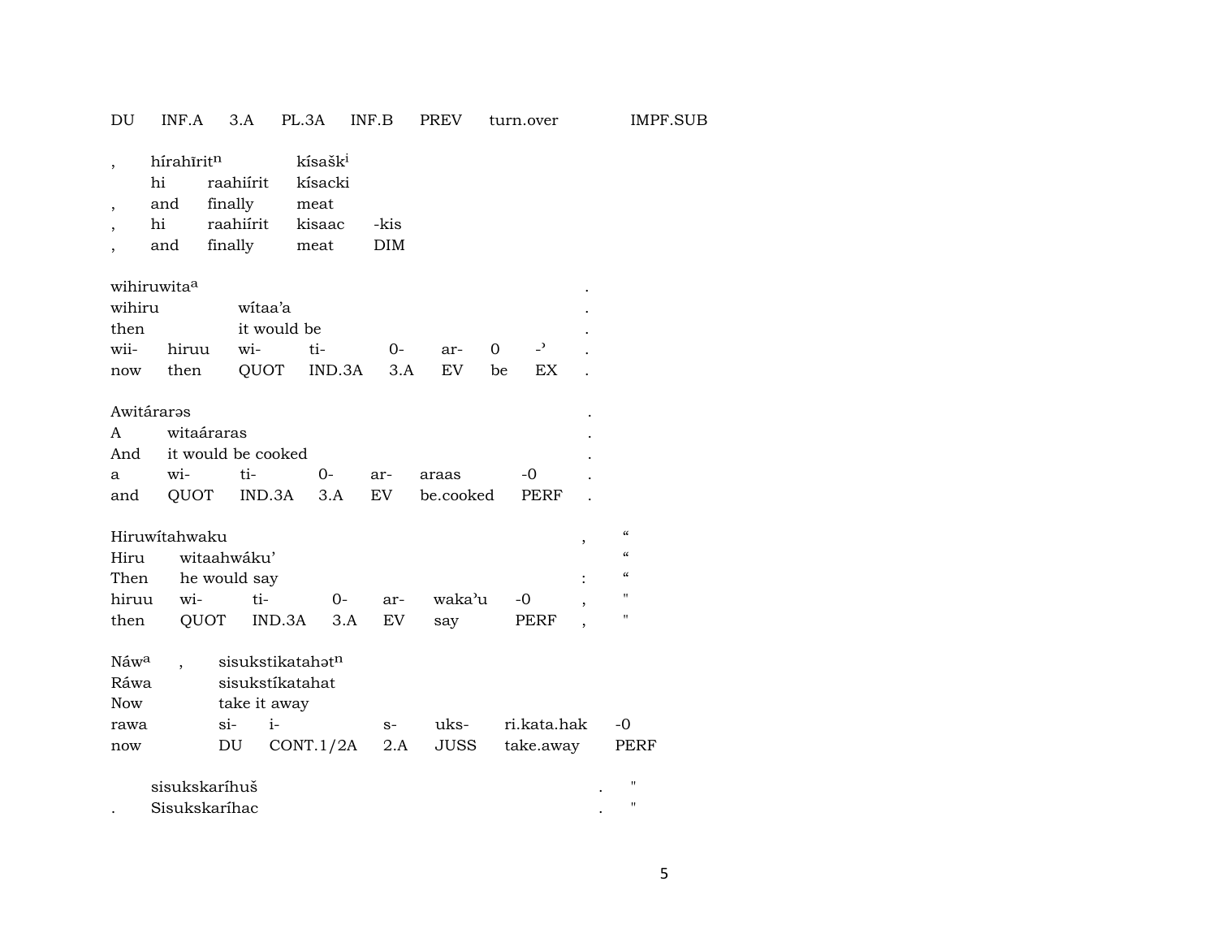| DU | INF.A | 3.A | PL.3A | INF.B | PREV | turn.over | IMPF.SUB |
|---|---|---|---|---|---|---|---|

| , | hírahīritⁿ | | kísaškⁱ | |
|---|---|---|---|---|
| | hi | raahiírit | kísacki | |
| , | and | finally | meat | |
| , | hi | raahiírit | kisaac | -kis |
| , | and | finally | meat | DIM |

| wihiruwitaᵃ | | | | | | | | . |
|---|---|---|---|---|---|---|---|---|
| wihiru | | wítaa'a | | | | | | . |
| then | | it would be | | | | | | . |
| wii- | hiruu | wi- | ti- | 0- | ar- | 0 | -ˀ | . |
| now | then | QUOT | IND.3A | 3.A | EV | be | EX | . |

| Awitárarəs | | | | | | | . |
|---|---|---|---|---|---|---|---|
| A | witaáraras | | | | | | . |
| And | it would be cooked | | | | | | . |
| a | wi- | ti- | 0- | ar- | araas | -0 | . |
| and | QUOT | IND.3A | 3.A | EV | be.cooked | PERF | . |

| Hiruwítahwaku | | | | | | | , | " |
|---|---|---|---|---|---|---|---|---|
| Hiru | witaahwáku' | | | | | | | " |
| Then | he would say | | | | | | : | " |
| hiruu | wi- | ti- | 0- | ar- | waka'u | -0 | , | " |
| then | QUOT | IND.3A | 3.A | EV | say | PERF | , | " |

| Náwᵃ | , | sisukstikatahətⁿ | | | | | |
|---|---|---|---|---|---|---|---|
| Ráwa | | sisukstíkatahat | | | | | |
| Now | | take it away | | | | | |
| rawa | | si- | i- | s- | uks- | ri.kata.hak | -0 |
| now | | DU | CONT.1/2A | 2.A | JUSS | take.away | PERF |

| | sisukskaríhuš | . | " |
|---|---|---|---|
| . | Sisukskaríhac | . | " |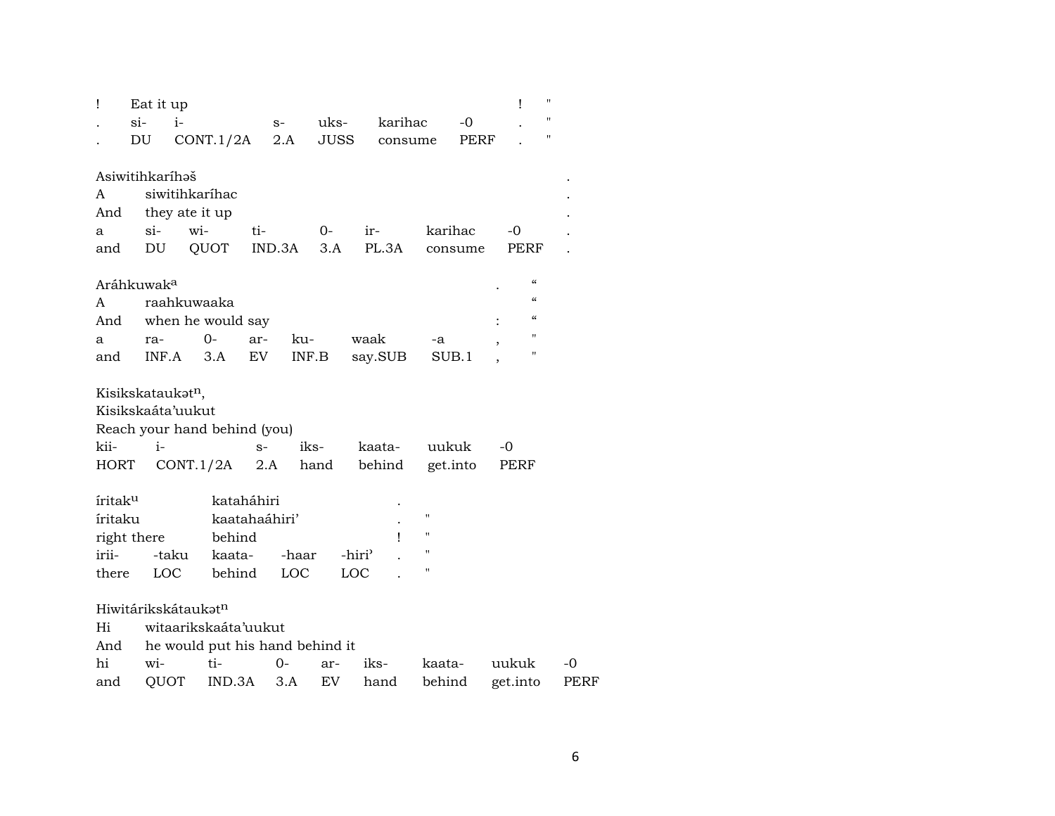| ! | Eat it up | | | | | | ! | " |
|---|---|---|---|---|---|---|---|---|
| . | si- | i- | s- | uks- | karihac | -0 | . | " |
| . | DU | CONT.1/2A | 2.A | JUSS | consume | PERF | . | " |

Asiwitihkaríhəš .

| A | siwitihkaríhac | | | | | | | . |
|---|---|---|---|---|---|---|---|---|
| And | they ate it up | | | | | | | . |
| a | si- | wi- | ti- | 0- | ir- | karihac | -0 | . |
| and | DU | QUOT | IND.3A | 3.A | PL.3A | consume | PERF | . |

Aráhkuwak[a] . “

| A | raahkuwaaka | | | | | | “ |
|---|---|---|---|---|---|---|---|
| And | when he would say | | | | | : | “ |
| a | ra- | 0- | ar- | ku- | waak | -a | , | " |
| and | INF.A | 3.A | EV | INF.B | say.SUB | SUB.1 | , | " |

Kisikskataukət[n],

Kisikskaáta’uukut

Reach your hand behind (you)

| kii- | i- | s- | iks- | kaata- | uukuk | -0 |
|---|---|---|---|---|---|---|
| HORT | CONT.1/2A | 2.A | hand | behind | get.into | PERF |

| íritak[u] | | katah____áhiri | | | . | |
|---|---|---|---|---|---|---|
| íritaku | | kaatahaáhiri’ | | | . | " |
| right there | | behind | | | ! | " |
| irii- | -taku | kaata- | -haar | -hiri’ | . | " |
| there | LOC | behind | LOC | LOC | . | " |

Hiwitárikskátaukət[n]

| Hi | witaarikskaáta’uukut | | | | | | | |
|---|---|---|---|---|---|---|---|---|
| And | he would put his hand behind it | | | | | | | |
| hi | wi- | ti- | 0- | ar- | iks- | kaata- | uukuk | -0 |
| and | QUOT | IND.3A | 3.A | EV | hand | behind | get.into | PERF |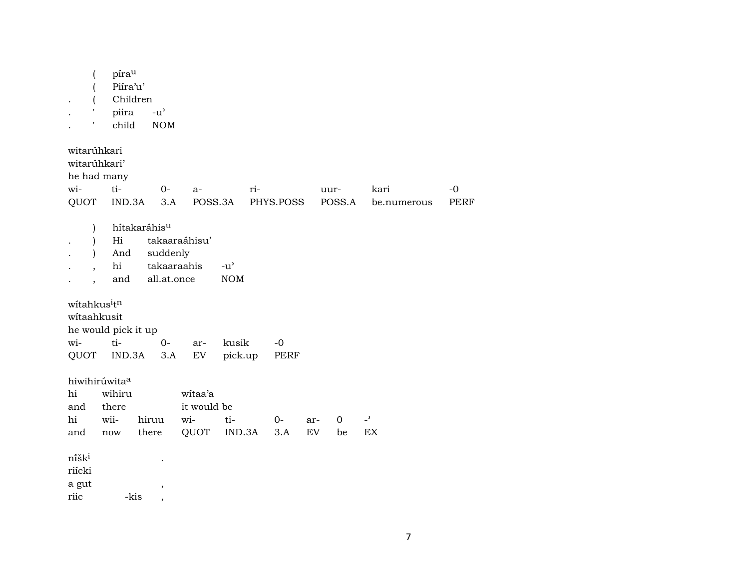( píra[u]
( Piíra'u'
. ( Children
. ' piira -u'
. ' child NOM

witarúhkari
witarúhkari'
he had many

| wi- | ti- | 0- | a- | ri- | uur- | kari | -0 |
|---|---|---|---|---|---|---|---|
| QUOT | IND.3A | 3.A | POSS.3A | PHYS.POSS | POSS.A | be.numerous | PERF |

) hítakaráhis[u]
. ) Hi takaaraáhisu'
. ) And suddenly
. , hi takaaraahis -u'
. , and all.at.once NOM

wítahkus[i]t[n]
wítaahkusit
he would pick it up

| wi- | ti- | 0- | ar- | kusik | -0 |
|---|---|---|---|---|---|
| QUOT | IND.3A | 3.A | EV | pick.up | PERF |

hiwihirúwita[a]
hi wihiru wítaa'a
and there it would be

| hi | wii- | hiruu | wi- | ti- | 0- | ar- | 0 | -' |
|---|---|---|---|---|---|---|---|---|
| and | now | there | QUOT | IND.3A | 3.A | EV | be | EX |

níšk[i] .
riícki
a gut ,
riic -kis ,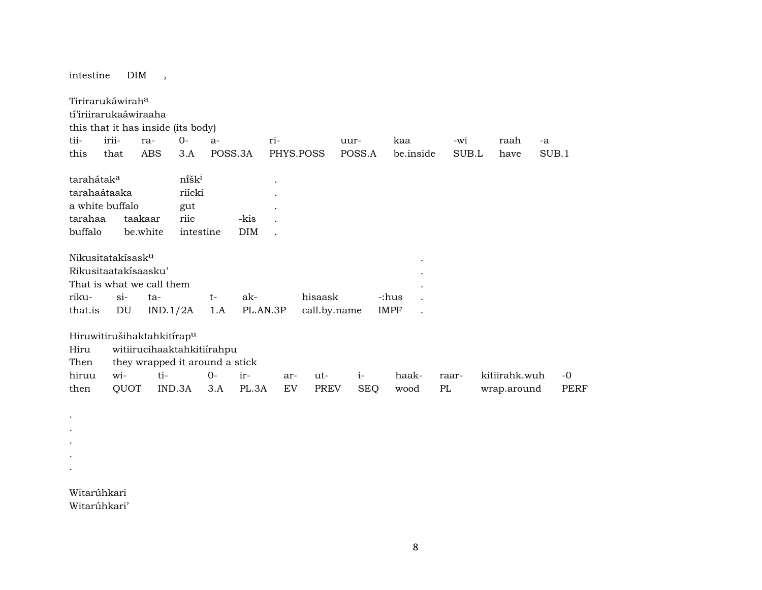intestine DIM ,

Tirirarukáwirah[a]
tí'iriirarukaáwiraaha
this that it has inside (its body)

| tii- | irii- | ra- | 0- | a- | ri- | uur- | kaa | -wi | raah | -a |
|---|---|---|---|---|---|---|---|---|---|---|
| this | that | ABS | 3.A | POSS.3A | PHYS.POSS | POSS.A | be.inside | SUB.L | have | SUB.1 |

tarahátak[a] nı̃šk[i] .
tarahaátaaka riícki .
a white buffalo gut .

| tarahaa | taakaar | riic | -kis | . |
|---|---|---|---|---|
| buffalo | be.white | intestine | DIM | . |

Nikusitatakísask[u] .
Rikusitaatakísaasku' .
That is what we call them .

| riku- | si- | ta- | t- | ak- | hisaask | -:hus | . |
|---|---|---|---|---|---|---|---|
| that.is | DU | IND.1/2A | 1.A | PL.AN.3P | call.by.name | IMPF | . |

Hiruwitirušihaktahkitírap[u]
Hiru witiirucihaaktahkitiírahpu
Then they wrapped it around a stick

| hiruu | wi- | ti- | 0- | ir- | ar- | ut- | i- | haak- | raar- | kitiirahk.wuh | -0 |
|---|---|---|---|---|---|---|---|---|---|---|---|
| then | QUOT | IND.3A | 3.A | PL.3A | EV | PREV | SEQ | wood | PL | wrap.around | PERF |

.
.
.
.
.

Witarúhkari
Witarúhkari'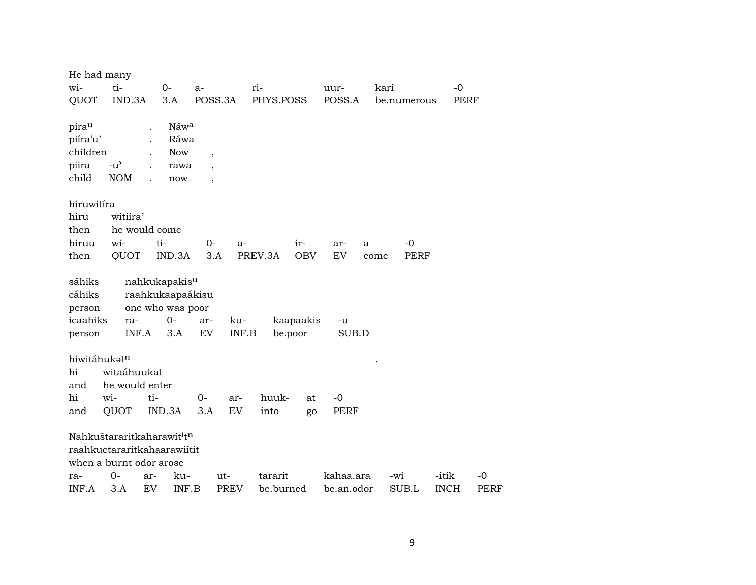He had many

| wi- | ti- | 0- | a- | ri- | uur- | kari | -0 |
|---|---|---|---|---|---|---|---|
| QUOT | IND.3A | 3.A | POSS.3A | PHYS.POSS | POSS.A | be.numerous | PERF |

| pira$^{u}$ | | . | Náw$^{a}$ | |
|---|---|---|---|---|
| piíra'u' | | . | Ráwa | |
| children | | . | Now | , |
| piira | -u' | . | rawa | , |
| child | NOM | . | now | , |

hiruwitíra

| hiru | witiíra' | | | | | | | |
|---|---|---|---|---|---|---|---|---|
| then | he would come | | | | | | | |
| hiruu | wi- | ti- | 0- | a- | ir- | ar- | a | -0 |
| then | QUOT | IND.3A | 3.A | PREV.3A | OBV | EV | come | PERF |

| sáhiks | nahkukapakis$^{u}$ | | | | | |
|---|---|---|---|---|---|---|
| cáhiks | raahkukaapaákisu | | | | | |
| person | one who was poor | | | | | |
| icaahiks | ra- | 0- | ar- | ku- | kaapaakis | -u |
| person | INF.A | 3.A | EV | INF.B | be.poor | SUB.D |

hiwitáhukət$^{n}$ .

| hi | witaáhuukat | | | | | | |
|---|---|---|---|---|---|---|---|
| and | he would enter | | | | | | |
| hi | wi- | ti- | 0- | ar- | huuk- | at | -0 |
| and | QUOT | IND.3A | 3.A | EV | into | go | PERF |

Nahkuštararitkaharawít$^{i}$t$^{n}$

raahkuctararitkahaarawiítit

when a burnt odor arose

| ra- | 0- | ar- | ku- | ut- | tararit | kahaa.ara | -wi | -itik | -0 |
|---|---|---|---|---|---|---|---|---|---|
| INF.A | 3.A | EV | INF.B | PREV | be.burned | be.an.odor | SUB.L | INCH | PERF |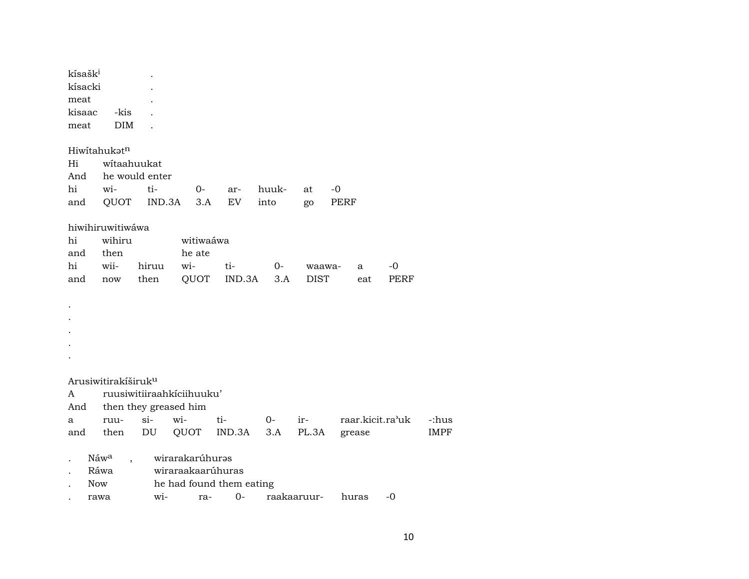kísašk[i] .
kísacki .
meat .

| kisaac | -kis | . |
|---|---|---|
| meat | DIM | . |

Hiwítahukət[n]
Hi wítaahuukat
And he would enter

| hi | wi- | ti- | 0- | ar- | huuk- | at | -0 |
|---|---|---|---|---|---|---|---|
| and | QUOT | IND.3A | 3.A | EV | into | go | PERF |

hiwihiruwitiwáwa
hi wihiru witiwaáwa
and then he ate

| hi | wii- | hiruu | wi- | ti- | 0- | waawa- | a | -0 |
|---|---|---|---|---|---|---|---|---|
| and | now | then | QUOT | IND.3A | 3.A | DIST | eat | PERF |

.
.
.
.
.

Arusiwitirakíširuk[u]
A ruusiwitiiraahkíciihuuku’
And then they greased him

| a | ruu- | si- | wi- | ti- | 0- | ir- | raar.kicit.ra’uk | -:hus |
|---|---|---|---|---|---|---|---|---|
| and | then | DU | QUOT | IND.3A | 3.A | PL.3A | grease | IMPF |

. Náw[a] , wirarakarúhurəs
. Ráwa wiraraakaarúhuras
. Now he had found them eating
. rawa wi- ra- 0- raakaaruur- huras -0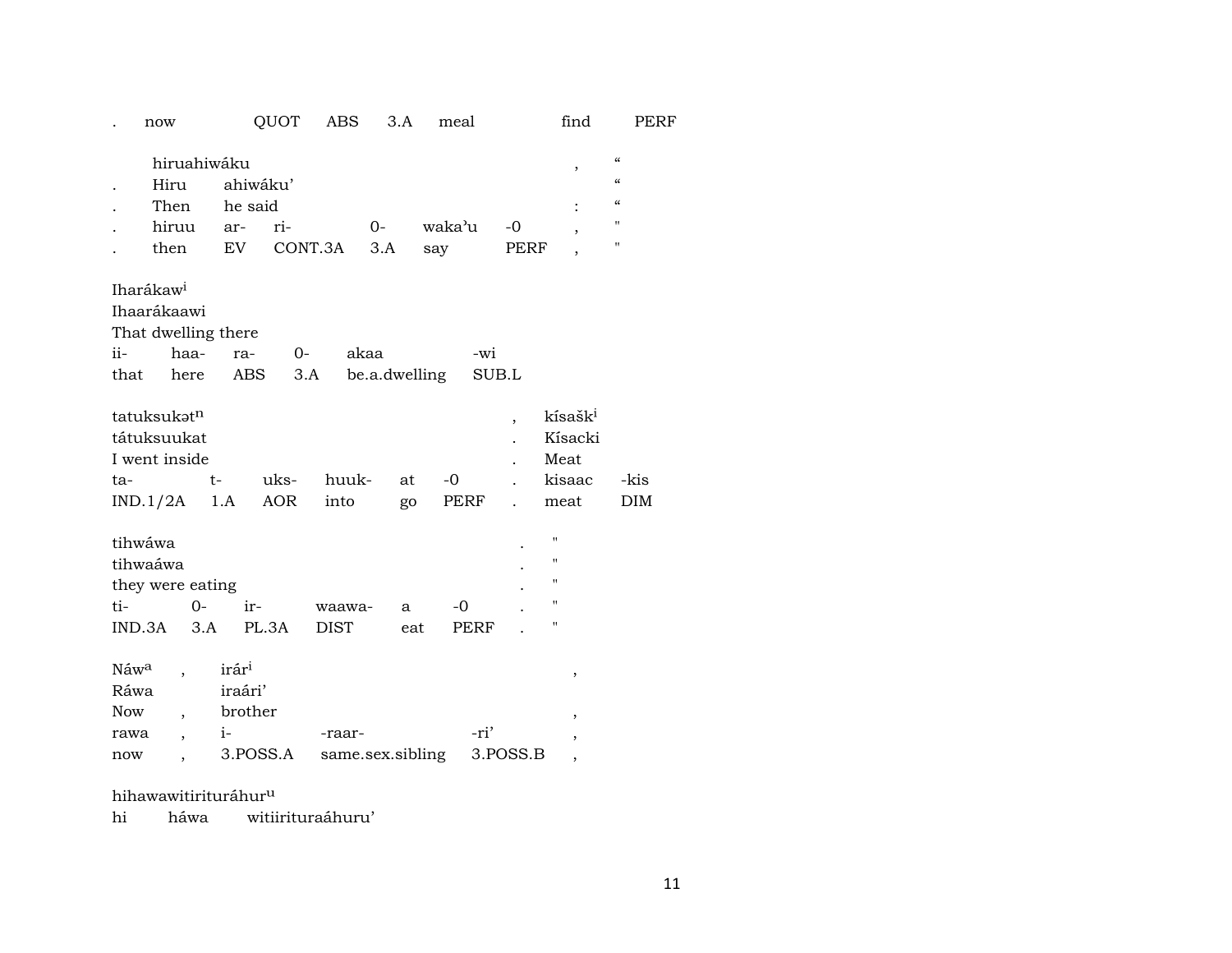| . | now | QUOT | ABS | 3.A | meal | find | PERF |
|---|---|---|---|---|---|---|---|

| | hiruahiwáku | | | | | | , | “ |
|---|---|---|---|---|---|---|---|---|
| . | Hiru | ahiwáku’ | | | | | | “ |
| . | Then | he said | | | | | : | “ |
| . | hiruu | ar- | ri- | 0- | waka’u | -0 | , | " |
| . | then | EV | CONT.3A | 3.A | say | PERF | , | " |

| Iharákaw[i] | | | | | |
|---|---|---|---|---|---|
| Ihaarákaawi | | | | | |
| That dwelling there | | | | | |
| ii- | haa- | ra- | 0- | akaa | -wi |
| that | here | ABS | 3.A | be.a.dwelling | SUB.L |

| tatuksukət[n] | | | | | | , | kísašk[i] | |
|---|---|---|---|---|---|---|---|---|
| tátuksuukat | | | | | | . | Kísacki | |
| I went inside | | | | | | . | Meat | |
| ta- | t- | uks- | huuk- | at | -0 | . | kisaac | -kis |
| IND.1/2A | 1.A | AOR | into | go | PERF | . | meat | DIM |

| tihwáwa | | | | | | . | " |
|---|---|---|---|---|---|---|---|
| tihwaáwa | | | | | | . | " |
| they were eating | | | | | | . | " |
| ti- | 0- | ir- | waawa- | a | -0 | . | " |
| IND.3A | 3.A | PL.3A | DIST | eat | PERF | . | " |

| Náw[a] | , | irár[i] | | | , |
|---|---|---|---|---|---|
| Ráwa | | iraári’ | | | |
| Now | , | brother | | | , |
| rawa | , | i- | -raar- | -ri’ | , |
| now | , | 3.POSS.A | same.sex.sibling | 3.POSS.B | , |

hihawawitirituráhur[u]
hi háwa witiirituraáhuru’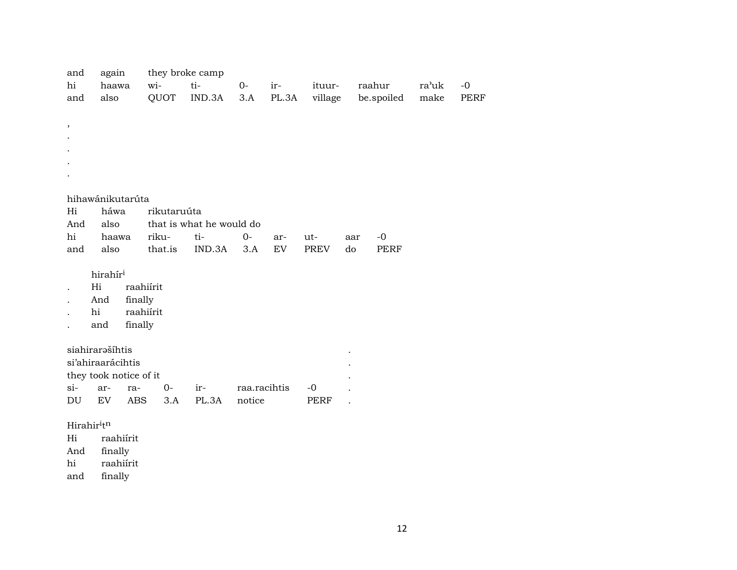and again they broke camp

| hi | haawa | wi- | ti- | 0- | ir- | ituur- | raahur | ra'uk | -0 |
|---|---|---|---|---|---|---|---|---|---|
| and | also | QUOT | IND.3A | 3.A | PL.3A | village | be.spoiled | make | PERF |

,
.
.
.
.

hihawánikutarúta

Hi háwa rikutaruúta

And also that is what he would do

| hi | haawa | riku- | ti- | 0- | ar- | ut- | aar | -0 |
|---|---|---|---|---|---|---|---|---|
| and | also | that.is | IND.3A | 3.A | EV | PREV | do | PERF |

hirahír[i]

. Hi raahiírit

. And finally

. hi raahiírit

. and finally

siahirarəšíhtis .

si'ahiraarácihtis .

they took notice of it .

| si- | ar- | ra- | 0- | ir- | raa.racihtis | -0 | . |
|---|---|---|---|---|---|---|---|
| DU | EV | ABS | 3.A | PL.3A | notice | PERF | . |

Hirahir[i]t[n]

Hi raahiírit

And finally

hi raahiírit

and finally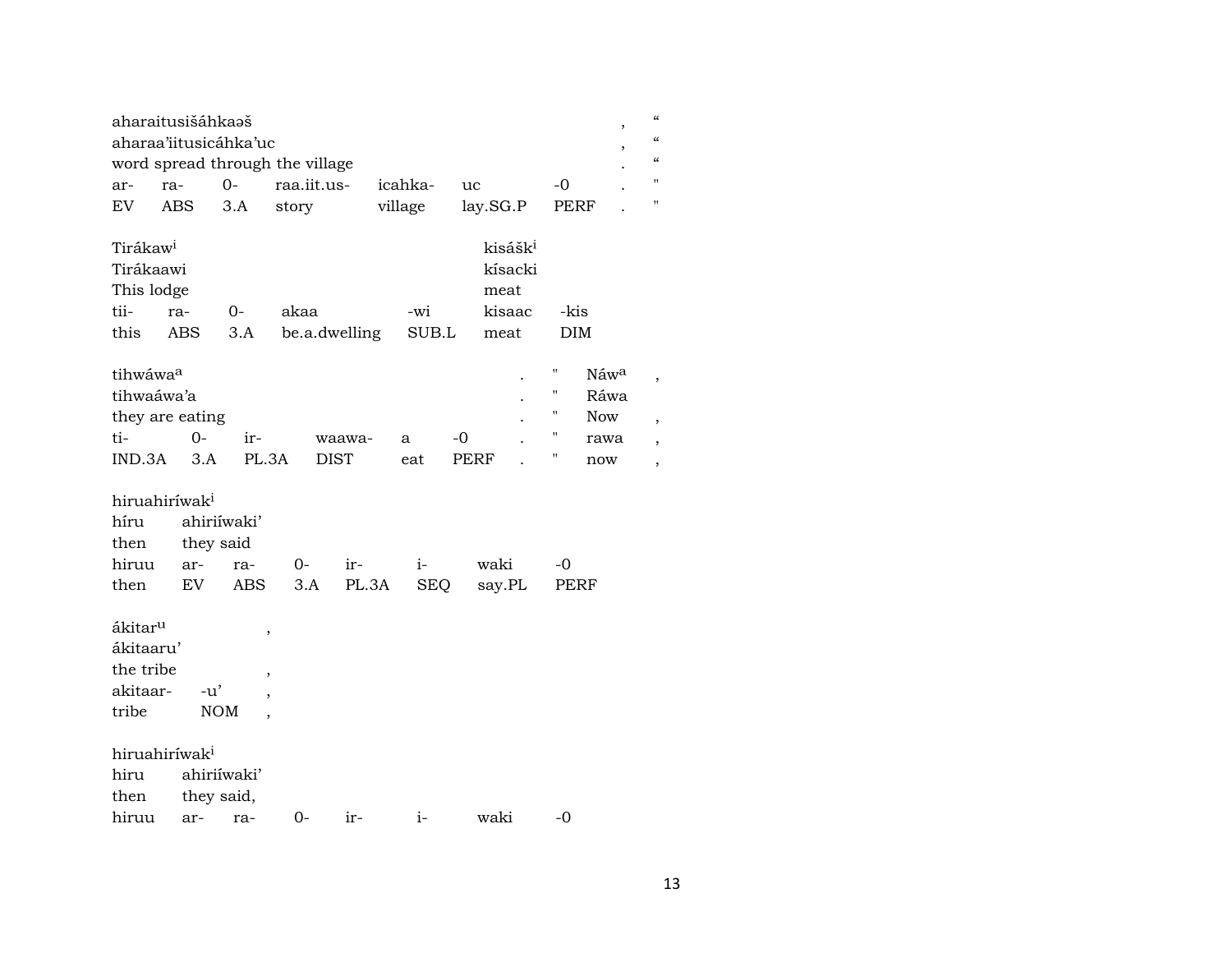aharaitusišáhkaəš , “
aharaa’iitusicáhka’uc , “
word spread through the village . “

| ar- | ra- | 0- | raa.iit.us- | icahka- | uc | -0 | . | " |
|---|---|---|---|---|---|---|---|---|
| EV | ABS | 3.A | story | village | lay.SG.P | PERF | . | " |

Tirákaw[i] kisášk[i]
Tirákaawi kísacki
This lodge meat

| tii- | ra- | 0- | akaa | -wi | kisaac | -kis |
|---|---|---|---|---|---|---|
| this | ABS | 3.A | be.a.dwelling | SUB.L | meat | DIM |

tihwáwa[a] . " Náw[a] ,
tihwaáwa’a . " Ráwa
they are eating . " Now ,

| ti- | 0- | ir- | waawa- | a | -0 | . | " | rawa | , |
|---|---|---|---|---|---|---|---|---|---|
| IND.3A | 3.A | PL.3A | DIST | eat | PERF | . | " | now | , |

hiruahiríwak[i]
híru ahiriíwaki’
then they said

| hiruu | ar- | ra- | 0- | ir- | i- | waki | -0 |
|---|---|---|---|---|---|---|---|
| then | EV | ABS | 3.A | PL.3A | SEQ | say.PL | PERF |

ákitar[u] ,
ákitaaru’
the tribe ,

| akitaar- | -u’ | , |
|---|---|---|
| tribe | NOM | , |

hiruahiríwak[i]
hiru ahiriíwaki’
then they said,

| hiruu | ar- | ra- | 0- | ir- | i- | waki | -0 |
|---|---|---|---|---|---|---|---|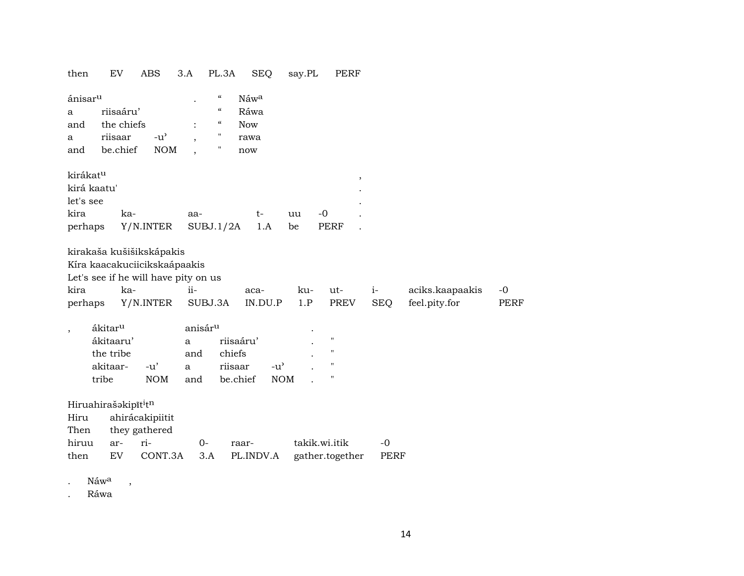| then | EV | ABS | 3.A | PL.3A | SEQ | say.PL | PERF |
|---|---|---|---|---|---|---|---|

| ánisar^u | | | . | “ | Náw^a |
|---|---|---|---|---|---|
| a | riisaáru’ | | | “ | Ráwa |
| and | the chiefs | | : | “ | Now |
| a | riisaar | -u’ | , | " | rawa |
| and | be.chief | NOM | , | " | now |

| kirákat^u | | | | | | , |
|---|---|---|---|---|---|---|
| kirá kaatu' | | | | | | . |
| let's see | | | | | | . |
| kira | ka- | aa- | t- | uu | -0 | . |
| perhaps | Y/N.INTER | SUBJ.1/2A | 1.A | be | PERF | . |

| kirakaša kušišikskápakis | | | | | | | | |
|---|---|---|---|---|---|---|---|---|
| Kíra kaacakuciicikskaápaakis | | | | | | | | |
| Let's see if he will have pity on us | | | | | | | | |
| kira | ka- | ii- | aca- | ku- | ut- | i- | aciks.kaapaakis | -0 |
| perhaps | Y/N.INTER | SUBJ.3A | IN.DU.P | 1.P | PREV | SEQ | feel.pity.for | PERF |

| , | ákitar^u | | anisár^u | | | . | |
|---|---|---|---|---|---|---|---|
| | ákitaaru’ | | a | riisaáru’ | | . | " |
| | the tribe | | and | chiefs | | . | " |
| | akitaar- | -u’ | a | riisaar | -u’ | . | " |
| | tribe | NOM | and | be.chief | NOM | . | " |

| Hiruahirašəkipīt^it^n | | | | | | |
|---|---|---|---|---|---|---|
| Hiru | ahirácakipiitit | | | | | |
| Then | they gathered | | | | | |
| hiruu | ar- | ri- | 0- | raar- | takik.wi.itik | -0 |
| then | EV | CONT.3A | 3.A | PL.INDV.A | gather.together | PERF |

| . | Náw^a | , |
|---|---|---|
| . | Ráwa | |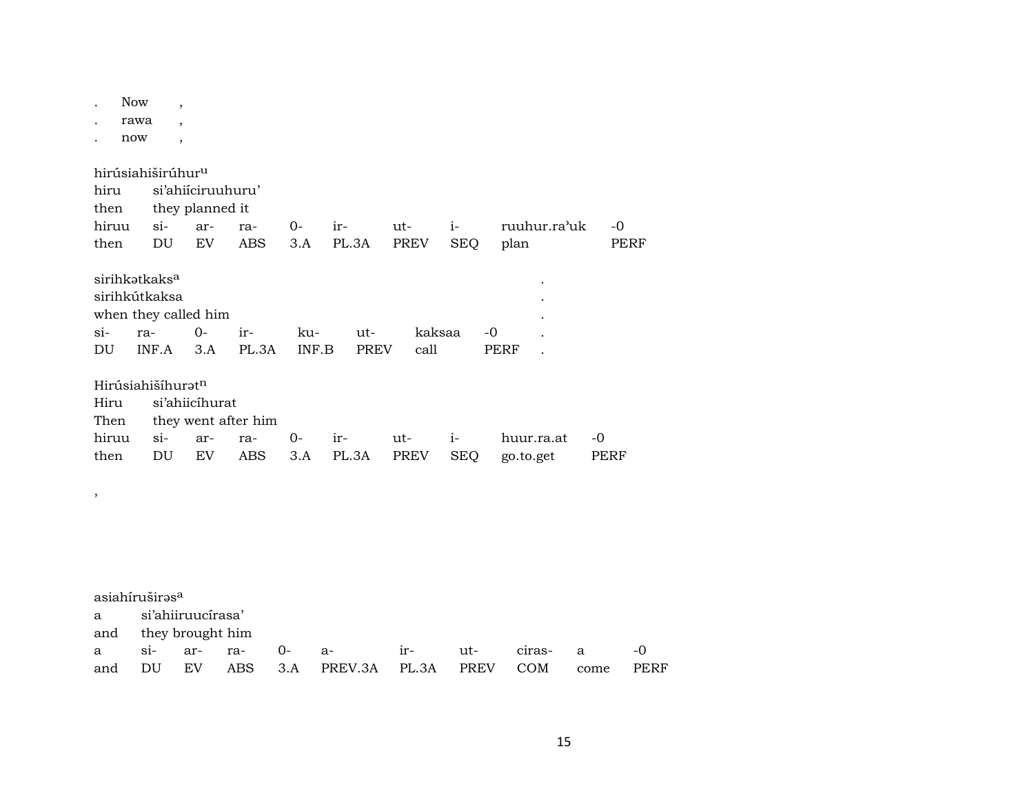. Now ,
. rawa ,
. now ,

hirúsiahiširúhur$^{u}$
hiru si'ahiíciruuhuru'
then they planned it

| hiruu | si- | ar- | ra- | 0- | ir- | ut- | i- | ruuhur.ra'uk | -0 |
|---|---|---|---|---|---|---|---|---|---|
| then | DU | EV | ABS | 3.A | PL.3A | PREV | SEQ | plan | PERF |

sirihkətkaks$^{a}$ .
sirihkútkaksa .
when they called him .

| si- | ra- | 0- | ir- | ku- | ut- | kaksaa | -0 | . |
|---|---|---|---|---|---|---|---|---|
| DU | INF.A | 3.A | PL.3A | INF.B | PREV | call | PERF | . |

Hirúsiahišíhurət$^{n}$
Hiru si'ahiicíhurat
Then they went after him

| hiruu | si- | ar- | ra- | 0- | ir- | ut- | i- | huur.ra.at | -0 |
|---|---|---|---|---|---|---|---|---|---|
| then | DU | EV | ABS | 3.A | PL.3A | PREV | SEQ | go.to.get | PERF |

,

asiahíruširəs$^{a}$
a si'ahiiruucírasa'
and they brought him

| a | si- | ar- | ra- | 0- | a- | ir- | ut- | ciras- | a | -0 |
|---|---|---|---|---|---|---|---|---|---|---|
| and | DU | EV | ABS | 3.A | PREV.3A | PL.3A | PREV | COM | come | PERF |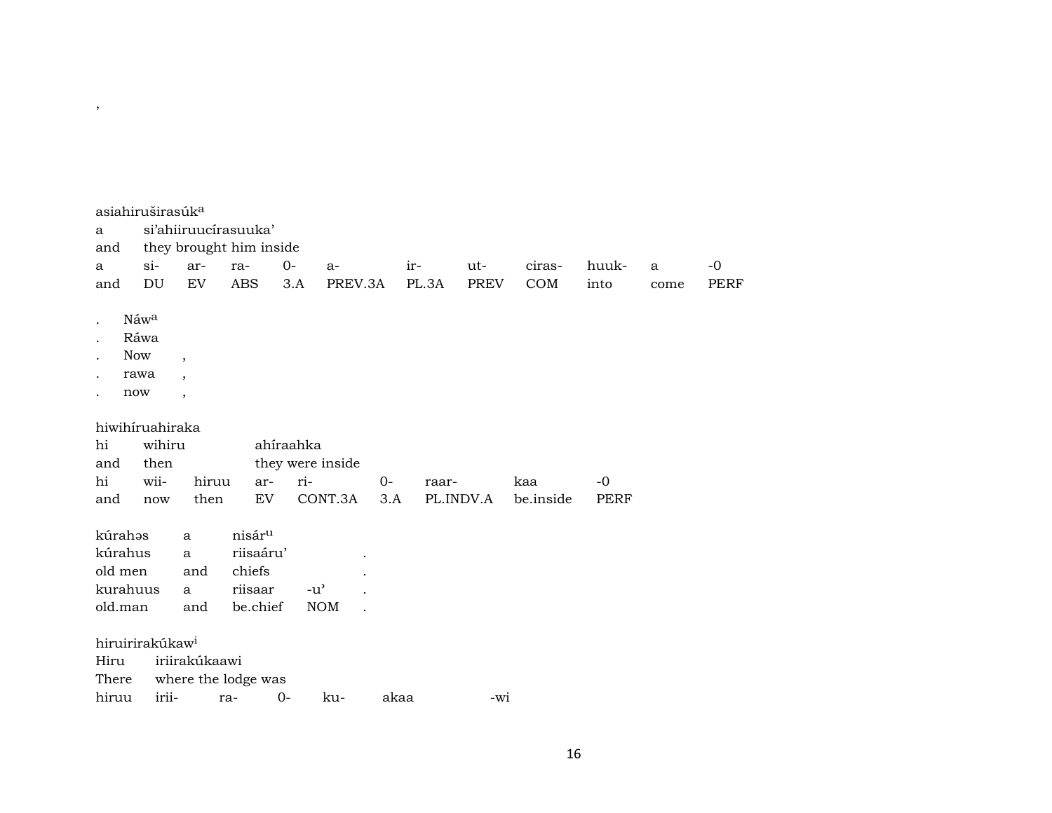,

asiahirušírasúk[a]

| a | si'ahiiruucírasuuka' | | | | | | | | | | |
|---|---|---|---|---|---|---|---|---|---|---|---|
| and | they brought him inside | | | | | | | | | | |
| a | si- | ar- | ra- | 0- | a- | ir- | ut- | ciras- | huuk- | a | -0 |
| and | DU | EV | ABS | 3.A | PREV.3A | PL.3A | PREV | COM | into | come | PERF |

. Náw[a]
. Ráwa
. Now ,
. rawa ,
. now ,

hiwihíruahiraka

| hi | wihiru | | ahíraahka | | | | | |
|---|---|---|---|---|---|---|---|---|
| and | then | | they were inside | | | | | |
| hi | wii- | hiruu | ar- | ri- | 0- | raar- | kaa | -0 |
| and | now | then | EV | CONT.3A | 3.A | PL.INDV.A | be.inside | PERF |

| kúrahəs | a | nisár[u] | | |
|---|---|---|---|---|
| kúrahus | a | riisaáru' | | . |
| old men | and | chiefs | | . |
| kurahuus | a | riisaar | -u' | . |
| old.man | and | be.chief | NOM | . |

hiruirirakúkaw[i]

| Hiru | iriirakúkaawi | | | | |
|---|---|---|---|---|---|
| There | where the lodge was | | | | |
| hiruu | irii- | ra- | 0- | ku- | akaa | -wi |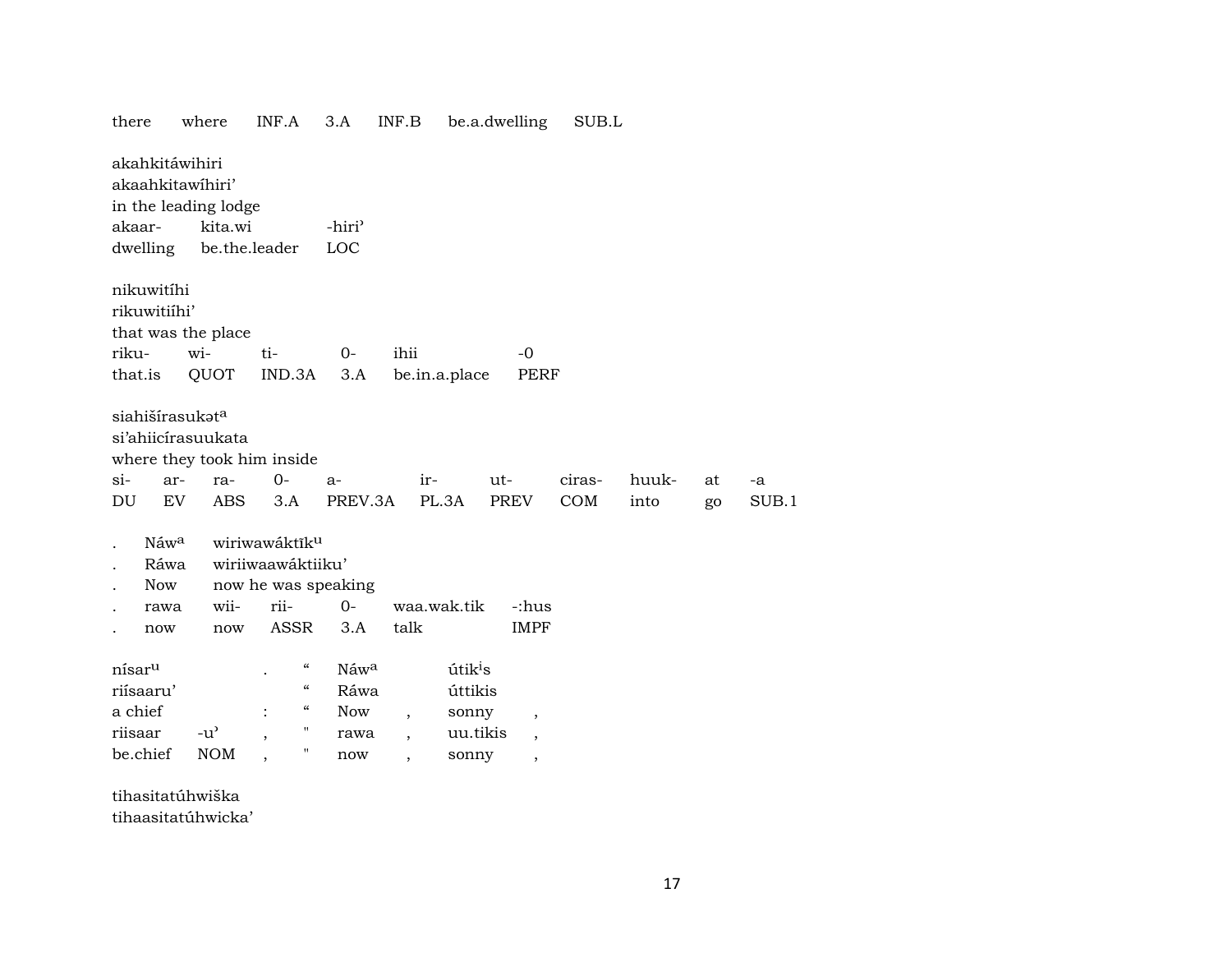| there | where | INF.A | 3.A | INF.B | be.a.dwelling | SUB.L |
|---|---|---|---|---|---|---|

akahkitáwihiri
akaahkitawíhiri'
in the leading lodge

| akaar- | kita.wi | -hiri' |
|---|---|---|
| dwelling | be.the.leader | LOC |

nikuwitíhi
rikuwitiíhi'
that was the place

| riku- | wi- | ti- | 0- | ihii | -0 |
|---|---|---|---|---|---|
| that.is | QUOT | IND.3A | 3.A | be.in.a.place | PERF |

siahišírasukəṭ$^{a}$
si'ahiicírasuukata
where they took him inside

| si- | ar- | ra- | 0- | a- | ir- | ut- | ciras- | huuk- | at | -a |
|---|---|---|---|---|---|---|---|---|---|---|
| DU | EV | ABS | 3.A | PREV.3A | PL.3A | PREV | COM | into | go | SUB.1 |

| . | Náw$^{a}$ | wiriwawáktīk$^{u}$ | | | | |
|---|---|---|---|---|---|---|
| . | Ráwa | wiriiwaawáktiiku' | | | | |
| . | Now | now he was speaking | | | | |
| . | rawa | wii- | rii- | 0- | waa.wak.tik | -:hus |
| . | now | now | ASSR | 3.A | talk | IMPF |

| nísar$^{u}$ | | . | " | Náw$^{a}$ | | útik$^{i}$s | |
|---|---|---|---|---|---|---|---|
| riísaaru' | | | " | Ráwa | | úttikis | |
| a chief | | : | " | Now | , | sonny | , |
| riisaar | -u' | , | " | rawa | , | uu.tikis | , |
| be.chief | NOM | , | " | now | , | sonny | , |

tihasitatúhwiška
tihaasitatúhwicka'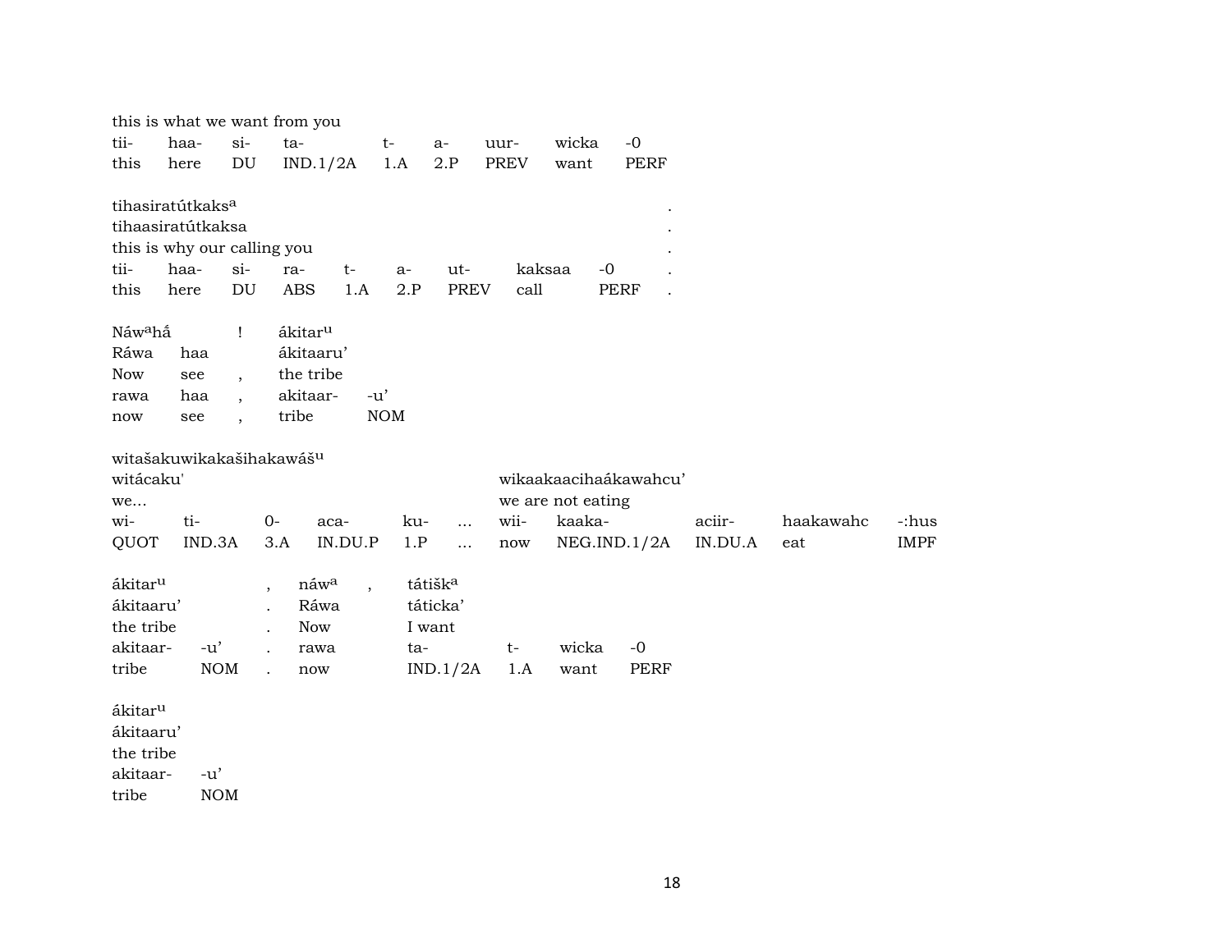this is what we want from you

| tii- | haa- | si- | ta- | t- | a- | uur- | wicka | -0 |
|---|---|---|---|---|---|---|---|---|
| this | here | DU | IND.1/2A | 1.A | 2.P | PREV | want | PERF |

tihasiratútkaks^a .
tihaasiratútkaksa .
this is why our calling you .

| tii- | haa- | si- | ra- | t- | a- | ut- | kaksaa | -0 | . |
|---|---|---|---|---|---|---|---|---|---|
| this | here | DU | ABS | 1.A | 2.P | PREV | call | PERF | . |

Náw^ahấ ! ákitar^u
Ráwa haa ákitaaru'
Now see , the tribe

| rawa | haa | , | akitaar- | -u' |
|---|---|---|---|---|
| now | see | , | tribe | NOM |

witašakuwikakašihakawáš^u
witácaku' wikaakaacihaákawahcu'
we... we are not eating

| wi- | ti- | 0- | aca- | ku- | ... | wii- | kaaka- | aciir- | haakawahc | -:hus |
|---|---|---|---|---|---|---|---|---|---|---|
| QUOT | IND.3A | 3.A | IN.DU.P | 1.P | ... | now | NEG.IND.1/2A | IN.DU.A | eat | IMPF |

ákitar^u , náw^a , tátišk^a
ákitaaru' . Ráwa táticka'
the tribe . Now I want

| akitaar- | -u' | . | rawa | ta- | t- | wicka | -0 |
|---|---|---|---|---|---|---|---|
| tribe | NOM | . | now | IND.1/2A | 1.A | want | PERF |

ákitar^u
ákitaaru'
the tribe

| akitaar- | -u' |
|---|---|
| tribe | NOM |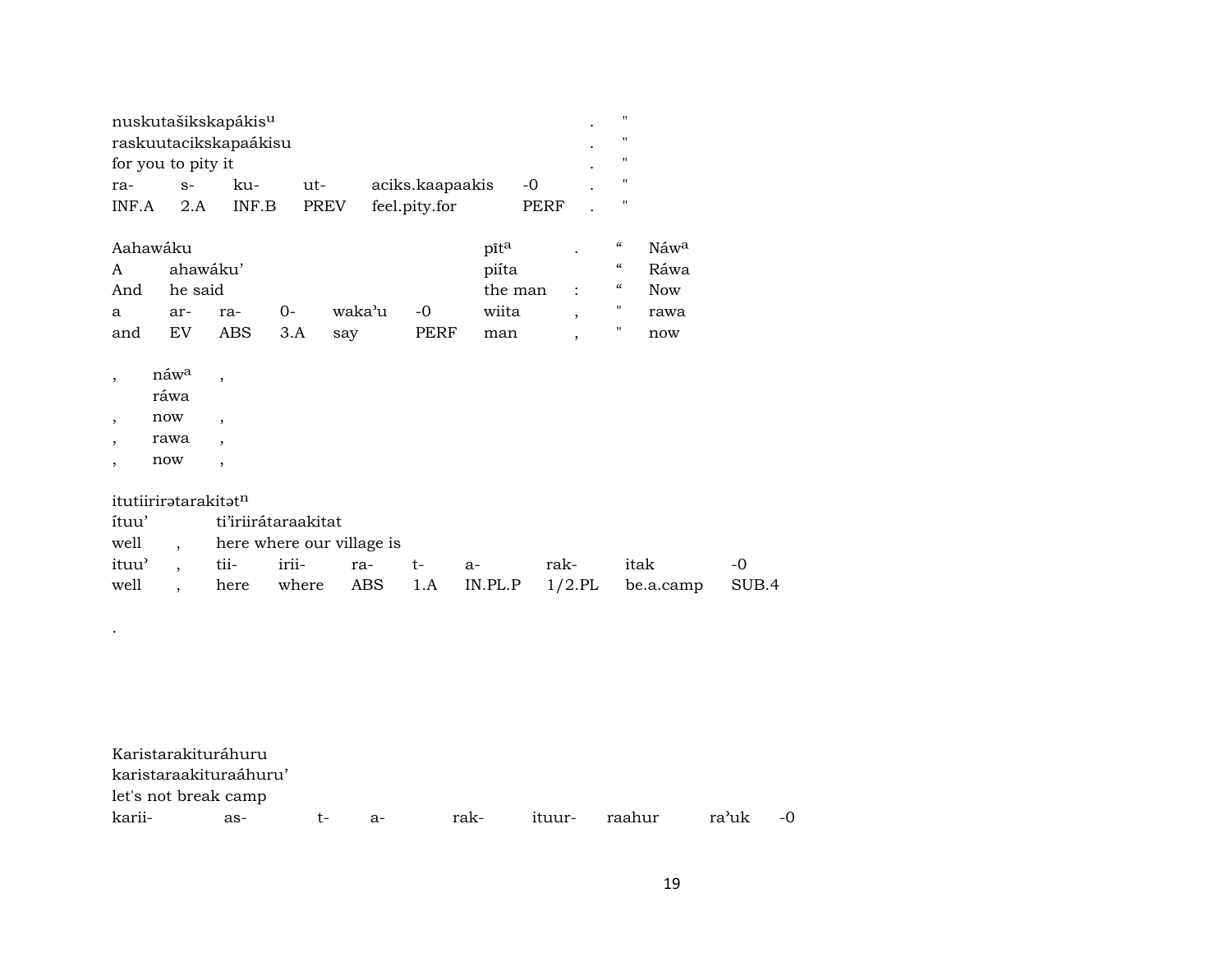| nuskutašikskapákis^u | | | | | | . | " |
|---|---|---|---|---|---|---|---|
| raskuutacikskapaákisu | | | | | | . | " |
| for you to pity it | | | | | | . | " |
| ra- | s- | ku- | ut- | aciks.kaapaakis | -0 | . | " |
| INF.A | 2.A | INF.B | PREV | feel.pity.for | PERF | . | " |

| Aahawáku | | | | | | pīt^a | . | “ | Náw^a |
|---|---|---|---|---|---|---|---|---|---|
| A | ahawáku’ | | | | | piíta | | “ | Ráwa |
| And | he said | | | | | the man | : | “ | Now |
| a | ar- | ra- | 0- | waka’u | -0 | wiita | , | " | rawa |
| and | EV | ABS | 3.A | say | PERF | man | , | " | now |

| , | náw^a | , |
|---|---|---|
| | ráwa | |
| , | now | , |
| , | rawa | , |
| , | now | , |

| itutiirirətarakitət^n | | | | | | | | |
|---|---|---|---|---|---|---|---|---|
| ítuu’ | | ti’iriirátaraakitat | | | | | | |
| well | , | here where our village is | | | | | | |
| ituu’ | , | tii- | irii- | ra- | t- | a- | rak- | itak | -0 |
| well | , | here | where | ABS | 1.A | IN.PL.P | 1/2.PL | be.a.camp | SUB.4 |

.

| Karistarakituráhuru | | | | | | | | |
|---|---|---|---|---|---|---|---|---|
| karistaraakituraáhuru’ | | | | | | | | |
| let's not break camp | | | | | | | | |
| karii- | as- | t- | a- | rak- | ituur- | raahur | ra’uk | -0 |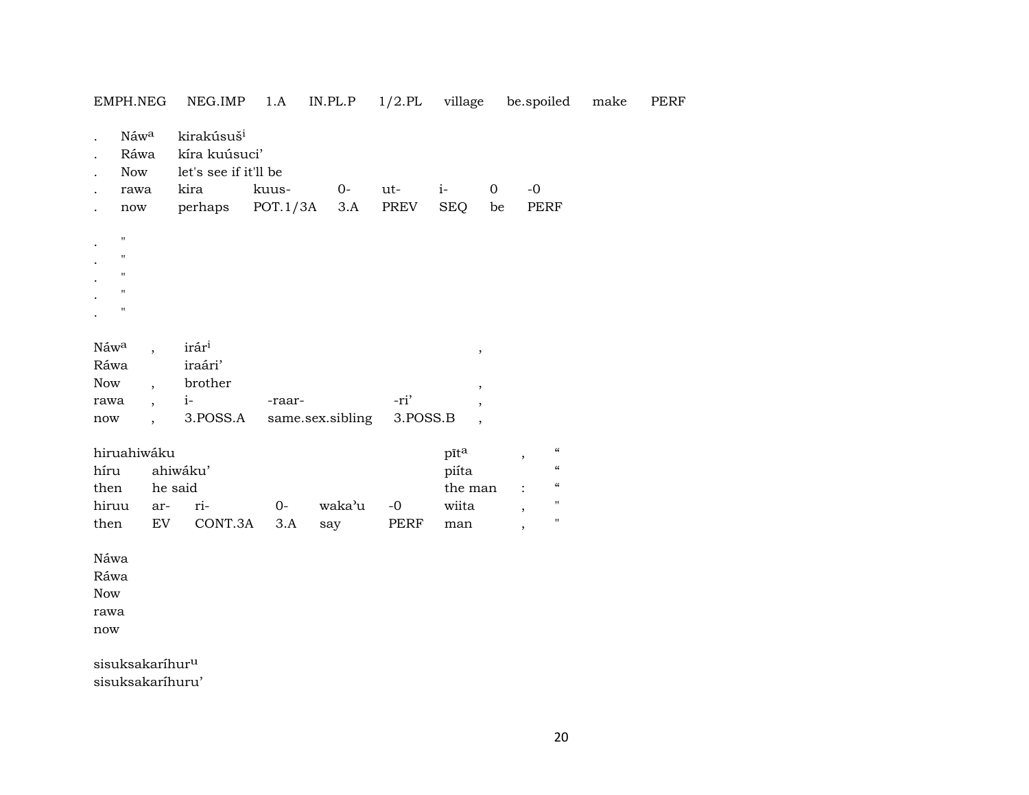| EMPH.NEG | NEG.IMP | 1.A | IN.PL.P | 1/2.PL | village | be.spoiled | make | PERF |
|---|---|---|---|---|---|---|---|---|

| . | Náwᵃ | kirakúsušⁱ | | | | | | |
|---|---|---|---|---|---|---|---|---|
| . | Ráwa | kíra kuúsuci’ | | | | | | |
| . | Now | let's see if it'll be | | | | | | |
| . | rawa | kira | kuus- | 0- | ut- | i- | 0 | -0 |
| . | now | perhaps | POT.1/3A | 3.A | PREV | SEQ | be | PERF |

| . | " |
|---|---|
| . | " |
| . | " |
| . | " |
| . | " |

| Náwᵃ | , | irárⁱ | | | , |
|---|---|---|---|---|---|
| Ráwa | | iraári’ | | | |
| Now | , | brother | | | , |
| rawa | , | i- | -raar- | -ri’ | , |
| now | , | 3.POSS.A | same.sex.sibling | 3.POSS.B | , |

| hiruahiwáku | | | | | | pĩtᵃ | , | “ |
|---|---|---|---|---|---|---|---|---|
| híru | ahiwáku’ | | | | | piíta | | “ |
| then | he said | | | | | the man | : | “ |
| hiruu | ar- | ri- | 0- | waka’u | -0 | wiita | , | " |
| then | EV | CONT.3A | 3.A | say | PERF | man | , | " |

Náwa
Ráwa
Now
rawa
now

sisuksakaríhurᵘ
sisuksakaríhuru’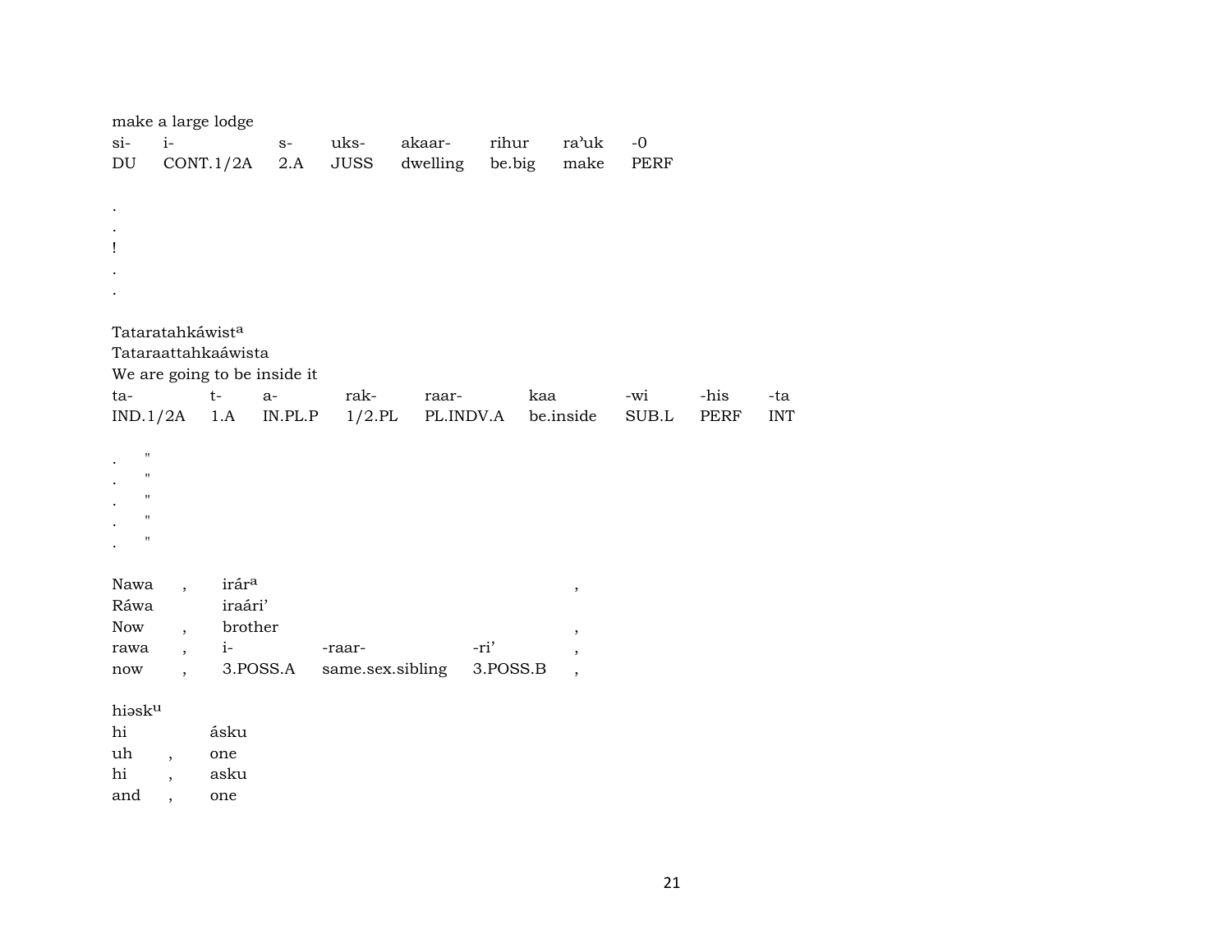make a large lodge

| si- | i- | s- | uks- | akaar- | rihur | ra'uk | -0 |
|---|---|---|---|---|---|---|---|
| DU | CONT.1/2A | 2.A | JUSS | dwelling | be.big | make | PERF |

.
.
!
.
.

Tataratahkáwist[a]
Tataraattahkaáwista
We are going to be inside it

| ta- | t- | a- | rak- | raar- | kaa | -wi | -his | -ta |
|---|---|---|---|---|---|---|---|---|
| IND.1/2A | 1.A | IN.PL.P | 1/2.PL | PL.INDV.A | be.inside | SUB.L | PERF | INT |

. "
. "
. "
. "
. "

| Nawa | , | irár[a] | | | , |
|---|---|---|---|---|---|
| Ráwa | | iraári' | | | |
| Now | , | brother | | | , |
| rawa | , | i- | -raar- | -ri' | , |
| now | , | 3.POSS.A | same.sex.sibling | 3.POSS.B | , |

hiəsk[u]

| hi | | ásku |
|---|---|---|
| uh | , | one |
| hi | , | asku |
| and | , | one |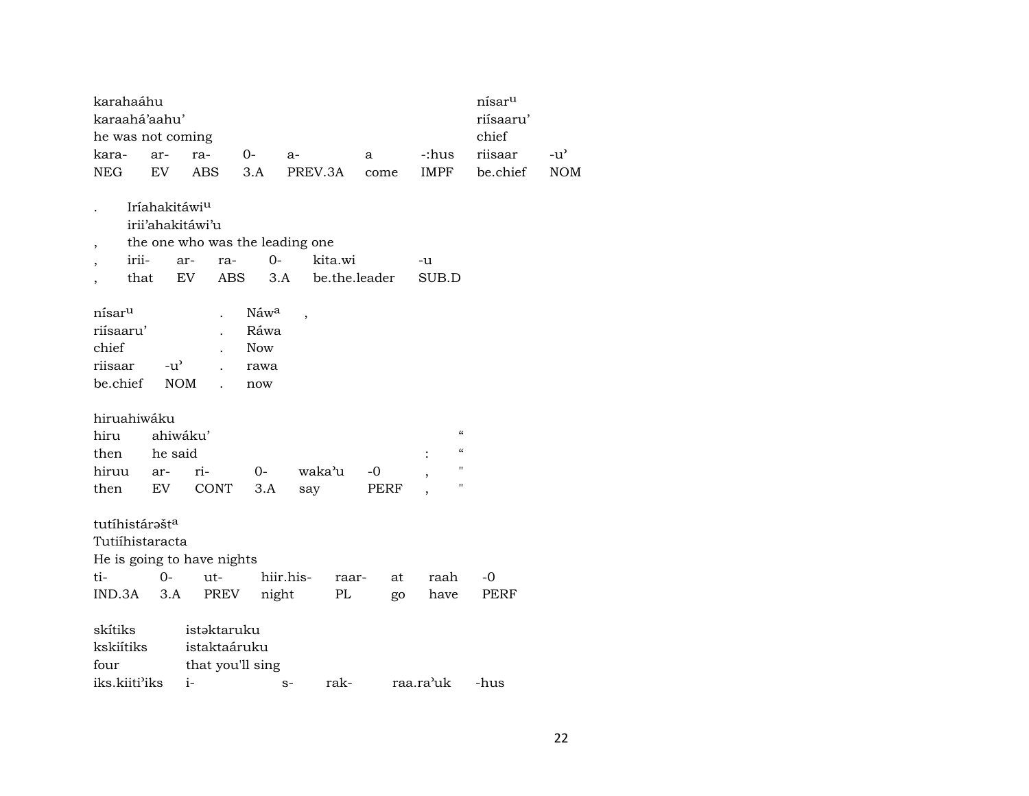| karahaáhu | | | | | | | níisar[u] | |
|---|---|---|---|---|---|---|---|---|
| karaahá'aahu' | | | | | | | riísaaru' | |
| he was not coming | | | | | | | chief | |
| kara- | ar- | ra- | 0- | a- | a | -:hus | riisaar | -u' |
| NEG | EV | ABS | 3.A | PREV.3A | come | IMPF | be.chief | NOM |

| . | Iríahakitáwi[u] | | | | | |
|---|---|---|---|---|---|---|
| | irii'ahakitáwi'u | | | | | |
| , | the one who was the leading one | | | | | |
| , | irii- | ar- | ra- | 0- | kita.wi | -u |
| , | that | EV | ABS | 3.A | be.the.leader | SUB.D |

| nísar[u] | | . | Náw[a] | , |
|---|---|---|---|---|
| riísaaru' | | . | Ráwa | |
| chief | | . | Now | |
| riisaar | -u' | . | rawa | |
| be.chief | NOM | . | now | |

| hiruahiwáku | | | | | | | |
|---|---|---|---|---|---|---|---|
| hiru | ahiwáku' | | | | | | " |
| then | he said | | | | | : | " |
| hiruu | ar- | ri- | 0- | waka'u | -0 | , | " |
| then | EV | CONT | 3.A | say | PERF | , | " |

| tutíhistárəšt[a] | | | | | | | |
|---|---|---|---|---|---|---|---|
| Tutiíhistaracta | | | | | | | |
| He is going to have nights | | | | | | | |
| ti- | 0- | ut- | hiir.his- | raar- | at | raah | -0 |
| IND.3A | 3.A | PREV | night | PL | go | have | PERF |

| skítiks | istəktaruku | | | | |
|---|---|---|---|---|---|
| kskiítiks | istaktaáruku | | | | |
| four | that you'll sing | | | | |
| iks.kiiti'iks | i- | s- | rak- | raa.ra'uk | -hus |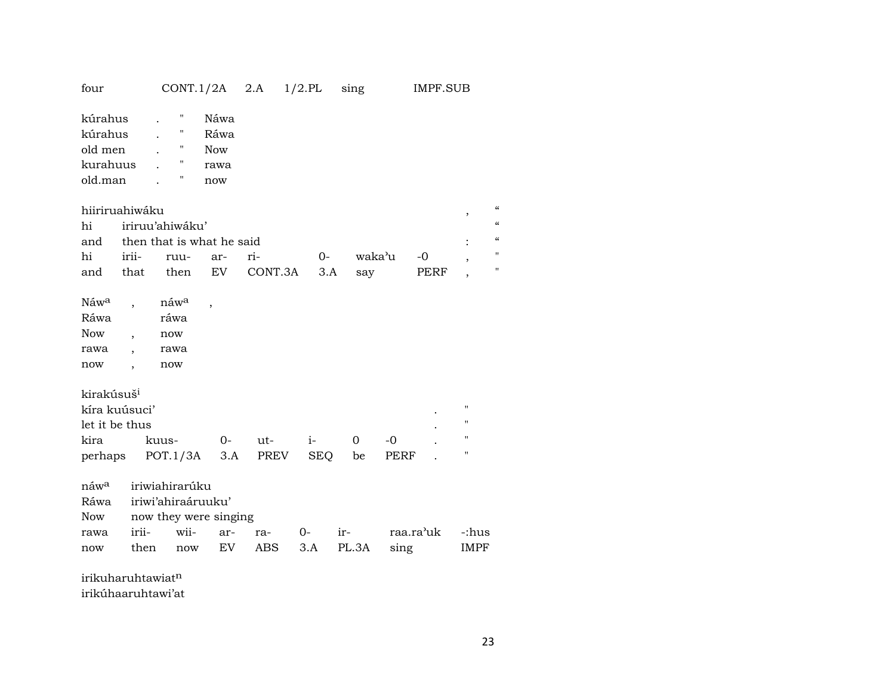| four | CONT.1/2A | 2.A | 1/2.PL | sing | IMPF.SUB |
|---|---|---|---|---|---|

| kúrahus | . | " | Náwa |
|---|---|---|---|
| kúrahus | . | " | Ráwa |
| old men | . | " | Now |
| kurahuus | . | " | rawa |
| old.man | . | " | now |

| hiiriruahiwáku | | | | | | | | , | " |
|---|---|---|---|---|---|---|---|---|---|
| hi | iriruu'ahiwáku' | | | | | | | | " |
| and | then that is what he said | | | | | | | : | " |
| hi | irii- | ruu- | ar- | ri- | 0- | waka'u | -0 | , | " |
| and | that | then | EV | CONT.3A | 3.A | say | PERF | , | " |

| Náw[a] | , | náw[a] | , |
|---|---|---|---|
| Ráwa | | ráwa | |
| Now | , | now | |
| rawa | , | rawa | |
| now | , | now | |

| kirakúsuš[i] | | | | | | | | |
|---|---|---|---|---|---|---|---|---|
| kíra kuúsuci' | | | | | | | . | " |
| let it be thus | | | | | | | . | " |
| kira | kuus- | 0- | ut- | i- | 0 | -0 | . | " |
| perhaps | POT.1/3A | 3.A | PREV | SEQ | be | PERF | . | " |

| náw[a] | iriwiahirarúku | | | | | | | |
|---|---|---|---|---|---|---|---|---|
| Ráwa | iriwi'ahiraáruuku' | | | | | | | |
| Now | now they were singing | | | | | | | |
| rawa | irii- | wii- | ar- | ra- | 0- | ir- | raa.ra'uk | -:hus |
| now | then | now | EV | ABS | 3.A | PL.3A | sing | IMPF |

irikuharuhtawiat[n]
irikúhaaruhtawi'at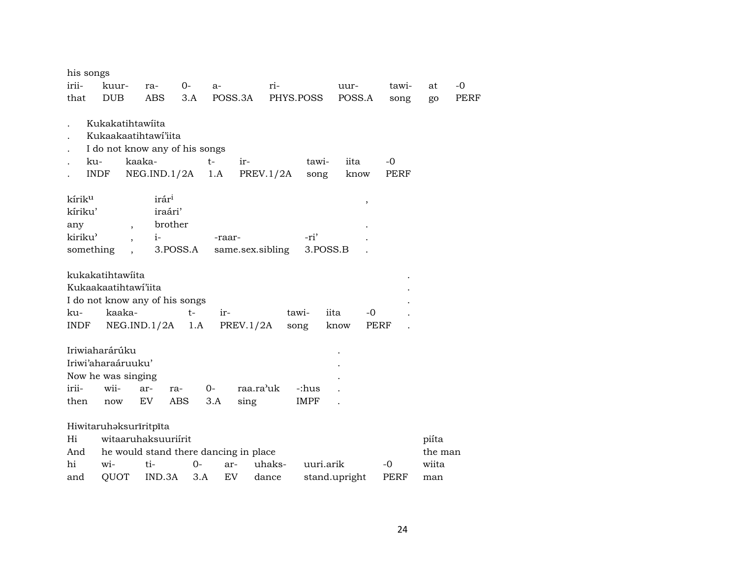his songs

| irii- | kuur- | ra- | 0- | a- | ri- | uur- | tawi- | at | -0 |
|---|---|---|---|---|---|---|---|---|---|
| that | DUB | ABS | 3.A | POSS.3A | PHYS.POSS | POSS.A | song | go | PERF |

. Kukakatihtawíita
. Kukaakaatihtawí'iita
. I do not know any of his songs

| . | ku- | kaaka- | t- | ir- | tawi- | iita | -0 |
|---|---|---|---|---|---|---|---|
| . | INDF | NEG.IND.1/2A | 1.A | PREV.1/2A | song | know | PERF |

| kíriku | | irári | | | , |
|---|---|---|---|---|---|
| kíriku' | | iraári' | | | |
| any | , | brother | | | . |
| kiriku' | , | i- | -raar- | -ri' | . |
| something | , | 3.POSS.A | same.sex.sibling | 3.POSS.B | . |

kukakatihtawíita .
Kukaakaatihtawí'iita .
I do not know any of his songs .

| ku- | kaaka- | t- | ir- | tawi- | iita | -0 | . |
|---|---|---|---|---|---|---|---|
| INDF | NEG.IND.1/2A | 1.A | PREV.1/2A | song | know | PERF | . |

Iriwiaharárúku .
Iriwi'aharaáruuku' .
Now he was singing .

| irii- | wii- | ar- | ra- | 0- | raa.ra'uk | -:hus | . |
|---|---|---|---|---|---|---|---|
| then | now | EV | ABS | 3.A | sing | IMPF | . |

Hiwitaruhəksurīritpīta

| Hi | witaaruhaksuuriírit | | | | | | | piíta |
|---|---|---|---|---|---|---|---|---|
| And | he would stand there dancing in place | | | | | | | the man |
| hi | wi- | ti- | 0- | ar- | uhaks- | uuri.arik | -0 | wiita |
| and | QUOT | IND.3A | 3.A | EV | dance | stand.upright | PERF | man |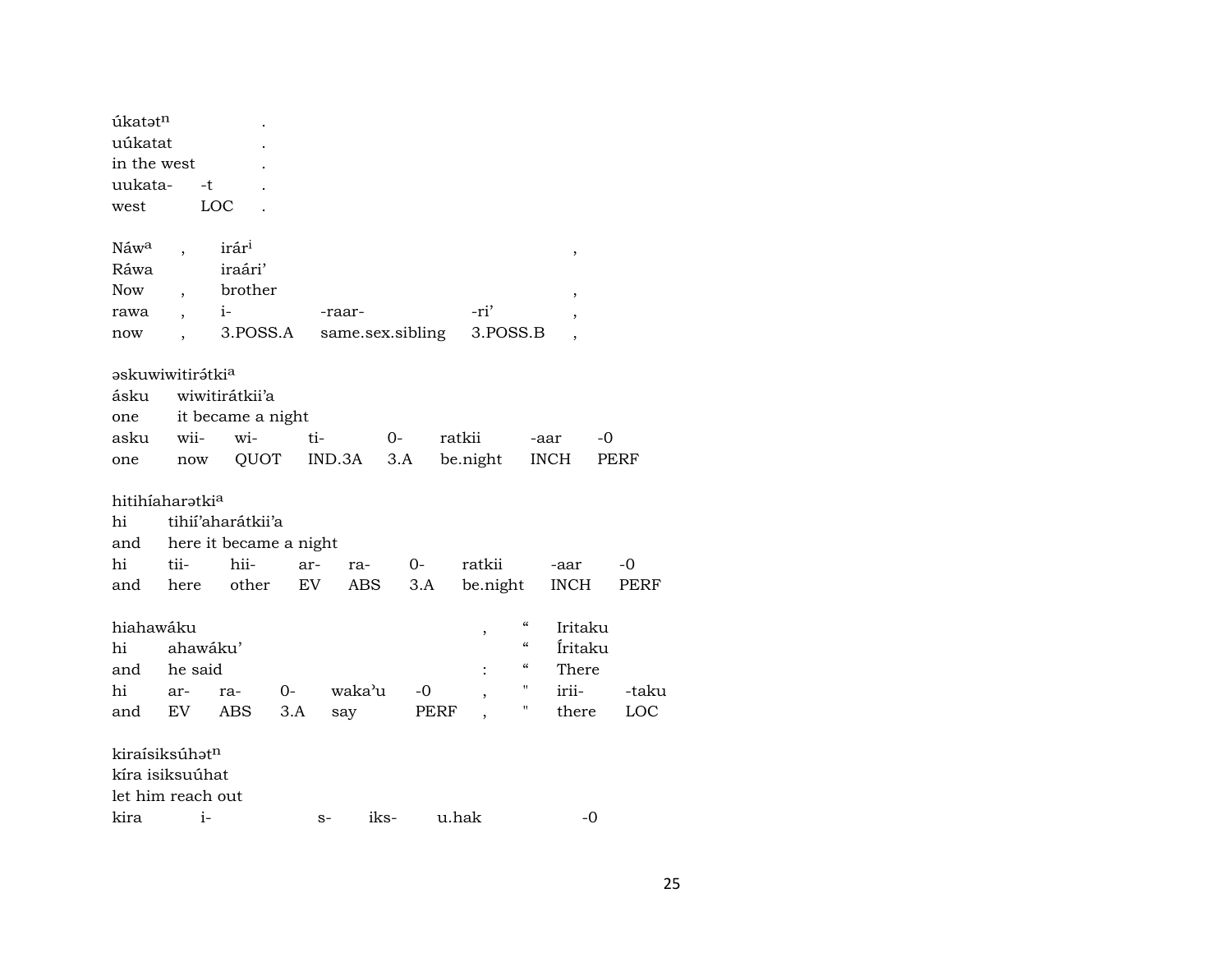úkatət^n .
uúkatat .
in the west .

| uukata- | -t | . |
|---|---|---|
| west | LOC | . |

| Náw^a | , | irár^i | | | , |
|---|---|---|---|---|---|
| Ráwa | | iraári’ | | | |
| Now | , | brother | | | , |
| rawa | , | i- | -raar- | -ri’ | , |
| now | , | 3.POSS.A | same.sex.sibling | 3.POSS.B | , |

əskuwiwitirə́tki^a
ásku wiwitirátkii’a
one it became a night

| asku | wii- | wi- | ti- | 0- | ratkii | -aar | -0 |
|---|---|---|---|---|---|---|---|
| one | now | QUOT | IND.3A | 3.A | be.night | INCH | PERF |

hitihíaharətki^a
hi tihií’aharátkii’a
and here it became a night

| hi | tii- | hii- | ar- | ra- | 0- | ratkii | -aar | -0 |
|---|---|---|---|---|---|---|---|---|
| and | here | other | EV | ABS | 3.A | be.night | INCH | PERF |

| hiahawáku | | | | | | , | “ | Iritaku | |
|---|---|---|---|---|---|---|---|---|---|
| hi | ahawáku’ | | | | | | “ | Íritaku | |
| and | he said | | | | | : | “ | There | |
| hi | ar- | ra- | 0- | waka’u | -0 | , | " | irii- | -taku |
| and | EV | ABS | 3.A | say | PERF | , | " | there | LOC |

kiraísiksúhət^n
kíra isiksuúhat
let him reach out

| kira | i- | s- | iks- | u.hak | -0 |
|---|---|---|---|---|---|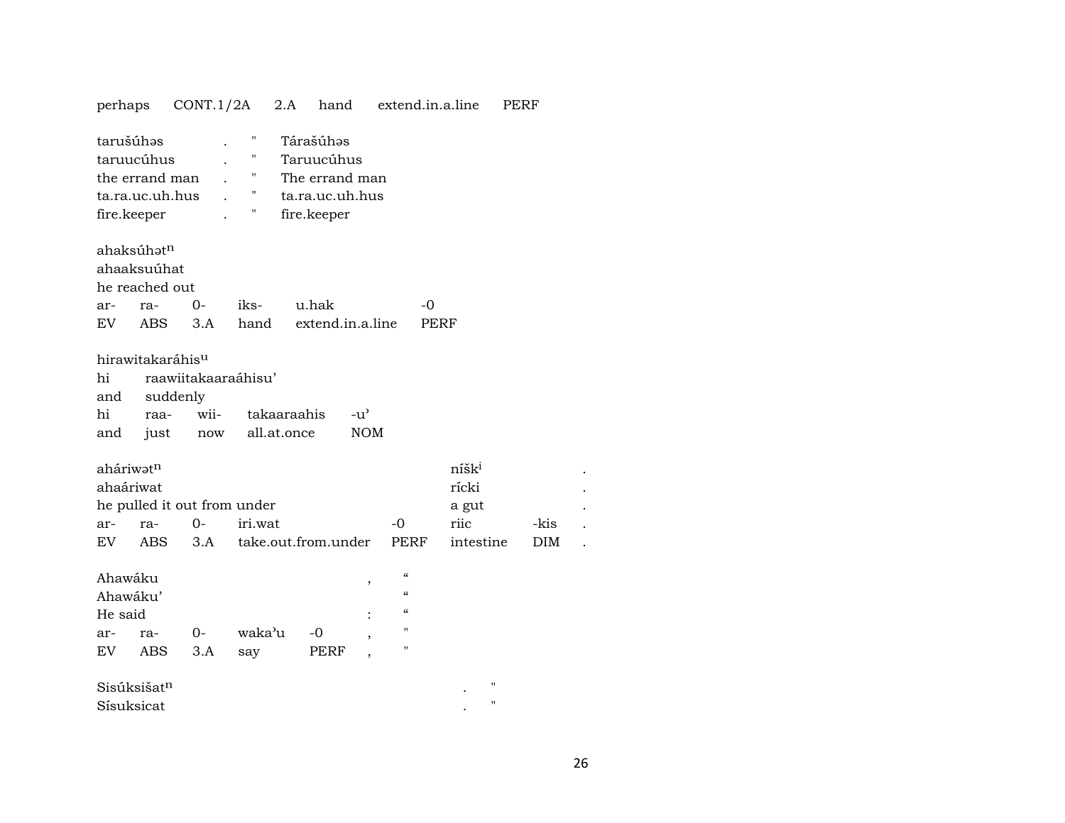perhaps CONT.1/2A 2.A hand extend.in.a.line PERF

| tarušúhəs | . | " | Tárašúhəs |
|---|---|---|---|
| taruucúhus | . | " | Taruucúhus |
| the errand man | . | " | The errand man |
| ta.ra.uc.uh.hus | . | " | ta.ra.uc.uh.hus |
| fire.keeper | . | " | fire.keeper |

ahaksúhət$^{n}$
ahaaksuúhat
he reached out

| ar- | ra- | 0- | iks- | u.hak | -0 |
|---|---|---|---|---|---|
| EV | ABS | 3.A | hand | extend.in.a.line | PERF |

hirawitakaráhis$^{u}$

| hi | raawiitakaaraáhisu' | | | |
|---|---|---|---|---|
| and | suddenly | | | |
| hi | raa- | wii- | takaaraahis | -u' |
| and | just | now | all.at.once | NOM |

| ahári wət$^{n}$ | | | | | níšk$^{i}$ | | . |
|---|---|---|---|---|---|---|---|
| ahaáriwat | | | | | rícki | | . |
| he pulled it out from under | | | | | a gut | | . |
| ar- | ra- | 0- | iri.wat | -0 | riic | -kis | . |
| EV | ABS | 3.A | take.out.from.under | PERF | intestine | DIM | . |

| Ahawáku | | | | | , | " |
|---|---|---|---|---|---|---|
| Ahawáku' | | | | | | " |
| He said | | | | | : | " |
| ar- | ra- | 0- | waka'u | -0 | , | " |
| EV | ABS | 3.A | say | PERF | , | " |

| Sisúksišat$^{n}$ | . | " |
|---|---|---|
| Sísuksicat | . | " |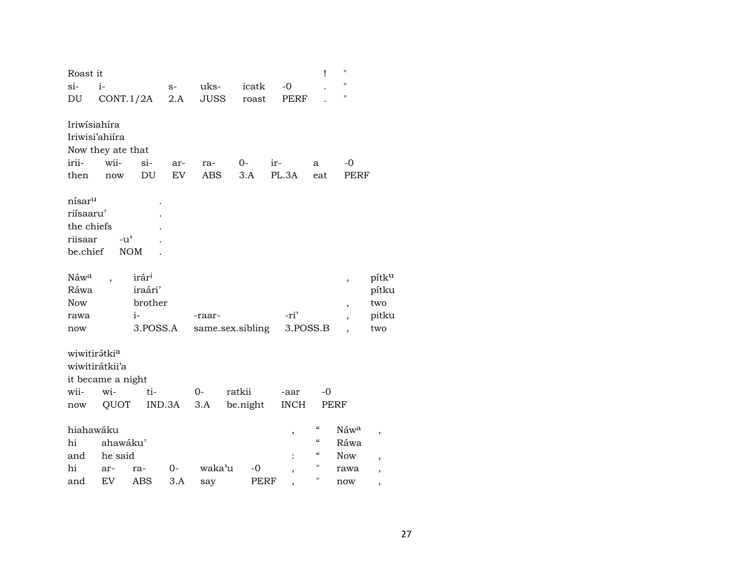| Roast it | | | | | | ! | " |
|---|---|---|---|---|---|---|---|
| si- | i- | s- | uks- | icatk | -0 | . | " |
| DU | CONT.1/2A | 2.A | JUSS | roast | PERF | . | " |

Iriwísiahíra
Iriwisi'ahiíra
Now they ate that

| irii- | wii- | si- | ar- | ra- | 0- | ir- | a | -0 |
|---|---|---|---|---|---|---|---|---|
| then | now | DU | EV | ABS | 3.A | PL.3A | eat | PERF |

| nísar[u] | | . |
|---|---|---|
| riísaaru' | | . |
| the chiefs | | . |
| riisaar | -u' | . |
| be.chief | NOM | . |

| Náw[a] | , | irár[i] | | | , | pítk[u] |
|---|---|---|---|---|---|---|
| Ráwa | | iraári' | | | | pítku |
| Now | | brother | | | , | two |
| rawa | | i- | -raar- | -ri' | , | pitku |
| now | | 3.POSS.A | same.sex.sibling | 3.POSS.B | , | two |

wiwitirətki[a]
wiwitirátkii'a
it became a night

| wii- | wi- | ti- | 0- | ratkii | -aar | -0 |
|---|---|---|---|---|---|---|
| now | QUOT | IND.3A | 3.A | be.night | INCH | PERF |

| hiahawáku | | | | | | , | “ | Náw[a] | , |
|---|---|---|---|---|---|---|---|---|---|
| hi | ahawáku' | | | | | | “ | Ráwa | |
| and | he said | | | | | : | “ | Now | , |
| hi | ar- | ra- | 0- | waka'u | -0 | , | " | rawa | , |
| and | EV | ABS | 3.A | say | PERF | , | " | now | , |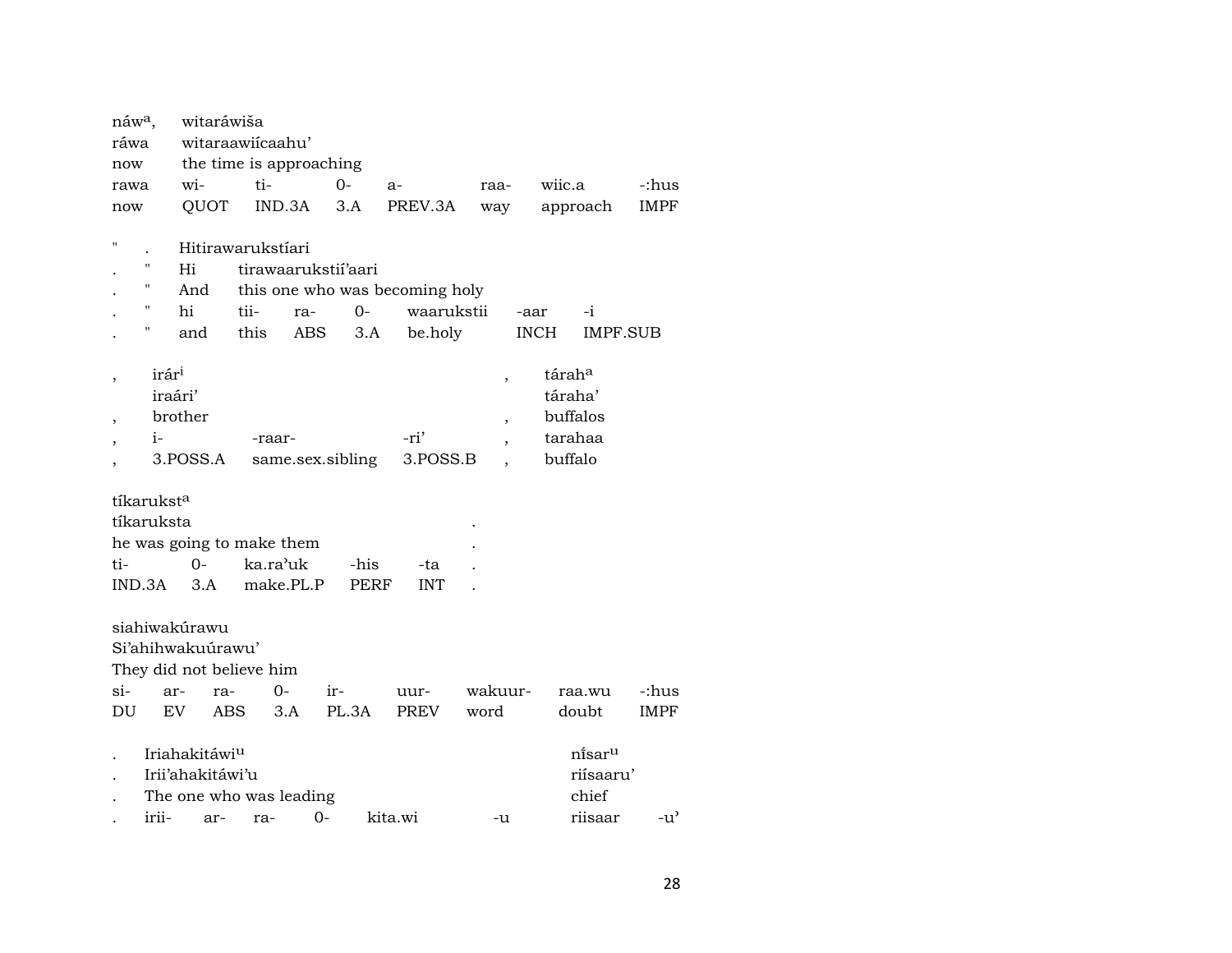| náw[a], | witaráwiša | | | | | | |
|---|---|---|---|---|---|---|---|
| ráwa | witaraawiícaahu’ | | | | | | |
| now | the time is approaching | | | | | | |
| rawa | wi- | ti- | 0- | a- | raa- | wiic.a | -:hus |
| now | QUOT | IND.3A | 3.A | PREV.3A | way | approach | IMPF |

| " | . | Hitirawarukstíari | | | | | | |
|---|---|---|---|---|---|---|---|---|
| . | " | Hi | tirawaarukstií’aari | | | | | |
| . | " | And | this one who was becoming holy | | | | | |
| . | " | hi | tii- | ra- | 0- | waarukstii | -aar | -i |
| . | " | and | this | ABS | 3.A | be.holy | INCH | IMPF.SUB |

| , | irár[i] | | | , | tárah[a] |
|---|---|---|---|---|---|
| | iraári’ | | | | táraha’ |
| , | brother | | | , | buffalos |
| , | i- | -raar- | -ri’ | , | tarahaa |
| , | 3.POSS.A | same.sex.sibling | 3.POSS.B | , | buffalo |

| tíkarukst[a] | | | | | |
|---|---|---|---|---|---|
| tíkaruksta | | | | | . |
| he was going to make them | | | | | . |
| ti- | 0- | ka.ra’uk | -his | -ta | . |
| IND.3A | 3.A | make.PL.P | PERF | INT | . |

| siahiwakúrawu | | | | | | | | |
|---|---|---|---|---|---|---|---|---|
| Si’ahihwakuúrawu’ | | | | | | | | |
| They did not believe him | | | | | | | | |
| si- | ar- | ra- | 0- | ir- | uur- | wakuur- | raa.wu | -:hus |
| DU | EV | ABS | 3.A | PL.3A | PREV | word | doubt | IMPF |

| . | Iriahakitáwi[u] | | | | | níisar[u] | |
|---|---|---|---|---|---|---|---|
| . | Irii’ahakitáwi’u | | | | | riísaaru’ | |
| . | The one who was leading | | | | | chief | |
| . | irii- | ar- | ra- | 0- | kita.wi | -u | riisaar | -u’ |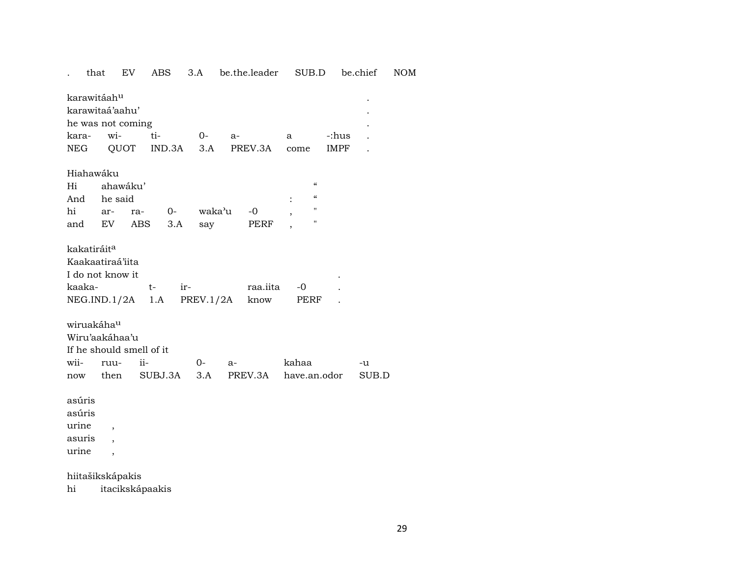| . | that | EV | ABS | 3.A | be.the.leader | SUB.D | be.chief | NOM |
|---|---|---|---|---|---|---|---|---|

karawitáah[u] .
karawitaá'aahu' .
he was not coming .

| kara- | wi- | ti- | 0- | a- | a | -:hus | . |
|---|---|---|---|---|---|---|---|
| NEG | QUOT | IND.3A | 3.A | PREV.3A | come | IMPF | . |

Hiahawáku

| Hi | ahawáku' | | | | | | " |
|---|---|---|---|---|---|---|---|
| And | he said | | | | | : | " |
| hi | ar- | ra- | 0- | waka'u | -0 | , | " |
| and | EV | ABS | 3.A | say | PERF | , | " |

kakatiráit[a]
Kaakaatiraá'iita
I do not know it .

| kaaka- | t- | ir- | raa.iita | -0 | . |
|---|---|---|---|---|---|
| NEG.IND.1/2A | 1.A | PREV.1/2A | know | PERF | . |

wiruakáha[u]
Wiru'aakáhaa'u
If he should smell of it

| wii- | ruu- | ii- | 0- | a- | kahaa | -u |
|---|---|---|---|---|---|---|
| now | then | SUBJ.3A | 3.A | PREV.3A | have.an.odor | SUB.D |

asúris
asúris
urine ,
asuris ,
urine ,

hiitašikskápakis
hi itacikskápaakis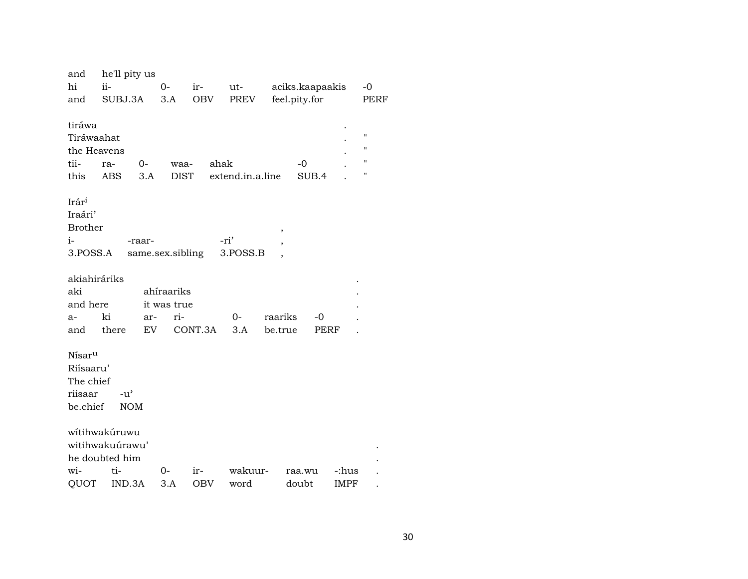and he'll pity us

| hi | ii- | 0- | ir- | ut- | aciks.kaapaakis | -0 |
|---|---|---|---|---|---|---|
| and | SUBJ.3A | 3.A | OBV | PREV | feel.pity.for | PERF |

tiráwa .
Tiráwaahat . "
the Heavens . "

| tii- | ra- | 0- | waa- | ahak | -0 | . | " |
|---|---|---|---|---|---|---|---|
| this | ABS | 3.A | DIST | extend.in.a.line | SUB.4 | . | " |

Irár[i]
Iraári'
Brother ,

| i- | -raar- | -ri' | , |
|---|---|---|---|
| 3.POSS.A | same.sex.sibling | 3.POSS.B | , |

akiahiráriks .
aki ahíraariks .
and here it was true .

| a- | ki | ar- | ri- | 0- | raariks | -0 | . |
|---|---|---|---|---|---|---|---|
| and | there | EV | CONT.3A | 3.A | be.true | PERF | . |

Nísar[u]
Riísaaru'
The chief

| riisaar | -u' |
|---|---|
| be.chief | NOM |

wítihwakúruwu
witihwakuúrawu' .
he doubted him .

| wi- | ti- | 0- | ir- | wakuur- | raa.wu | -:hus | . |
|---|---|---|---|---|---|---|---|
| QUOT | IND.3A | 3.A | OBV | word | doubt | IMPF | . |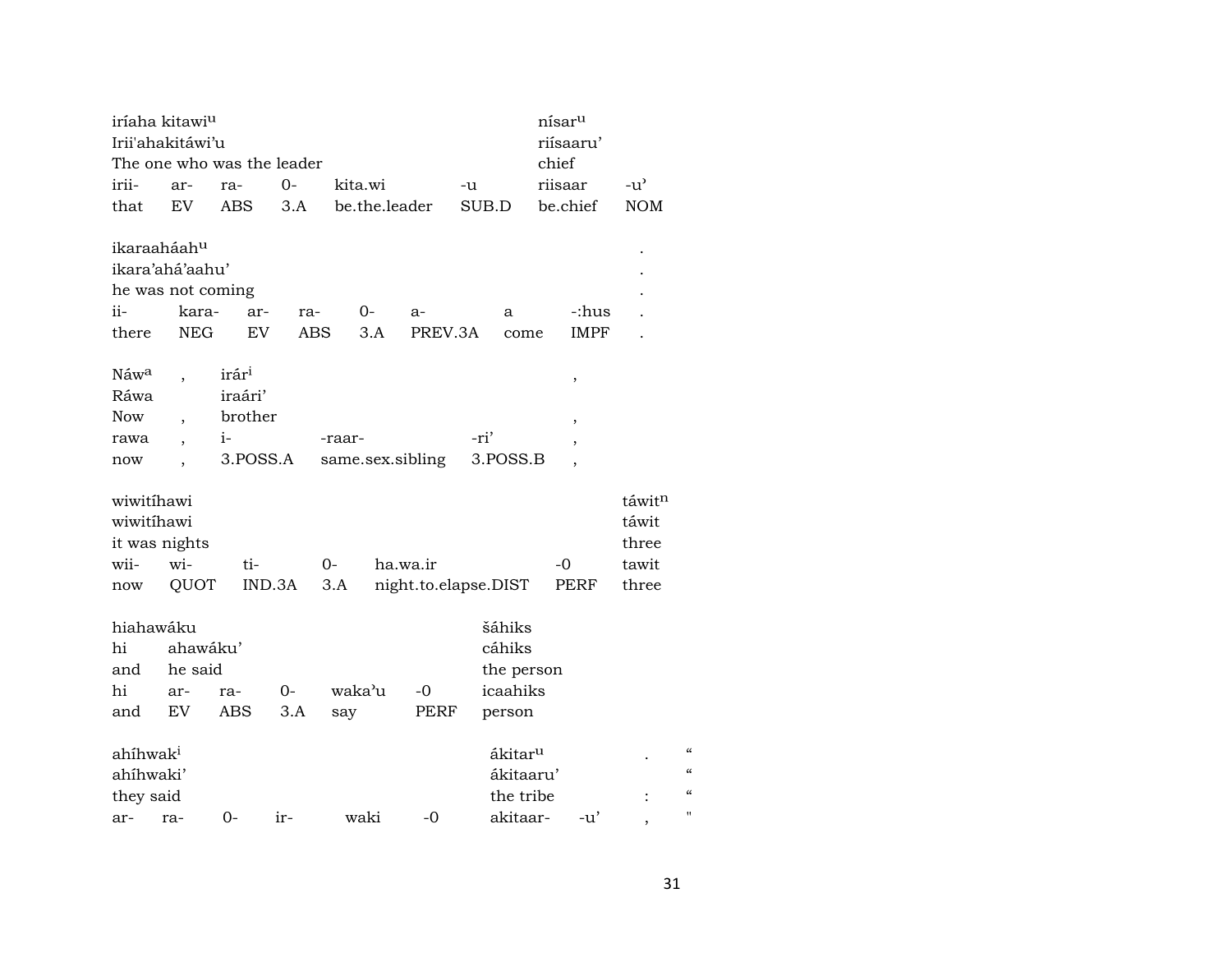| iríaha kitawi^u | | | | | | níisar^u | |
|---|---|---|---|---|---|---|---|
| Irii'ahakitáwi'u | | | | | | riísaaru' | |
| The one who was the leader | | | | | | chief | |
| irii- | ar- | ra- | 0- | kita.wi | -u | riisaar | -u' |
| that | EV | ABS | 3.A | be.the.leader | SUB.D | be.chief | NOM |

| ikaraaháah^u | | | | | | | | |
|---|---|---|---|---|---|---|---|---|
| ikara'ahá'aahu' | | | | | | | | . |
| he was not coming | | | | | | | | . |
| ii- | kara- | ar- | ra- | 0- | a- | a | -:hus | . |
| there | NEG | EV | ABS | 3.A | PREV.3A | come | IMPF | . |

| Náw^a | , | irár^i | | | , |
|---|---|---|---|---|---|
| Ráwa | | iraári' | | | |
| Now | , | brother | | | , |
| rawa | , | i- | -raar- | -ri' | , |
| now | , | 3.POSS.A | same.sex.sibling | 3.POSS.B | , |

| wiwitíhawi | | | | | | táwit^n |
|---|---|---|---|---|---|---|
| wiwitíhawi | | | | | | táwit |
| it was nights | | | | | | three |
| wii- | wi- | ti- | 0- | ha.wa.ir | -0 | tawit |
| now | QUOT | IND.3A | 3.A | night.to.elapse.DIST | PERF | three |

| hiahawáku | | | | | | šáhiks |
|---|---|---|---|---|---|---|
| hi | ahawáku' | | | | | cáhiks |
| and | he said | | | | | the person |
| hi | ar- | ra- | 0- | waka'u | -0 | icaahiks |
| and | EV | ABS | 3.A | say | PERF | person |

| ahíhwak^i | | | | | | ákitar^u | | . | " |
|---|---|---|---|---|---|---|---|---|---|
| ahíhwaki' | | | | | | ákitaaru' | | | " |
| they said | | | | | | the tribe | | : | " |
| ar- | ra- | 0- | ir- | waki | -0 | akitaar- | -u' | , | " |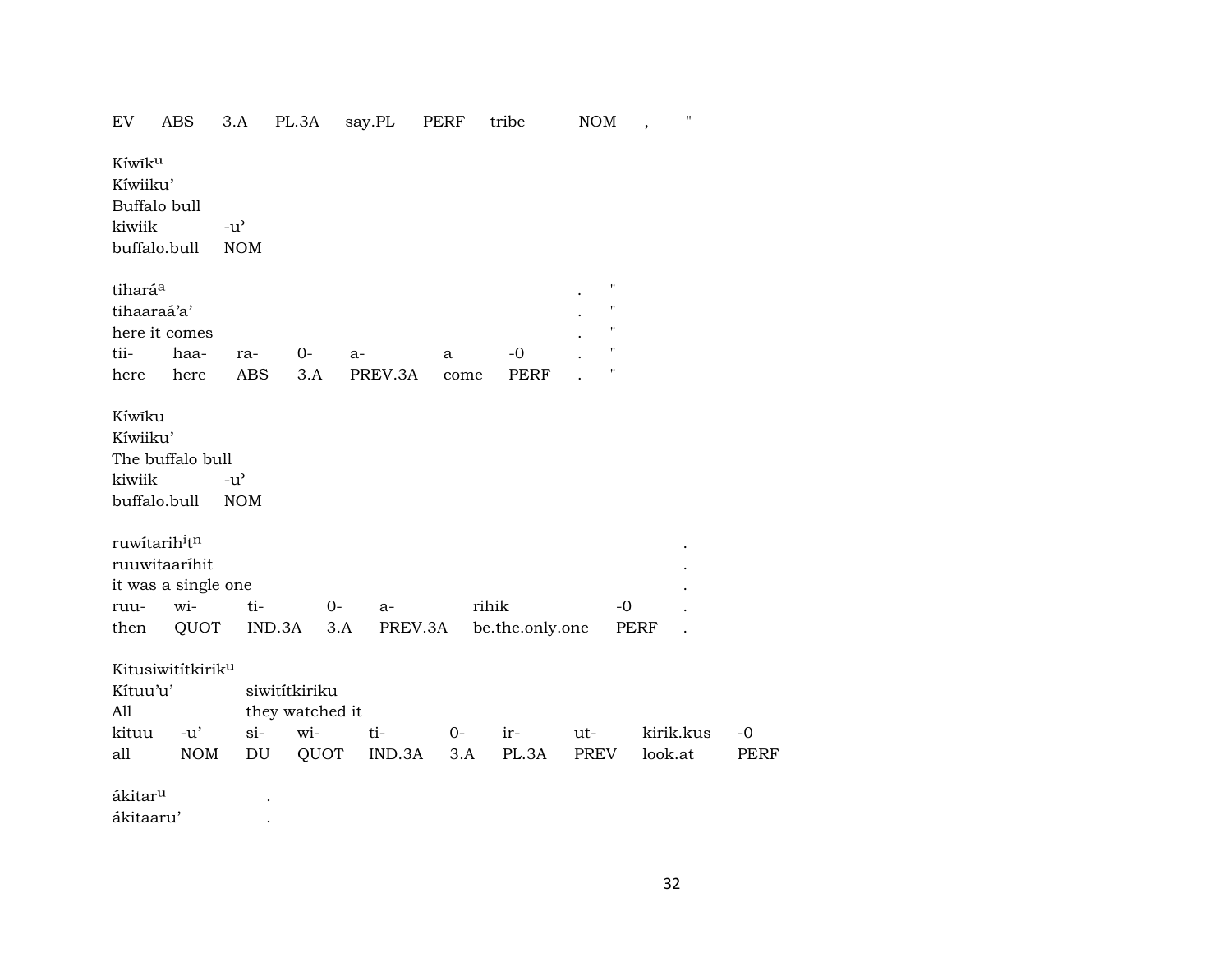EV ABS 3.A PL.3A say.PL PERF tribe NOM , "

Kíwīk[u]
Kíwiiku'
Buffalo bull

| kiwiik | -u' |
|---|---|
| buffalo.bull | NOM |

tihará[a] . "
tihaaraá'a' . "
here it comes . "

| tii- | haa- | ra- | 0- | a- | a | -0 | . | " |
|---|---|---|---|---|---|---|---|---|
| here | here | ABS | 3.A | PREV.3A | come | PERF | . | " |

Kíwīku
Kíwiiku'
The buffalo bull

| kiwiik | -u' |
|---|---|
| buffalo.bull | NOM |

ruwítarih[i]t[n] .
ruuwitaaríhit .
it was a single one .

| ruu- | wi- | ti- | 0- | a- | rihik | -0 | . |
|---|---|---|---|---|---|---|---|
| then | QUOT | IND.3A | 3.A | PREV.3A | be.the.only.one | PERF | . |

Kitusiwitítkirik[u]
Kítuu'u' siwitítkiriku
All they watched it

| kituu | -u' | si- | wi- | ti- | 0- | ir- | ut- | kirik.kus | -0 |
|---|---|---|---|---|---|---|---|---|---|
| all | NOM | DU | QUOT | IND.3A | 3.A | PL.3A | PREV | look.at | PERF |

ákitar[u] .
ákitaaru' .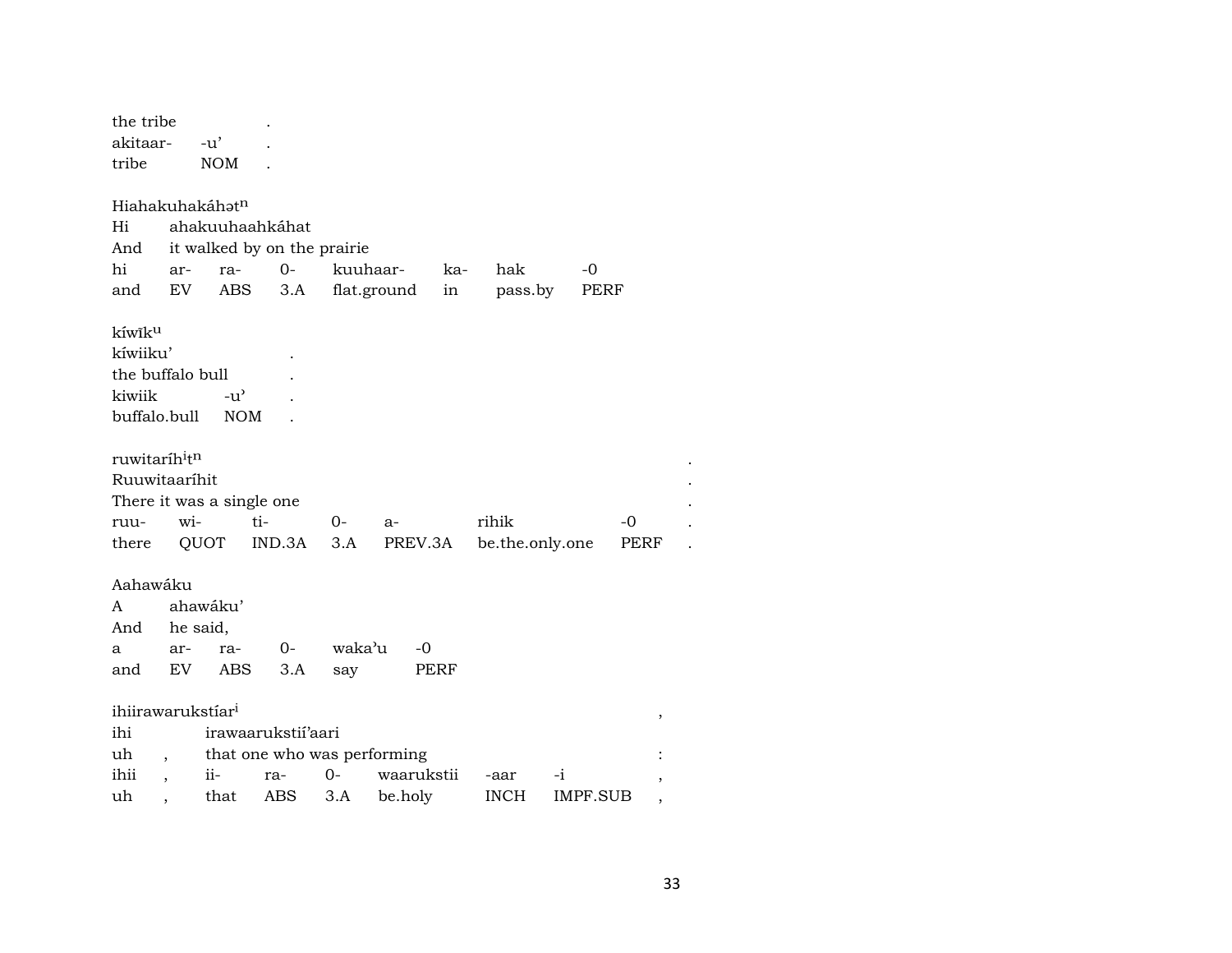the tribe .
akitaar- -u' .
tribe NOM .

Hiahakuhakáhət$^{n}$
Hi ahakuuhaahkáhat
And it walked by on the prairie

| hi | ar- | ra- | 0- | kuuhaar- | ka- | hak | -0 |
|---|---|---|---|---|---|---|---|
| and | EV | ABS | 3.A | flat.ground | in | pass.by | PERF |

kíwīk$^{u}$
kíwiiku' .
the buffalo bull .
kiwiik -u' .
buffalo.bull NOM .

ruwitaríh$^{i}$t$^{n}$ .
Ruuwitaaríhit .
There it was a single one .

| ruu- | wi- | ti- | 0- | a- | rihik | -0 | . |
|---|---|---|---|---|---|---|---|
| there | QUOT | IND.3A | 3.A | PREV.3A | be.the.only.one | PERF | . |

Aahawáku
A ahawáku'
And he said,

| a | ar- | ra- | 0- | waka'u | -0 |
|---|---|---|---|---|---|
| and | EV | ABS | 3.A | say | PERF |

ihiirawarukstíar$^{i}$ ,
ihi irawaarukstií'aari
uh , that one who was performing :

| ihii | , | ii- | ra- | 0- | waarukstii | -aar | -i | , |
|---|---|---|---|---|---|---|---|---|
| uh | , | that | ABS | 3.A | be.holy | INCH | IMPF.SUB | , |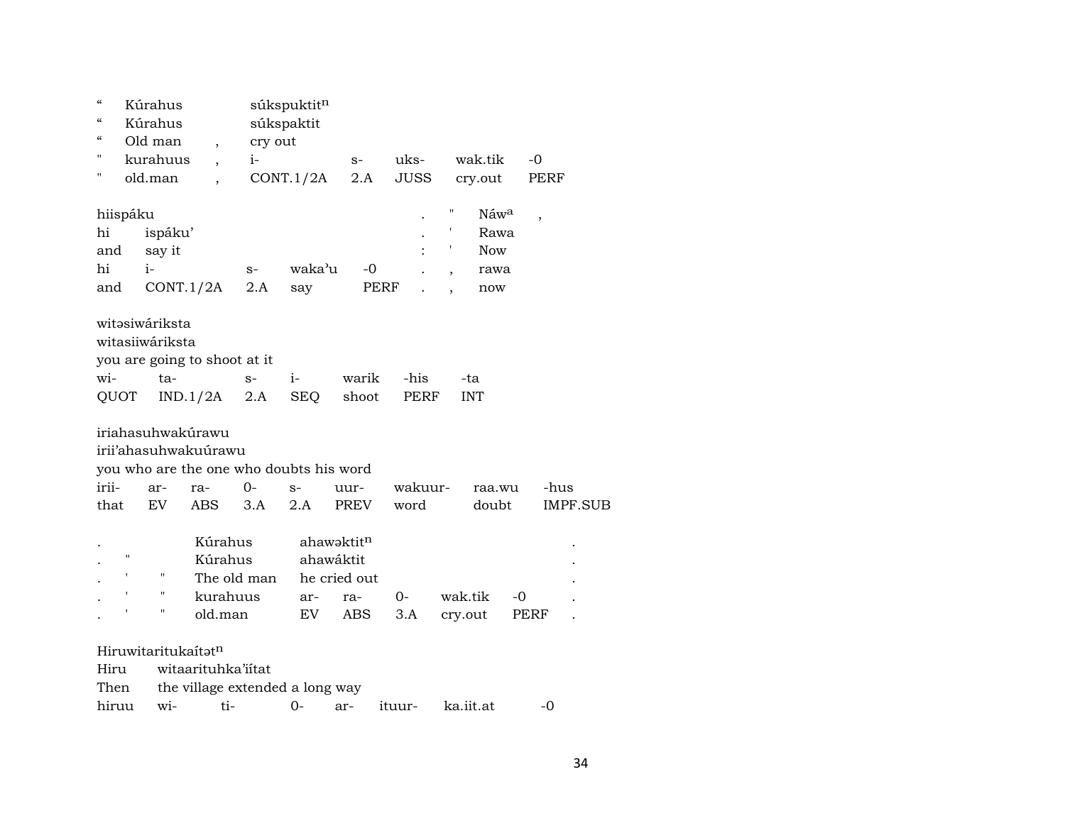| “ | Kúrahus | | súkspuktit$^{n}$ | | | | |
|---|---|---|---|---|---|---|---|
| “ | Kúrahus | | súkspaktit | | | | |
| “ | Old man | , | cry out | | | | |
| " | kurahuus | , | i- | s- | uks- | wak.tik | -0 |
| " | old.man | , | CONT.1/2A | 2.A | JUSS | cry.out | PERF |

| hiispáku | | | | | | . | " | Náw$^{a}$ | , |
|---|---|---|---|---|---|---|---|---|---|
| hi | ispáku’ | | | | | . | ' | Rawa | |
| and | say it | | | | | : | ' | Now | |
| hi | i- | s- | waka’u | -0 | | . | , | rawa | |
| and | CONT.1/2A | 2.A | say | PERF | | . | , | now | |

| witəsiwáriksta | | | | | | |
|---|---|---|---|---|---|---|
| witasiiwáriksta | | | | | | |
| you are going to shoot at it | | | | | | |
| wi- | ta- | s- | i- | warik | -his | -ta |
| QUOT | IND.1/2A | 2.A | SEQ | shoot | PERF | INT |

| iriahasuhwakúrawu | | | | | | | | |
|---|---|---|---|---|---|---|---|---|
| irii’ahasuhwakuúrawu | | | | | | | | |
| you who are the one who doubts his word | | | | | | | | |
| irii- | ar- | ra- | 0- | s- | uur- | wakuur- | raa.wu | -hus |
| that | EV | ABS | 3.A | 2.A | PREV | word | doubt | IMPF.SUB |

| . | | | Kúrahus | ahawəktit$^{n}$ | | | | | . |
|---|---|---|---|---|---|---|---|---|---|
| . | " | | Kúrahus | ahawáktit | | | | | . |
| . | ' | " | The old man | he cried out | | | | | . |
| . | ' | " | kurahuus | ar- | ra- | 0- | wak.tik | -0 | . |
| . | ' | " | old.man | EV | ABS | 3.A | cry.out | PERF | . |

| Hiruwitaritukaítət$^{n}$ | | | | | | | |
|---|---|---|---|---|---|---|---|
| Hiru | witaarituhka’iítat | | | | | | |
| Then | the village extended a long way | | | | | | |
| hiruu | wi- | ti- | 0- | ar- | ituur- | ka.iit.at | -0 |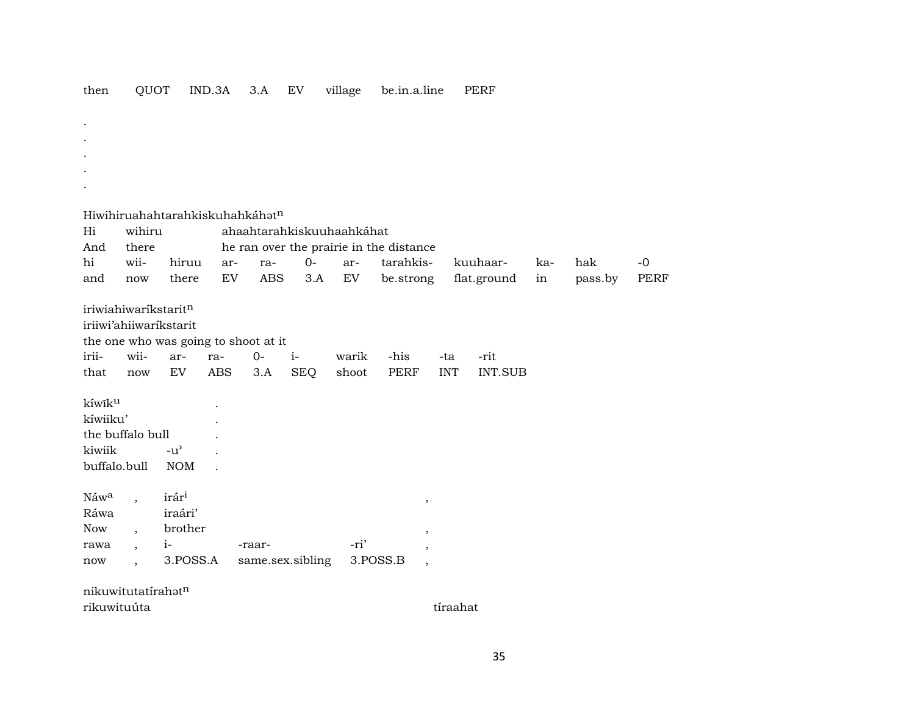then QUOT IND.3A 3.A EV village be.in.a.line PERF

.
.
.
.
.

Hiwihiruahahtarahkiskuhahkáhə$t^{n}$

| Hi | wihiru | | ahaahtarahkiskuuhaahkáhat | | | | | | | |
|---|---|---|---|---|---|---|---|---|---|---|
| And | there | | he ran over the prairie in the distance | | | | | | | |
| hi | wii- | hiruu | ar- | ra- | 0- | ar- | tarahkis- | kuuhaar- | ka- | hak | -0 |
| and | now | there | EV | ABS | 3.A | EV | be.strong | flat.ground | in | pass.by | PERF |

iriwiahiwaríkstarit$^{n}$

iriiwi'ahiiwaríkstarit

the one who was going to shoot at it

| irii- | wii- | ar- | ra- | 0- | i- | warik | -his | -ta | -rit |
|---|---|---|---|---|---|---|---|---|---|
| that | now | EV | ABS | 3.A | SEQ | shoot | PERF | INT | INT.SUB |

kíwīk$^{u}$ .

kíwiiku' .

the buffalo bull .

| kiwiik | -u' | . |
|---|---|---|
| buffalo.bull | NOM | . |

Náw$^{a}$ , irár$^{i}$ ,

Ráwa iraári'

Now , brother ,

| rawa | , | i- | -raar- | -ri' | , |
|---|---|---|---|---|---|
| now | , | 3.POSS.A | same.sex.sibling | 3.POSS.B | , |

nikuwitutatírahə$t^{n}$

rikuwituúta tíraahat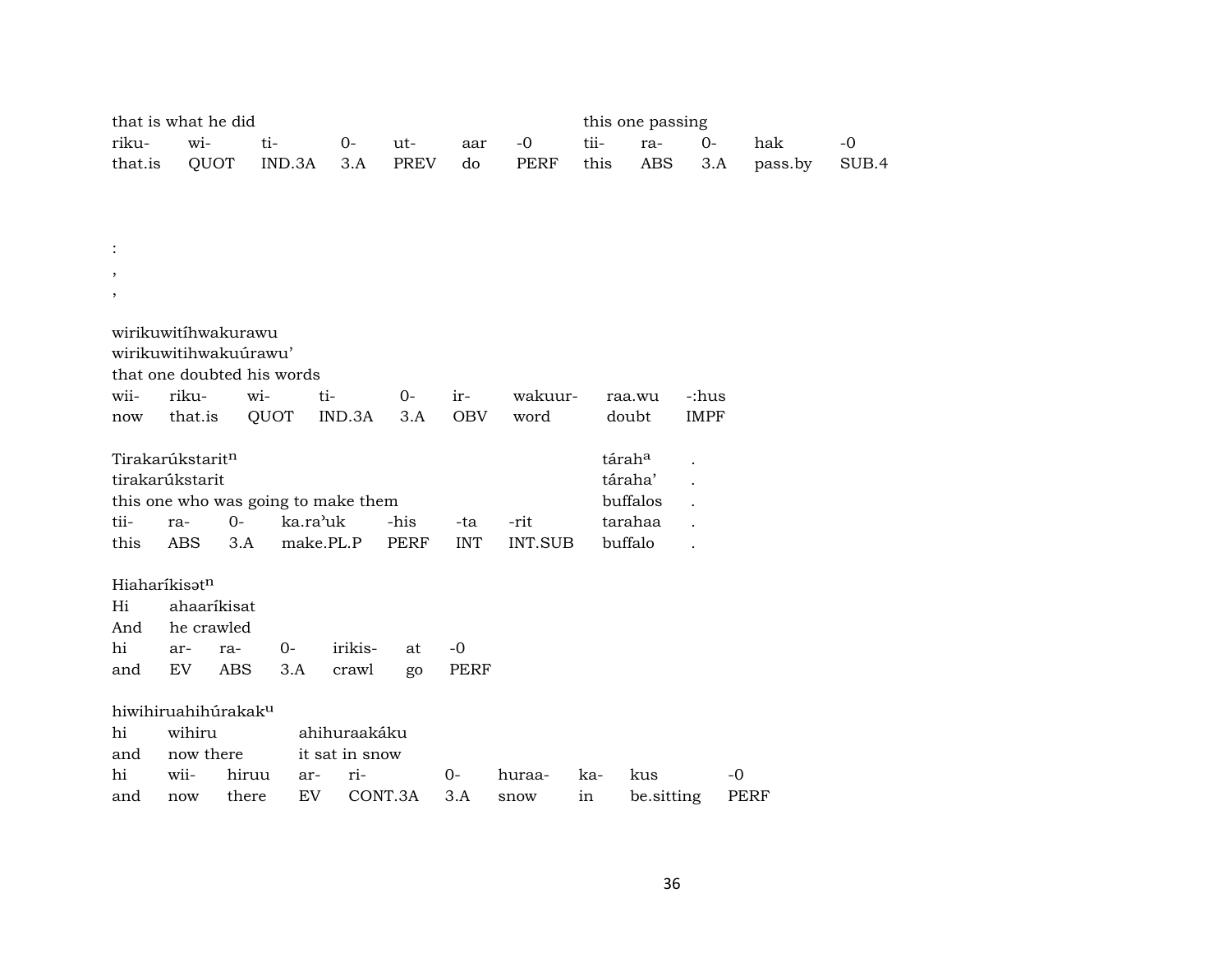that is what he did                                    this one passing

| riku- | wi- | ti- | 0- | ut- | aar | -0 | tii- | ra- | 0- | hak | -0 |
|---|---|---|---|---|---|---|---|---|---|---|---|
| that.is | QUOT | IND.3A | 3.A | PREV | do | PERF | this | ABS | 3.A | pass.by | SUB.4 |

:
,
,

wirikuwitíhwakurawu
wirikuwitihwakuúrawu’
that one doubted his words

| wii- | riku- | wi- | ti- | 0- | ir- | wakuur- | raa.wu | -:hus |
|---|---|---|---|---|---|---|---|---|
| now | that.is | QUOT | IND.3A | 3.A | OBV | word | doubt | IMPF |

Tirakarúkstarit$^{n}$                                  tárah$^{a}$ .
tirakarúkstarit                                        táraha’ .
this one who was going to make them                    buffalos .

| tii- | ra- | 0- | ka.ra’uk | -his | -ta | -rit | tarahaa | . |
|---|---|---|---|---|---|---|---|---|
| this | ABS | 3.A | make.PL.P | PERF | INT | INT.SUB | buffalo | . |

Hiaharíkisət$^{n}$
Hi ahaaríkisat
And he crawled

| hi | ar- | ra- | 0- | irikis- | at | -0 |
|---|---|---|---|---|---|---|
| and | EV | ABS | 3.A | crawl | go | PERF |

hiwihiruahihúrakak$^{u}$
hi wihiru ahihuraakáku
and now there it sat in snow

| hi | wii- | hiruu | ar- | ri- | 0- | huraa- | ka- | kus | -0 |
|---|---|---|---|---|---|---|---|---|---|
| and | now | there | EV | CONT.3A | 3.A | snow | in | be.sitting | PERF |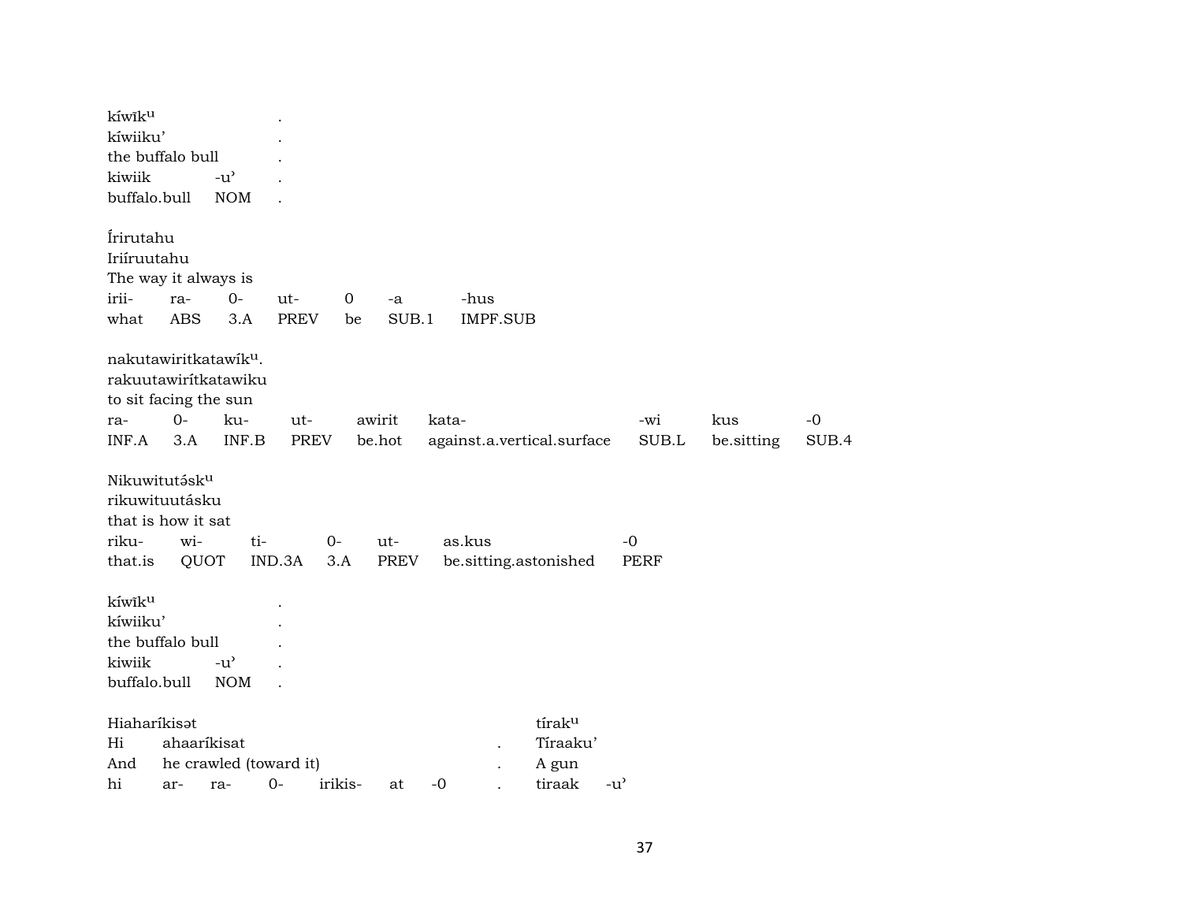kíwīkᵘ .
kíwiiku' .
the buffalo bull .
kiwiik -u' .
buffalo.bull NOM .

Írirutahu
Iriíruutahu
The way it always is
irii- ra- 0- ut- 0 -a -hus
what ABS 3.A PREV be SUB.1 IMPF.SUB

nakutawiritkatawíkᵘ.
rakuutawirítkatawiku
to sit facing the sun
ra- 0- ku- ut- awirit kata- -wi kus -0
INF.A 3.A INF.B PREV be.hot against.a.vertical.surface SUB.L be.sitting SUB.4

Nikuwitutə́skᵘ
rikuwituutásku
that is how it sat
riku- wi- ti- 0- ut- as.kus -0
that.is QUOT IND.3A 3.A PREV be.sitting.astonished PERF

kíwīkᵘ .
kíwiiku' .
the buffalo bull .
kiwiik -u' .
buffalo.bull NOM .

Hiaharíkisət tírakᵘ
Hi ahaarikisat . Tíraaku'
And he crawled (toward it) . A gun
hi ar- ra- 0- irikis- at -0 . tiraak -u'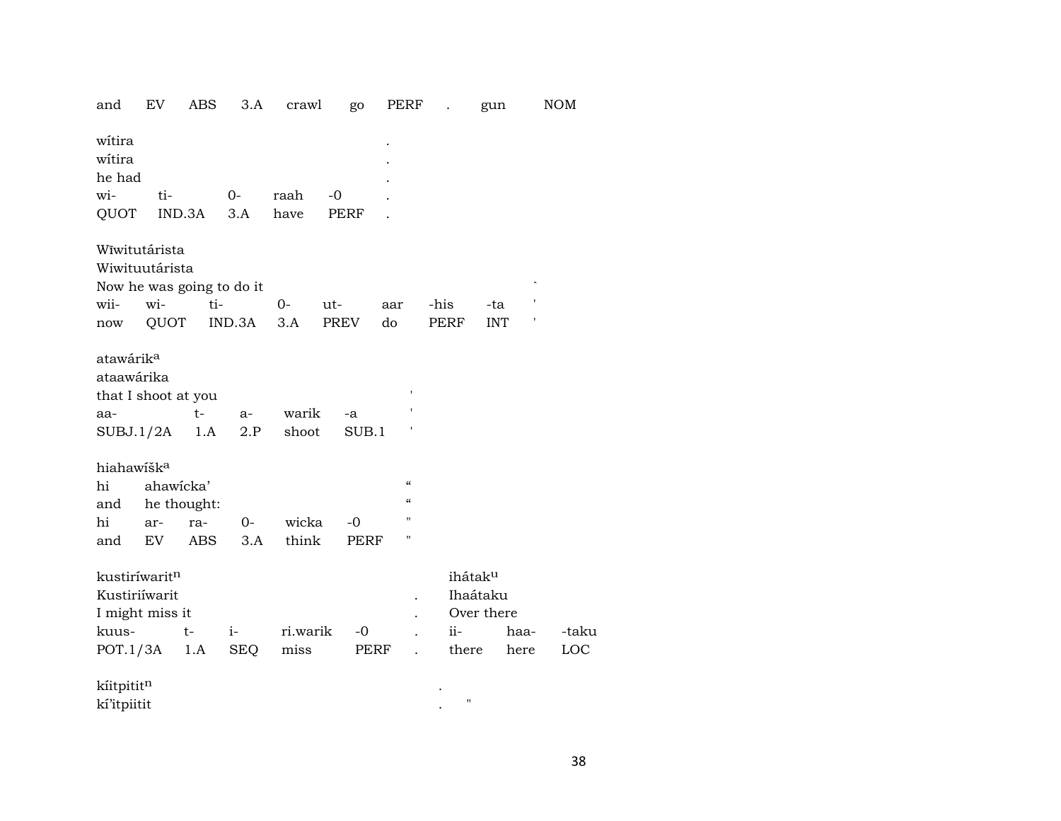and EV ABS 3.A crawl go PERF . gun NOM

wítira .
wítira .
he had .
wi- ti- 0- raah -0 .
QUOT IND.3A 3.A have PERF .

Wĩwitutárista
Wiwituutárista
Now he was going to do it `
wii- wi- ti- 0- ut- aar -his -ta '
now QUOT IND.3A 3.A PREV do PERF INT '

atawárik[a]
ataawárika
that I shoot at you '
aa- t- a- warik -a '
SUBJ.1/2A 1.A 2.P shoot SUB.1 '

hiahawíšk[a]
hi ahawícka' "
and he thought: "
hi ar- ra- 0- wicka -0 "
and EV ABS 3.A think PERF "

kustiríwarit[n] . ihátak[u]
Kustiriíwarit . Ihaátaku
I might miss it . Over there
kuus- t- i- ri.warik -0 . ii- haa- -taku
POT.1/3A 1.A SEQ miss PERF . there here LOC

kíitpitit[n] .
kí'itpiitit . "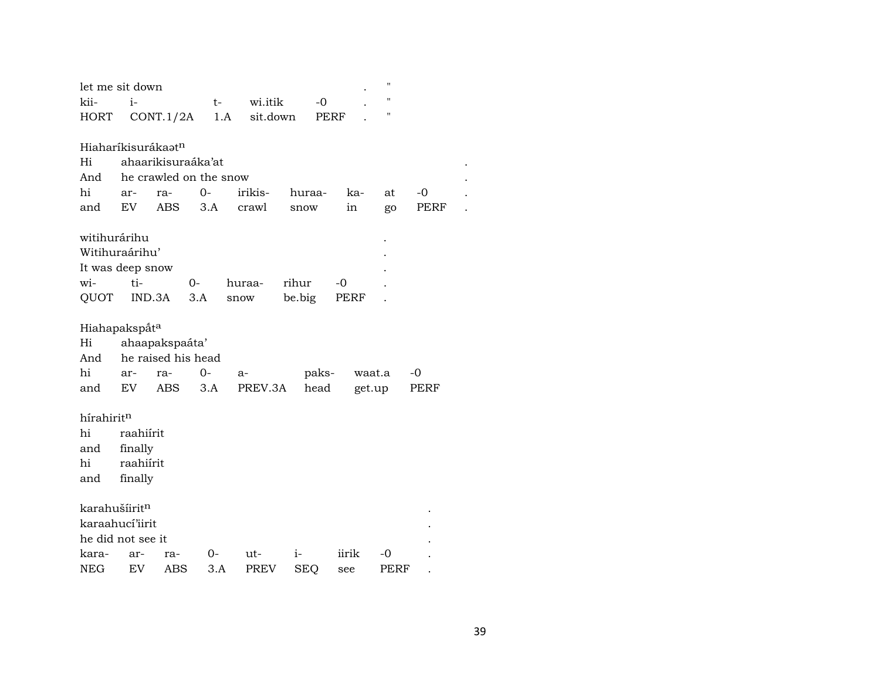let me sit down . "

| kii- | i- | t- | wi.itik | -0 | . | " |
|---|---|---|---|---|---|---|
| HORT | CONT.1/2A | 1.A | sit.down | PERF | . | " |

Hiaharíkisurákaət[n]

Hi ahaarikisuraáka'at .

And he crawled on the snow .

| hi | ar- | ra- | 0- | irikis- | huraa- | ka- | at | -0 | . |
|---|---|---|---|---|---|---|---|---|---|
| and | EV | ABS | 3.A | crawl | snow | in | go | PERF | . |

witihurárihu .

Witihuraárihu' .

It was deep snow .

| wi- | ti- | 0- | huraa- | rihur | -0 | . |
|---|---|---|---|---|---|---|
| QUOT | IND.3A | 3.A | snow | be.big | PERF | . |

Hiahapakspə́t[a]

Hi ahaapakspaáta'

And he raised his head

| hi | ar- | ra- | 0- | a- | paks- | waat.a | -0 |
|---|---|---|---|---|---|---|---|
| and | EV | ABS | 3.A | PREV.3A | head | get.up | PERF |

hírahirit[n]

hi raahiírit

and finally

hi raahiírit

and finally

karahušíirit[n] .

karaahucí'iirit .

he did not see it .

| kara- | ar- | ra- | 0- | ut- | i- | iirik | -0 | . |
|---|---|---|---|---|---|---|---|---|
| NEG | EV | ABS | 3.A | PREV | SEQ | see | PERF | . |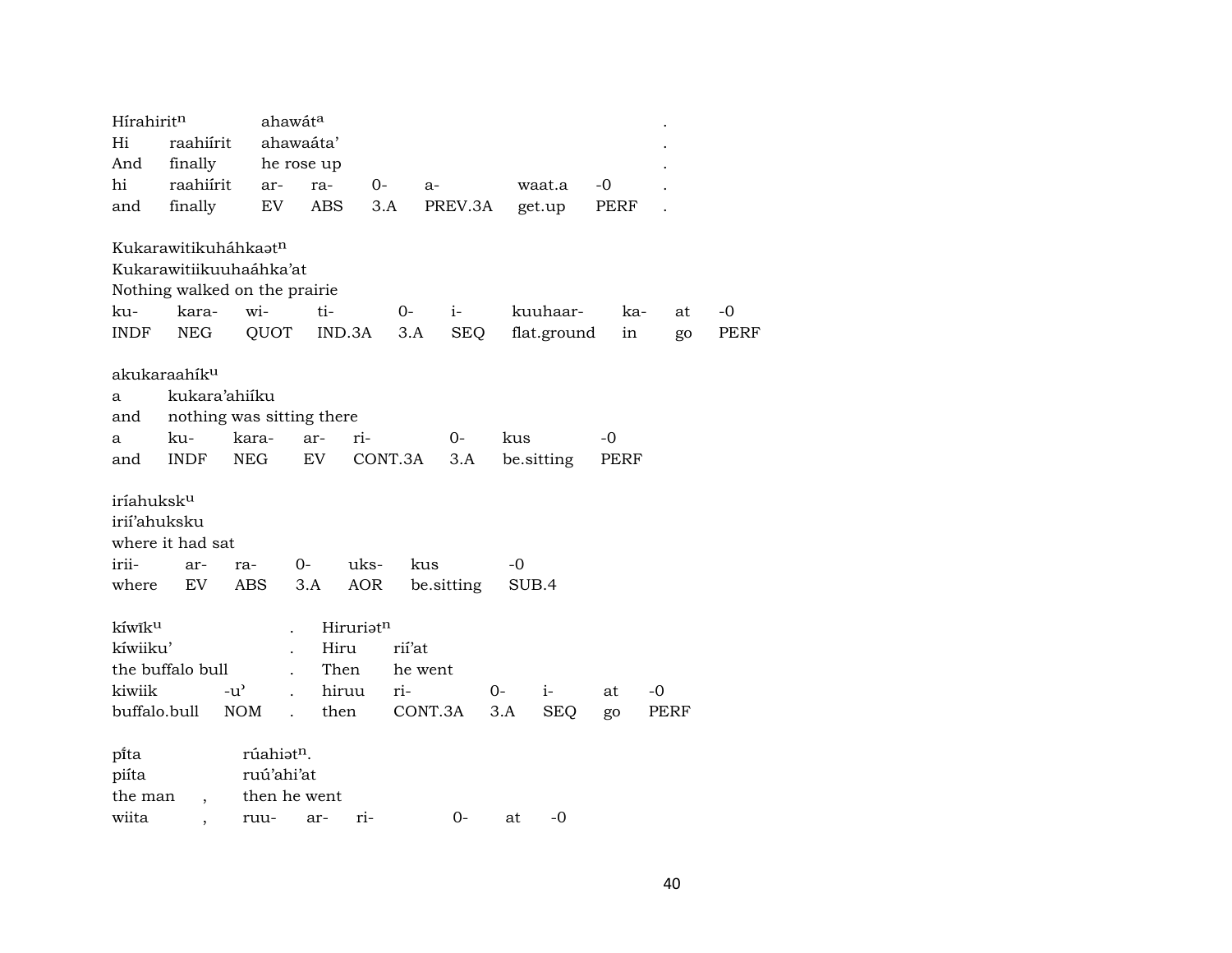Híraхiritⁿ ahawátᵃ .
Hi raahiírit ahawaáta' .
And finally he rose up .
hi raahiírit ar- ra- 0- a- waat.a -0 .
and finally EV ABS 3.A PREV.3A get.up PERF .

Kukarawitikuháhkaətⁿ
Kukarawitiikuuhaáhka'at
Nothing walked on the prairie
ku- kara- wi- ti- 0- i- kuuhaar- ka- at -0
INDF NEG QUOT IND.3A 3.A SEQ flat.ground in go PERF

akukaraahíkᵘ
a kukara'ahiíku
and nothing was sitting there
a ku- kara- ar- ri- 0- kus -0
and INDF NEG EV CONT.3A 3.A be.sitting PERF

iríahukskᵘ
irií'ahuksku
where it had sat
irii- ar- ra- 0- uks- kus -0
where EV ABS 3.A AOR be.sitting SUB.4

kíwīkᵘ . Hiruriətⁿ
kíwiiku' . Hiru rií'at
the buffalo bull . Then he went
kiwiik -u' . hiruu ri- 0- i- at -0
buffalo.bull NOM . then CONT.3A 3.A SEQ go PERF

pī́ta rúahiətⁿ.
piíta ruú'ahi'at
the man , then he went
wiita , ruu- ar- ri- 0- at -0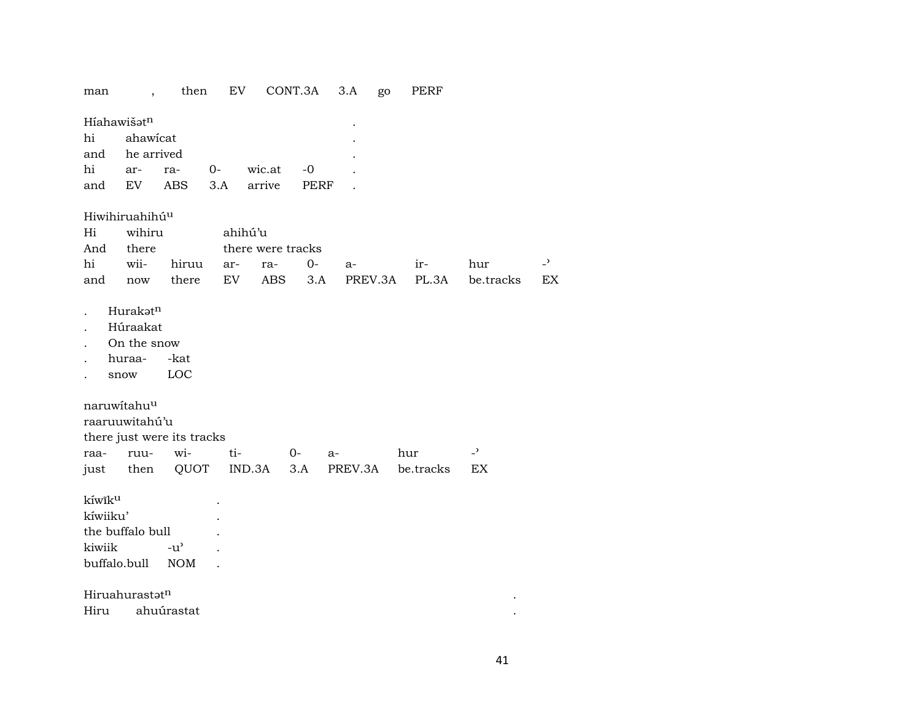man , then EV CONT.3A 3.A go PERF

Híahawišət$^{n}$ .
hi ahawícat .
and he arrived .
hi ar- ra- 0- wic.at -0 .
and EV ABS 3.A arrive PERF .

Hiwihiruahihú$^{u}$
Hi wihiru ahihú'u
And there there were tracks
hi wii- hiruu ar- ra- 0- a- ir- hur -ˀ
and now there EV ABS 3.A PREV.3A PL.3A be.tracks EX

. Hurakət$^{n}$
. Húraakat
. On the snow
. huraa- -kat
. snow LOC

naruwítahu$^{u}$
raaruuwitahú'u
there just were its tracks
raa- ruu- wi- ti- 0- a- hur -ˀ
just then QUOT IND.3A 3.A PREV.3A be.tracks EX

kíwīk$^{u}$ .
kíwiiku' .
the buffalo bull .
kiwiik -uˀ .
buffalo.bull NOM .

Hiruahurastət$^{n}$ .
Hiru ahuúrastat .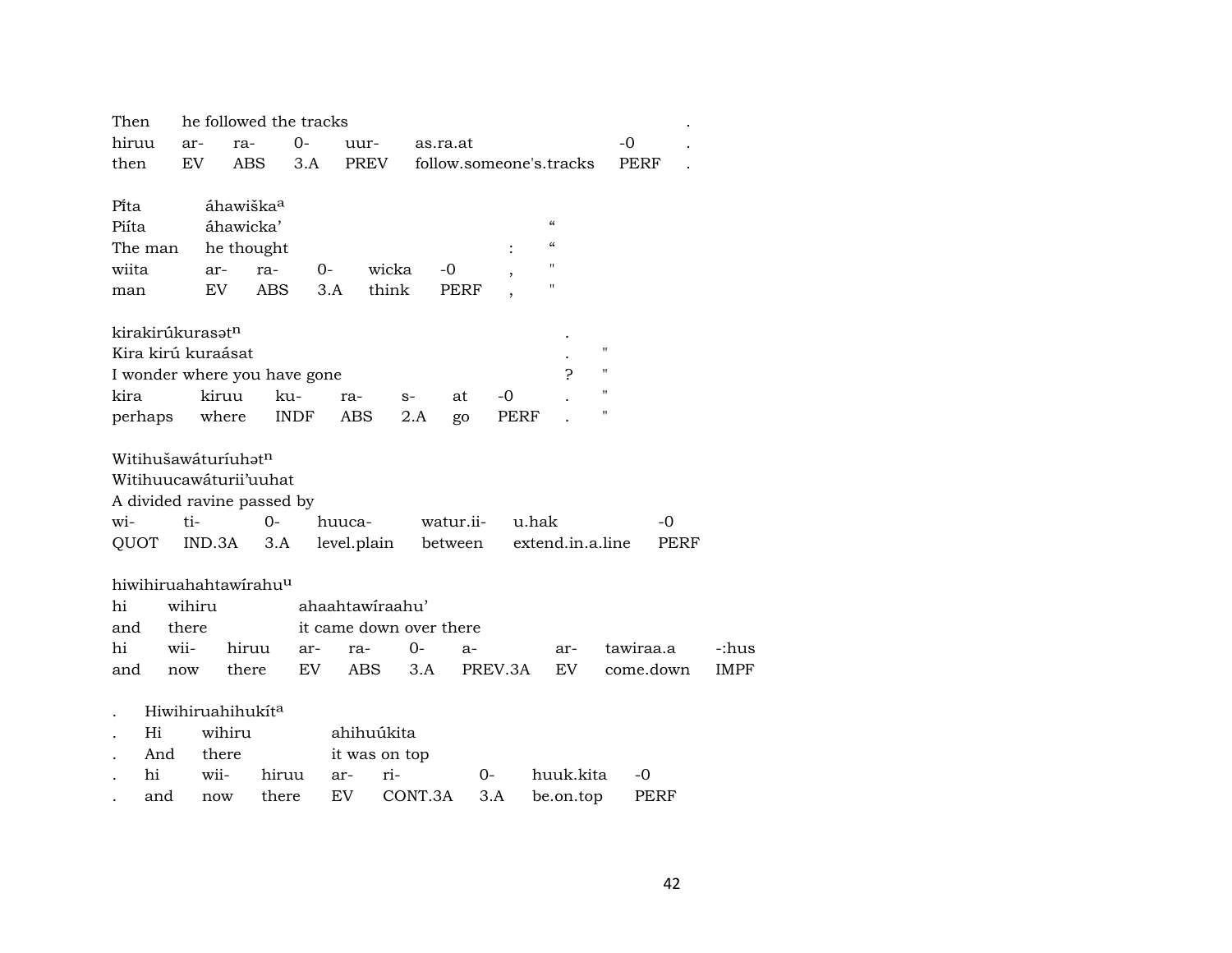| Then | he followed the tracks | | | | | | . |
|---|---|---|---|---|---|---|---|
| hiruu | ar- | ra- | 0- | uur- | as.ra.at | -0 | . |
| then | EV | ABS | 3.A | PREV | follow.someone's.tracks | PERF | . |

| Pi̊ta | áhawiška[a] | | | | | | |
|---|---|---|---|---|---|---|---|
| Piíta | áhawicka' | | | | | | “ |
| The man | he thought | | | | | : | “ |
| wiita | ar- | ra- | 0- | wicka | -0 | , | " |
| man | EV | ABS | 3.A | think | PERF | , | " |

| kirakirúkurasət[n] | | | | | | | . | |
|---|---|---|---|---|---|---|---|---|
| Kira kirú kuraásat | | | | | | | . | " |
| I wonder where you have gone | | | | | | | ? | " |
| kira | kiruu | ku- | ra- | s- | at | -0 | . | " |
| perhaps | where | INDF | ABS | 2.A | go | PERF | . | " |

| Witihušawáturíuhət[n] | | | | | | |
|---|---|---|---|---|---|---|
| Witihuucawáturii'uuhat | | | | | | |
| A divided ravine passed by | | | | | | |
| wi- | ti- | 0- | huuca- | watur.ii- | u.hak | -0 |
| QUOT | IND.3A | 3.A | level.plain | between | extend.in.a.line | PERF |

| hiwihiruahahtawírahu[u] | | | | | | | | | |
|---|---|---|---|---|---|---|---|---|---|
| hi | wihiru | | ahaahtawíraahu' | | | | | | |
| and | there | | it came down over there | | | | | | |
| hi | wii- | hiruu | ar- | ra- | 0- | a- | ar- | tawiraa.a | -:hus |
| and | now | there | EV | ABS | 3.A | PREV.3A | EV | come.down | IMPF |

| . | Hiwihiruahihukít[a] | | | | | | |
|---|---|---|---|---|---|---|---|
| . | Hi | wihiru | | ahihuúkita | | | |
| . | And | there | | it was on top | | | |
| . | hi | wii- | hiruu | ar- | ri- | 0- | huuk.kita | -0 |
| . | and | now | there | EV | CONT.3A | 3.A | be.on.top | PERF |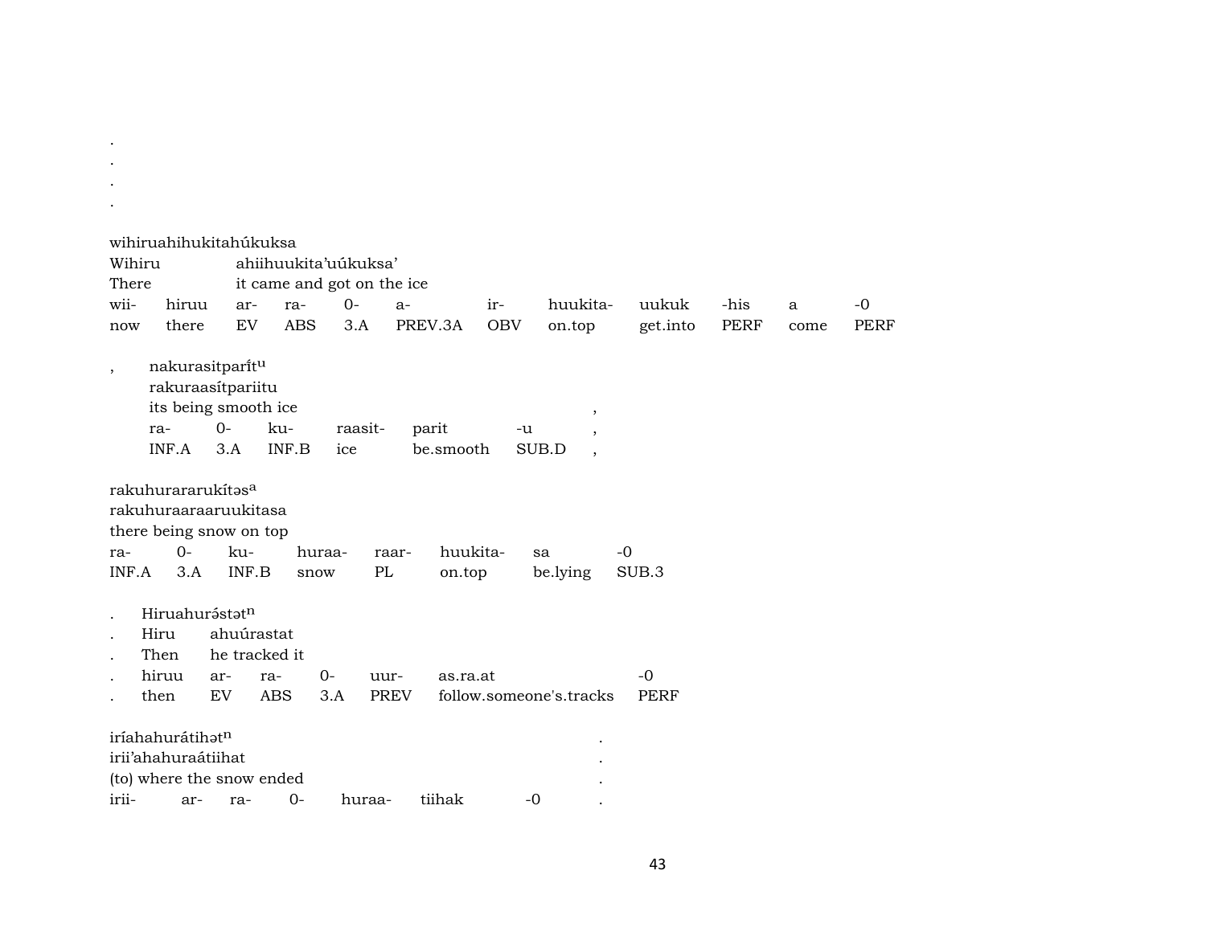.
.
.
.

wihiruahihukitahúkuksa
Wihiru ahiihuukita'uúkuksa'
There it came and got on the ice

| wii- | hiruu | ar- | ra- | 0- | a- | ir- | huukita- | uukuk | -his | a | -0 |
|---|---|---|---|---|---|---|---|---|---|---|---|
| now | there | EV | ABS | 3.A | PREV.3A | OBV | on.top | get.into | PERF | come | PERF |

, nakurasitparít[u]
rakuraasítpariitu
its being smooth ice ,

| ra- | 0- | ku- | raasit- | parit | -u | , |
|---|---|---|---|---|---|---|
| INF.A | 3.A | INF.B | ice | be.smooth | SUB.D | , |

rakuhurararukítəs[a]
rakuhuraaraaruukitasa
there being snow on top

| ra- | 0- | ku- | huraa- | raar- | huukita- | sa | -0 |
|---|---|---|---|---|---|---|---|
| INF.A | 3.A | INF.B | snow | PL | on.top | be.lying | SUB.3 |

. Hiruahurə́stət[n]
. Hiru ahuúrastat
. Then he tracked it

| . | hiruu | ar- | ra- | 0- | uur- | as.ra.at | -0 |
|---|---|---|---|---|---|---|---|
| . | then | EV | ABS | 3.A | PREV | follow.someone's.tracks | PERF |

iríahahurátihət[n] .
irii'ahahuraátiihat .
(to) where the snow ended .

| irii- | ar- | ra- | 0- | huraa- | tiihak | -0 | . |
|---|---|---|---|---|---|---|---|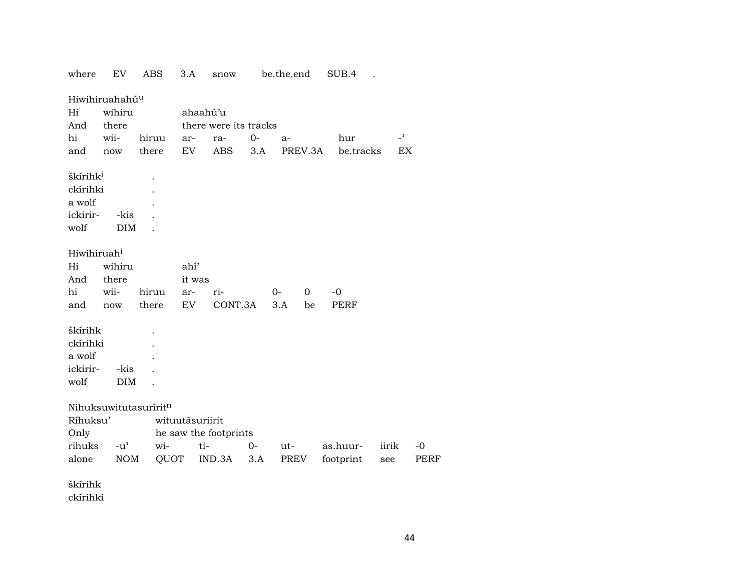where EV ABS 3.A snow be.the.end SUB.4 .

Hiwihiruahahú[u]

| Hi | wihiru | | ahaahú'u | | | | | |
|---|---|---|---|---|---|---|---|---|
| And | there | | there were its tracks | | | | | |
| hi | wii- | hiruu | ar- | ra- | 0- | a- | hur | -' |
| and | now | there | EV | ABS | 3.A | PREV.3A | be.tracks | EX |

škírihk[i] .
ckírihki .
a wolf .

| ickirir- | -kis | . |
|---|---|---|
| wolf | DIM | . |

Hiwihiruah[i]

| Hi | wihiru | | ahí' | | | | |
|---|---|---|---|---|---|---|---|
| And | there | | it was | | | | |
| hi | wii- | hiruu | ar- | ri- | 0- | 0 | -0 |
| and | now | there | EV | CONT.3A | 3.A | be | PERF |

škírihk .
ckírihki .
a wolf .

| ickirir- | -kis | . |
|---|---|---|
| wolf | DIM | . |

Nihuksuwitutasurírit[n]

| Ríhuksu' | | wituutásuriirit | | | | | | |
|---|---|---|---|---|---|---|---|---|
| Only | | he saw the footprints | | | | | | |
| rihuks | -u' | wi- | ti- | 0- | ut- | as.huur- | iirik | -0 |
| alone | NOM | QUOT | IND.3A | 3.A | PREV | footprint | see | PERF |

škírihk
ckírihki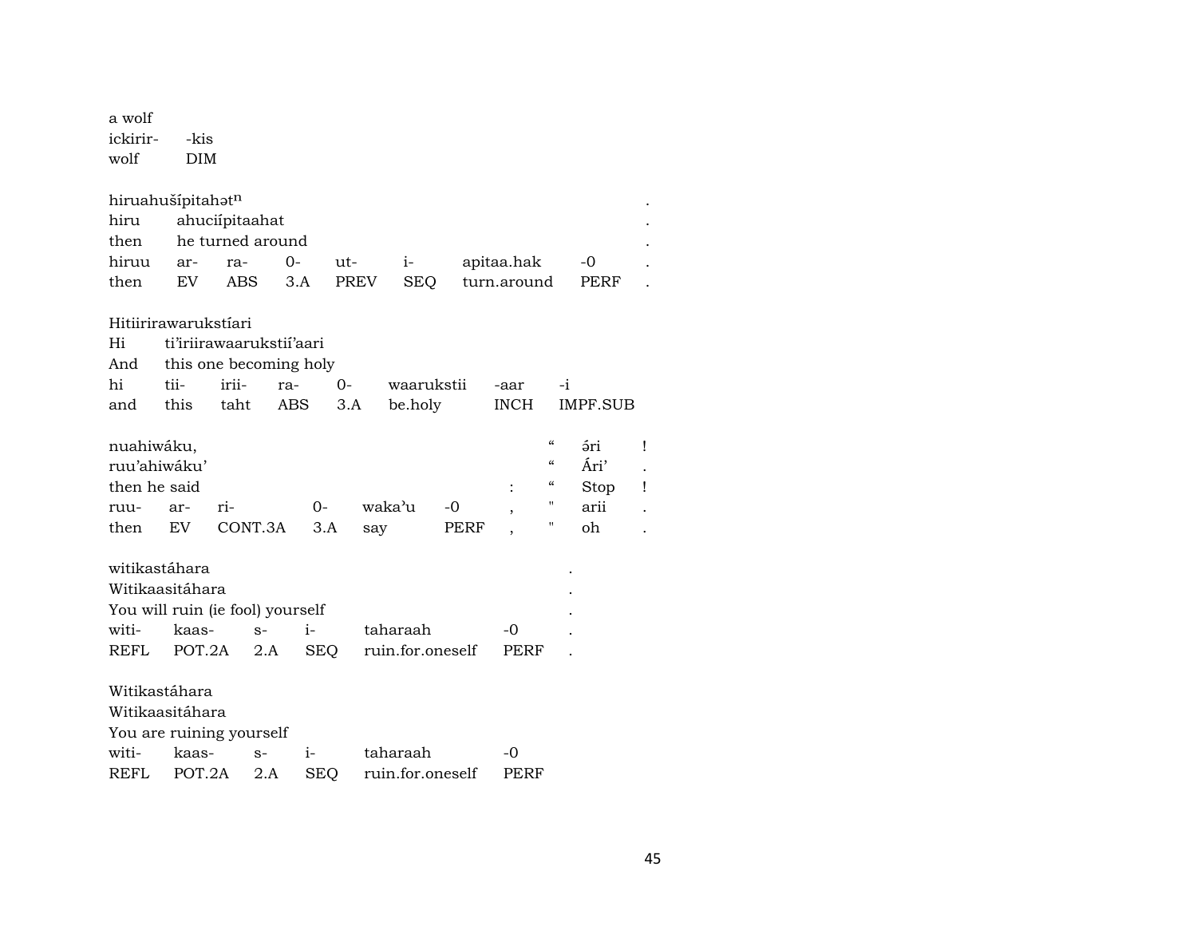a wolf
ickirir- -kis
wolf DIM

| hiruahušípitahətn | | | | | | | | . |
|---|---|---|---|---|---|---|---|---|
| hiru | ahuciípitaahat | | | | | | | . |
| then | he turned around | | | | | | | . |
| hiruu | ar- | ra- | 0- | ut- | i- | apitaa.hak | -0 | . |
| then | EV | ABS | 3.A | PREV | SEQ | turn.around | PERF | . |

| Hitiirirawarukstíari | | | | | | | |
|---|---|---|---|---|---|---|---|
| Hi | ti'iriirawaarukstií'aari | | | | | | |
| And | this one becoming holy | | | | | | |
| hi | tii- | irii- | ra- | 0- | waarukstii | -aar | -i |
| and | this | taht | ABS | 3.A | be.holy | INCH | IMPF.SUB |

| nuahiwáku, | | | | | | | " | ə́ri | ! |
|---|---|---|---|---|---|---|---|---|---|
| ruu'ahiwáku' | | | | | | | " | Ári' | . |
| then he said | | | | | | : | " | Stop | ! |
| ruu- | ar- | ri- | 0- | waka'u | -0 | , | " | arii | . |
| then | EV | CONT.3A | 3.A | say | PERF | , | " | oh | . |

| witikastáhara | | | | | | . |
|---|---|---|---|---|---|---|
| Witikaasitáhara | | | | | | . |
| You will ruin (ie fool) yourself | | | | | | . |
| witi- | kaas- | s- | i- | taharaah | -0 | . |
| REFL | POT.2A | 2.A | SEQ | ruin.for.oneself | PERF | . |

| Witikastáhara | | | | | |
|---|---|---|---|---|---|
| Witikaasitáhara | | | | | |
| You are ruining yourself | | | | | |
| witi- | kaas- | s- | i- | taharaah | -0 |
| REFL | POT.2A | 2.A | SEQ | ruin.for.oneself | PERF |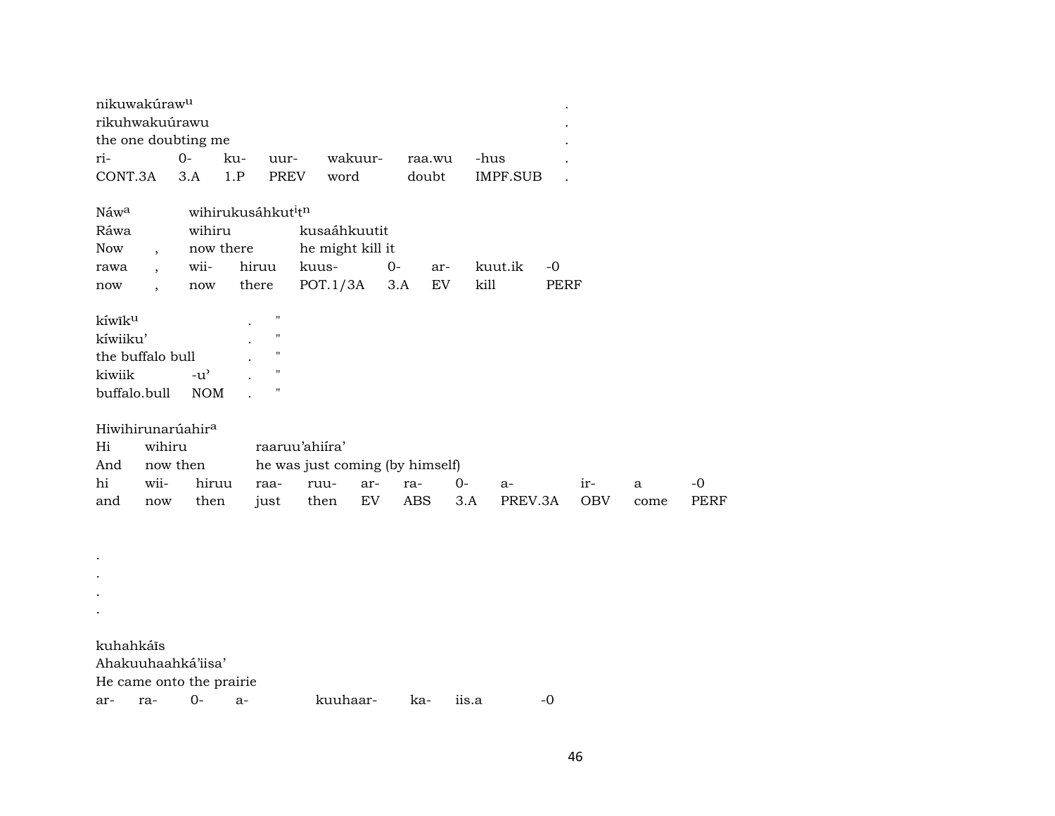nikuwakúraw[u] .
rikuhwakuúrawu .
the one doubting me .

| ri- | 0- | ku- | uur- | wakuur- | raa.wu | -hus | . |
|---|---|---|---|---|---|---|---|
| CONT.3A | 3.A | 1.P | PREV | word | doubt | IMPF.SUB | . |

Náw[a] wihirukusáhkut[i]t[n]
Ráwa wihiru kusaáhkuutit
Now , now there he might kill it

| rawa | , | wii- | hiruu | kuus- | 0- | ar- | kuut.ik | -0 |
|---|---|---|---|---|---|---|---|---|
| now | , | now | there | POT.1/3A | 3.A | EV | kill | PERF |

kíwīk[u] . "
kíwiiku' . "
the buffalo bull . "

| kiwiik | -u' | . | " |
|---|---|---|---|
| buffalo.bull | NOM | . | " |

Hiwihirunarúahir[a]
Hi wihiru raaruu'ahiíra'
And now then he was just coming (by himself)

| hi | wii- | hiruu | raa- | ruu- | ar- | ra- | 0- | a- | ir- | a | -0 |
|---|---|---|---|---|---|---|---|---|---|---|---|
| and | now | then | just | then | EV | ABS | 3.A | PREV.3A | OBV | come | PERF |

.
.
.
.

kuhahkáīs
Ahakuuhaahká'iisa'
He came onto the prairie

| ar- | ra- | 0- | a- | kuuhaar- | ka- | iis.a | -0 |
|---|---|---|---|---|---|---|---|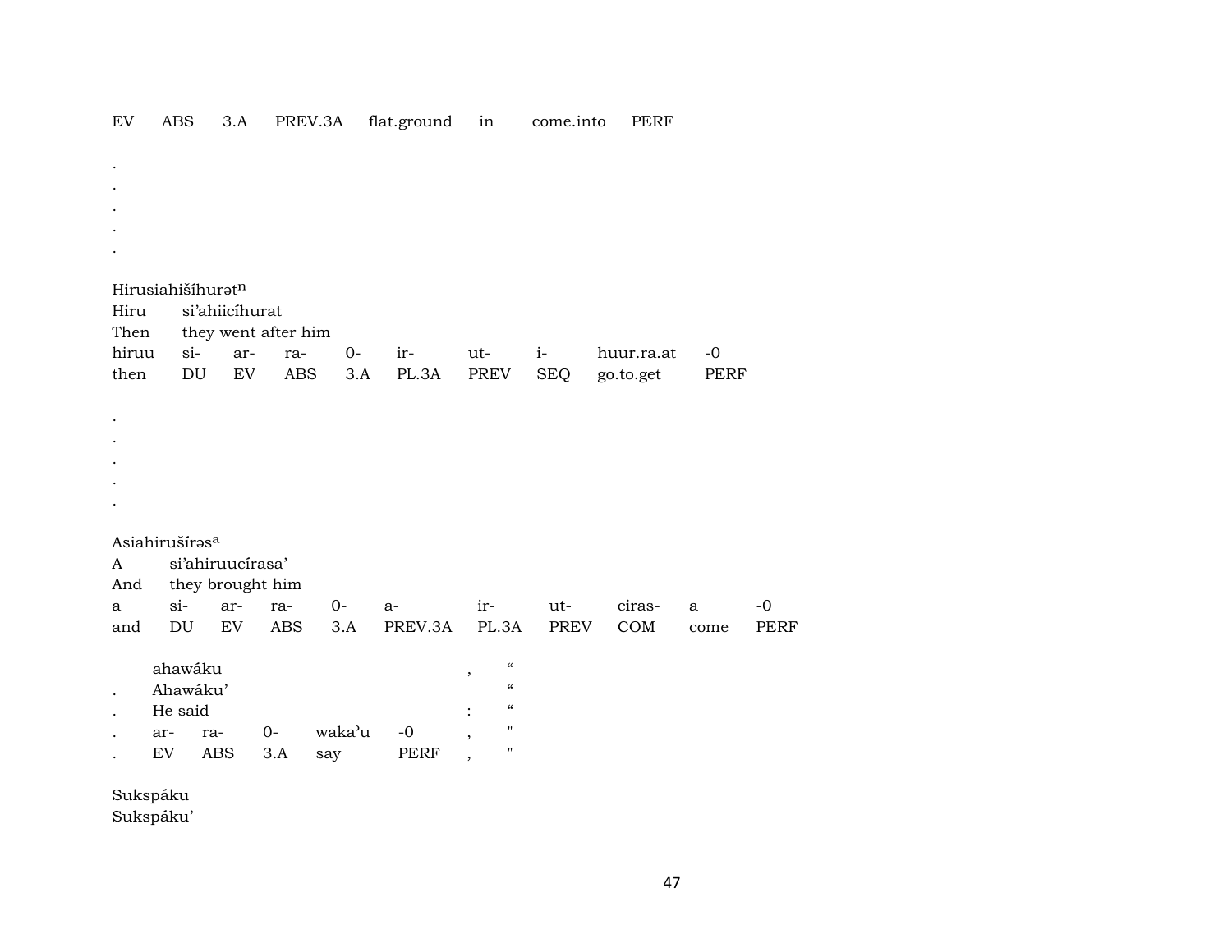| EV | ABS | 3.A | PREV.3A | flat.ground | in | come.into | PERF |
|---|---|---|---|---|---|---|---|

.
.
.
.
.

Hirusiahišíhurətⁿ

Hiru si'ahiicíhurat

Then they went after him

| hiruu | si- | ar- | ra- | 0- | ir- | ut- | i- | huur.ra.at | -0 |
|---|---|---|---|---|---|---|---|---|---|
| then | DU | EV | ABS | 3.A | PL.3A | PREV | SEQ | go.to.get | PERF |

.
.
.
.
.

Asiahirušírəsᵃ

A si'ahiruucírasa'

And they brought him

| a | si- | ar- | ra- | 0- | a- | ir- | ut- | ciras- | a | -0 |
|---|---|---|---|---|---|---|---|---|---|---|
| and | DU | EV | ABS | 3.A | PREV.3A | PL.3A | PREV | COM | come | PERF |

| | ahawáku | | | | | , | " |
|---|---|---|---|---|---|---|---|
| . | Ahawáku' | | | | | | " |
| . | He said | | | | | : | " |
| . | ar- | ra- | 0- | waka'u | -0 | , | " |
| . | EV | ABS | 3.A | say | PERF | , | " |

Sukspáku

Sukspáku'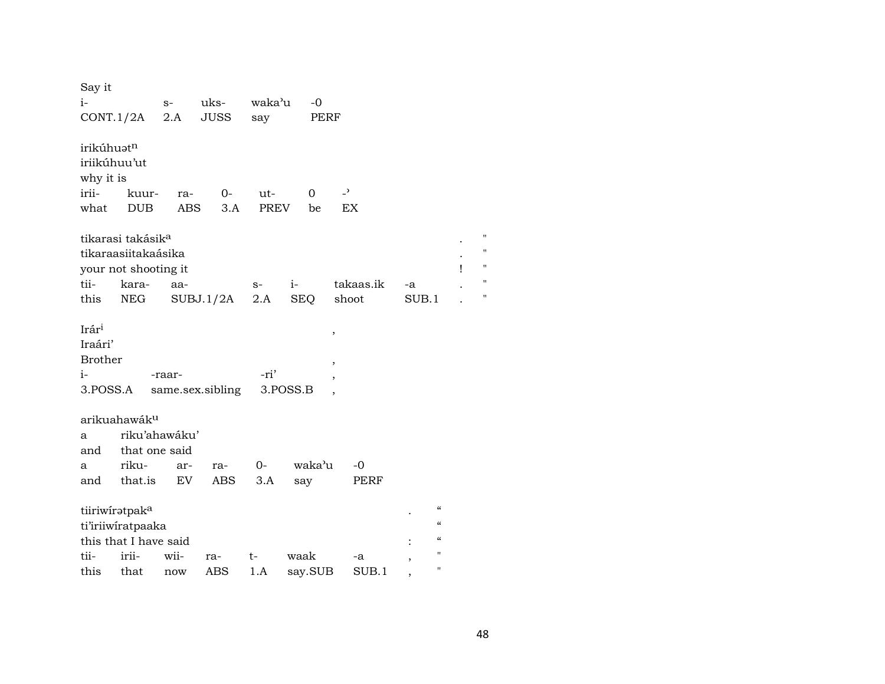Say it

| i- | s- | uks- | waka'u | -0 |
|---|---|---|---|---|
| CONT.1/2A | 2.A | JUSS | say | PERF |

irikúhuət[n]
iriikúhuu'ut
why it is

| irii- | kuur- | ra- | 0- | ut- | 0 | -' |
|---|---|---|---|---|---|---|
| what | DUB | ABS | 3.A | PREV | be | EX |

tikarasi takásik[a] . "
tikaraasiitakaásika . "
your not shooting it ! "

| tii- | kara- | aa- | s- | i- | takaas.ik | -a | . | " |
|---|---|---|---|---|---|---|---|---|
| this | NEG | SUBJ.1/2A | 2.A | SEQ | shoot | SUB.1 | . | " |

Irár[i] ,
Iraári'
Brother ,

| i- | -raar- | -ri' | , |
|---|---|---|---|
| 3.POSS.A | same.sex.sibling | 3.POSS.B | , |

arikuahawák[u]
a riku'ahawáku'
and that one said

| a | riku- | ar- | ra- | 0- | waka'u | -0 |
|---|---|---|---|---|---|---|
| and | that.is | EV | ABS | 3.A | say | PERF |

tiiriwírətpak[a] . "
ti'iriiwíratpaaka "
this that I have said : "

| tii- | irii- | wii- | ra- | t- | waak | -a | , | " |
|---|---|---|---|---|---|---|---|---|
| this | that | now | ABS | 1.A | say.SUB | SUB.1 | , | " |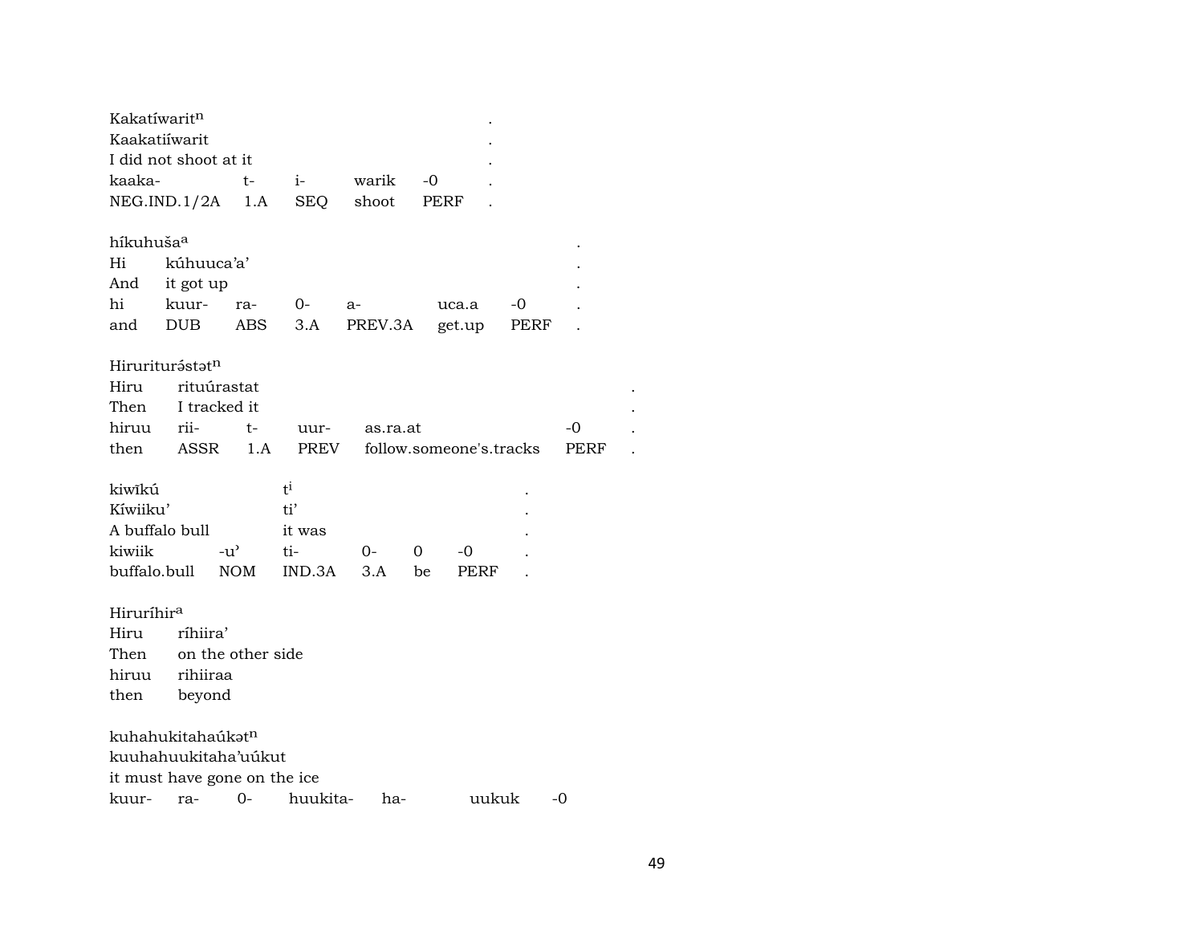Kakatíwarit[n] .
Kaakatiíwarit .
I did not shoot at it .

| kaaka- | t- | i- | warik | -0 | . |
|---|---|---|---|---|---|
| NEG.IND.1/2A | 1.A | SEQ | shoot | PERF | . |

híkuhuša[a] .

| Hi | kúhuuca'a' | | | | | | . |
|---|---|---|---|---|---|---|---|
| And | it got up | | | | | | . |
| hi | kuur- | ra- | 0- | a- | uca.a | -0 | . |
| and | DUB | ABS | 3.A | PREV.3A | get.up | PERF | . |

Hirurituráštət[n]

| Hiru | rituúrastat | | | | | . |
|---|---|---|---|---|---|---|
| Then | I tracked it | | | | | . |
| hiruu | rii- | t- | uur- | as.ra.at | -0 | . |
| then | ASSR | 1.A | PREV | follow.someone's.tracks | PERF | . |

| kiwīkú | | t[i] | | | | . |
|---|---|---|---|---|---|---|
| Kíwiiku' | | ti' | | | | . |
| A buffalo bull | | it was | | | | . |
| kiwiik | -u' | ti- | 0- | 0 | -0 | . |
| buffalo.bull | NOM | IND.3A | 3.A | be | PERF | . |

Hiruríhir[a]

| Hiru | ríhiira' |
|---|---|
| Then | on the other side |
| hiruu | rihiiraa |
| then | beyond |

kuhahukitahaúkət[n]
kuuhahuukitaha'uúkut
it must have gone on the ice

| kuur- | ra- | 0- | huukita- | ha- | uukuk | -0 |
|---|---|---|---|---|---|---|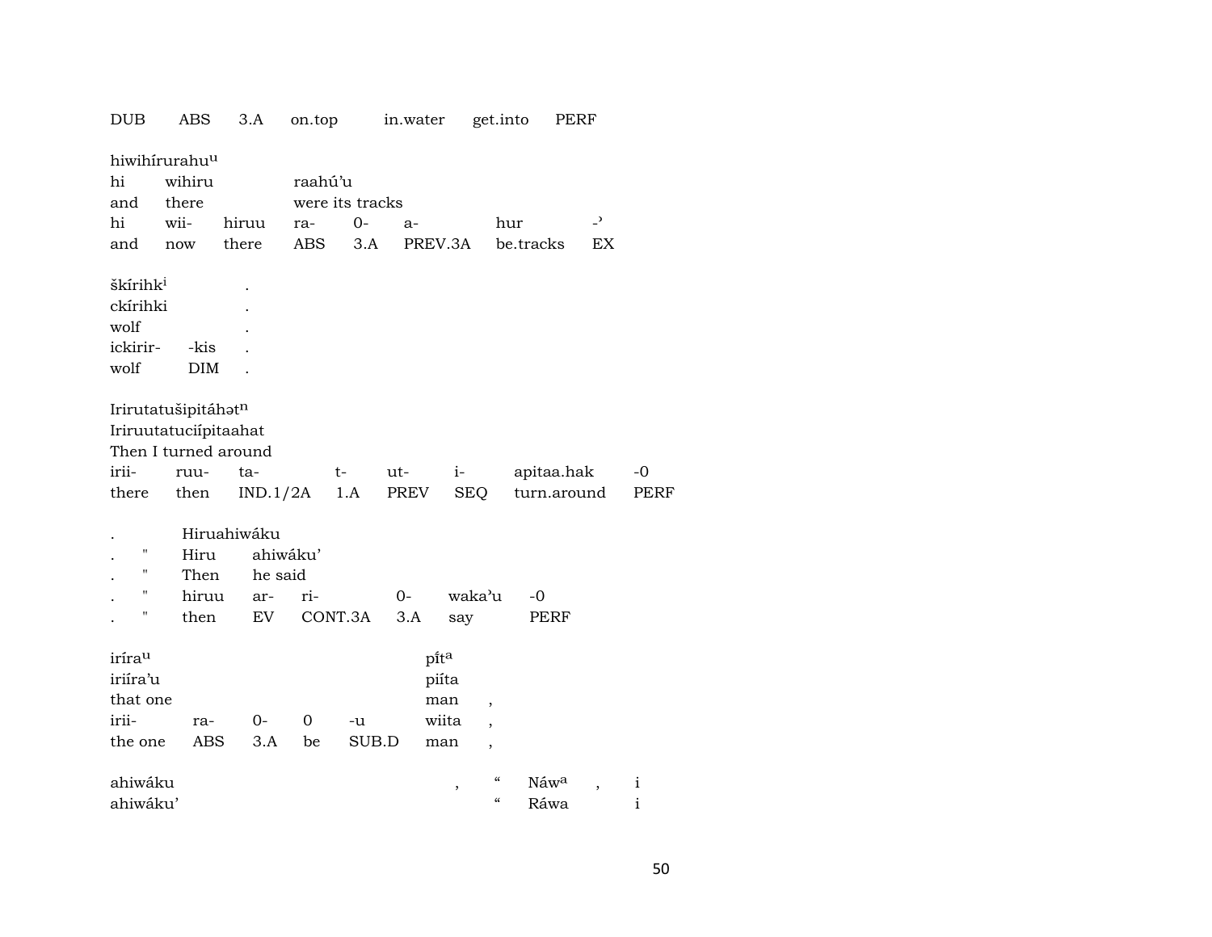DUB ABS 3.A on.top in.water get.into PERF

hiwihírurahu^u
hi wihiru raahú'u
and there were its tracks
hi wii- hiruu ra- 0- a- hur -ʾ
and now there ABS 3.A PREV.3A be.tracks EX

škírihk^i .
ckírihki .
wolf .
ickirir- -kis .
wolf DIM .

Irirutatušipitáhət^n
Iriruutatuciípitaahat
Then I turned around
irii- ruu- ta- t- ut- i- apitaa.hak -0
there then IND.1/2A 1.A PREV SEQ turn.around PERF

. Hiruahiwáku
. " Hiru ahiwáku'
. " Then he said
. " hiruu ar- ri- 0- waka'u -0
. " then EV CONT.3A 3.A say PERF

iríra^u pı̃́t^a
iriíra'u piíta
that one man ,
irii- ra- 0- 0 -u wiita ,
the one ABS 3.A be SUB.D man ,

ahiwáku , " Náw^a , i
ahiwáku' " Ráwa i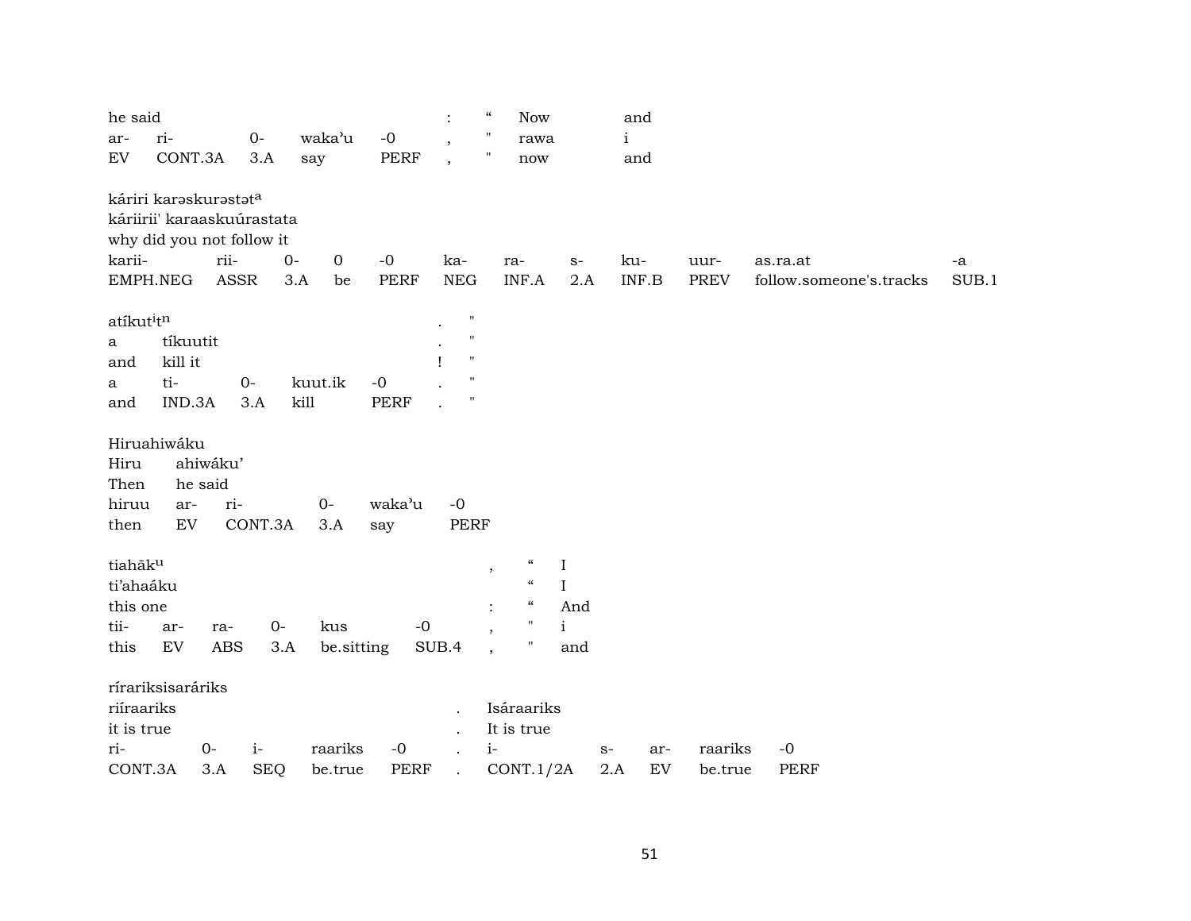| he said | | | | | : | “ | Now | and |
|---|---|---|---|---|---|---|---|---|
| ar- | ri- | 0- | waka’u | -0 | , | " | rawa | i |
| EV | CONT.3A | 3.A | say | PERF | , | " | now | and |

káriri karəskurəstət[a]
káriirii' karaaskuúrastata
why did you not follow it

| karii- | rii- | 0- | 0 | -0 | ka- | ra- | s- | ku- | uur- | as.ra.at | -a |
|---|---|---|---|---|---|---|---|---|---|---|---|
| EMPH.NEG | ASSR | 3.A | be | PERF | NEG | INF.A | 2.A | INF.B | PREV | follow.someone's.tracks | SUB.1 |

| atíkut[i]t[n] | | | | | . | " |
|---|---|---|---|---|---|---|
| a | tíkuutit | | | | . | " |
| and | kill it | | | | ! | " |
| a | ti- | 0- | kuut.ik | -0 | . | " |
| and | IND.3A | 3.A | kill | PERF | . | " |

Hiruahiwáku

| Hiru | ahiwáku’ | | | | |
|---|---|---|---|---|---|
| Then | he said | | | | |
| hiruu | ar- | ri- | 0- | waka’u | -0 |
| then | EV | CONT.3A | 3.A | say | PERF |

| tiahāk[u] | | | | | | , | “ | I |
|---|---|---|---|---|---|---|---|---|
| ti’ahaáku | | | | | | | “ | I |
| this one | | | | | | : | “ | And |
| tii- | ar- | ra- | 0- | kus | -0 | , | " | i |
| this | EV | ABS | 3.A | be.sitting | SUB.4 | , | " | and |

ríraríksisaráriks

| riíraariks | | | | | . | Isáraariks | | | | |
|---|---|---|---|---|---|---|---|---|---|---|
| it is true | | | | | . | It is true | | | | |
| ri- | 0- | i- | raariks | -0 | . | i- | s- | ar- | raariks | -0 |
| CONT.3A | 3.A | SEQ | be.true | PERF | . | CONT.1/2A | 2.A | EV | be.true | PERF |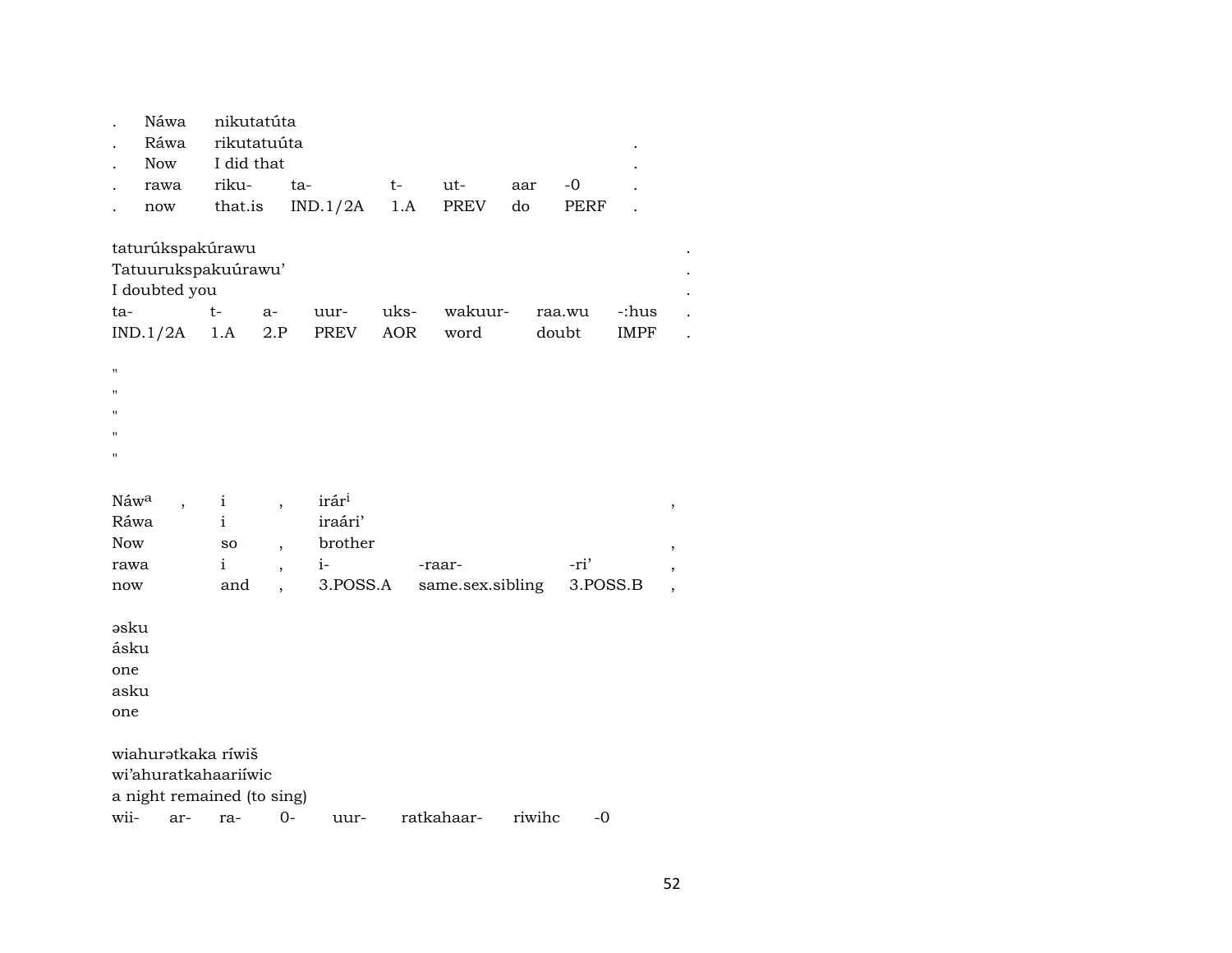| . | Náwa | nikutatúta | | | | | | |
|---|---|---|---|---|---|---|---|---|
| . | Ráwa | rikutatuúta | | | | | | . |
| . | Now | I did that | | | | | | . |
| . | rawa | riku- | ta- | t- | ut- | aar | -0 | . |
| . | now | that.is | IND.1/2A | 1.A | PREV | do | PERF | . |

| taturúkspakúrawu | | | | | | | | . |
|---|---|---|---|---|---|---|---|---|
| Tatuurukspakuúrawu’ | | | | | | | | . |
| I doubted you | | | | | | | | . |
| ta- | t- | a- | uur- | uks- | wakuur- | raa.wu | -:hus | . |
| IND.1/2A | 1.A | 2.P | PREV | AOR | word | doubt | IMPF | . |

"
"
"
"
"

| Náw[a] | , | i | , | irár[i] | | | , |
|---|---|---|---|---|---|---|---|
| Ráwa | | i | | iraári’ | | | |
| Now | | so | , | brother | | | , |
| rawa | | i | , | i- | -raar- | -ri’ | , |
| now | | and | , | 3.POSS.A | same.sex.sibling | 3.POSS.B | , |

əsku
ásku
one
asku
one

wiahurətkaka ríwiš
wi’ahuratkahaariíwic
a night remained (to sing)

| wii- | ar- | ra- | 0- | uur- | ratkahaar- | riwihc | -0 |
|---|---|---|---|---|---|---|---|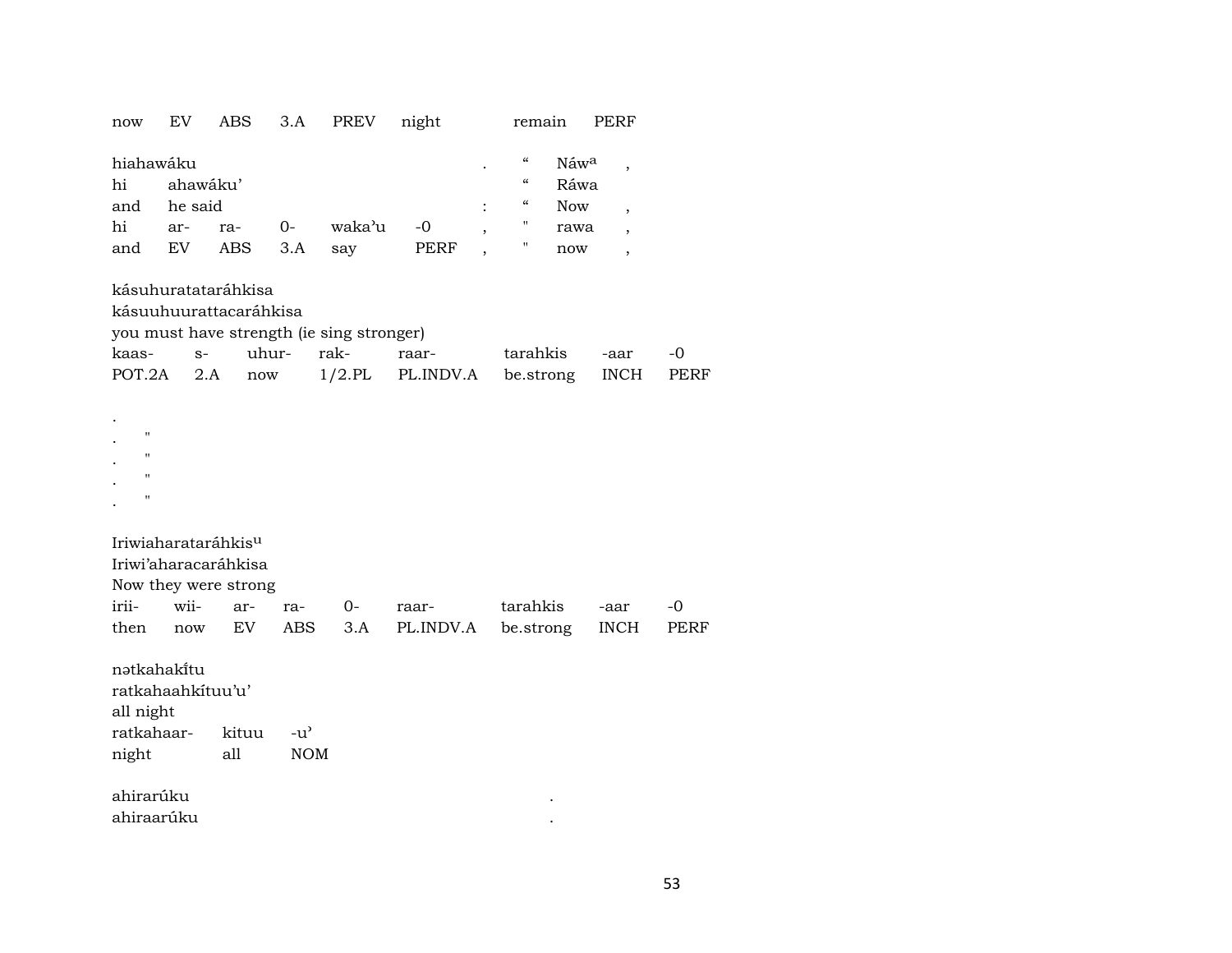now EV ABS 3.A PREV night remain PERF

| hiahawáku | | | | | | . | “ | Náw[a] | , |
|---|---|---|---|---|---|---|---|---|---|
| hi | ahawáku’ | | | | | | “ | Ráwa | |
| and | he said | | | | | : | “ | Now | , |
| hi | ar- | ra- | 0- | waka’u | -0 | , | " | rawa | , |
| and | EV | ABS | 3.A | say | PERF | , | " | now | , |

kásuhuratataráhkisa
kásuuhuurattacaráhkisa
you must have strength (ie sing stronger)

| kaas- | s- | uhur- | rak- | raar- | tarahkis | -aar | -0 |
|---|---|---|---|---|---|---|---|
| POT.2A | 2.A | now | 1/2.PL | PL.INDV.A | be.strong | INCH | PERF |

.
. "
. "
. "
. "

Iriwiaharataráhkis[u]
Iriwi’aharacaráhkisa
Now they were strong

| irii- | wii- | ar- | ra- | 0- | raar- | tarahkis | -aar | -0 |
|---|---|---|---|---|---|---|---|---|
| then | now | EV | ABS | 3.A | PL.INDV.A | be.strong | INCH | PERF |

nətkahakí̄tu
ratkahaahkítuu’u’
all night

| ratkahaar- | kituu | -u’ |
|---|---|---|
| night | all | NOM |

ahirarúku .
ahiraarúku .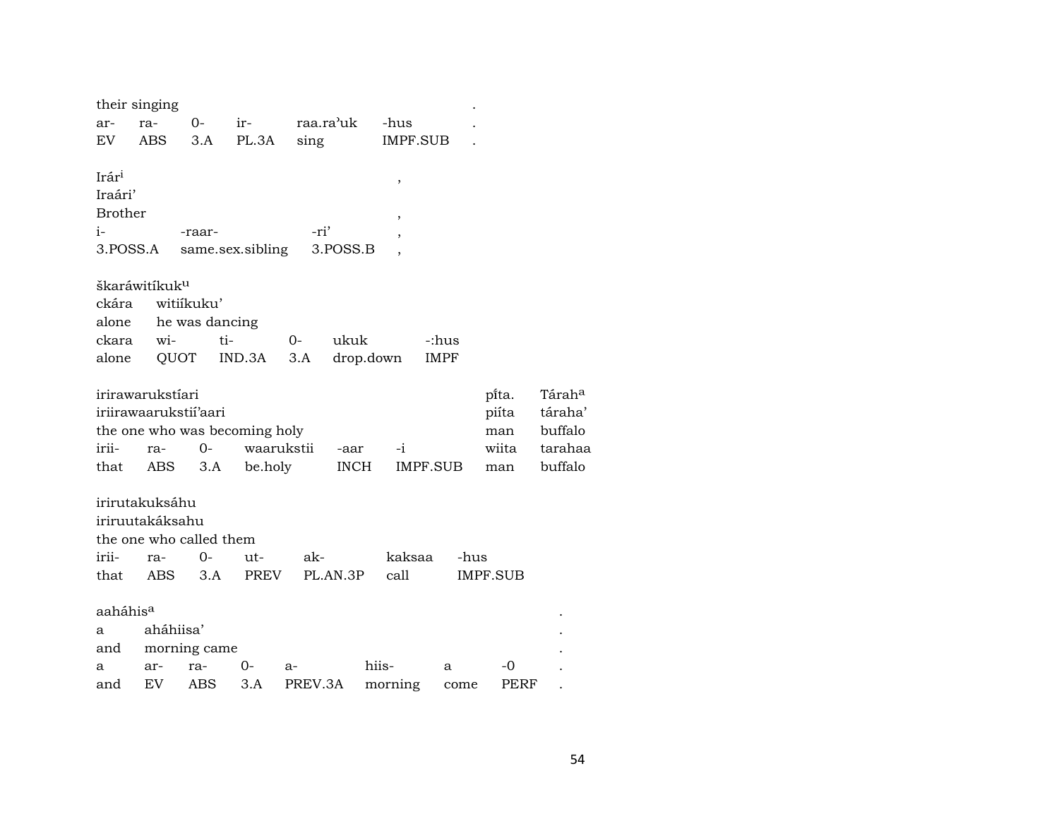| their singing | | | | | | . |
|---|---|---|---|---|---|---|
| ar- | ra- | 0- | ir- | raa.ra'uk | -hus | . |
| EV | ABS | 3.A | PL.3A | sing | IMPF.SUB | . |

| Irár[i] | | | , |
|---|---|---|---|
| Iraári' | | | |
| Brother | | | , |
| i- | -raar- | -ri' | , |
| 3.POSS.A | same.sex.sibling | 3.POSS.B | , |

| škaráwitíkuk[u] | | | | | |
|---|---|---|---|---|---|
| ckára | witiíkuku' | | | | |
| alone | he was dancing | | | | |
| ckara | wi- | ti- | 0- | ukuk | -:hus |
| alone | QUOT | IND.3A | 3.A | drop.down | IMPF |

| irirawarukstíari | | | | | | pí̈ta. | Tárah[a] |
|---|---|---|---|---|---|---|---|
| iriirawaarukstií'aari | | | | | | piíta | táraha' |
| the one who was becoming holy | | | | | | man | buffalo |
| irii- | ra- | 0- | waarukstii | -aar | -i | wiita | tarahaa |
| that | ABS | 3.A | be.holy | INCH | IMPF.SUB | man | buffalo |

| irirutakuksáhu | | | | | | |
|---|---|---|---|---|---|---|
| iriruutakáksahu | | | | | | |
| the one who called them | | | | | | |
| irii- | ra- | 0- | ut- | ak- | kaksaa | -hus |
| that | ABS | 3.A | PREV | PL.AN.3P | call | IMPF.SUB |

| aaháhis[a] | | | | | | | | . |
|---|---|---|---|---|---|---|---|---|
| a | aháhiisa' | | | | | | | . |
| and | morning came | | | | | | | . |
| a | ar- | ra- | 0- | a- | hiis- | a | -0 | . |
| and | EV | ABS | 3.A | PREV.3A | morning | come | PERF | . |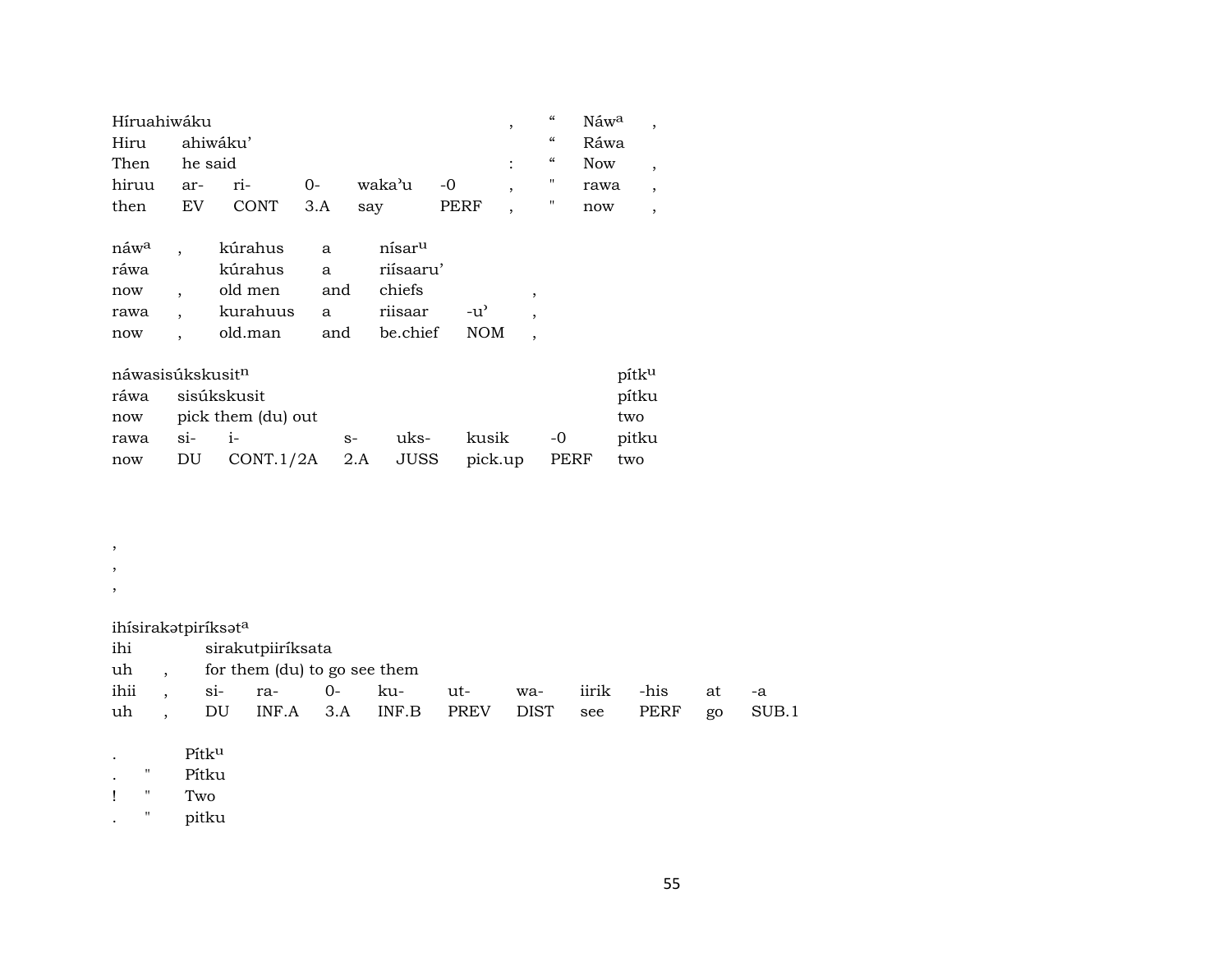| Híruahiwáku | | | | | | , | “ | Náw$^{a}$ | , |
|---|---|---|---|---|---|---|---|---|---|
| Hiru | ahiwáku’ | | | | | | “ | Ráwa | |
| Then | he said | | | | | : | “ | Now | , |
| hiruu | ar- | ri- | 0- | waka’u | -0 | , | " | rawa | , |
| then | EV | CONT | 3.A | say | PERF | , | " | now | , |

| náw$^{a}$ | , | kúrahus | a | nísar$^{u}$ | | |
|---|---|---|---|---|---|---|
| ráwa | | kúrahus | a | riísaaru’ | | |
| now | , | old men | and | chiefs | | , |
| rawa | , | kurahuus | a | riisaar | -u’ | , |
| now | , | old.man | and | be.chief | NOM | , |

| náwasisúkskusit$^{n}$ | | | | | | | pítk$^{u}$ |
|---|---|---|---|---|---|---|---|
| ráwa | sisúkskusit | | | | | | pítku |
| now | pick them (du) out | | | | | | two |
| rawa | si- | i- | s- | uks- | kusik | -0 | pitku |
| now | DU | CONT.1/2A | 2.A | JUSS | pick.up | PERF | two |

,
,
,

| ihísirakətpiríksət$^{a}$ | | | | | | | | | | | |
|---|---|---|---|---|---|---|---|---|---|---|---|
| ihi | | sirakutpiiríksata | | | | | | | | | |
| uh | , | for them (du) to go see them | | | | | | | | | |
| ihii | , | si- | ra- | 0- | ku- | ut- | wa- | iirik | -his | at | -a |
| uh | , | DU | INF.A | 3.A | INF.B | PREV | DIST | see | PERF | go | SUB.1 |

| . | | Pítk$^{u}$ |
|---|---|---|
| . | " | Pítku |
| ! | " | Two |
| . | " | pitku |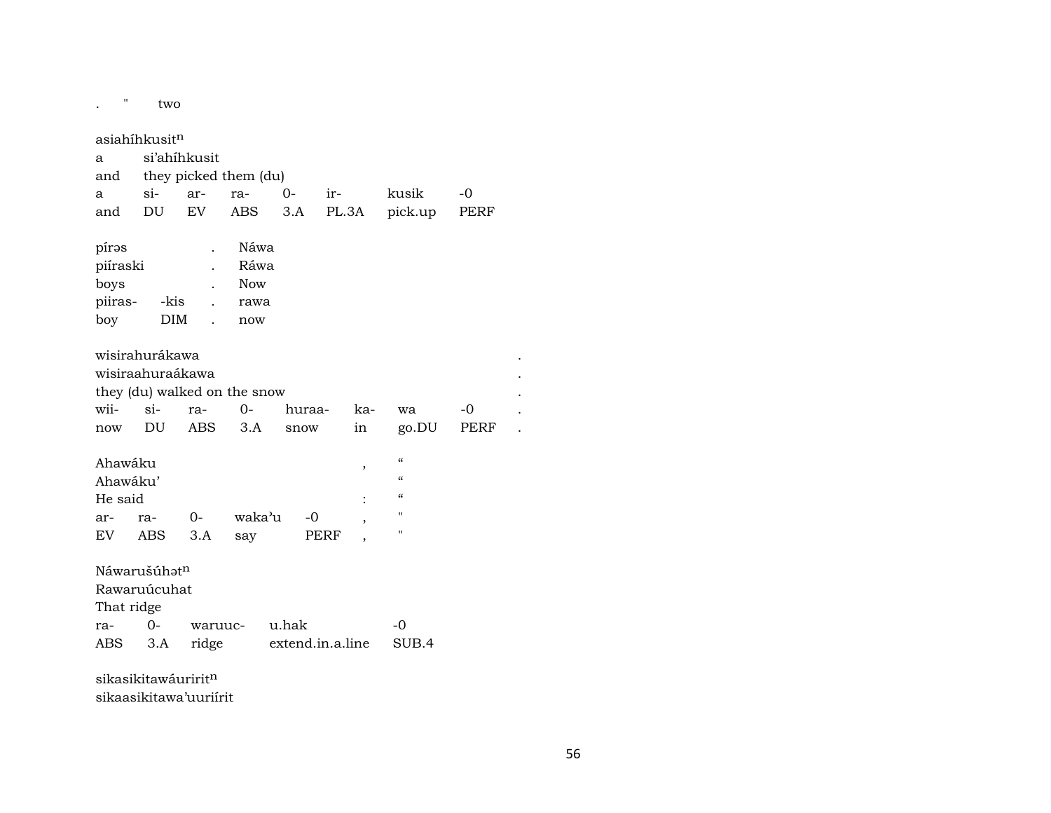.      "      two

asiahíhkusit$^{n}$
a          si'ahíhkusit
and       they picked them (du)

| a | si- | ar- | ra- | 0- | ir- | kusik | -0 |
|---|---|---|---|---|---|---|---|
| and | DU | EV | ABS | 3.A | PL.3A | pick.up | PERF |

| pírəs | | . | Náwa |
|---|---|---|---|
| piíraski | | . | Ráwa |
| boys | | . | Now |
| piiras- | -kis | . | rawa |
| boy | DIM | . | now |

wisirahurákawa                                                    .
wisiraahuraákawa                                                  .
they (du) walked on the snow                                      .

| wii- | si- | ra- | 0- | huraa- | ka- | wa | -0 | . |
|---|---|---|---|---|---|---|---|---|
| now | DU | ABS | 3.A | snow | in | go.DU | PERF | . |

| Ahawáku | | | | | , | “ |
|---|---|---|---|---|---|---|
| Ahawáku' | | | | | | “ |
| He said | | | | | : | “ |
| ar- | ra- | 0- | waka'u | -0 | , | " |
| EV | ABS | 3.A | say | PERF | , | " |

Náwarušúhət$^{n}$
Rawaruúcuhat
That ridge

| ra- | 0- | waruuc- | u.hak | -0 |
|---|---|---|---|---|
| ABS | 3.A | ridge | extend.in.a.line | SUB.4 |

sikasikitawáuririt$^{n}$
sikaasikitawa'uuriírit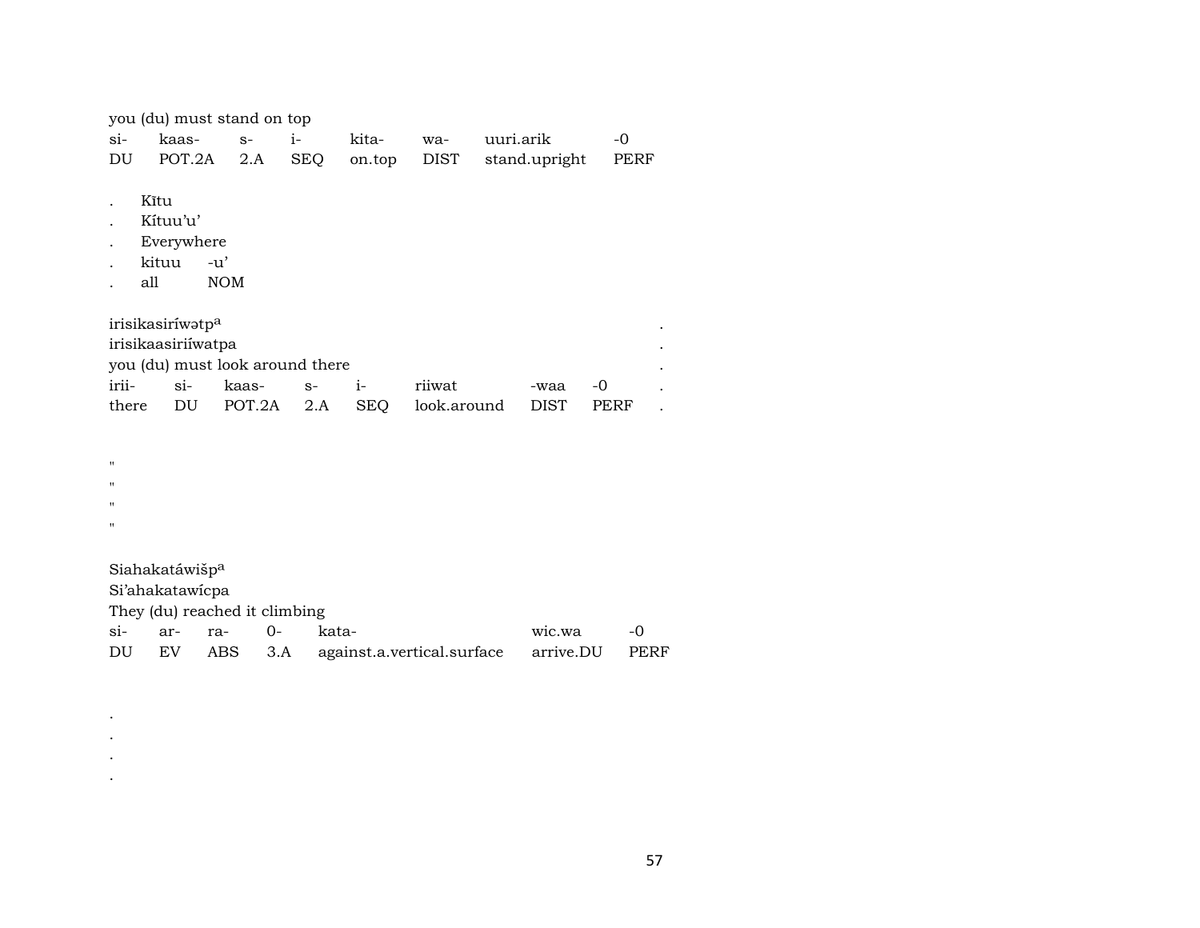you (du) must stand on top

| si- | kaas- | s- | i- | kita- | wa- | uuri.arik | -0 |
|---|---|---|---|---|---|---|---|
| DU | POT.2A | 2.A | SEQ | on.top | DIST | stand.upright | PERF |

. Kĩtu
. Kítuu'u'
. Everywhere

| . | kituu | -u' |
|---|---|---|
| . | all | NOM |

irisikasiríwətp[a] .
irisikaasiriíwatpa .
you (du) must look around there .

| irii- | si- | kaas- | s- | i- | riiwat | -waa | -0 | . |
|---|---|---|---|---|---|---|---|---|
| there | DU | POT.2A | 2.A | SEQ | look.around | DIST | PERF | . |

"
"
"
"

Siahakatáwišp[a]
Si'ahakatawícpa
They (du) reached it climbing

| si- | ar- | ra- | 0- | kata- | wic.wa | -0 |
|---|---|---|---|---|---|---|
| DU | EV | ABS | 3.A | against.a.vertical.surface | arrive.DU | PERF |

.
.
.
.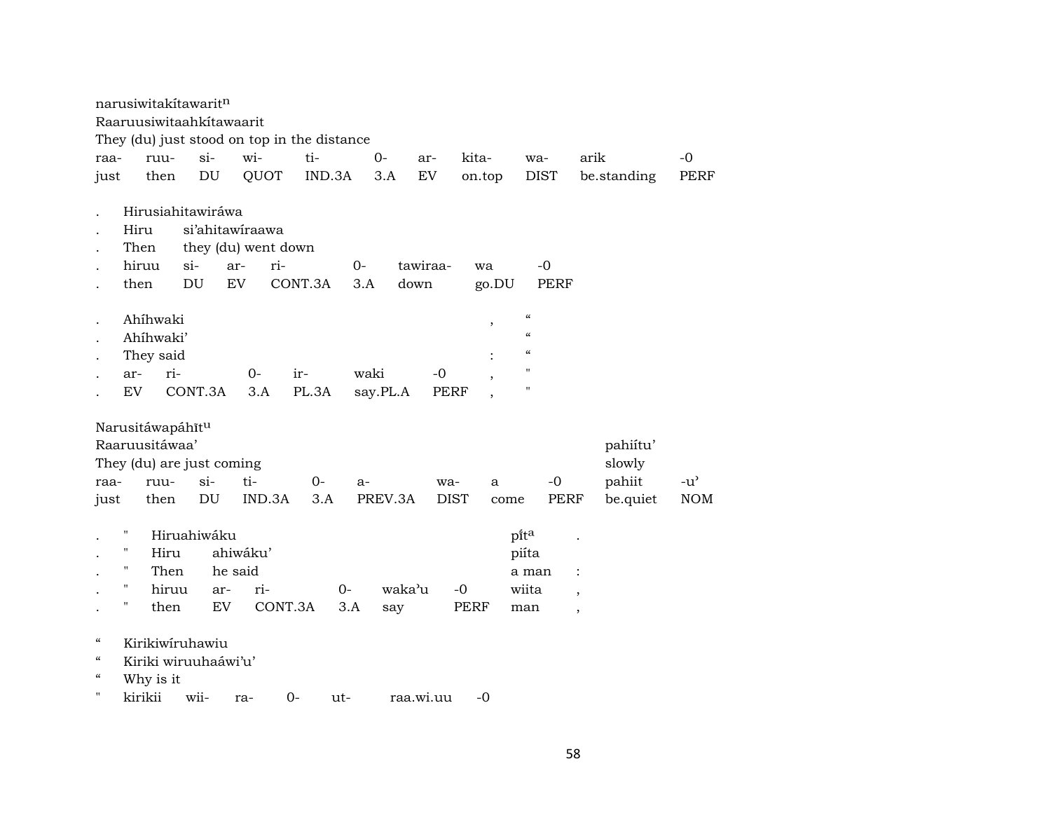narusiwitakítawaritⁿ
Raaruusiwitaahkítawaarit
They (du) just stood on top in the distance

| raa- | ruu- | si- | wi- | ti- | 0- | ar- | kita- | wa- | arik | -0 |
|---|---|---|---|---|---|---|---|---|---|---|
| just | then | DU | QUOT | IND.3A | 3.A | EV | on.top | DIST | be.standing | PERF |

. Hirusiahitawiráwa
. Hiru si'ahitawíraawa
. Then they (du) went down

| . | hiruu | si- | ar- | ri- | 0- | tawiraa- | wa | -0 |
|---|---|---|---|---|---|---|---|---|
| . | then | DU | EV | CONT.3A | 3.A | down | go.DU | PERF |

| . | Ahíhwaki | | | | | , | " |
|---|---|---|---|---|---|---|---|
| . | Ahíhwaki' | | | | | | " |
| . | They said | | | | | : | " |
| . | ar- | ri- | 0- | ir- | waki | -0 | , | " |
| . | EV | CONT.3A | 3.A | PL.3A | say.PL.A | PERF | , | " |

Narusitáwapáhītᵘ
Raaruusitáwaa' pahiítu'
They (du) are just coming slowly

| raa- | ruu- | si- | ti- | 0- | a- | wa- | a | -0 | pahiit | -u' |
|---|---|---|---|---|---|---|---|---|---|---|
| just | then | DU | IND.3A | 3.A | PREV.3A | DIST | come | PERF | be.quiet | NOM |

| . | " | Hiruahiwáku | | | | | pítᵃ | . |
|---|---|---|---|---|---|---|---|---|
| . | " | Hiru | ahiwáku' | | | | piíta | |
| . | " | Then | he said | | | | a man | : |
| . | " | hiruu | ar- | ri- | 0- | waka'u | -0 | wiita | , |
| . | " | then | EV | CONT.3A | 3.A | say | PERF | man | , |

" Kirikiwíruhawiu
" Kiriki wiruuhaáwi'u'
" Why is it
" kirikii wii- ra- 0- ut- raa.wi.uu -0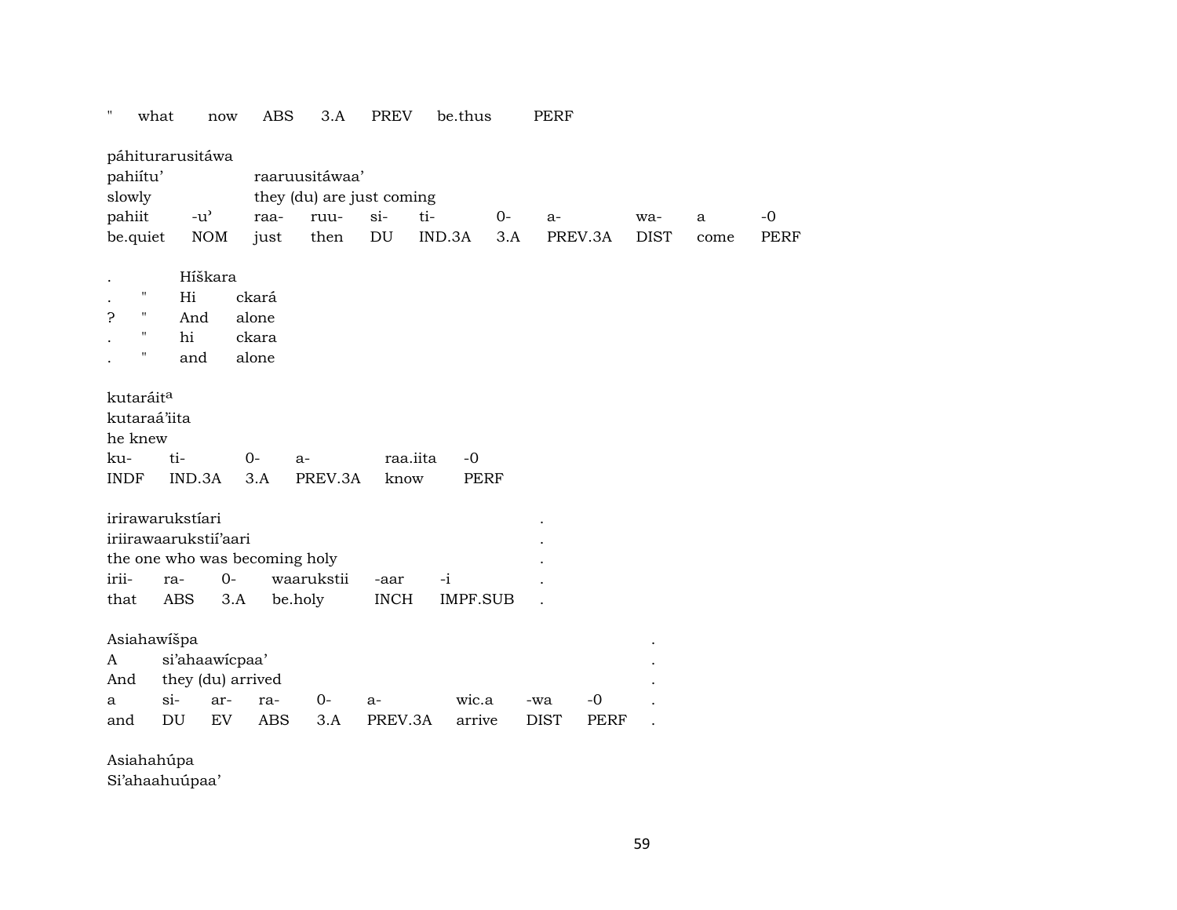| " | what | now | ABS | 3.A | PREV | be.thus | PERF |
|---|---|---|---|---|---|---|---|

páhiturarusitáwa
pahiítu' raaruusitáwaa'
slowly they (du) are just coming

| pahiit | -u' | raa- | ruu- | si- | ti- | 0- | a- | wa- | a | -0 |
|---|---|---|---|---|---|---|---|---|---|---|
| be.quiet | NOM | just | then | DU | IND.3A | 3.A | PREV.3A | DIST | come | PERF |

| . | | Híškara |
|---|---|---|
| . | " | Hi ckará |
| ? | " | And alone |
| . | " | hi ckara |
| . | " | and alone |

kutaráit[a]
kutaraá'iita
he knew

| ku- | ti- | 0- | a- | raa.iita | -0 |
|---|---|---|---|---|---|
| INDF | IND.3A | 3.A | PREV.3A | know | PERF |

irirawarukstíari .
iriirawaarukstií'aari .
the one who was becoming holy .

| irii- | ra- | 0- | waarukstii | -aar | -i | . |
|---|---|---|---|---|---|---|
| that | ABS | 3.A | be.holy | INCH | IMPF.SUB | . |

Asiahawíšpa .
A si'ahaawícpaa' .
And they (du) arrived .

| a | si- | ar- | ra- | 0- | a- | wic.a | -wa | -0 | . |
|---|---|---|---|---|---|---|---|---|---|
| and | DU | EV | ABS | 3.A | PREV.3A | arrive | DIST | PERF | . |

Asiahahúpa
Si'ahaahuúpaa'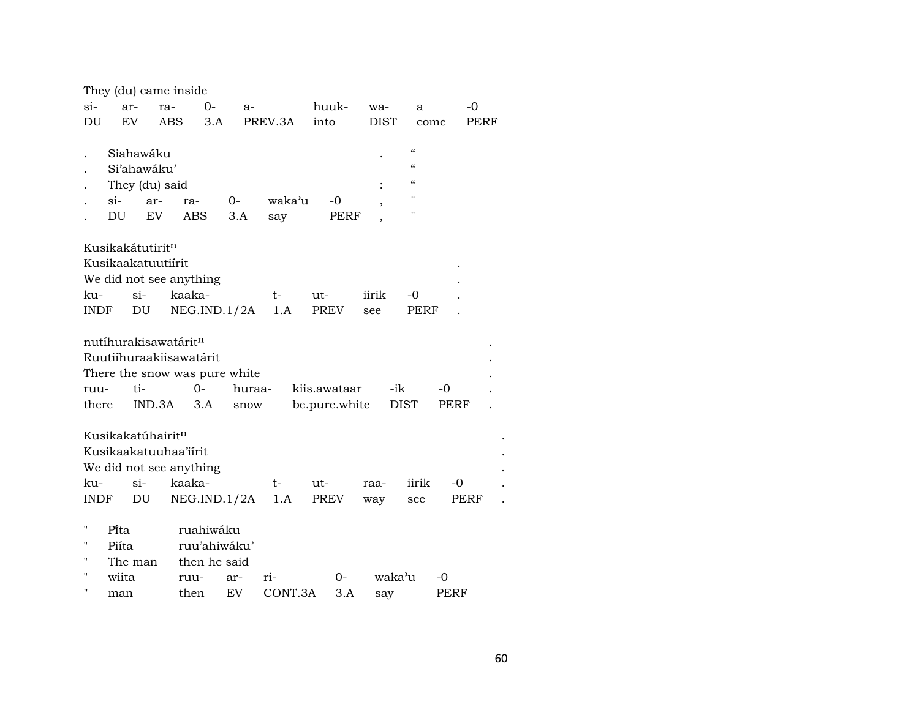They (du) came inside

| si- | ar- | ra- | 0- | a- | huuk- | wa- | a | -0 |
|---|---|---|---|---|---|---|---|---|
| DU | EV | ABS | 3.A | PREV.3A | into | DIST | come | PERF |

| . | Siahawáku | | | | | . | “ |
|---|---|---|---|---|---|---|---|
| . | Si’ahawáku’ | | | | | | “ |
| . | They (du) said | | | | | : | “ |
| . | si- | ar- | ra- | 0- | waka’u | -0 | , | " |
| . | DU | EV | ABS | 3.A | say | PERF | , | " |

Kusikakátutiritⁿ
Kusikaakatuutiírit .
We did not see anything .

| ku- | si- | kaaka- | t- | ut- | iirik | -0 | . |
|---|---|---|---|---|---|---|---|
| INDF | DU | NEG.IND.1/2A | 1.A | PREV | see | PERF | . |

nutíhurakisawatáritⁿ .
Ruutiíhuraakiisawatárit .
There the snow was pure white .

| ruu- | ti- | 0- | huraa- | kiis.awataar | -ik | -0 | . |
|---|---|---|---|---|---|---|---|
| there | IND.3A | 3.A | snow | be.pure.white | DIST | PERF | . |

Kusikakatúhairitⁿ .
Kusikaakatuuhaa’iírit .
We did not see anything .

| ku- | si- | kaaka- | t- | ut- | raa- | iirik | -0 | . |
|---|---|---|---|---|---|---|---|---|
| INDF | DU | NEG.IND.1/2A | 1.A | PREV | way | see | PERF | . |

| " | Pi̍ta | ruahiwáku | | | | | |
|---|---|---|---|---|---|---|---|
| " | Piíta | ruu’ahiwáku’ | | | | | |
| " | The man | then he said | | | | | |
| " | wiita | ruu- | ar- | ri- | 0- | waka’u | -0 |
| " | man | then | EV | CONT.3A | 3.A | say | PERF |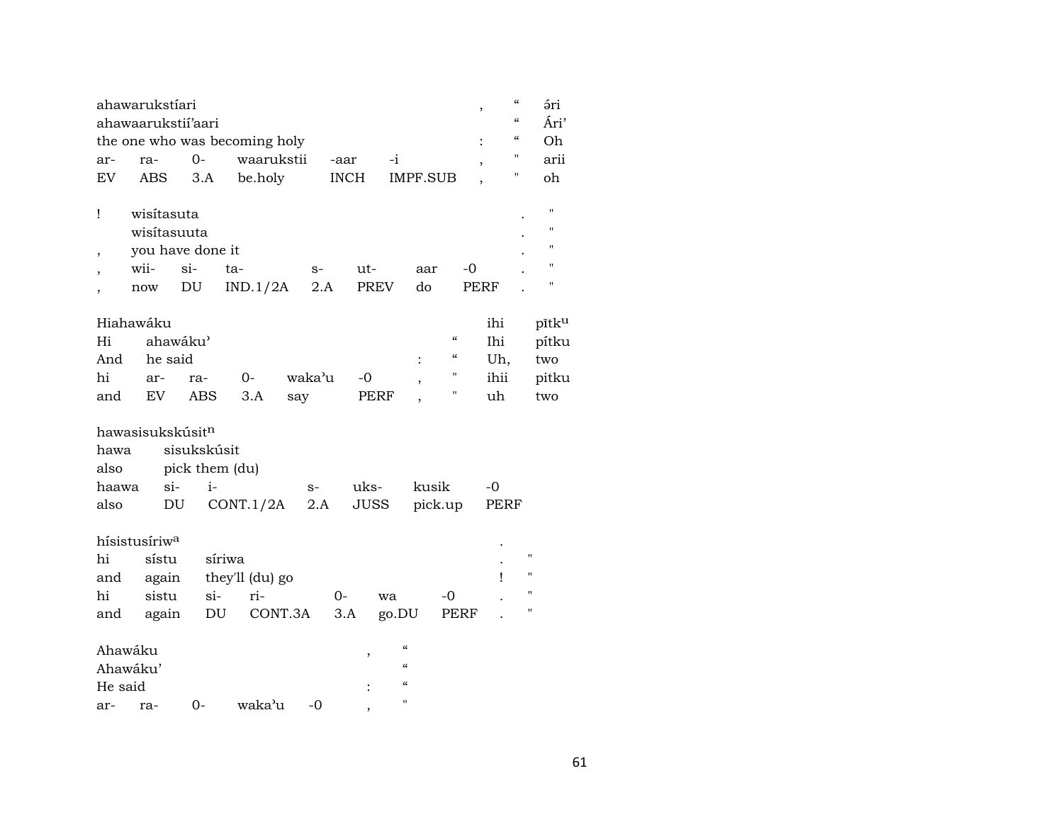| ahawarukstíari | | | | | | , | “ | ə́ri |
|---|---|---|---|---|---|---|---|---|
| ahawaarukstiíʼaari | | | | | | | “ | Áriʼ |
| the one who was becoming holy | | | | | | : | “ | Oh |
| ar- | ra- | 0- | waarukstii | -aar | -i | , | " | arii |
| EV | ABS | 3.A | be.holy | INCH | IMPF.SUB | , | " | oh |

| ! | wisítasuta | | | | | | | . | " |
|---|---|---|---|---|---|---|---|---|---|
| | wisítasuuta | | | | | | | . | " |
| , | you have done it | | | | | | | . | " |
| , | wii- | si- | ta- | s- | ut- | aar | -0 | . | " |
| , | now | DU | IND.1/2A | 2.A | PREV | do | PERF | . | " |

| Hiahawáku | | | | | | | | ihi | pītk[u] |
|---|---|---|---|---|---|---|---|---|---|
| Hi | ahawákuʼ | | | | | | “ | Ihi | pítku |
| And | he said | | | | | : | “ | Uh, | two |
| hi | ar- | ra- | 0- | wakaʼu | -0 | , | " | ihii | pitku |
| and | EV | ABS | 3.A | say | PERF | , | " | uh | two |

| hawasisukskúsit[n] | | | | | | |
|---|---|---|---|---|---|---|
| hawa | sisukskúsit | | | | | |
| also | pick them (du) | | | | | |
| haawa | si- | i- | s- | uks- | kusik | -0 |
| also | DU | CONT.1/2A | 2.A | JUSS | pick.up | PERF |

| hísistusíriw[a] | | | | | | . | |
|---|---|---|---|---|---|---|---|
| hi | sístu | síriwa | | | | . | " |
| and | again | they'll (du) go | | | | ! | " |
| hi | sistu | si- | ri- | 0- | wa | -0 | . | " |
| and | again | DU | CONT.3A | 3.A | go.DU | PERF | . | " |

| Ahawáku | | | | | , | “ |
|---|---|---|---|---|---|---|
| Ahawákuʼ | | | | | | “ |
| He said | | | | | : | “ |
| ar- | ra- | 0- | wakaʼu | -0 | , | " |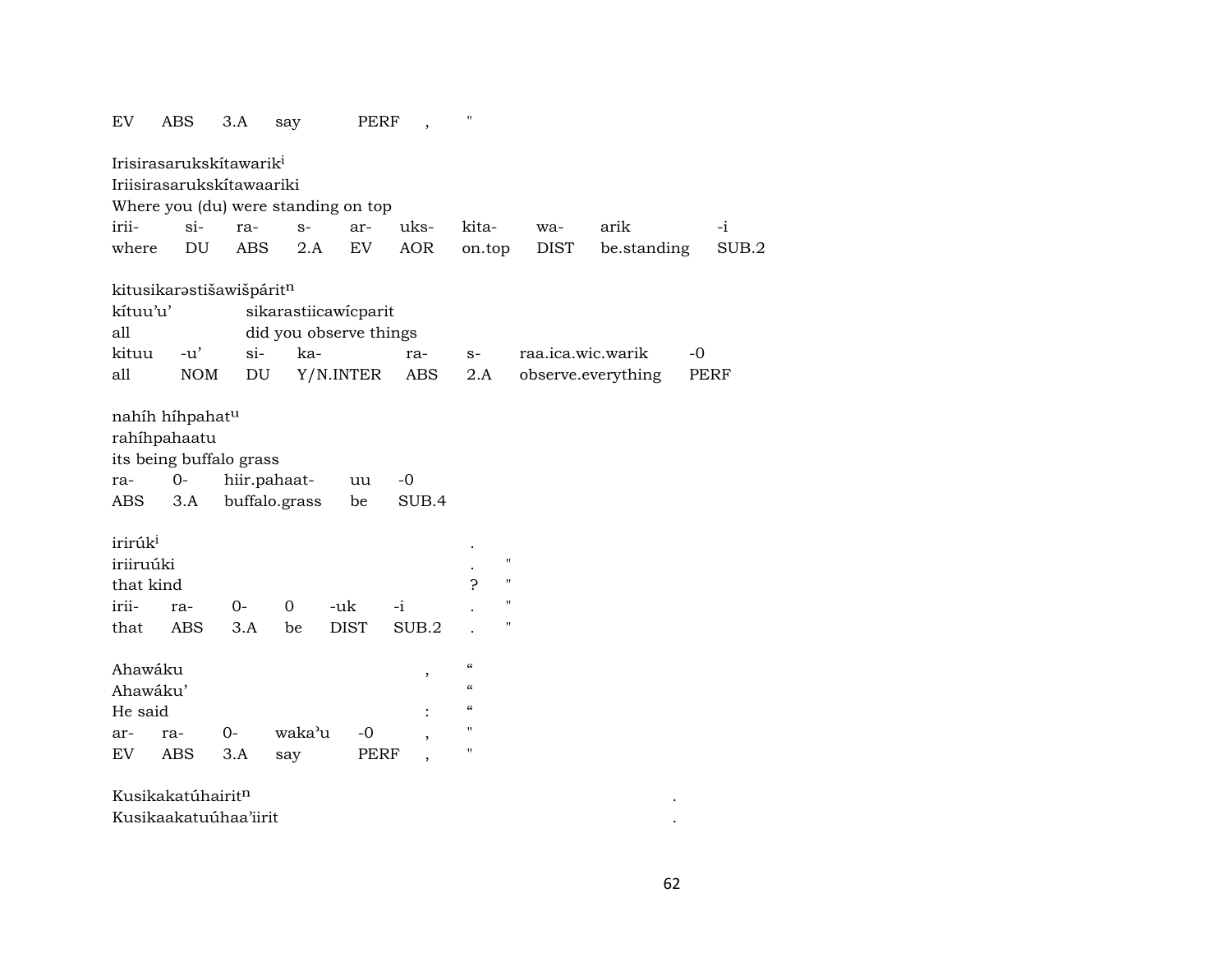| EV | ABS | 3.A | say | PERF | , | " |
|---|---|---|---|---|---|---|

Irisirasarukskítawarik[i]
Iriisirasarukskítawaariki
Where you (du) were standing on top

| irii- | si- | ra- | s- | ar- | uks- | kita- | wa- | arik | -i |
|---|---|---|---|---|---|---|---|---|---|
| where | DU | ABS | 2.A | EV | AOR | on.top | DIST | be.standing | SUB.2 |

kitusikarəstišawišpárit[n]
kítuu'u' sikarastiicawícparit
all did you observe things

| kituu | -u' | si- | ka- | ra- | s- | raa.ica.wic.warik | -0 |
|---|---|---|---|---|---|---|---|
| all | NOM | DU | Y/N.INTER | ABS | 2.A | observe.everything | PERF |

nahíh híhpahat[u]
rahíhpahaatu
its being buffalo grass

| ra- | 0- | hiir.pahaat- | uu | -0 |
|---|---|---|---|---|
| ABS | 3.A | buffalo.grass | be | SUB.4 |

irirúk[i] .
iriiruúki . "
that kind ? "

| irii- | ra- | 0- | 0 | -uk | -i | . | " |
|---|---|---|---|---|---|---|---|
| that | ABS | 3.A | be | DIST | SUB.2 | . | " |

Ahawáku , “
Ahawáku' “
He said : “

| ar- | ra- | 0- | waka'u | -0 | , | " |
|---|---|---|---|---|---|---|
| EV | ABS | 3.A | say | PERF | , | " |

Kusikakatúhairit[n] .
Kusikaakatuúhaa'iirit .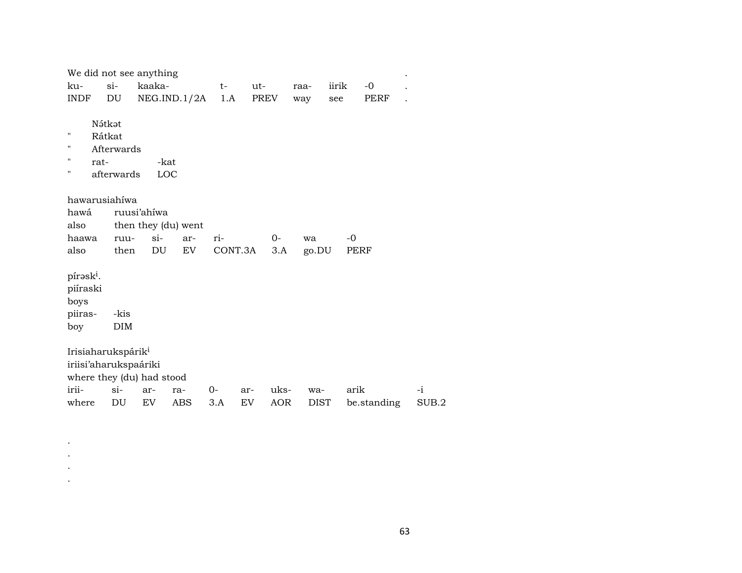We did not see anything .

| ku- | si- | kaaka- | t- | ut- | raa- | iirik | -0 | . |
|---|---|---|---|---|---|---|---|---|
| INDF | DU | NEG.IND.1/2A | 1.A | PREV | way | see | PERF | . |

Nə́tkət
" Rátkat
" Afterwards

| " | rat- | -kat |
|---|---|---|
| " | afterwards | LOC |

hawarusiahíwa

| hawá | ruusi'ahíwa |
|---|---|
| also | then they (du) went |

| haawa | ruu- | si- | ar- | ri- | 0- | wa | -0 |
|---|---|---|---|---|---|---|---|
| also | then | DU | EV | CONT.3A | 3.A | go.DU | PERF |

pírəsk[i].
piíraski
boys

| piiras- | -kis |
|---|---|
| boy | DIM |

Irisiaharukspárik[i]
iriisi'aharukspaáriki
where they (du) had stood

| irii- | si- | ar- | ra- | 0- | ar- | uks- | wa- | arik | -i |
|---|---|---|---|---|---|---|---|---|---|
| where | DU | EV | ABS | 3.A | EV | AOR | DIST | be.standing | SUB.2 |

.
.
.
.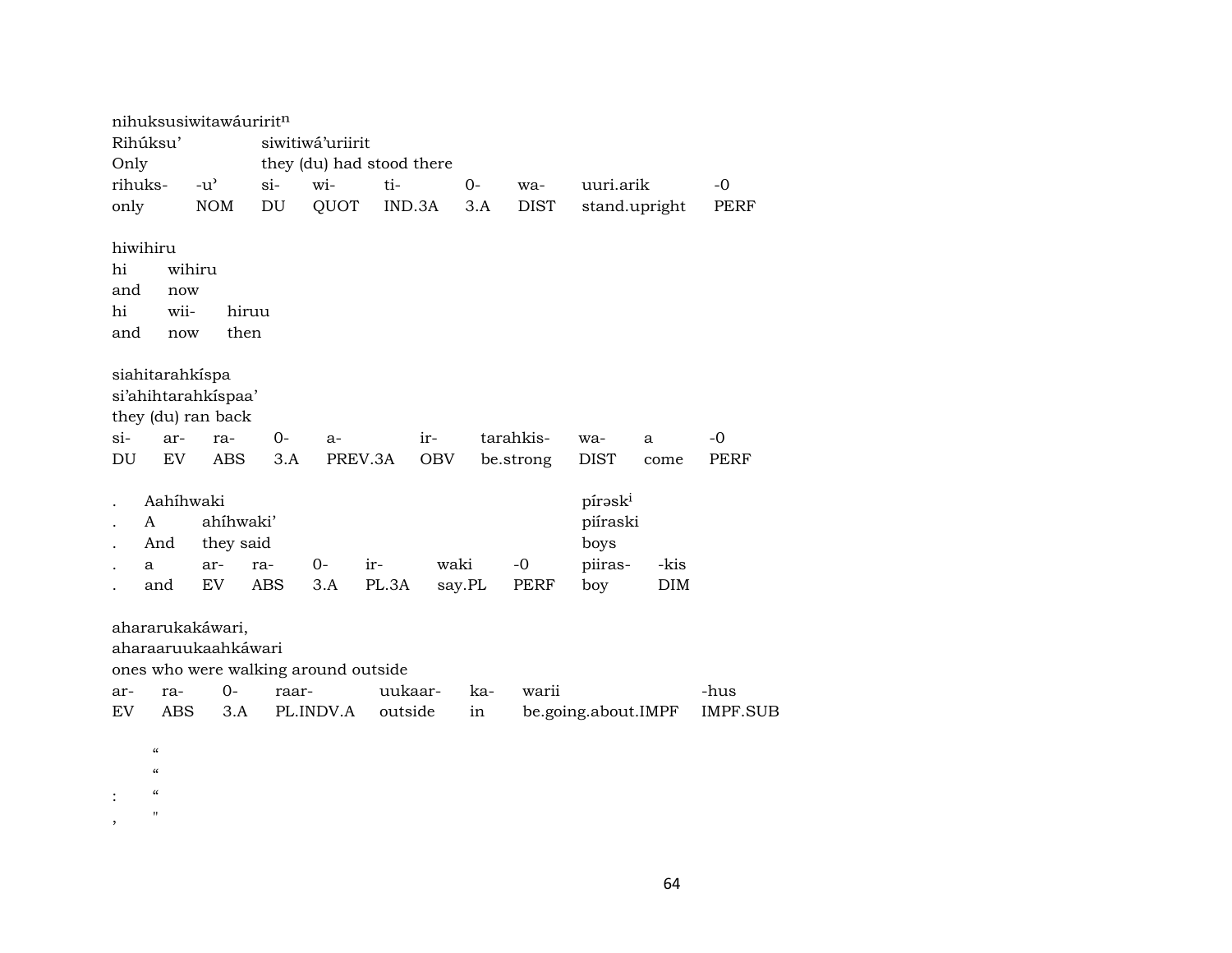nihuksusiwitawáuriritⁿ
Rihúksu' siwitiwá'uriirit
Only they (du) had stood there

| rihuks- | -u' | si- | wi- | ti- | 0- | wa- | uuri.arik | -0 |
|---|---|---|---|---|---|---|---|---|
| only | NOM | DU | QUOT | IND.3A | 3.A | DIST | stand.upright | PERF |

hiwihiru
hi wihiru
and now

| hi | wii- | hiruu |
|---|---|---|
| and | now | then |

siahitarahkíspa
si'ahihtarahkíspaa'
they (du) ran back

| si- | ar- | ra- | 0- | a- | ir- | tarahkis- | wa- | a | -0 |
|---|---|---|---|---|---|---|---|---|---|
| DU | EV | ABS | 3.A | PREV.3A | OBV | be.strong | DIST | come | PERF |

. Aahíhwaki píraskⁱ
. A ahíhwaki' piíraski
. And they said boys

| . | a | ar- | ra- | 0- | ir- | waki | -0 | piiras- | -kis |
|---|---|---|---|---|---|---|---|---|---|
| . | and | EV | ABS | 3.A | PL.3A | say.PL | PERF | boy | DIM |

ahararukakáwari,
aharaaruukaahkáwari
ones who were walking around outside

| ar- | ra- | 0- | raar- | uukaar- | ka- | warii | -hus |
|---|---|---|---|---|---|---|---|
| EV | ABS | 3.A | PL.INDV.A | outside | in | be.going.about.IMPF | IMPF.SUB |

"
"
: "
, "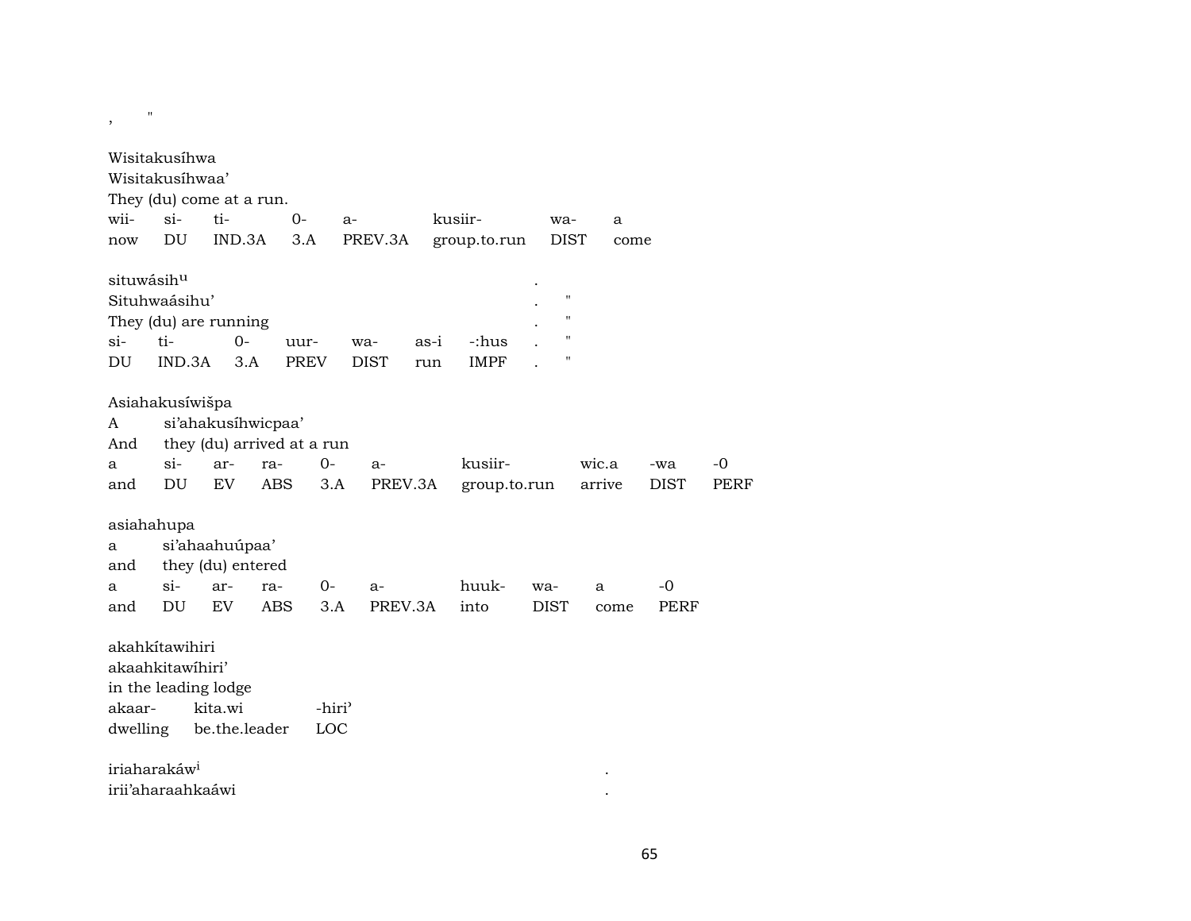, "

Wisitakusíhwa
Wisitakusíhwaa'
They (du) come at a run.

| wii- | si- | ti- | 0- | a- | kusiir- | wa- | a |
|---|---|---|---|---|---|---|---|
| now | DU | IND.3A | 3.A | PREV.3A | group.to.run | DIST | come |

situwásih$^{u}$ .
Situhwaásihu' . "
They (du) are running . "

| si- | ti- | 0- | uur- | wa- | as-i | -:hus | . | " |
|---|---|---|---|---|---|---|---|---|
| DU | IND.3A | 3.A | PREV | DIST | run | IMPF | . | " |

Asiahakusíwišpa
A si'ahakusíhwicpaa'
And they (du) arrived at a run

| a | si- | ar- | ra- | 0- | a- | kusiir- | wic.a | -wa | -0 |
|---|---|---|---|---|---|---|---|---|---|
| and | DU | EV | ABS | 3.A | PREV.3A | group.to.run | arrive | DIST | PERF |

asiahahupa
a si'ahaahuúpaa'
and they (du) entered

| a | si- | ar- | ra- | 0- | a- | huuk- | wa- | a | -0 |
|---|---|---|---|---|---|---|---|---|---|
| and | DU | EV | ABS | 3.A | PREV.3A | into | DIST | come | PERF |

akahkítawihiri
akaahkitawíhiri'
in the leading lodge

| akaar- | kita.wi | -hiri' |
|---|---|---|
| dwelling | be.the.leader | LOC |

iriaharakáw$^{i}$ .
irii'aharaahkaáwi .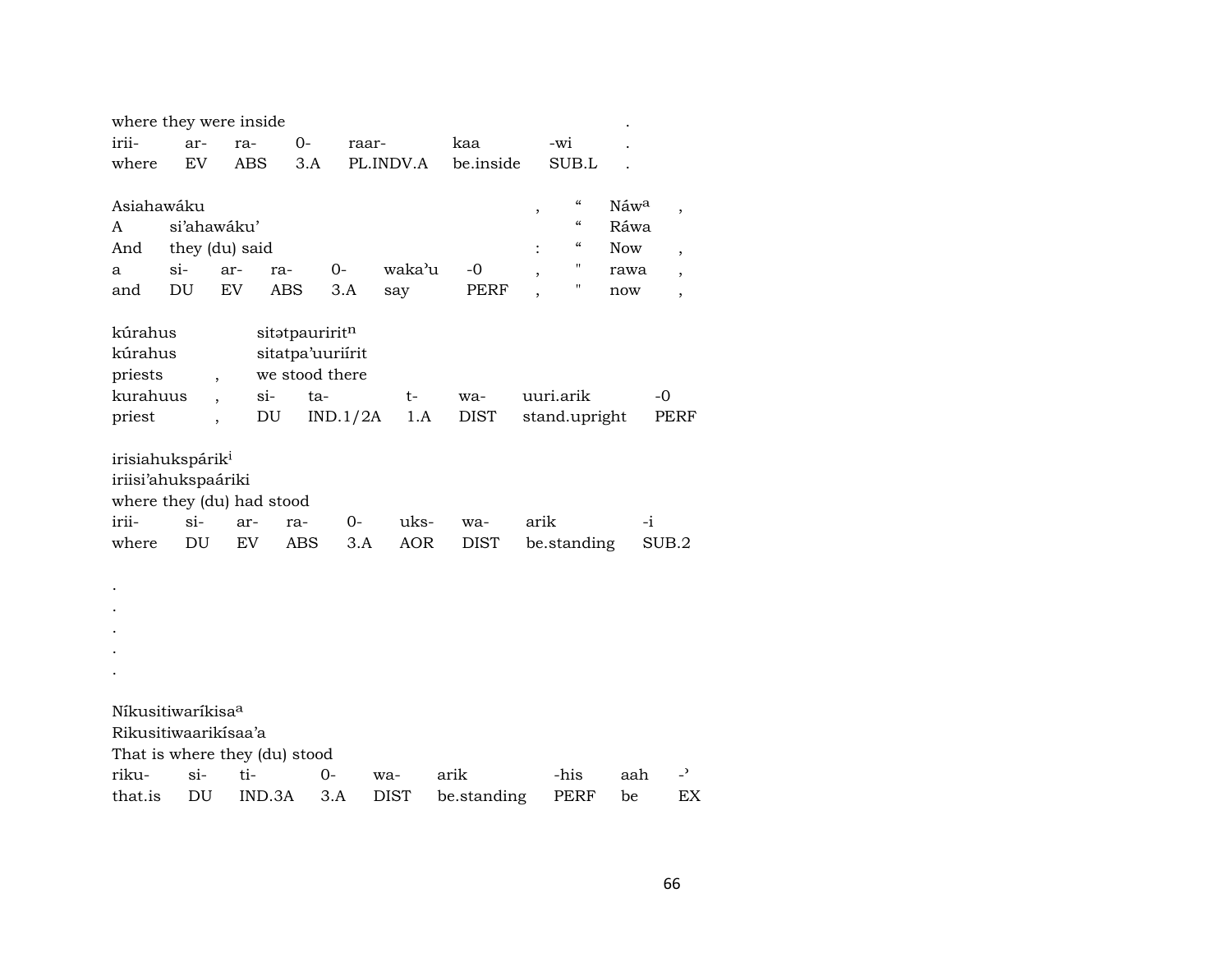where they were inside .

| irii- | ar- | ra- | 0- | raar- | kaa | -wi | . |
|---|---|---|---|---|---|---|---|
| where | EV | ABS | 3.A | PL.INDV.A | be.inside | SUB.L | . |

Asiahawáku , “ Náw[a] ,
A si’ahawáku’ “ Ráwa
And they (du) said : “ Now ,

| a | si- | ar- | ra- | 0- | waka’u | -0 | , | " | rawa | , |
|---|---|---|---|---|---|---|---|---|---|---|
| and | DU | EV | ABS | 3.A | say | PERF | , | " | now | , |

kúrahus sitətpauririt[n]
kúrahus sitatpa’uuriírit
priests , we stood there

| kurahuus | , | si- | ta- | t- | wa- | uuri.arik | -0 |
|---|---|---|---|---|---|---|---|
| priest | , | DU | IND.1/2A | 1.A | DIST | stand.upright | PERF |

irisiahukspárik[i]
iriisi’ahukspaáriki
where they (du) had stood

| irii- | si- | ar- | ra- | 0- | uks- | wa- | arik | -i |
|---|---|---|---|---|---|---|---|---|
| where | DU | EV | ABS | 3.A | AOR | DIST | be.standing | SUB.2 |

.
.
.
.
.

Níkusitiwaríkisa[a]
Rikusitiwaarikísaa’a
That is where they (du) stood

| riku- | si- | ti- | 0- | wa- | arik | -his | aah | -ʾ |
|---|---|---|---|---|---|---|---|---|
| that.is | DU | IND.3A | 3.A | DIST | be.standing | PERF | be | EX |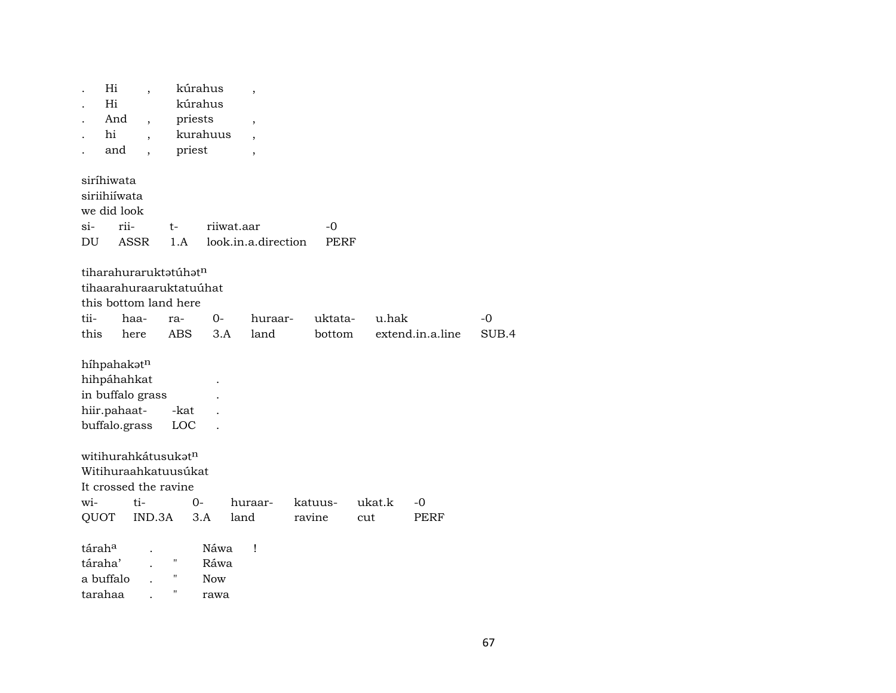| . | Hi | , | kúrahus | , |
|---|---|---|---|---|
| . | Hi | | kúrahus | |
| . | And | , | priests | , |
| . | hi | , | kurahuus | , |
| . | and | , | priest | , |

siríhiwata
siriihiíwata
we did look

| si- | rii- | t- | riiwat.aar | -0 |
|---|---|---|---|---|
| DU | ASSR | 1.A | look.in.a.direction | PERF |

tiharahuraruktətúhət$^{n}$
tihaarahuraaruktatuúhat
this bottom land here

| tii- | haa- | ra- | 0- | huraar- | uktata- | u.hak | -0 |
|---|---|---|---|---|---|---|---|
| this | here | ABS | 3.A | land | bottom | extend.in.a.line | SUB.4 |

híhpahakət$^{n}$
hihpáhahkat .
in buffalo grass .

| hiir.pahaat- | -kat | . |
|---|---|---|
| buffalo.grass | LOC | . |

witihurahkátusukət$^{n}$
Witihuraahkatuusúkat
It crossed the ravine

| wi- | ti- | 0- | huraar- | katuus- | ukat.k | -0 |
|---|---|---|---|---|---|---|
| QUOT | IND.3A | 3.A | land | ravine | cut | PERF |

| tárah$^{a}$ | . | | Náwa | ! |
|---|---|---|---|---|
| táraha' | . | " | Ráwa | |
| a buffalo | . | " | Now | |
| tarahaa | . | " | rawa | |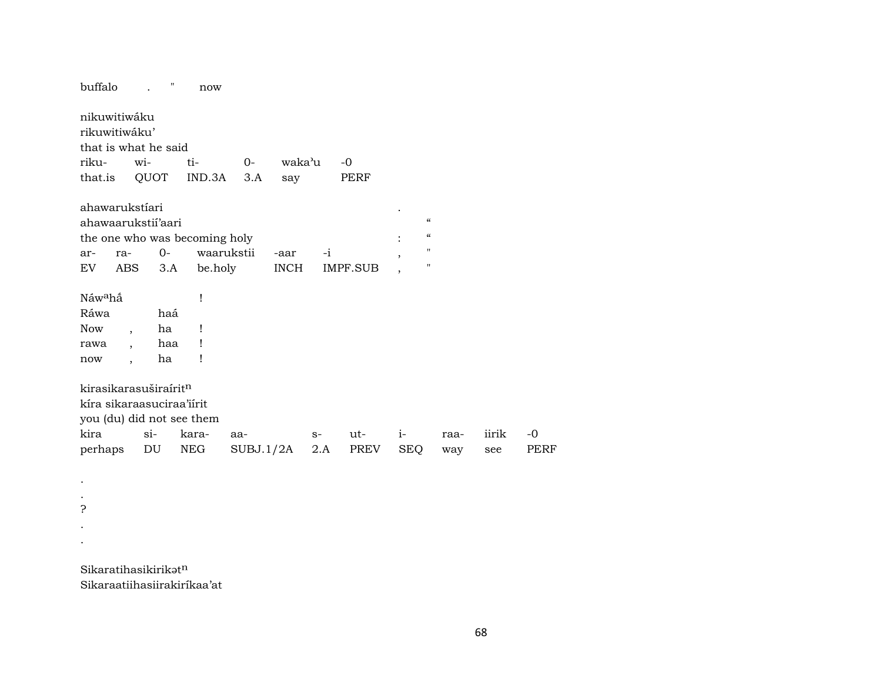buffalo . " now

nikuwitiwáku
rikuwitiwáku'
that is what he said

| riku- | wi- | ti- | 0- | waka'u | -0 |
|---|---|---|---|---|---|
| that.is | QUOT | IND.3A | 3.A | say | PERF |

ahawarukstíari .
ahawaarukstiiʼaari "
the one who was becoming holy : "

| ar- | ra- | 0- | waarukstii | -aar | -i | , | " |
|---|---|---|---|---|---|---|---|
| EV | ABS | 3.A | be.holy | INCH | IMPF.SUB | , | " |

Náw^a^hấ !
Ráwa haá

| Now | , | ha | ! |
|---|---|---|---|
| rawa | , | haa | ! |
| now | , | ha | ! |

kirasikarasuširaírit^n^
kíra sikaraasuciraa'iírit
you (du) did not see them

| kira | si- | kara- | aa- | s- | ut- | i- | raa- | iirik | -0 |
|---|---|---|---|---|---|---|---|---|---|
| perhaps | DU | NEG | SUBJ.1/2A | 2.A | PREV | SEQ | way | see | PERF |

.
.
?
.
.

Sikaratihasikirikət^n^
Sikaraatiihasiirakiríkaa'at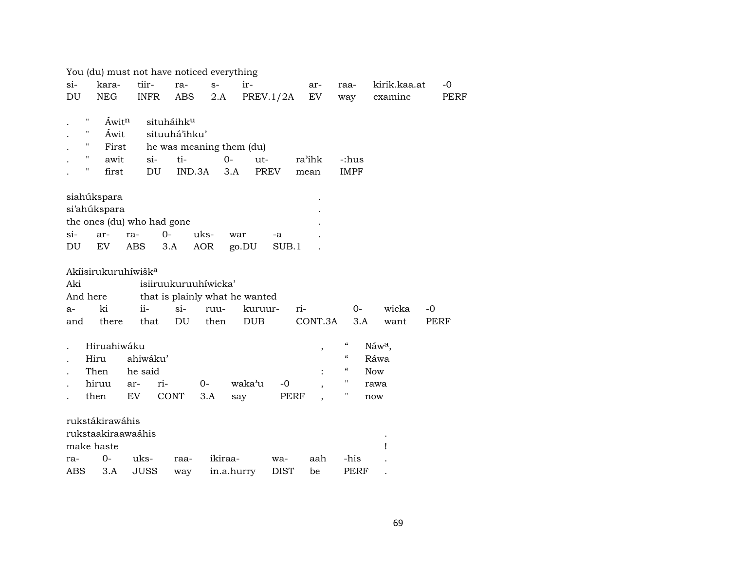You (du) must not have noticed everything

| si- | kara- | tiir- | ra- | s- | ir- | ar- | raa- | kirik.kaa.at | -0 |
|---|---|---|---|---|---|---|---|---|---|
| DU | NEG | INFR | ABS | 2.A | PREV.1/2A | EV | way | examine | PERF |

| . | " | Áwit[n] | situháihk[u] | | | | | |
|---|---|---|---|---|---|---|---|---|
| . | " | Áwit | situuhá'ihku' | | | | | |
| . | " | First | he was meaning them (du) | | | | | |
| . | " | awit | si- | ti- | 0- | ut- | ra'ihk | -:hus |
| . | " | first | DU | IND.3A | 3.A | PREV | mean | IMPF |

siahúkspara .
si'ahúkspara .
the ones (du) who had gone .

| si- | ar- | ra- | 0- | uks- | war | -a | . |
|---|---|---|---|---|---|---|---|
| DU | EV | ABS | 3.A | AOR | go.DU | SUB.1 | . |

Akíisirukuruhíwišk[a]

| Aki | isiiruukuruuhíwicka' | | | | | | | |
|---|---|---|---|---|---|---|---|---|
| And here | that is plainly what he wanted | | | | | | | |
| a- | ki | ii- | si- | ruu- | kuruur- | ri- | 0- | wicka | -0 |
| and | there | that | DU | then | DUB | CONT.3A | 3.A | want | PERF |

| . | Hiruahiwáku | | | | | , | " | Náw[a], |
|---|---|---|---|---|---|---|---|---|
| . | Hiru | ahiwáku' | | | | | " | Ráwa |
| . | Then | he said | | | | : | " | Now |
| . | hiruu | ar- | ri- | 0- | waka'u | -0 | , | " | rawa |
| . | then | EV | CONT | 3.A | say | PERF | , | " | now |

rukstákirawáhis
rukstaakiraawaáhis .
make haste !

| ra- | 0- | uks- | raa- | ikiraa- | wa- | aah | -his | . |
|---|---|---|---|---|---|---|---|---|
| ABS | 3.A | JUSS | way | in.a.hurry | DIST | be | PERF | . |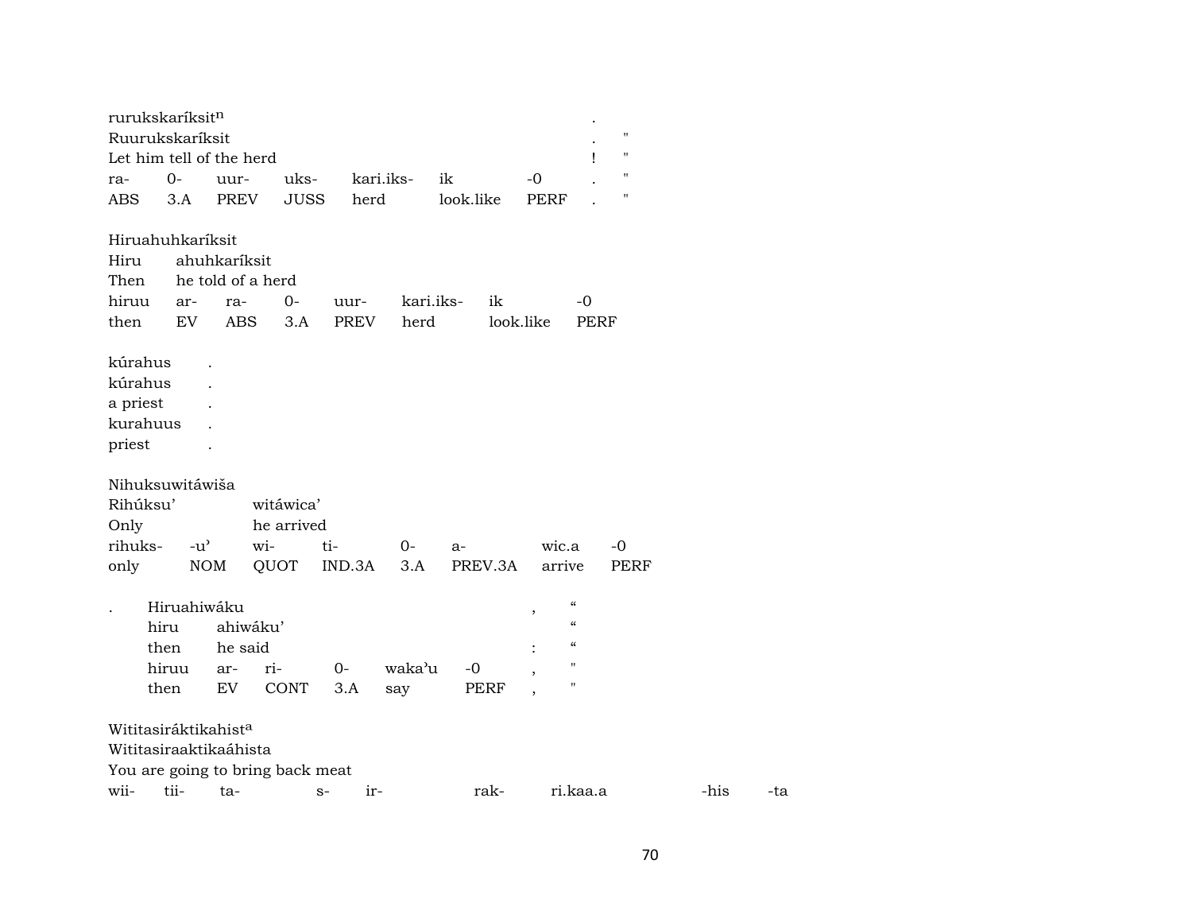rurukskaríksit[n] .
Ruurukskaríksit . "
Let him tell of the herd ! "

| ra- | 0- | uur- | uks- | kari.iks- | ik | -0 | . | " |
|---|---|---|---|---|---|---|---|---|
| ABS | 3.A | PREV | JUSS | herd | look.like | PERF | . | " |

Hiruahuhkaríksit
Hiru ahuhkaríksit
Then he told of a herd

| hiruu | ar- | ra- | 0- | uur- | kari.iks- | ik | -0 |
|---|---|---|---|---|---|---|---|
| then | EV | ABS | 3.A | PREV | herd | look.like | PERF |

kúrahus .
kúrahus .
a priest .
kurahuus .
priest .

Nihuksuwitáwiša
Rihúksu' witáwica'
Only he arrived

| rihuks- | -u' | wi- | ti- | 0- | a- | wic.a | -0 |
|---|---|---|---|---|---|---|---|
| only | NOM | QUOT | IND.3A | 3.A | PREV.3A | arrive | PERF |

. Hiruahiwáku , “
hiru ahiwáku' “
then he said : “

| hiruu | ar- | ri- | 0- | waka'u | -0 | , | " |
|---|---|---|---|---|---|---|---|
| then | EV | CONT | 3.A | say | PERF | , | " |

Wititasiráktikahist[a]
Wititasiraaktikaáhista
You are going to bring back meat

| wii- | tii- | ta- | s- | ir- | rak- | ri.kaa.a | -his | -ta |
|---|---|---|---|---|---|---|---|---|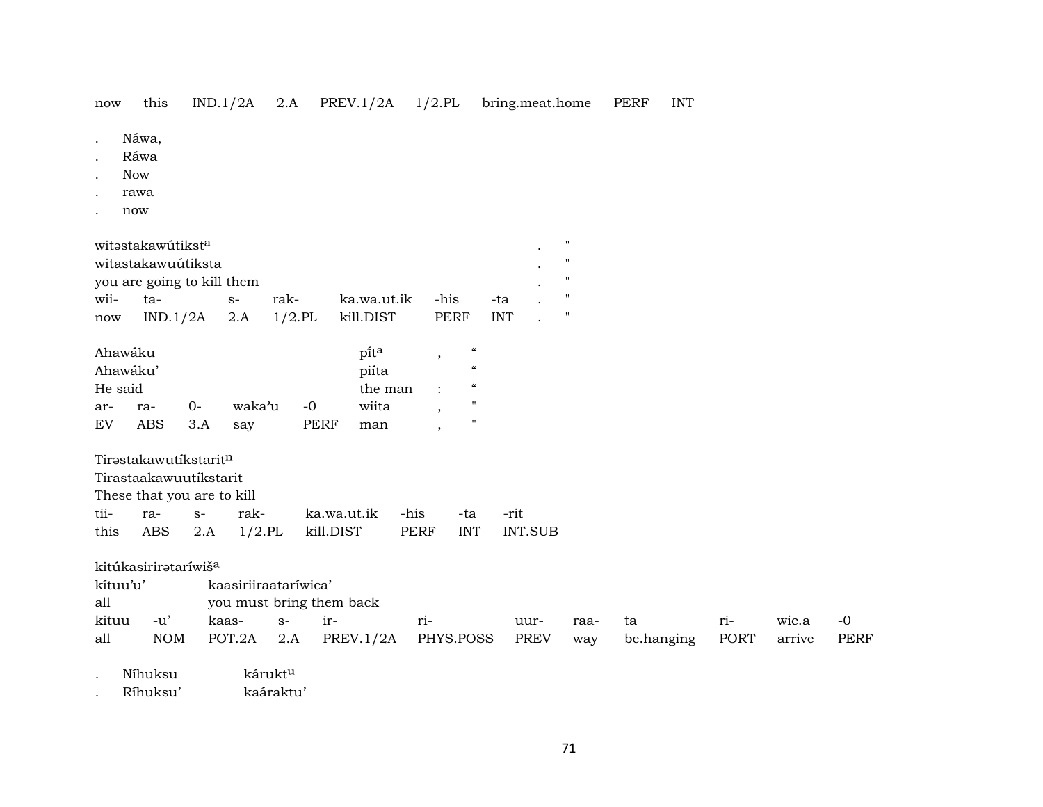now this IND.1/2A 2.A PREV.1/2A 1/2.PL bring.meat.home PERF INT

. Náwa,
. Ráwa
. Now
. rawa
. now

| witəstakawútikst[a] | | | | | | | . | " |
|---|---|---|---|---|---|---|---|---|
| witastakawuútiksta | | | | | | | . | " |
| you are going to kill them | | | | | | | . | " |
| wii- | ta- | s- | rak- | ka.wa.ut.ik | -his | -ta | . | " |
| now | IND.1/2A | 2.A | 1/2.PL | kill.DIST | PERF | INT | . | " |

| Ahawáku | | | | | pííta | , | " |
|---|---|---|---|---|---|---|---|
| Ahawáku' | | | | | piíta | | " |
| He said | | | | | the man | : | " |
| ar- | ra- | 0- | waka'u | -0 | wiita | , | " |
| EV | ABS | 3.A | say | PERF | man | , | " |

| Tirəstakawutíkstarit[n] | | | | | | | |
|---|---|---|---|---|---|---|---|
| Tirastaakawuutíkstarit | | | | | | | |
| These that you are to kill | | | | | | | |
| tii- | ra- | s- | rak- | ka.wa.ut.ik | -his | -ta | -rit |
| this | ABS | 2.A | 1/2.PL | kill.DIST | PERF | INT | INT.SUB |

| kitúkasirirətaríwiš[a] | | | | | | | | | | | |
|---|---|---|---|---|---|---|---|---|---|---|---|
| kítuu'u' | | kaasiriiraataríwica' | | | | | | | | | |
| all | | you must bring them back | | | | | | | | | |
| kituu | -u' | kaas- | s- | ir- | ri- | uur- | raa- | ta | ri- | wic.a | -0 |
| all | NOM | POT.2A | 2.A | PREV.1/2A | PHYS.POSS | PREV | way | be.hanging | PORT | arrive | PERF |

. Níhuksu kárukt[u]
. Ríhuksu' kaáraktu'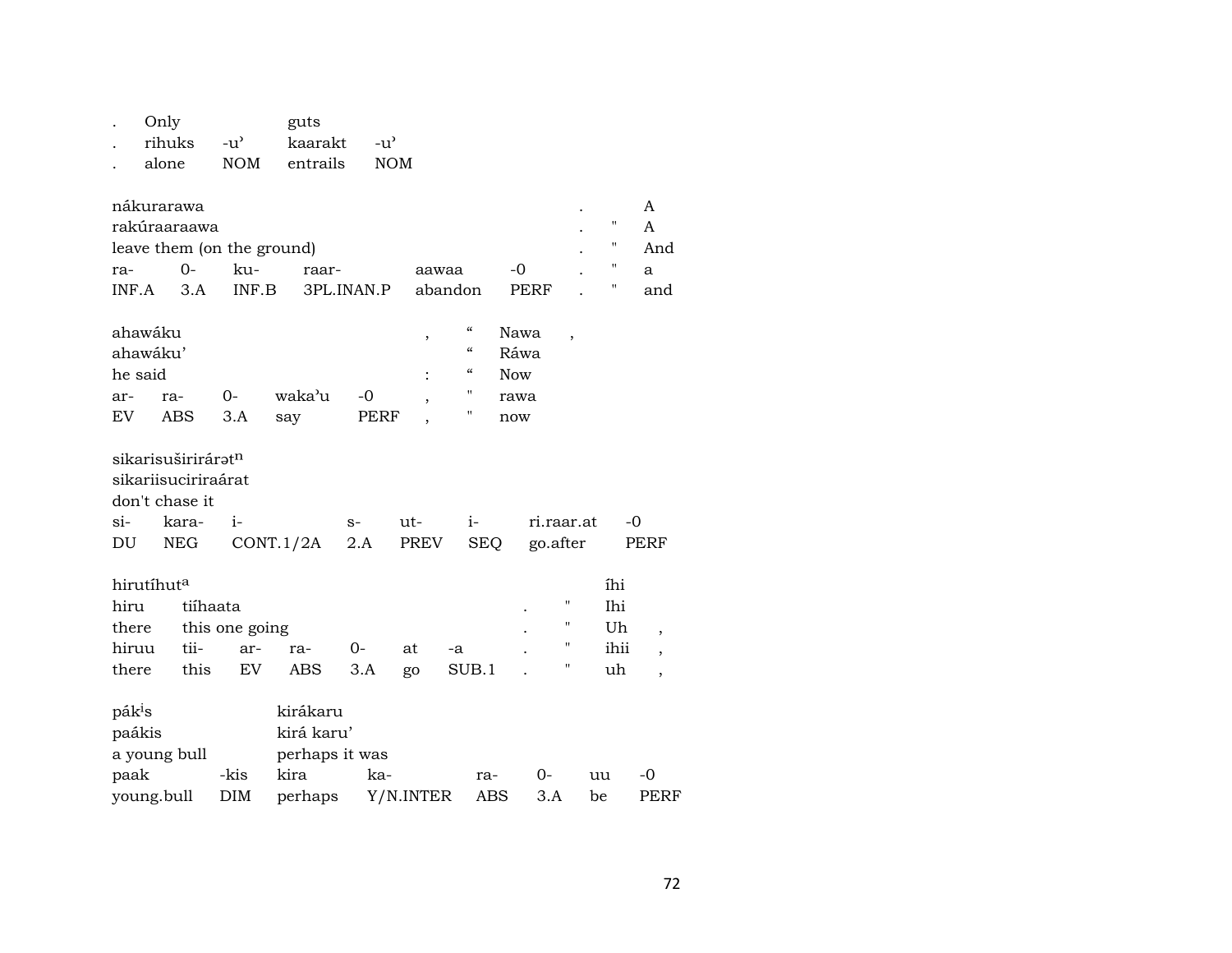| . | Only | | guts | |
|---|---|---|---|---|
| . | rihuks | -u’ | kaarakt | -u’ |
| . | alone | NOM | entrails | NOM |

| nákurarawa | | | | | | . | | A |
|---|---|---|---|---|---|---|---|---|
| rakúraaraawa | | | | | | . | " | A |
| leave them (on the ground) | | | | | | . | " | And |
| ra- | 0- | ku- | raar- | aawaa | -0 | . | " | a |
| INF.A | 3.A | INF.B | 3PL.INAN.P | abandon | PERF | . | " | and |

| ahawáku | | | | | , | “ | Nawa | , |
|---|---|---|---|---|---|---|---|---|
| ahawáku’ | | | | | | “ | Ráwa | |
| he said | | | | | : | “ | Now | |
| ar- | ra- | 0- | waka’u | -0 | , | " | rawa | |
| EV | ABS | 3.A | say | PERF | , | " | now | |

| sikarisuširirárət[n] | | | | | | | |
|---|---|---|---|---|---|---|---|
| sikariisuciriraárat | | | | | | | |
| don't chase it | | | | | | | |
| si- | kara- | i- | s- | ut- | i- | ri.raar.at | -0 |
| DU | NEG | CONT.1/2A | 2.A | PREV | SEQ | go.after | PERF |

| hirutíhut[a] | | | | | | | | | íhi | |
|---|---|---|---|---|---|---|---|---|---|---|
| hiru | tiíhaata | | | | | | . | " | Ihi | |
| there | this one going | | | | | | . | " | Uh | , |
| hiruu | tii- | ar- | ra- | 0- | at | -a | . | " | ihii | , |
| there | this | EV | ABS | 3.A | go | SUB.1 | . | " | uh | , |

| pák[i]s | | kirákaru | | | | | |
|---|---|---|---|---|---|---|---|
| paákis | | kirá karu’ | | | | | |
| a young bull | | perhaps it was | | | | | |
| paak | -kis | kira | ka- | ra- | 0- | uu | -0 |
| young.bull | DIM | perhaps | Y/N.INTER | ABS | 3.A | be | PERF |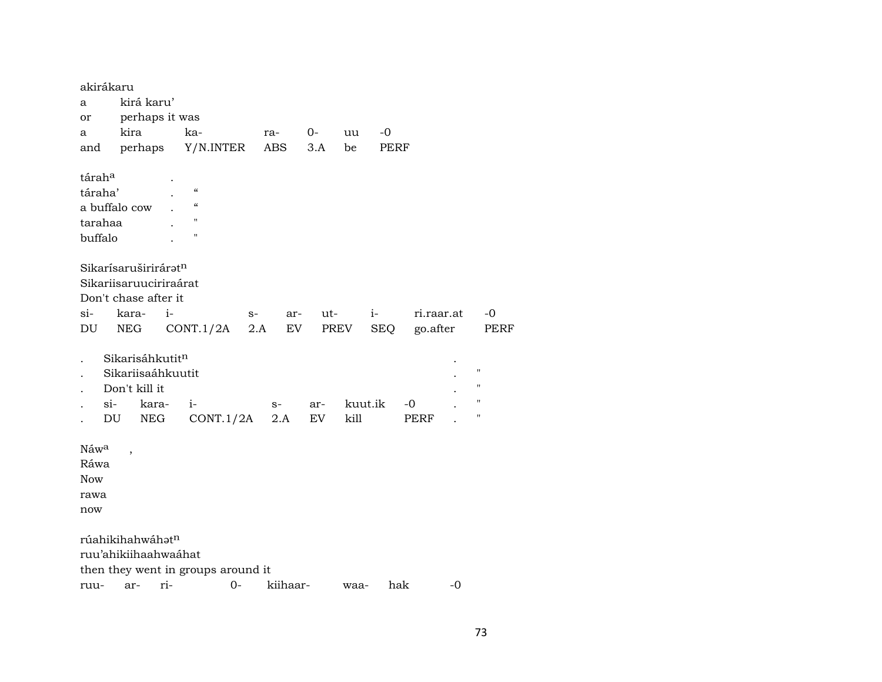akirákaru
a	kirá karu'
or	perhaps it was

| a | kira | ka- | ra- | 0- | uu | -0 |
|---|---|---|---|---|---|---|
| and | perhaps | Y/N.INTER | ABS | 3.A | be | PERF |

tárah^a .
táraha' . "
a buffalo cow . "
tarahaa . "
buffalo . "

Sikarísaruširirárət^n
Sikariisaruuciriraárat
Don't chase after it

| si- | kara- | i- | s- | ar- | ut- | i- | ri.raar.at | -0 |
|---|---|---|---|---|---|---|---|---|
| DU | NEG | CONT.1/2A | 2.A | EV | PREV | SEQ | go.after | PERF |

. Sikarisáhkutit^n .
. Sikariisaáhkuutit . "
. Don't kill it . "

| . | si- | kara- | i- | s- | ar- | kuut.ik | -0 | . | " |
|---|---|---|---|---|---|---|---|---|---|
| . | DU | NEG | CONT.1/2A | 2.A | EV | kill | PERF | . | " |

Náw^a ,
Ráwa
Now
rawa
now

rúahikihahwáhət^n
ruu'ahikiihaahwaáhat
then they went in groups around it

| ruu- | ar- | ri- | 0- | kiihaar- | waa- | hak | -0 |
|---|---|---|---|---|---|---|---|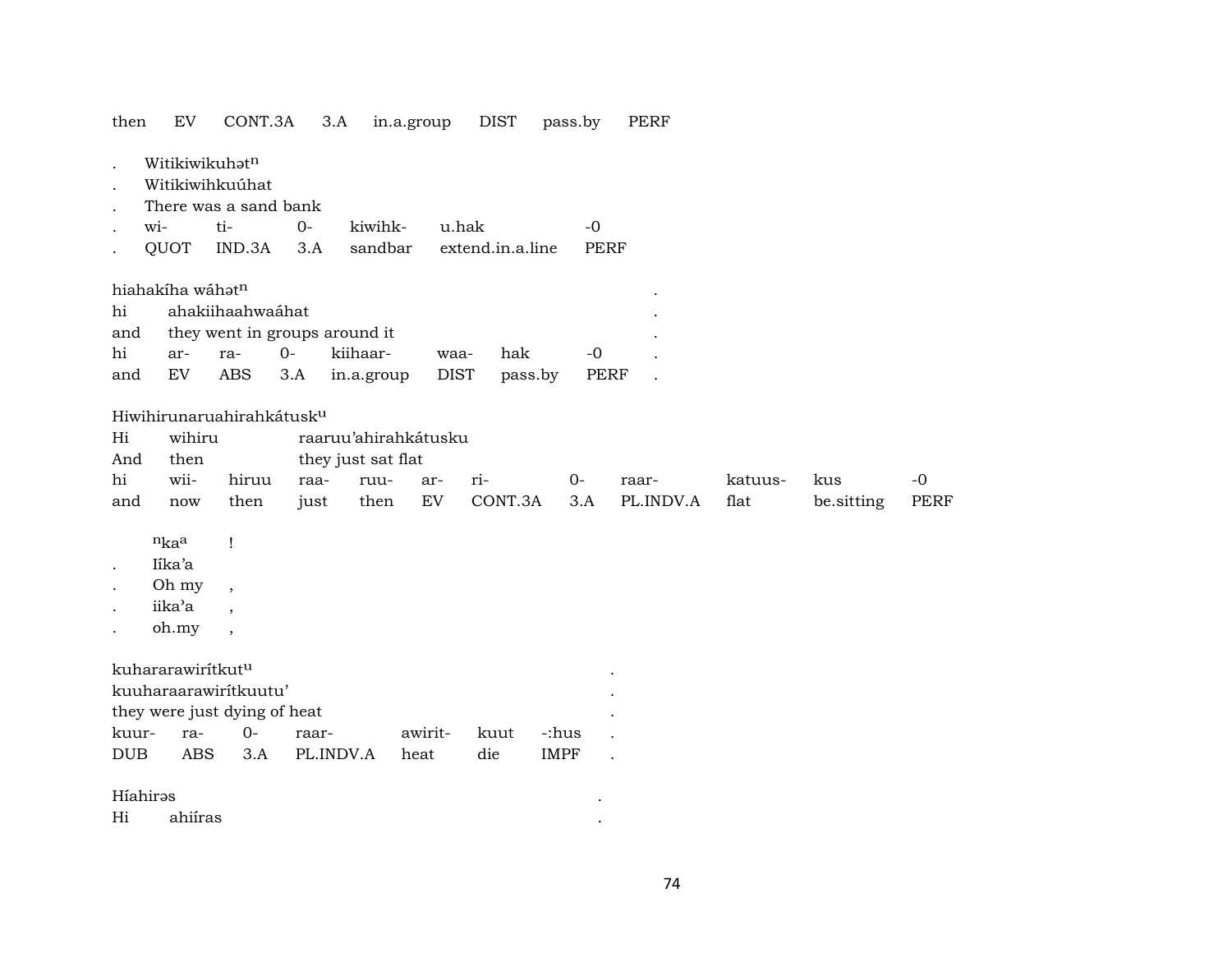then EV CONT.3A 3.A in.a.group DIST pass.by PERF

| . | Witikiwikuhət$^{n}$ | | | | | |
|---|---|---|---|---|---|---|
| . | Witikiwihkuúhat | | | | | |
| . | There was a sand bank | | | | | |
| . | wi- | ti- | 0- | kiwihk- | u.hak | -0 |
| . | QUOT | IND.3A | 3.A | sandbar | extend.in.a.line | PERF |

| hiahakíha wáhət$^{n}$ | | | | | | | | . |
|---|---|---|---|---|---|---|---|---|
| hi | ahakiihaahwaáhat | | | | | | | . |
| and | they went in groups around it | | | | | | | . |
| hi | ar- | ra- | 0- | kiihaar- | waa- | hak | -0 | . |
| and | EV | ABS | 3.A | in.a.group | DIST | pass.by | PERF | . |

| Hiwihirunaruahirahkátusk$^{u}$ | | | | | | | | | | | |
|---|---|---|---|---|---|---|---|---|---|---|---|
| Hi | wihiru | | raaruu'ahirahkátusku | | | | | | | | |
| And | then | | they just sat flat | | | | | | | | |
| hi | wii- | hiruu | raa- | ruu- | ar- | ri- | 0- | raar- | katuus- | kus | -0 |
| and | now | then | just | then | EV | CONT.3A | 3.A | PL.INDV.A | flat | be.sitting | PERF |

| | $^{n}$ka$^{a}$ | ! |
|---|---|---|
| . | Iíka'a | |
| . | Oh my | , |
| . | iika'a | , |
| . | oh.my | , |

| kuhararawirítkut$^{u}$ | | | | | | | . |
|---|---|---|---|---|---|---|---|
| kuuharaarawirítkuutu' | | | | | | | . |
| they were just dying of heat | | | | | | | . |
| kuur- | ra- | 0- | raar- | awirit- | kuut | -:hus | . |
| DUB | ABS | 3.A | PL.INDV.A | heat | die | IMPF | . |

| Híahirəs | | . |
|---|---|---|
| Hi | ahiíras | . |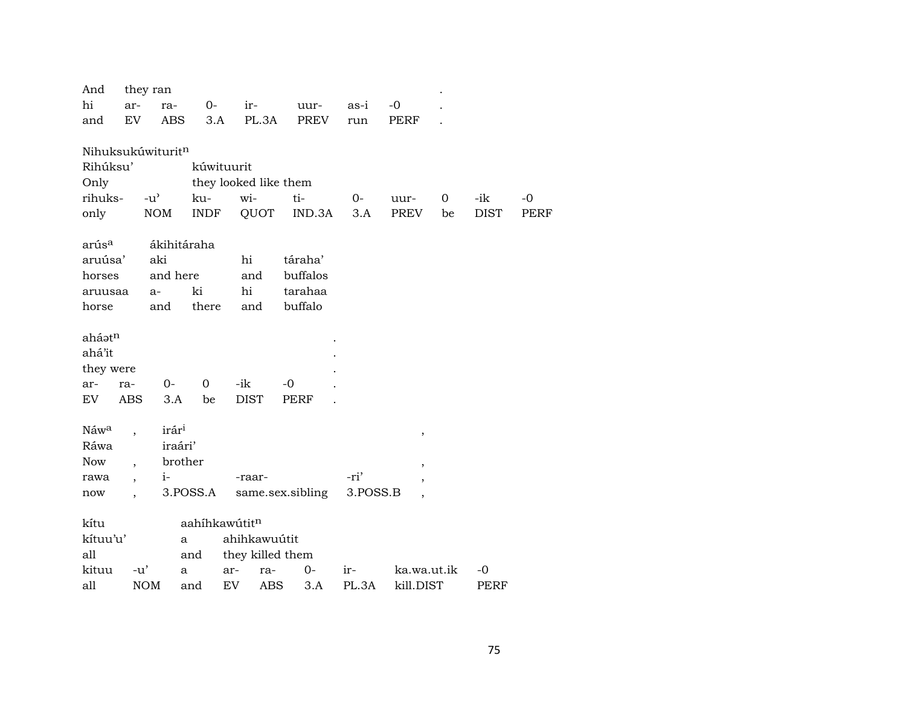| And | they ran | | | | | | | . |
|---|---|---|---|---|---|---|---|---|
| hi | ar- | ra- | 0- | ir- | uur- | as-i | -0 | . |
| and | EV | ABS | 3.A | PL.3A | PREV | run | PERF | . |

Nihuksukúwiturit$^{n}$

| Rihúksu’ | | kúwituurit | | | | | | | |
|---|---|---|---|---|---|---|---|---|---|
| Only | | they looked like them | | | | | | | |
| rihuks- | -u’ | ku- | wi- | ti- | 0- | uur- | 0 | -ik | -0 |
| only | NOM | INDF | QUOT | IND.3A | 3.A | PREV | be | DIST | PERF |

| arús$^{a}$ | ákihitáraha | | | |
|---|---|---|---|---|
| aruúsa’ | aki | | hi | táraha’ |
| horses | and here | | and | buffalos |
| aruusaa | a- | ki | hi | tarahaa |
| horse | and | there | and | buffalo |

| ahá$\partial$t$^{n}$ | | | | | | . |
|---|---|---|---|---|---|---|
| ahá’it | | | | | | . |
| they were | | | | | | . |
| ar- | ra- | 0- | 0 | -ik | -0 | . |
| EV | ABS | 3.A | be | DIST | PERF | . |

| Náw$^{a}$ | , | irár$^{i}$ | | | , |
|---|---|---|---|---|---|
| Ráwa | | iraári’ | | | |
| Now | , | brother | | | , |
| rawa | , | i- | -raar- | -ri’ | , |
| now | , | 3.POSS.A | same.sex.sibling | 3.POSS.B | , |

| kítu | | aahíhkawútit$^{n}$ | | | | | | |
|---|---|---|---|---|---|---|---|---|
| kítuu’u’ | | a | ahihkawuútit | | | | | |
| all | | and | they killed them | | | | | |
| kituu | -u’ | a | ar- | ra- | 0- | ir- | ka.wa.ut.ik | -0 |
| all | NOM | and | EV | ABS | 3.A | PL.3A | kill.DIST | PERF |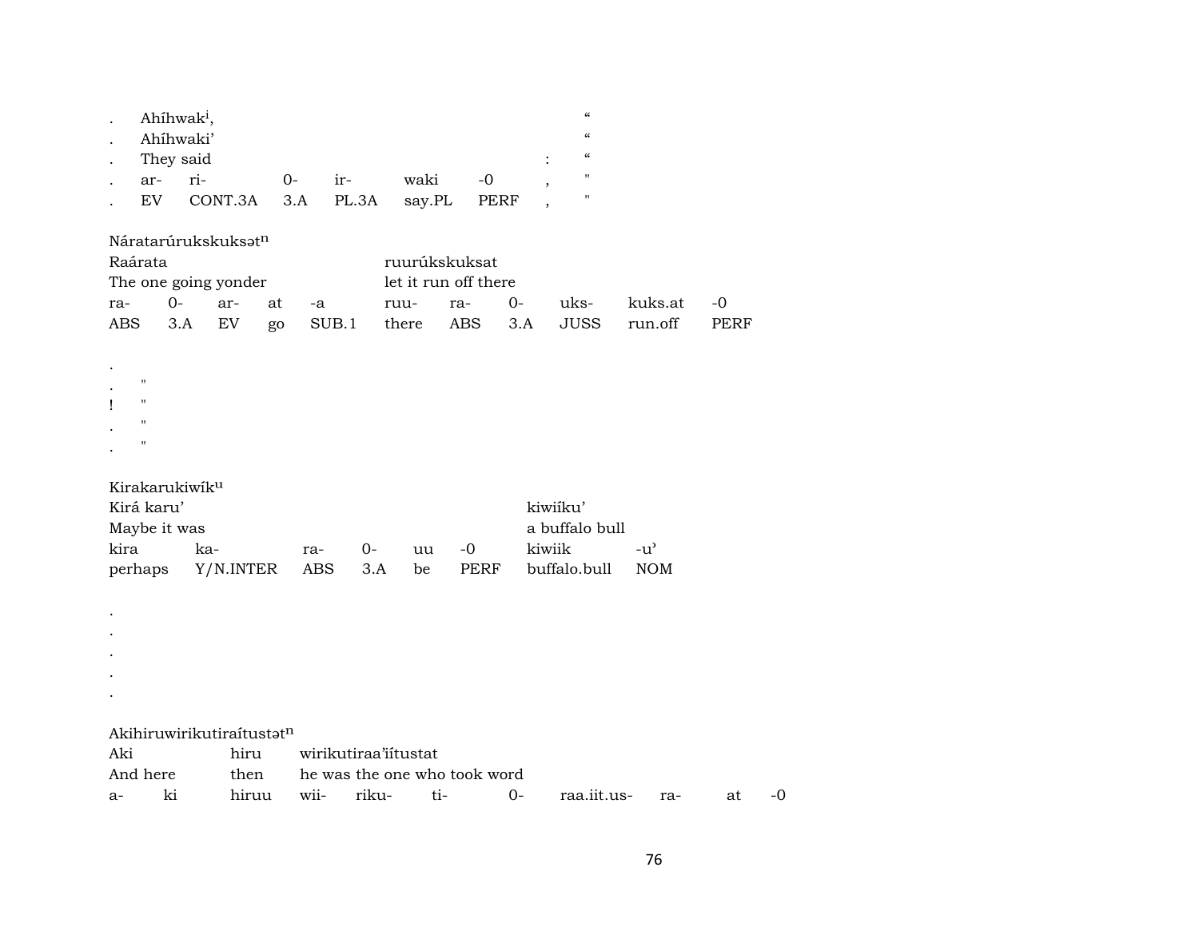. Ahíhwak[i], “

. Ahíhwaki’ “

. They said : “

| . | ar- | ri- | 0- | ir- | waki | -0 | , | " |
|---|---|---|---|---|---|---|---|---|
| . | EV | CONT.3A | 3.A | PL.3A | say.PL | PERF | , | " |

Náratarúrukskuksət[n]

| Raárata | | | | | ruurúkskuksat | | | | | |
|---|---|---|---|---|---|---|---|---|---|---|
| The one going yonder | | | | | let it run off there | | | | | |
| ra- | 0- | ar- | at | -a | ruu- | ra- | 0- | uks- | kuks.at | -0 |
| ABS | 3.A | EV | go | SUB.1 | there | ABS | 3.A | JUSS | run.off | PERF |

.

. "

! "

. "

. "

Kirakarukiwík[u]

| Kirá karu’ | | | | | | kiwiíku’ | |
|---|---|---|---|---|---|---|---|
| Maybe it was | | | | | | a buffalo bull | |
| kira | ka- | ra- | 0- | uu | -0 | kiwiik | -u’ |
| perhaps | Y/N.INTER | ABS | 3.A | be | PERF | buffalo.bull | NOM |

.

.

.

.

.

Akihiruwirikutiraítustət[n]

| Aki | | hiru | wirikutiraa’iítustat | | | | | | | |
|---|---|---|---|---|---|---|---|---|---|---|
| And here | | then | he was the one who took word | | | | | | | |
| a- | ki | hiruu | wii- | riku- | ti- | 0- | raa.iit.us- | ra- | at | -0 |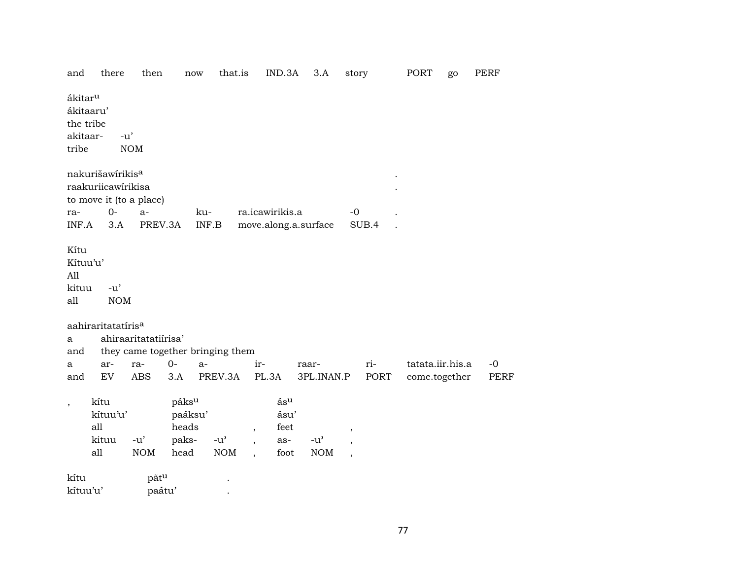| and | there | then | now | that.is | IND.3A | 3.A | story | PORT | go | PERF |
|---|---|---|---|---|---|---|---|---|---|---|

ákitar[u]
ákitaaru'
the tribe

| akitaar- | -u' |
|---|---|
| tribe | NOM |

nakurišawírikis[a] .
raakuriicawírikisa .
to move it (to a place)

| ra- | 0- | a- | ku- | ra.icawirikis.a | -0 | . |
|---|---|---|---|---|---|---|
| INF.A | 3.A | PREV.3A | INF.B | move.along.a.surface | SUB.4 | . |

Kítu
Kítuu'u'
All

| kituu | -u' |
|---|---|
| all | NOM |

aahiraritatatíris[a]
a ahiraaritatatiírisa'
and they came together bringing them

| a | ar- | ra- | 0- | a- | ir- | raar- | ri- | tatata.iir.his.a | -0 |
|---|---|---|---|---|---|---|---|---|---|
| and | EV | ABS | 3.A | PREV.3A | PL.3A | 3PL.INAN.P | PORT | come.together | PERF |

| , | kítu | | páks[u] | | | ás[u] | | |
|---|---|---|---|---|---|---|---|---|
| | kítuu'u' | | paáksu' | | | ásu' | | |
| | all | | heads | | , | feet | | , |
| | kituu | -u' | paks- | -u' | , | as- | -u' | , |
| | all | NOM | head | NOM | , | foot | NOM | , |

kítu pãt[u] .
kítuu'u' paátu' .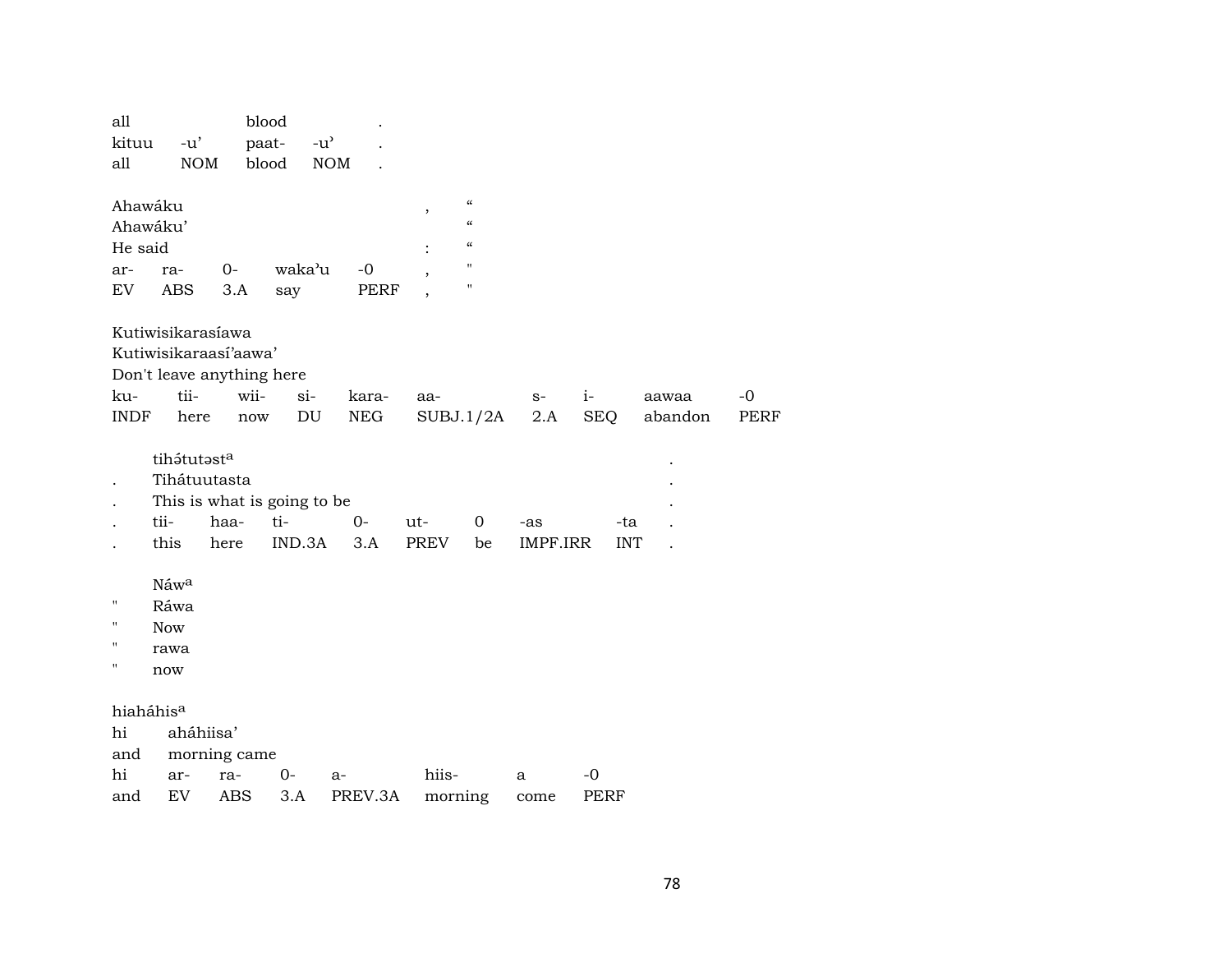| all | | blood | | . |
|---|---|---|---|---|
| kituu | -u’ | paat- | -u’ | . |
| all | NOM | blood | NOM | . |

| Ahawáku | | | | | , | “ |
|---|---|---|---|---|---|---|
| Ahawáku’ | | | | | | “ |
| He said | | | | | : | “ |
| ar- | ra- | 0- | waka’u | -0 | , | " |
| EV | ABS | 3.A | say | PERF | , | " |

| Kutiwisikarasíawa | | | | | | | | |
|---|---|---|---|---|---|---|---|---|
| Kutiwisikaraasí’aawa’ | | | | | | | | |
| Don't leave anything here | | | | | | | | |
| ku- | tii- | wii- | si- | kara- | aa- | s- | i- | aawaa | -0 |
| INDF | here | now | DU | NEG | SUBJ.1/2A | 2.A | SEQ | abandon | PERF |

| | tihə́tutəst[a] | | | | | | | | . |
|---|---|---|---|---|---|---|---|---|---|
| . | Tihátuutasta | | | | | | | | . |
| . | This is what is going to be | | | | | | | | . |
| . | tii- | haa- | ti- | 0- | ut- | 0 | -as | -ta | . |
| . | this | here | IND.3A | 3.A | PREV | be | IMPF.IRR | INT | . |

| | Náw[a] |
|---|---|
| " | Ráwa |
| " | Now |
| " | rawa |
| " | now |

| hiaháhis[a] | | | | | | | |
|---|---|---|---|---|---|---|---|
| hi | aháhiisa’ | | | | | | |
| and | morning came | | | | | | |
| hi | ar- | ra- | 0- | a- | hiis- | a | -0 |
| and | EV | ABS | 3.A | PREV.3A | morning | come | PERF |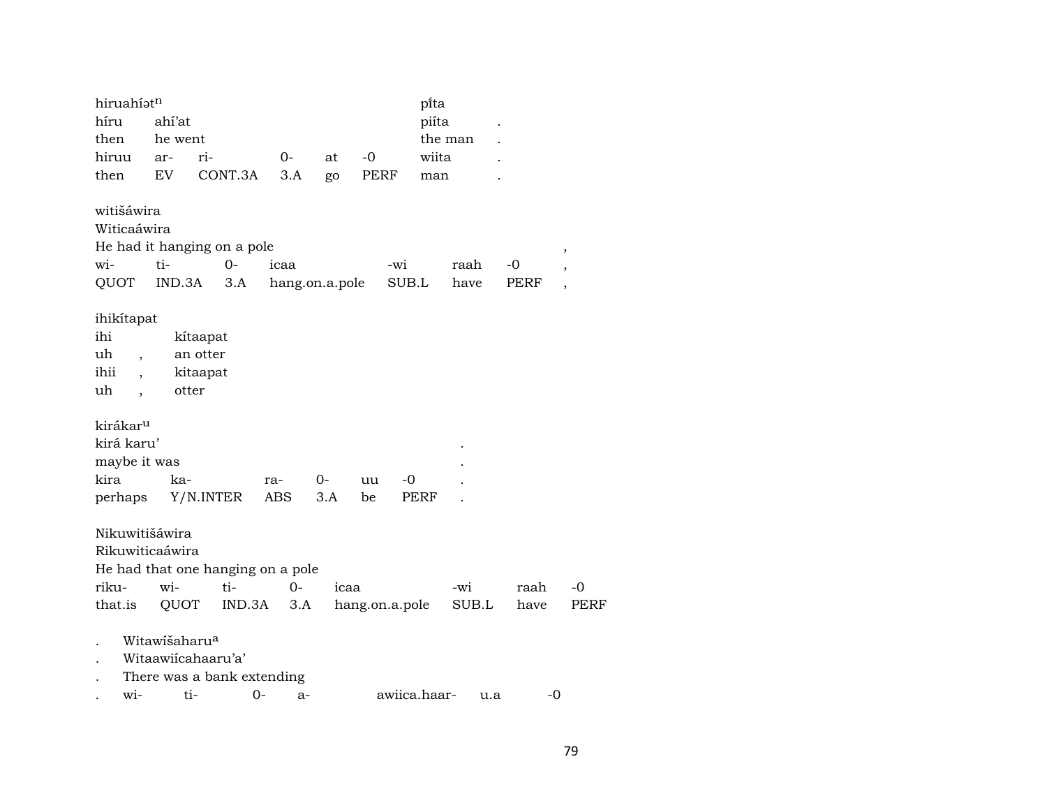hiruahíətⁿ &nbsp;&nbsp;&nbsp;&nbsp;&nbsp;&nbsp;&nbsp;&nbsp;&nbsp;&nbsp;&nbsp;&nbsp;&nbsp;&nbsp;&nbsp;&nbsp;&nbsp;&nbsp;&nbsp;&nbsp; pí̥ta

| híru | ahí'at | | | | | piíta | . |
|---|---|---|---|---|---|---|---|
| then | he went | | | | | the man | . |
| hiruu | ar- | ri- | 0- | at | -0 | wiita | . |
| then | EV | CONT.3A | 3.A | go | PERF | man | . |

witišáwira

Witicaáwira

He had it hanging on a pole ,

| wi- | ti- | 0- | icaa | -wi | raah | -0 | , |
|---|---|---|---|---|---|---|---|
| QUOT | IND.3A | 3.A | hang.on.a.pole | SUB.L | have | PERF | , |

ihikítapat

| ihi | | kítaapat |
|---|---|---|
| uh | , | an otter |
| ihii | , | kitaapat |
| uh | , | otter |

kirákarᵘ

kirá karu' .

maybe it was .

| kira | ka- | ra- | 0- | uu | -0 | . |
|---|---|---|---|---|---|---|
| perhaps | Y/N.INTER | ABS | 3.A | be | PERF | . |

Nikuwitišáwira

Rikuwiticaáwira

He had that one hanging on a pole

| riku- | wi- | ti- | 0- | icaa | -wi | raah | -0 |
|---|---|---|---|---|---|---|---|
| that.is | QUOT | IND.3A | 3.A | hang.on.a.pole | SUB.L | have | PERF |

. Witawíšaharuᵃ

. Witaawiícahaaru'a'

. There was a bank extending

| . | wi- | ti- | 0- | a- | awiica.haar- | u.a | -0 |
|---|---|---|---|---|---|---|---|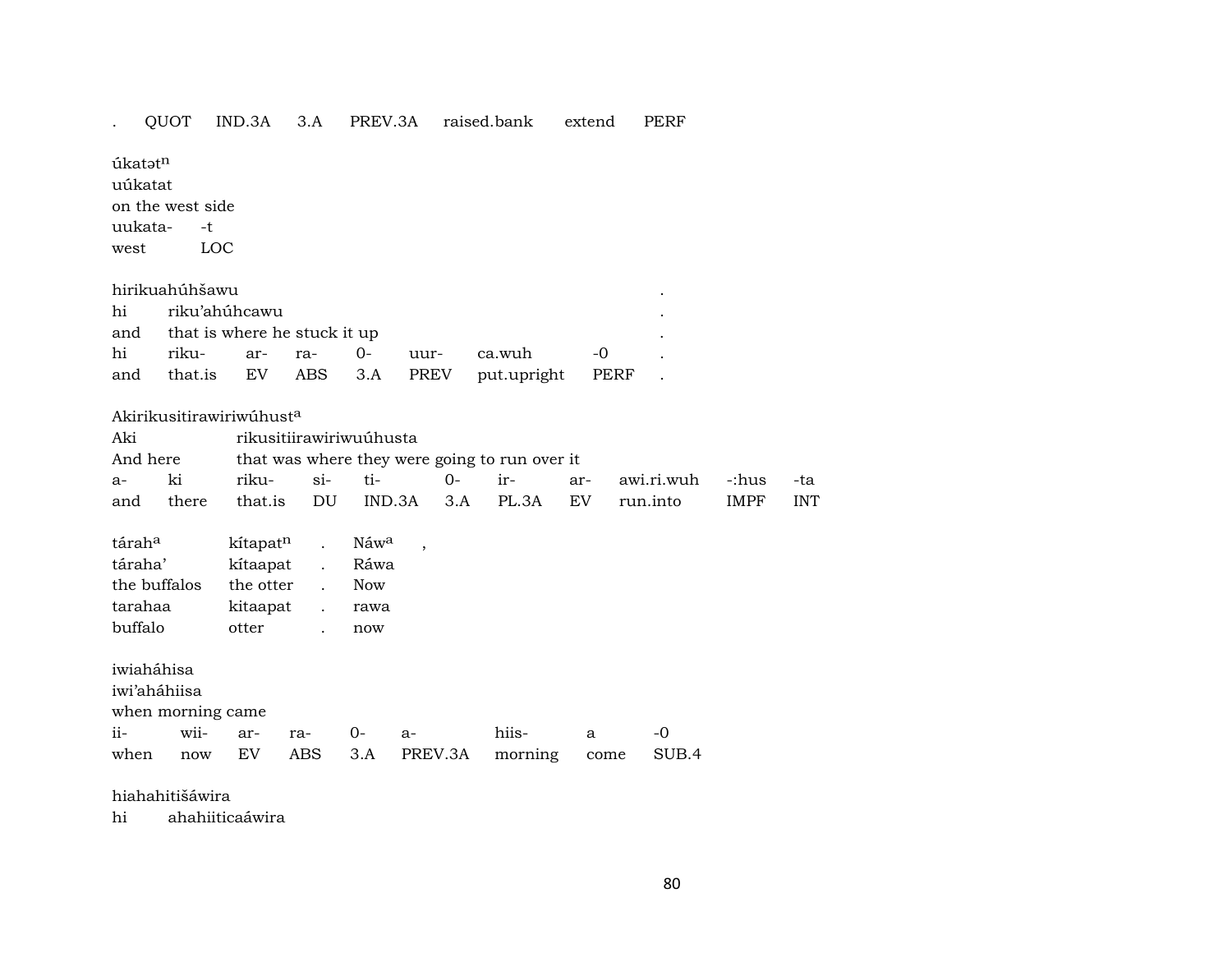. QUOT IND.3A 3.A PREV.3A raised.bank extend PERF

úkatətn
uúkatat
on the west side

| uukata- | -t |
|---|---|
| west | LOC |

hirikuahúhšawu .
hi riku'ahúhcawu .
and that is where he stuck it up .

| hi | riku- | ar- | ra- | 0- | uur- | ca.wuh | -0 | . |
|---|---|---|---|---|---|---|---|---|
| and | that.is | EV | ABS | 3.A | PREV | put.upright | PERF | . |

Akirikusitirawiriwúhusta
Aki rikusitiirawiriwuúhusta
And here that was where they were going to run over it

| a- | ki | riku- | si- | ti- | 0- | ir- | ar- | awi.ri.wuh | -:hus | -ta |
|---|---|---|---|---|---|---|---|---|---|---|
| and | there | that.is | DU | IND.3A | 3.A | PL.3A | EV | run.into | IMPF | INT |

| táraha | kítapatn | . | Náwa | , |
|---|---|---|---|---|
| táraha' | kítaapat | . | Ráwa | |
| the buffalos | the otter | . | Now | |
| tarahaa | kitaapat | . | rawa | |
| buffalo | otter | . | now | |

iwiaháhisa
iwi'aháhiisa
when morning came

| ii- | wii- | ar- | ra- | 0- | a- | hiis- | a | -0 |
|---|---|---|---|---|---|---|---|---|
| when | now | EV | ABS | 3.A | PREV.3A | morning | come | SUB.4 |

hiahahitišáwira
hi ahahiiticaáwira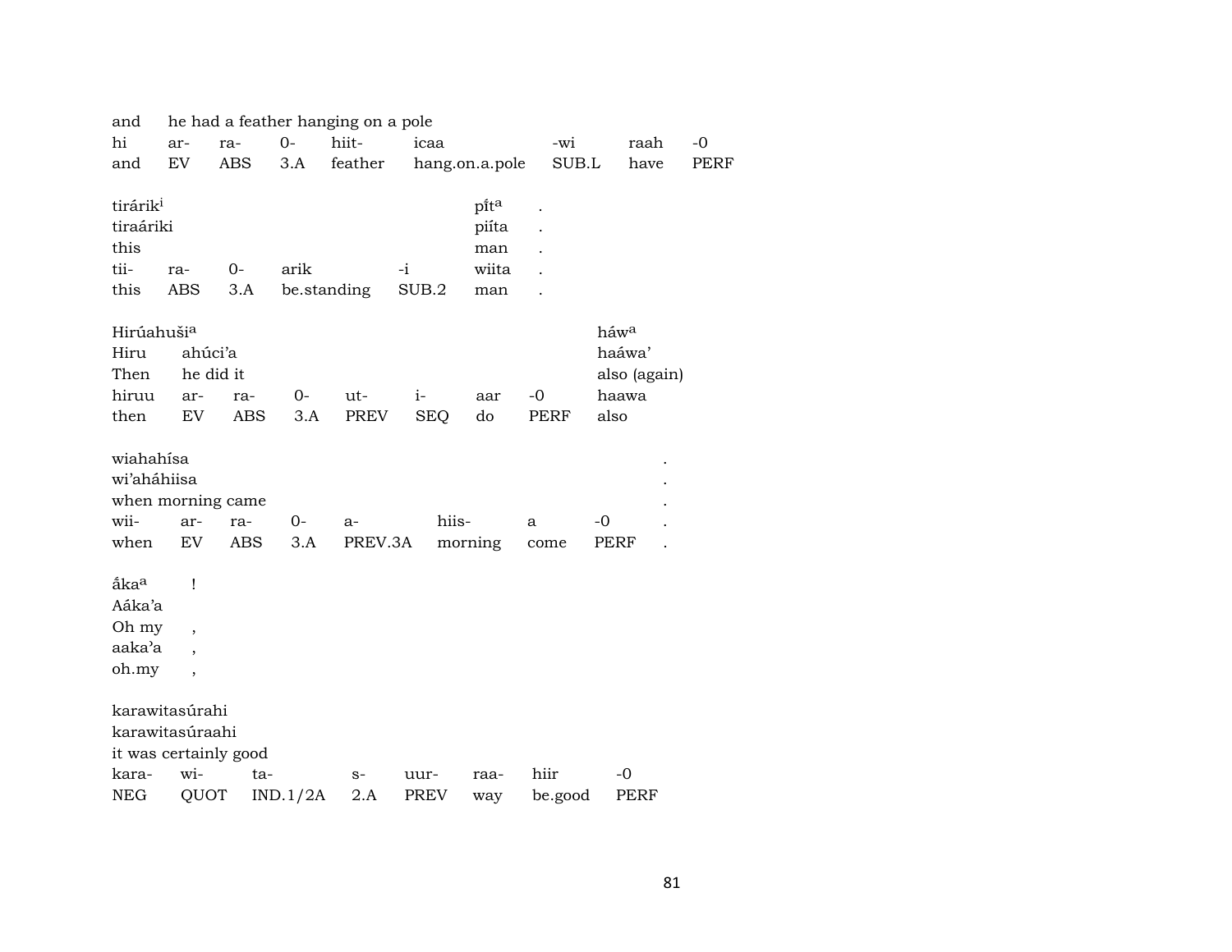| and | he had a feather hanging on a pole | | | | | | | |
|---|---|---|---|---|---|---|---|---|
| hi | ar- | ra- | 0- | hiit- | icaa | -wi | raah | -0 |
| and | EV | ABS | 3.A | feather | hang.on.a.pole | SUB.L | have | PERF |

| tirárik[i] | | | | | píta | . |
|---|---|---|---|---|---|---|
| tiraáriki | | | | | piíta | . |
| this | | | | | man | . |
| tii- | ra- | 0- | arik | -i | wiita | . |
| this | ABS | 3.A | be.standing | SUB.2 | man | . |

| Hirúahuši[a] | | | | | | | | háw[a] |
|---|---|---|---|---|---|---|---|---|
| Hiru | ahúci'a | | | | | | | haáwa' |
| Then | he did it | | | | | | | also (again) |
| hiruu | ar- | ra- | 0- | ut- | i- | aar | -0 | haawa |
| then | EV | ABS | 3.A | PREV | SEQ | do | PERF | also |

| wiahahísa | | | | | | | | . |
|---|---|---|---|---|---|---|---|---|
| wi'aháhiisa | | | | | | | | . |
| when morning came | | | | | | | | . |
| wii- | ar- | ra- | 0- | a- | hiis- | a | -0 | . |
| when | EV | ABS | 3.A | PREV.3A | morning | come | PERF | . |

| áka[a] | ! |
|---|---|
| Aáka'a | |
| Oh my | , |
| aaka'a | , |
| oh.my | , |

| karawitasúrahi | | | | | | | |
|---|---|---|---|---|---|---|---|
| karawitasúraahi | | | | | | | |
| it was certainly good | | | | | | | |
| kara- | wi- | ta- | s- | uur- | raa- | hiir | -0 |
| NEG | QUOT | IND.1/2A | 2.A | PREV | way | be.good | PERF |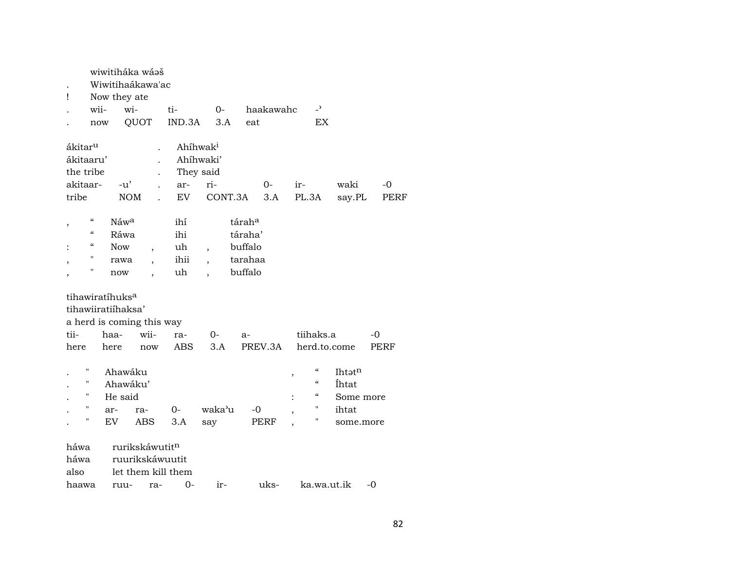|   | wiwitiháka wáəš |   |   |   |   |
|---|---|---|---|---|---|
| . | Wiwitihaákawa'ac |   |   |   |   |
| ! | Now they ate |   |   |   |   |
| . | wii- | wi- | ti- | 0- | haakawahc | -ʾ |
| . | now | QUOT | IND.3A | 3.A | eat | EX |

| ákitar[u] |   | . | Ahíhwak[i] |   |   |   |   |   |
|---|---|---|---|---|---|---|---|---|
| ákitaaru' |   | . | Ahíhwaki' |   |   |   |   |   |
| the tribe |   | . | They said |   |   |   |   |   |
| akitaar- | -u' | . | ar- | ri- | 0- | ir- | waki | -0 |
| tribe | NOM | . | EV | CONT.3A | 3.A | PL.3A | say.PL | PERF |

| , | " | Náw[a] |   | ihí |   | tárah[a] |
|---|---|---|---|---|---|---|
|   | " | Ráwa |   | ihi |   | táraha' |
| : | " | Now | , | uh | , | buffalo |
| , | " | rawa | , | ihii | , | tarahaa |
| , | " | now | , | uh | , | buffalo |

| tihawiratíhuks[a] |   |   |   |   |   |   |   |
|---|---|---|---|---|---|---|---|
| tihawiiratiíhaksa' |   |   |   |   |   |   |   |
| a herd is coming this way |   |   |   |   |   |   |   |
| tii- | haa- | wii- | ra- | 0- | a- | tiihaks.a | -0 |
| here | here | now | ABS | 3.A | PREV.3A | herd.to.come | PERF |

| . | " | Ahawáku |   |   |   |   | , | " | Ihtət[n] |
|---|---|---|---|---|---|---|---|---|---|
| . | " | Ahawáku' |   |   |   |   |   | " | Íhtat |
| . | " | He said |   |   |   |   | : | " | Some more |
| . | " | ar- | ra- | 0- | wakaʾu | -0 | , | " | ihtat |
| . | " | EV | ABS | 3.A | say | PERF | , | " | some.more |

| háwa | rurikskáwutit[n] |   |   |   |   |   |   |
|---|---|---|---|---|---|---|---|
| háwa | ruurikskáwuutit |   |   |   |   |   |   |
| also | let them kill them |   |   |   |   |   |   |
| haawa | ruu- | ra- | 0- | ir- | uks- | ka.wa.ut.ik | -0 |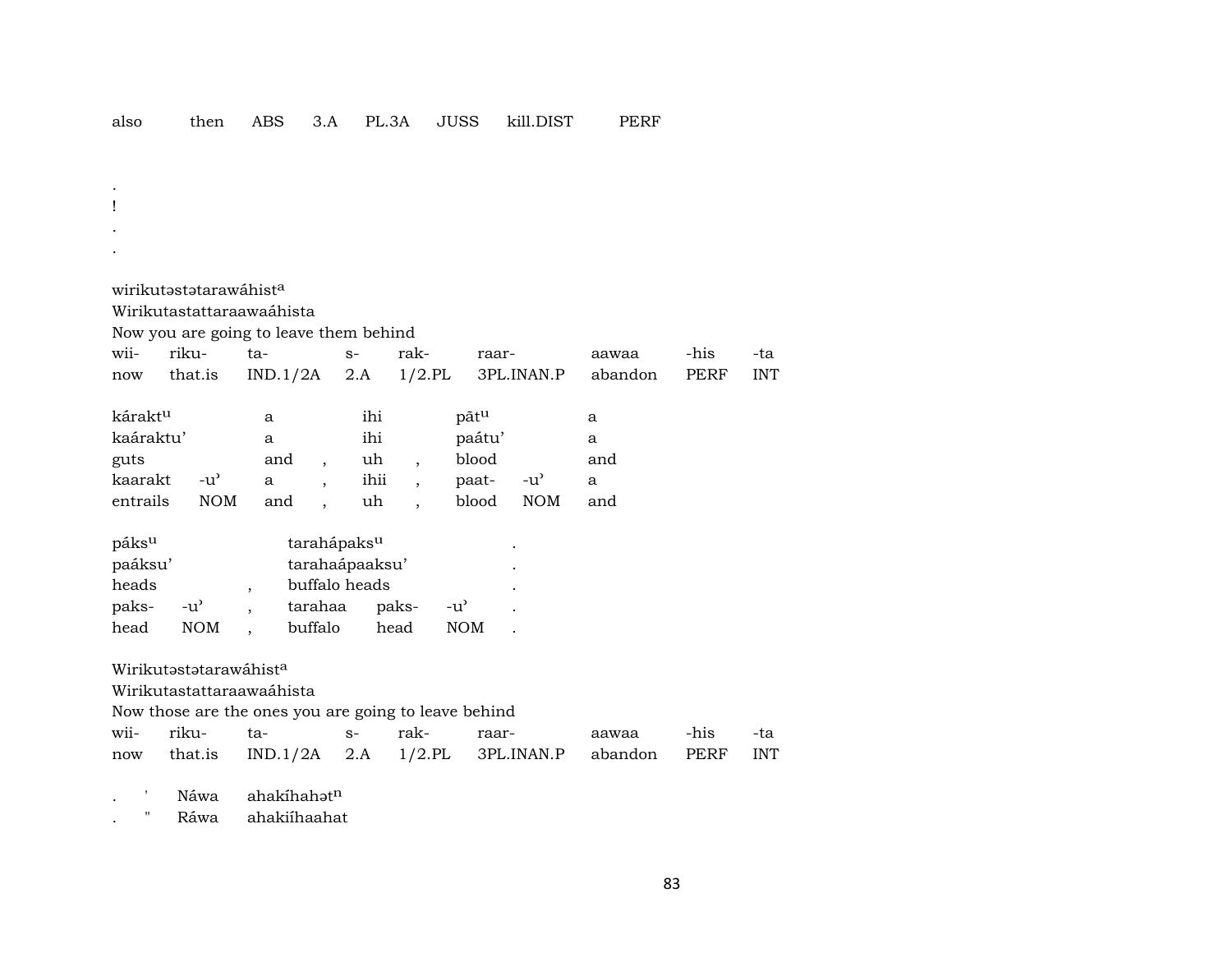| also | then | ABS | 3.A | PL.3A | JUSS | kill.DIST | PERF |
|---|---|---|---|---|---|---|---|

.
!
.
.

wirikutəstətarawáhist[a]
Wirikutastattaraawaáhista
Now you are going to leave them behind

| wii- | riku- | ta- | s- | rak- | raar- | aawaa | -his | -ta |
|---|---|---|---|---|---|---|---|---|
| now | that.is | IND.1/2A | 2.A | 1/2.PL | 3PL.INAN.P | abandon | PERF | INT |

| kárakt[u] | | a | | ihi | | pãt[u] | | a |
|---|---|---|---|---|---|---|---|---|
| kaáraktu' | | a | | ihi | | paátu' | | a |
| guts | | and | , | uh | , | blood | | and |
| kaarakt | -u' | a | , | ihii | , | paat- | -u' | a |
| entrails | NOM | and | , | uh | , | blood | NOM | and |

| páks[u] | | | tarahápaks[u] | | | . |
|---|---|---|---|---|---|---|
| paáksu' | | | tarahaápaaksu' | | | . |
| heads | | , | buffalo heads | | | . |
| paks- | -u' | , | tarahaa | paks- | -u' | . |
| head | NOM | , | buffalo | head | NOM | . |

Wirikutəstətarawáhist[a]
Wirikutastattaraawaáhista
Now those are the ones you are going to leave behind

| wii- | riku- | ta- | s- | rak- | raar- | aawaa | -his | -ta |
|---|---|---|---|---|---|---|---|---|
| now | that.is | IND.1/2A | 2.A | 1/2.PL | 3PL.INAN.P | abandon | PERF | INT |

| . | ' | Náwa | ahakíhahət[n] |
|---|---|---|---|
| . | " | Ráwa | ahakiíhaahat |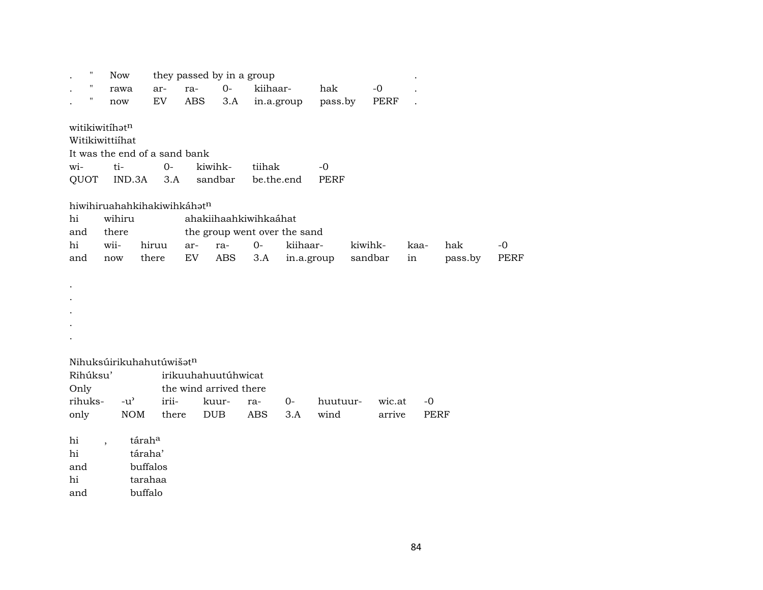| . | " | Now | they passed by in a group | | | | | | . |
|---|---|---|---|---|---|---|---|---|---|
| . | " | rawa | ar- | ra- | 0- | kiihaar- | hak | -0 | . |
| . | " | now | EV | ABS | 3.A | in.a.group | pass.by | PERF | . |

witikiwitíhət$^{n}$
Witikiwittiíhat
It was the end of a sand bank

| wi- | ti- | 0- | kiwihk- | tiihak | -0 |
|---|---|---|---|---|---|
| QUOT | IND.3A | 3.A | sandbar | be.the.end | PERF |

hiwihiruahahkihakiwihkáhət$^{n}$

| hi | wihiru | | ahakiihaahkiwihkaáhat | | | | | | |
|---|---|---|---|---|---|---|---|---|---|
| and | there | | the group went over the sand | | | | | | |
| hi | wii- | hiruu | ar- | ra- | 0- | kiihaar- | kiwihk- | kaa- | hak | -0 |
| and | now | there | EV | ABS | 3.A | in.a.group | sandbar | in | pass.by | PERF |

.
.
.
.
.

Nihuksúirikuhahutúwišət$^{n}$

| Rihúksu' | | irikuuhahuutúhwicat | | | | | | |
|---|---|---|---|---|---|---|---|---|
| Only | | the wind arrived there | | | | | | |
| rihuks- | -u' | irii- | kuur- | ra- | 0- | huutuur- | wic.at | -0 |
| only | NOM | there | DUB | ABS | 3.A | wind | arrive | PERF |

| hi | , | tárah$^{a}$ |
|---|---|---|
| hi | | táraha' |
| and | | buffalos |
| hi | | tarahaa |
| and | | buffalo |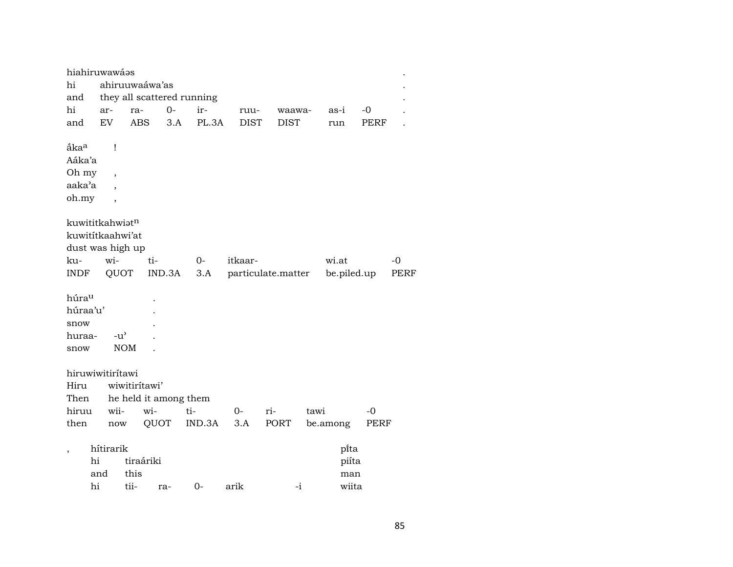hiahiruwawáəs .
hi ahiruuwaáwa'as .
and they all scattered running .

| hi | ar- | ra- | 0- | ir- | ruu- | waawa- | as-i | -0 | . |
|---|---|---|---|---|---|---|---|---|---|
| and | EV | ABS | 3.A | PL.3A | DIST | DIST | run | PERF | . |

åka[a] !
Aáka'a
Oh my ,
aaka'a ,
oh.my ,

kuwititkahwiət[n]
kuwitítkaahwi'at
dust was high up

| ku- | wi- | ti- | 0- | itkaar- | wi.at | -0 |
|---|---|---|---|---|---|---|
| INDF | QUOT | IND.3A | 3.A | particulate.matter | be.piled.up | PERF |

húra[u] .
húraa'u' .
snow .

| huraa- | -u' | . |
|---|---|---|
| snow | NOM | . |

hiruwiwitirítawi
Hiru wiwitirítawi'
Then he held it among them

| hiruu | wii- | wi- | ti- | 0- | ri- | tawi | -0 |
|---|---|---|---|---|---|---|---|
| then | now | QUOT | IND.3A | 3.A | PORT | be.among | PERF |

, hítirarik píta
hi tiraáriki piíta
and this man

| hi | tii- | ra- | 0- | arik | -i | wiita |
|---|---|---|---|---|---|---|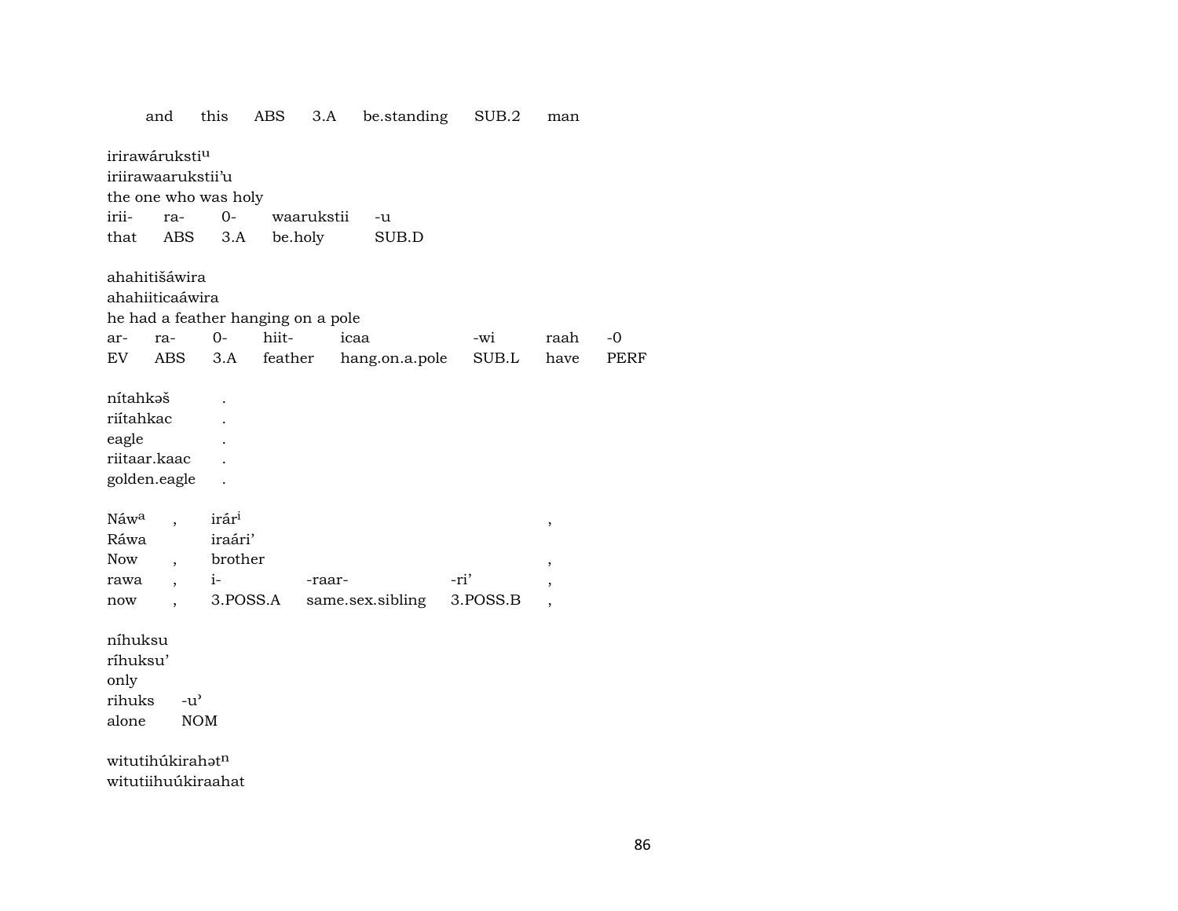and this ABS 3.A be.standing SUB.2 man

irirawárukstiᵘ
iriirawaarukstii'u
the one who was holy

| irii- | ra- | 0- | waarukstii | -u |
|---|---|---|---|---|
| that | ABS | 3.A | be.holy | SUB.D |

ahahitišáwira
ahahiiticaáwira
he had a feather hanging on a pole

| ar- | ra- | 0- | hiit- | icaa | -wi | raah | -0 |
|---|---|---|---|---|---|---|---|
| EV | ABS | 3.A | feather | hang.on.a.pole | SUB.L | have | PERF |

nítahkəš .
riítahkac .
eagle .
riitaar.kaac .
golden.eagle .

| Náwᵃ | , | irárⁱ | | | , |
|---|---|---|---|---|---|
| Ráwa | | iraári' | | | |
| Now | , | brother | | | , |
| rawa | , | i- | -raar- | -ri' | , |
| now | , | 3.POSS.A | same.sex.sibling | 3.POSS.B | , |

níhuksu
ríhuksu'
only

| rihuks | -u' |
|---|---|
| alone | NOM |

witutihúkirahətⁿ
witutiihuúkiraahat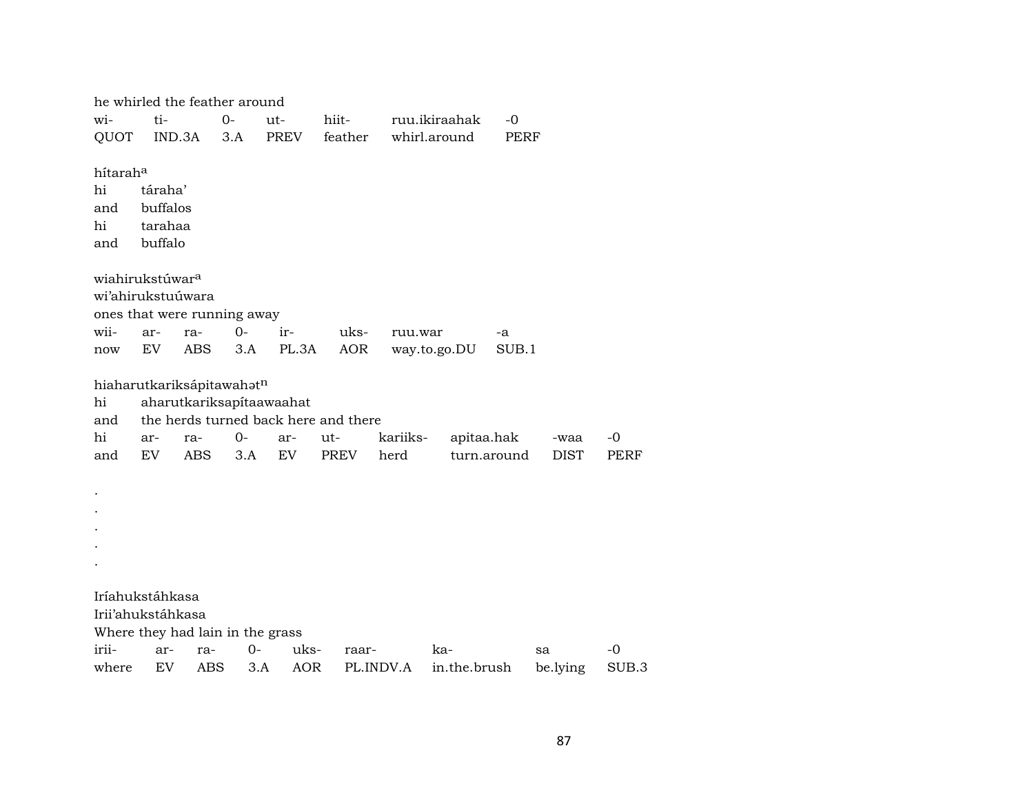he whirled the feather around

| wi- | ti- | 0- | ut- | hiit- | ruu.ikiraahak | -0 |
|---|---|---|---|---|---|---|
| QUOT | IND.3A | 3.A | PREV | feather | whirl.around | PERF |

hítarah[a]
hi táraha'
and buffalos
hi tarahaa
and buffalo

wiahirukstúwar[a]
wi'ahirukstuúwara
ones that were running away

| wii- | ar- | ra- | 0- | ir- | uks- | ruu.war | -a |
|---|---|---|---|---|---|---|---|
| now | EV | ABS | 3.A | PL.3A | AOR | way.to.go.DU | SUB.1 |

hiaharutkariksápitawahət[n]
hi aharutkariksapítaawaahat
and the herds turned back here and there

| hi | ar- | ra- | 0- | ar- | ut- | kariiks- | apitaa.hak | -waa | -0 |
|---|---|---|---|---|---|---|---|---|---|
| and | EV | ABS | 3.A | EV | PREV | herd | turn.around | DIST | PERF |

.
.
.
.
.

Iríahukstáhkasa
Irii'ahukstáhkasa
Where they had lain in the grass

| irii- | ar- | ra- | 0- | uks- | raar- | ka- | sa | -0 |
|---|---|---|---|---|---|---|---|---|
| where | EV | ABS | 3.A | AOR | PL.INDV.A | in.the.brush | be.lying | SUB.3 |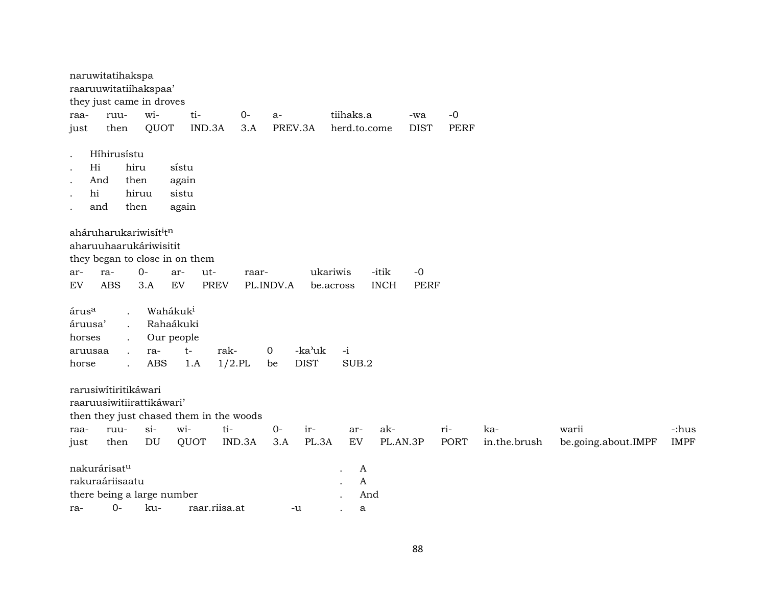naruwitatihakspa
raaruuwitatiíhakspaa'
they just came in droves

| raa- | ruu- | wi- | ti- | 0- | a- | tiihaks.a | -wa | -0 |
|---|---|---|---|---|---|---|---|---|
| just | then | QUOT | IND.3A | 3.A | PREV.3A | herd.to.come | DIST | PERF |

| . | Híhirusístu | | |
|---|---|---|---|
| . | Hi | hiru | sístu |
| . | And | then | again |
| . | hi | hiruu | sistu |
| . | and | then | again |

aháruharukariwisítⁱtⁿ
aharuuhaarukáriwisitit
they began to close in on them

| ar- | ra- | 0- | ar- | ut- | raar- | ukariwis | -itik | -0 |
|---|---|---|---|---|---|---|---|---|
| EV | ABS | 3.A | EV | PREV | PL.INDV.A | be.across | INCH | PERF |

| árusª | . | Wahákukⁱ | | | | | |
|---|---|---|---|---|---|---|---|
| áruusa' | . | Rahaákuki | | | | | |
| horses | . | Our people | | | | | |
| aruusaa | . | ra- | t- | rak- | 0 | -ka'uk | -i |
| horse | . | ABS | 1.A | 1/2.PL | be | DIST | SUB.2 |

rarusiwítiritikáwari
raaruusiwitiirattikáwari'
then they just chased them in the woods

| raa- | ruu- | si- | wi- | ti- | 0- | ir- | ar- | ak- | ri- | ka- | warii | -:hus |
|---|---|---|---|---|---|---|---|---|---|---|---|---|
| just | then | DU | QUOT | IND.3A | 3.A | PL.3A | EV | PL.AN.3P | PORT | in.the.brush | be.going.about.IMPF | IMPF |

| nakurárisatᵘ | | | | | . | A |
|---|---|---|---|---|---|---|
| rakuraáriisaatu | | | | | . | A |
| there being a large number | | | | | . | And |
| ra- | 0- | ku- | raar.riisa.at | -u | . | a |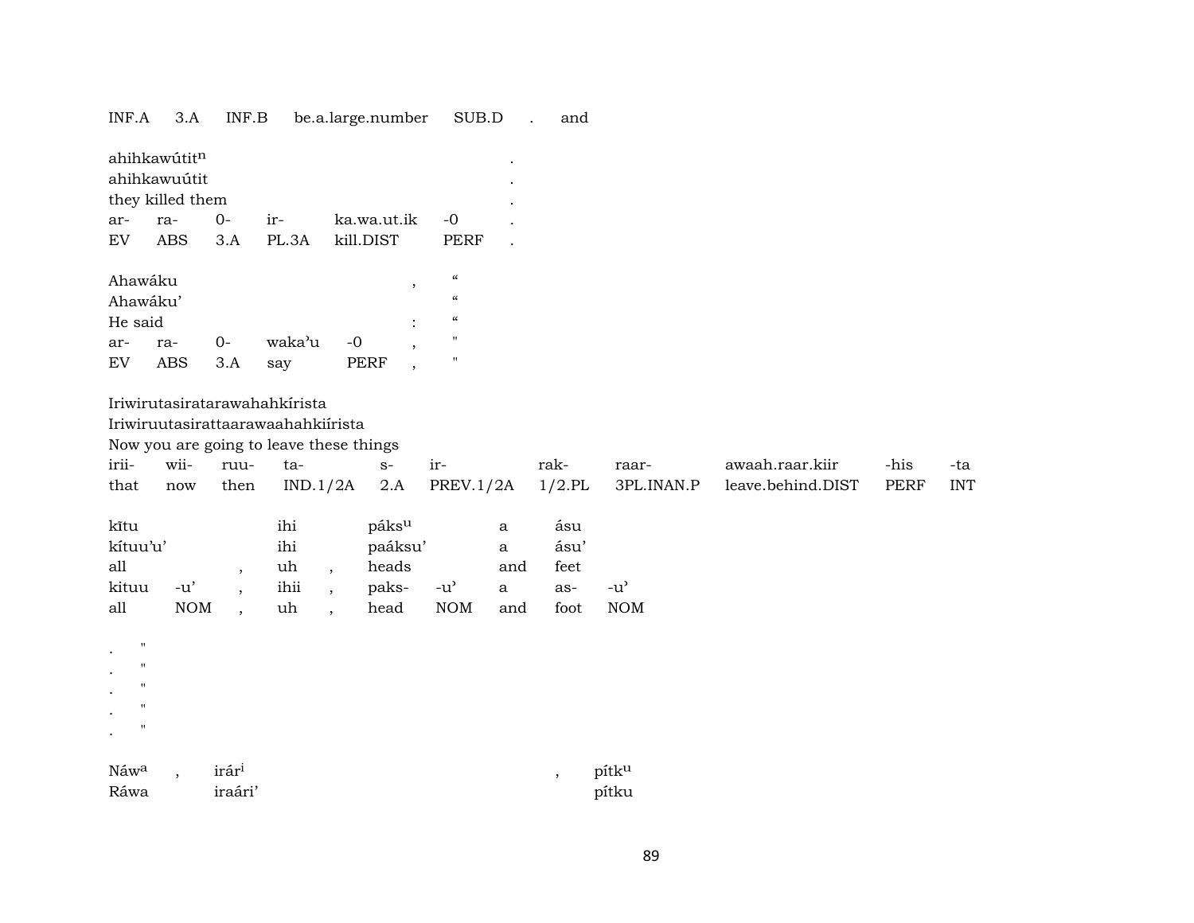| INF.A | 3.A | INF.B | be.a.large.number | SUB.D | . | and |
|---|---|---|---|---|---|---|

ahihkawútit$^{n}$ .
ahihkawuútit .
they killed them .

| ar- | ra- | 0- | ir- | ka.wa.ut.ik | -0 | . |
|---|---|---|---|---|---|---|
| EV | ABS | 3.A | PL.3A | kill.DIST | PERF | . |

Ahawáku , “
Ahawáku’ “
He said : “

| ar- | ra- | 0- | waka’u | -0 | , | " |
|---|---|---|---|---|---|---|
| EV | ABS | 3.A | say | PERF | , | " |

Iriwirutasiratarawahahkírista
Iriwiruutasirattaarawaahahkiírista
Now you are going to leave these things

| irii- | wii- | ruu- | ta- | s- | ir- | rak- | raar- | awaah.raar.kiir | -his | -ta |
|---|---|---|---|---|---|---|---|---|---|---|
| that | now | then | IND.1/2A | 2.A | PREV.1/2A | 1/2.PL | 3PL.INAN.P | leave.behind.DIST | PERF | INT |

| kītu | | | ihi | | páks$^{u}$ | | a | ásu | |
|---|---|---|---|---|---|---|---|---|---|
| kítuu’u’ | | | ihi | | paáksu’ | | a | ásu’ | |
| all | | , | uh | , | heads | | and | feet | |
| kituu | -u’ | , | ihii | , | paks- | -u’ | a | as- | -u’ |
| all | NOM | , | uh | , | head | NOM | and | foot | NOM |

. "
. "
. "
. "
. "

Náw$^{a}$ , irár$^{i}$ , pítk$^{u}$
Ráwa iraári’ pítku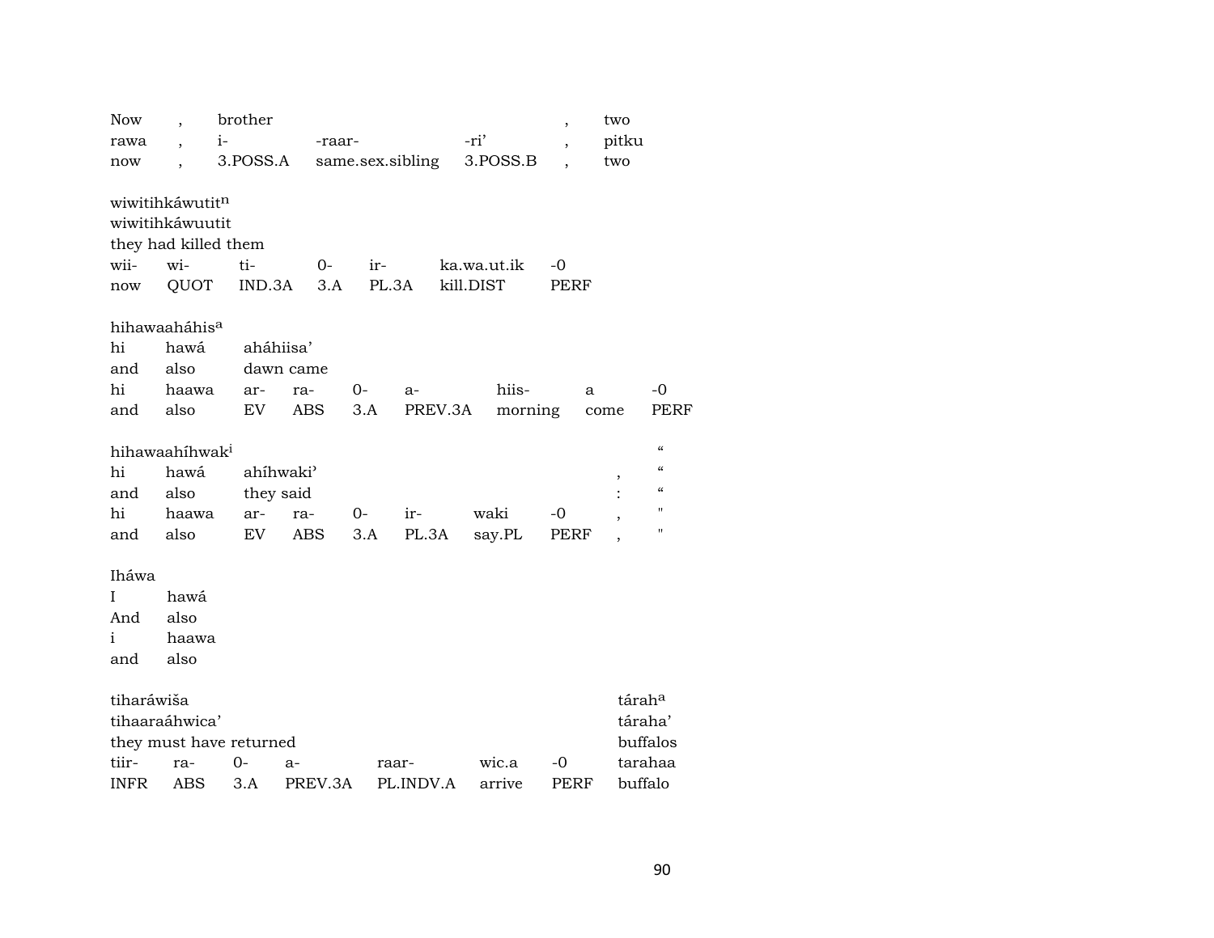| Now | , | brother | | | , | two |
|---|---|---|---|---|---|---|
| rawa | , | i- | -raar- | -ri’ | , | pitku |
| now | , | 3.POSS.A | same.sex.sibling | 3.POSS.B | , | two |

wiwitihkáwutit[n]
wiwitihkáwuutit
they had killed them

| wii- | wi- | ti- | 0- | ir- | ka.wa.ut.ik | -0 |
|---|---|---|---|---|---|---|
| now | QUOT | IND.3A | 3.A | PL.3A | kill.DIST | PERF |

hihawaaháhis[a]

| hi | hawá | aháhiisa’ | | | | | | |
|---|---|---|---|---|---|---|---|---|
| and | also | dawn came | | | | | | |
| hi | haawa | ar- | ra- | 0- | a- | hiis- | a | -0 |
| and | also | EV | ABS | 3.A | PREV.3A | morning | come | PERF |

hihawaahíhwak[i] “

| hi | hawá | ahíhwaki’ | | | | | | , | “ |
|---|---|---|---|---|---|---|---|---|---|
| and | also | they said | | | | | | : | “ |
| hi | haawa | ar- | ra- | 0- | ir- | waki | -0 | , | " |
| and | also | EV | ABS | 3.A | PL.3A | say.PL | PERF | , | " |

Iháwa

| I | hawá |
|---|---|
| And | also |
| i | haawa |
| and | also |

| tiharáwiša | | | | | | | tárah[a] |
|---|---|---|---|---|---|---|---|
| tihaaraáhwica’ | | | | | | | táraha’ |
| they must have returned | | | | | | | buffalos |
| tiir- | ra- | 0- | a- | raar- | wic.a | -0 | tarahaa |
| INFR | ABS | 3.A | PREV.3A | PL.INDV.A | arrive | PERF | buffalo |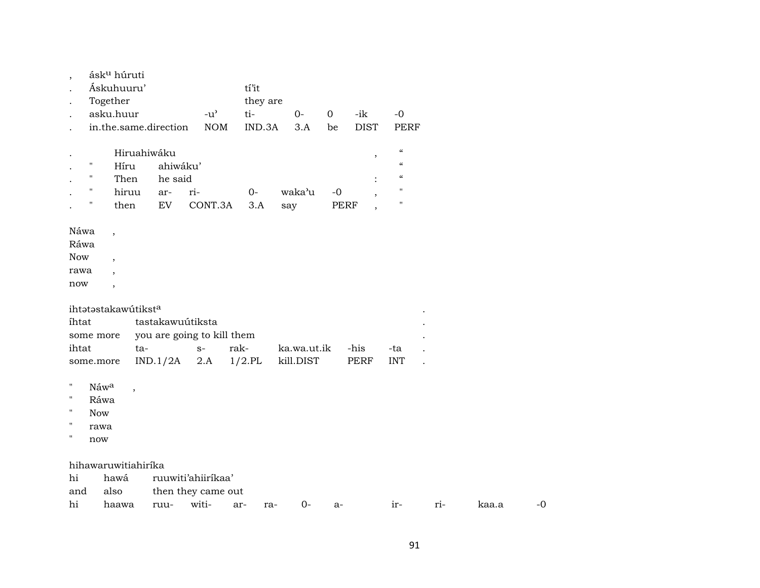| , | ásk[u] húruti | | | | | | |
|---|---|---|---|---|---|---|---|
| . | Áskuhuuru' | | tí'it | | | | |
| . | Together | | they are | | | | |
| . | asku.huur | -u' | ti- | 0- | 0 | -ik | -0 |
| . | in.the.same.direction | NOM | IND.3A | 3.A | be | DIST | PERF |

| . | | Hiruahiwáku | | | | | | , | " |
|---|---|---|---|---|---|---|---|---|---|
| . | " | Híru | ahiwáku' | | | | | | " |
| . | " | Then | he said | | | | | : | " |
| . | " | hiruu | ar- | ri- | 0- | waka'u | -0 | , | " |
| . | " | then | EV | CONT.3A | 3.A | say | PERF | , | " |

| Náwa | , |
|---|---|
| Ráwa | |
| Now | , |
| rawa | , |
| now | , |

| ihtətəstakawútikst[a] | | | | | | | . |
|---|---|---|---|---|---|---|---|
| íhtat | tastakawuútiksta | | | | | | . |
| some more | you are going to kill them | | | | | | . |
| ihtat | ta- | s- | rak- | ka.wa.ut.ik | -his | -ta | . |
| some.more | IND.1/2A | 2.A | 1/2.PL | kill.DIST | PERF | INT | . |

| " | Náw[a] | , |
|---|---|---|
| " | Ráwa | |
| " | Now | |
| " | rawa | |
| " | now | |

| hihawaruwitiahiríka | | | | | | | | | | |
|---|---|---|---|---|---|---|---|---|---|---|
| hi | hawá | ruuwiti'ahiiríkaa' | | | | | | | | |
| and | also | then they came out | | | | | | | | |
| hi | haawa | ruu- | witi- | ar- | ra- | 0- | a- | ir- | ri- | kaa.a | -0 |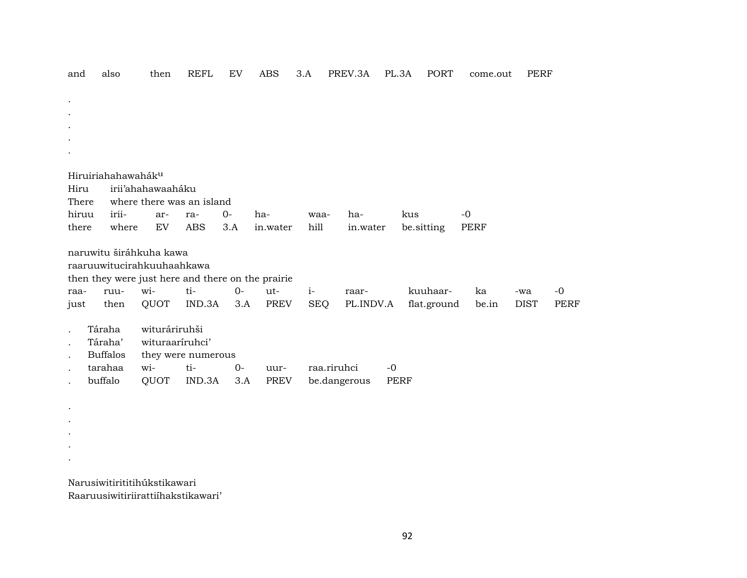and also then REFL EV ABS 3.A PREV.3A PL.3A PORT come.out PERF

.
.
.
.
.

Hiruiriahahawahák^u
Hiru irii'ahahawaaháku
There where there was an island

| hiruu | irii- | ar- | ra- | 0- | ha- | waa- | ha- | kus | -0 |
|---|---|---|---|---|---|---|---|---|---|
| there | where | EV | ABS | 3.A | in.water | hill | in.water | be.sitting | PERF |

naruwitu širáhkuha kawa
raaruuwitucirahkuuhaahkawa
then they were just here and there on the prairie

| raa- | ruu- | wi- | ti- | 0- | ut- | i- | raar- | kuuhaar- | ka | -wa | -0 |
|---|---|---|---|---|---|---|---|---|---|---|---|
| just | then | QUOT | IND.3A | 3.A | PREV | SEQ | PL.INDV.A | flat.ground | be.in | DIST | PERF |

. Táraha witurárіruhši
. Táraha' wituraaríruhci'
. Buffalos they were numerous

| . | tarahaa | wi- | ti- | 0- | uur- | raa.riruhci | -0 |
|---|---|---|---|---|---|---|---|
| . | buffalo | QUOT | IND.3A | 3.A | PREV | be.dangerous | PERF |

.
.
.
.
.

Narusiwitirititihúkstikawari
Raaruusiwitiriirattiíhakstikawari'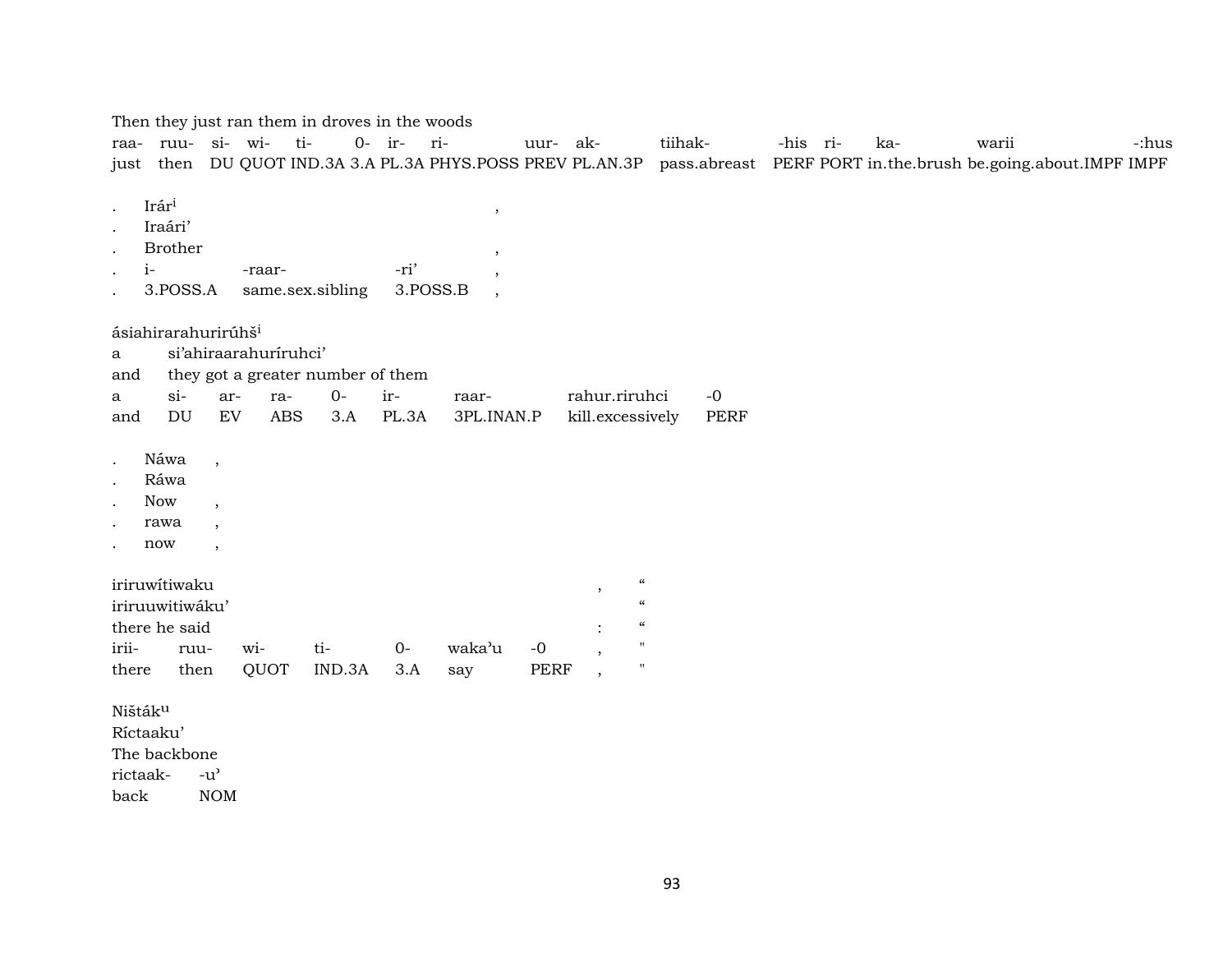Then they just ran them in droves in the woods

| raa- | ruu- | si- | wi- | ti- | 0- | ir- | ri- | uur- | ak- | tiihak- | -his | ri- | ka- | warii | -:hus |
|---|---|---|---|---|---|---|---|---|---|---|---|---|---|---|---|
| just | then | DU | QUOT | IND.3A | 3.A | PL.3A | PHYS.POSS | PREV | PL.AN.3P | pass.abreast | PERF | PORT | in.the.brush | be.going.about.IMPF | IMPF |

| . | Irár[i] | | | , |
|---|---|---|---|---|
| . | Iraári’ | | | |
| . | Brother | | | , |
| . | i- | -raar- | -ri’ | , |
| . | 3.POSS.A | same.sex.sibling | 3.POSS.B | , |

ásiahirarahurirúhš[i]

| a | si’ahiraarahuríruhci’ | | | | | | | |
|---|---|---|---|---|---|---|---|---|
| and | they got a greater number of them | | | | | | | |
| a | si- | ar- | ra- | 0- | ir- | raar- | rahur.riruhci | -0 |
| and | DU | EV | ABS | 3.A | PL.3A | 3PL.INAN.P | kill.excessively | PERF |

| . | Náwa | , |
|---|---|---|
| . | Ráwa | |
| . | Now | , |
| . | rawa | , |
| . | now | , |

| iriruwítiwaku | | | | | | | , | “ |
|---|---|---|---|---|---|---|---|---|
| iriruuwitiwáku’ | | | | | | | | “ |
| there he said | | | | | | | : | “ |
| irii- | ruu- | wi- | ti- | 0- | waka’u | -0 | , | " |
| there | then | QUOT | IND.3A | 3.A | say | PERF | , | " |

Ništák[u]

| Ríctaaku’ | |
|---|---|
| The backbone | |
| rictaak- | -u’ |
| back | NOM |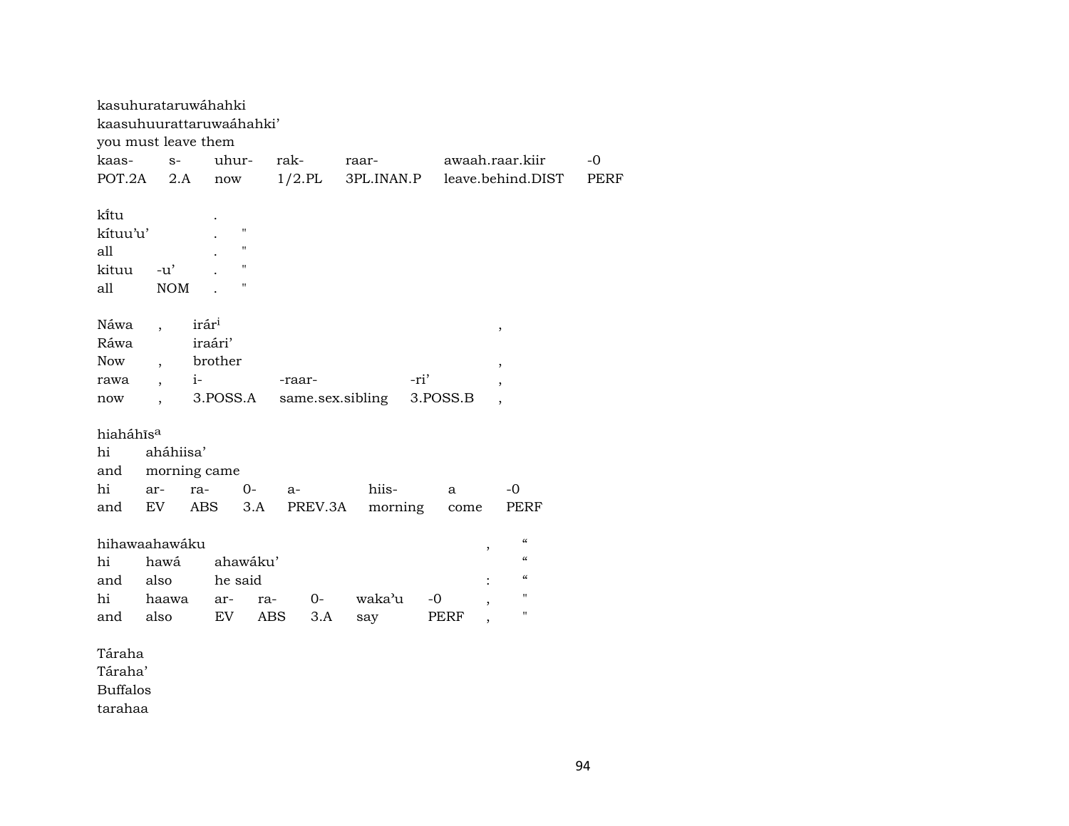kasuhurataruwáhahki
kaasuhuurattaruwaáhahki'
you must leave them

| kaas- | s- | uhur- | rak- | raar- | awaah.raar.kiir | -0 |
|---|---|---|---|---|---|---|
| POT.2A | 2.A | now | 1/2.PL | 3PL.INAN.P | leave.behind.DIST | PERF |

kĩtu .
kítuu'u' . "
all . "

| kituu | -u' | . | " |
|---|---|---|---|
| all | NOM | . | " |

Náwa , irár[i] ,
Ráwa iraári'
Now , brother ,

| rawa | , | i- | -raar- | -ri' | , |
|---|---|---|---|---|---|
| now | , | 3.POSS.A | same.sex.sibling | 3.POSS.B | , |

hiaháhĩs[a]
hi aháhiisa'
and morning came

| hi | ar- | ra- | 0- | a- | hiis- | a | -0 |
|---|---|---|---|---|---|---|---|
| and | EV | ABS | 3.A | PREV.3A | morning | come | PERF |

hihawaahawáku , "
hi hawá ahawáku' "
and also he said : "

| hi | haawa | ar- | ra- | 0- | waka'u | -0 | , | " |
|---|---|---|---|---|---|---|---|---|
| and | also | EV | ABS | 3.A | say | PERF | , | " |

Táraha
Táraha'
Buffalos
tarahaa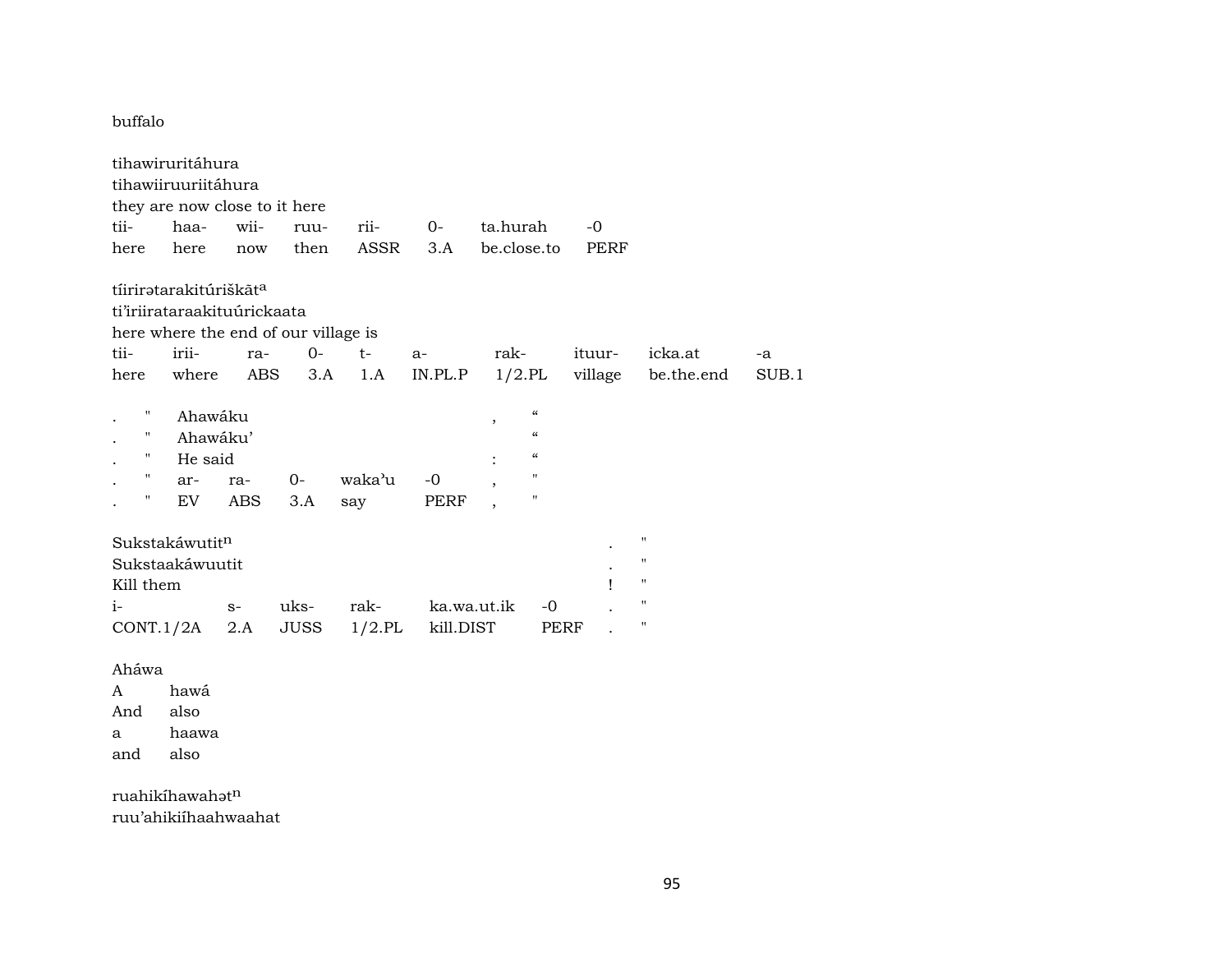buffalo

tihawiruritáhura
tihawiiruuriitáhura
they are now close to it here

| tii- | haa- | wii- | ruu- | rii- | 0- | ta.hurah | -0 |
|---|---|---|---|---|---|---|---|
| here | here | now | then | ASSR | 3.A | be.close.to | PERF |

tíirirətarakitúriškāt[a]
ti'iriirataraakituúrickaata
here where the end of our village is

| tii- | irii- | ra- | 0- | t- | a- | rak- | ituur- | icka.at | -a |
|---|---|---|---|---|---|---|---|---|---|
| here | where | ABS | 3.A | 1.A | IN.PL.P | 1/2.PL | village | be.the.end | SUB.1 |

| . | " | Ahawáku | | | | | , | “ |
|---|---|---|---|---|---|---|---|---|
| . | " | Ahawáku' | | | | | | “ |
| . | " | He said | | | | | : | “ |
| . | " | ar- | ra- | 0- | waka'u | -0 | , | " |
| . | " | EV | ABS | 3.A | say | PERF | , | " |

| Sukstakáwutit[n] | | | | | | . | " |
|---|---|---|---|---|---|---|---|
| Sukstaakáwuutit | | | | | | . | " |
| Kill them | | | | | | ! | " |
| i- | s- | uks- | rak- | ka.wa.ut.ik | -0 | . | " |
| CONT.1/2A | 2.A | JUSS | 1/2.PL | kill.DIST | PERF | . | " |

Aháwa

| A | hawá |
|---|---|
| And | also |
| a | haawa |
| and | also |

ruahikíhawahət[n]
ruu'ahikiíhaahwaahat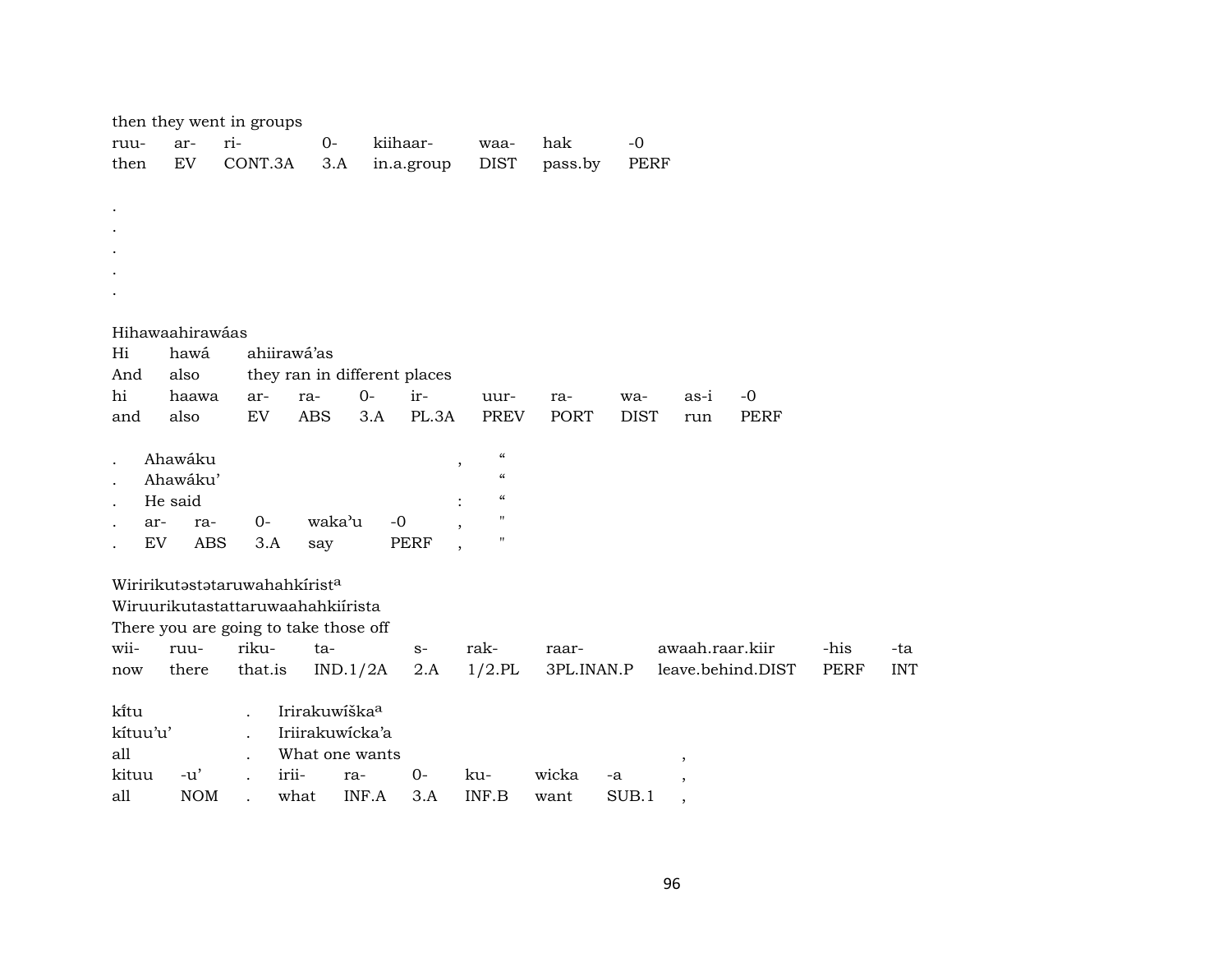then they went in groups

| ruu- | ar- | ri- | 0- | kiihaar- | waa- | hak | -0 |
|---|---|---|---|---|---|---|---|
| then | EV | CONT.3A | 3.A | in.a.group | DIST | pass.by | PERF |

.
.
.
.
.

Hihawaahirawáas

| Hi | hawá | ahiirawá'as | | | | | | | |
|---|---|---|---|---|---|---|---|---|---|
| And | also | they ran in different places | | | | | | | |
| hi | haawa | ar- | ra- | 0- | ir- | uur- | ra- | wa- | as-i | -0 |
| and | also | EV | ABS | 3.A | PL.3A | PREV | PORT | DIST | run | PERF |

| . | Ahawáku | | | | | , | " |
|---|---|---|---|---|---|---|---|
| . | Ahawáku' | | | | | | " |
| . | He said | | | | | : | " |
| . | ar- | ra- | 0- | waka'u | -0 | , | " |
| . | EV | ABS | 3.A | say | PERF | , | " |

Wiririkutəstətaruwahahkírist[a]
Wiruurikutastattaruwaahahkiírista
There you are going to take those off

| wii- | ruu- | riku- | ta- | s- | rak- | raar- | awaah.raar.kiir | -his | -ta |
|---|---|---|---|---|---|---|---|---|---|
| now | there | that.is | IND.1/2A | 2.A | 1/2.PL | 3PL.INAN.P | leave.behind.DIST | PERF | INT |

| kı̃tu | | . | Irirakuwíška[a] | | | | | | |
|---|---|---|---|---|---|---|---|---|---|
| kítuu'u' | | . | Iriirakuwícka'a | | | | | | |
| all | | . | What one wants | | | | | | , |
| kituu | -u' | . | irii- | ra- | 0- | ku- | wicka | -a | , |
| all | NOM | . | what | INF.A | 3.A | INF.B | want | SUB.1 | , |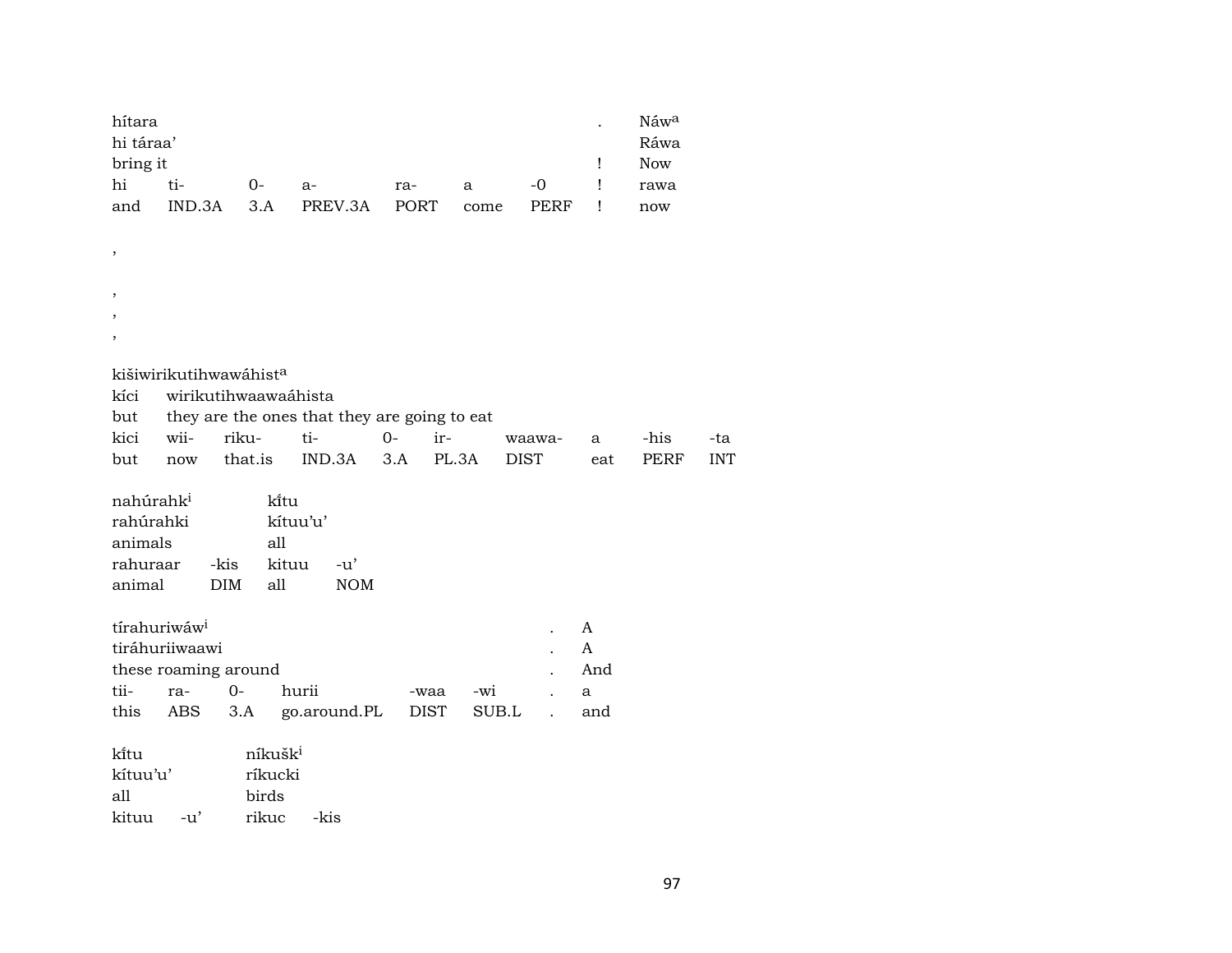| hítara | | | | | | | . | Náw[a] |
|---|---|---|---|---|---|---|---|---|
| hi táraa' | | | | | | | | Ráwa |
| bring it | | | | | | | ! | Now |
| hi | ti- | 0- | a- | ra- | a | -0 | ! | rawa |
| and | IND.3A | 3.A | PREV.3A | PORT | come | PERF | ! | now |

,

,

,

,

| kišiwirikutihwawáhist[a] | | | | | | | | | |
|---|---|---|---|---|---|---|---|---|---|
| kíci | wirikutihwaawaáhista | | | | | | | | |
| but | they are the ones that they are going to eat | | | | | | | | |
| kici | wii- | riku- | ti- | 0- | ir- | waawa- | a | -his | -ta |
| but | now | that.is | IND.3A | 3.A | PL.3A | DIST | eat | PERF | INT |

| nahúrahk[i] | | kĩtu | |
|---|---|---|---|
| rahúrahki | | kítuu'u' | |
| animals | | all | |
| rahuraar | -kis | kituu | -u' |
| animal | DIM | all | NOM |

| tírahuriwáw[i] | | | | | | . | A |
|---|---|---|---|---|---|---|---|
| tiráhuriiwaawi | | | | | | . | A |
| these roaming around | | | | | | . | And |
| tii- | ra- | 0- | hurii | -waa | -wi | . | a |
| this | ABS | 3.A | go.around.PL | DIST | SUB.L | . | and |

| kĩtu | | níkušk[i] | |
|---|---|---|---|
| kítuu'u' | | ríkucki | |
| all | | birds | |
| kituu | -u' | rikuc | -kis |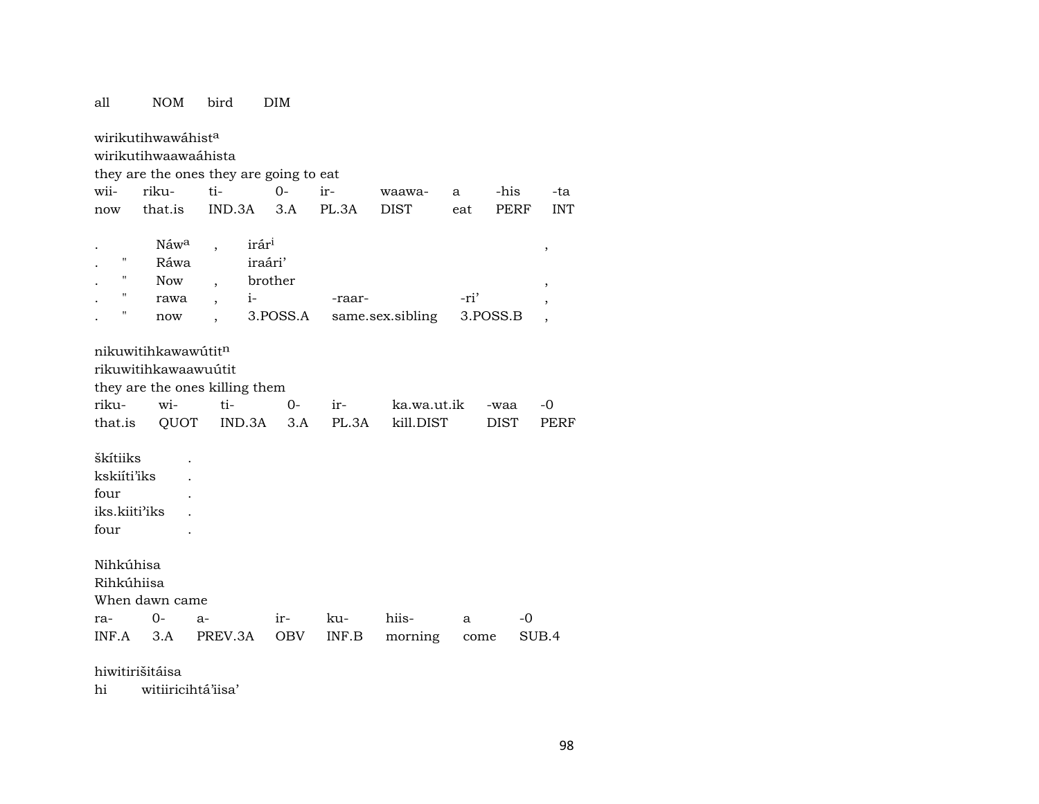all NOM bird DIM

wirikutihwawáhist[a]
wirikutihwaawaáhista
they are the ones they are going to eat

| wii- | riku- | ti- | 0- | ir- | waawa- | a | -his | -ta |
|---|---|---|---|---|---|---|---|---|
| now | that.is | IND.3A | 3.A | PL.3A | DIST | eat | PERF | INT |

| . | | Náw[a] | , | irár[i] | | | , |
|---|---|---|---|---|---|---|---|
| . | " | Ráwa | | iraári’ | | | |
| . | " | Now | , | brother | | | , |
| . | " | rawa | , | i- | -raar- | -ri’ | , |
| . | " | now | , | 3.POSS.A | same.sex.sibling | 3.POSS.B | , |

nikuwitihkawawútit[n]
rikuwitihkawaawuútit
they are the ones killing them

| riku- | wi- | ti- | 0- | ir- | ka.wa.ut.ik | -waa | -0 |
|---|---|---|---|---|---|---|---|
| that.is | QUOT | IND.3A | 3.A | PL.3A | kill.DIST | DIST | PERF |

škítiiks .
kskiíti’iks .
four .
iks.kiiti’iks .
four .

Nihkúhisa
Rihkúhiisa
When dawn came

| ra- | 0- | a- | ir- | ku- | hiis- | a | -0 |
|---|---|---|---|---|---|---|---|
| INF.A | 3.A | PREV.3A | OBV | INF.B | morning | come | SUB.4 |

hiwitirišitáisa
hi witiiricihtá’iisa’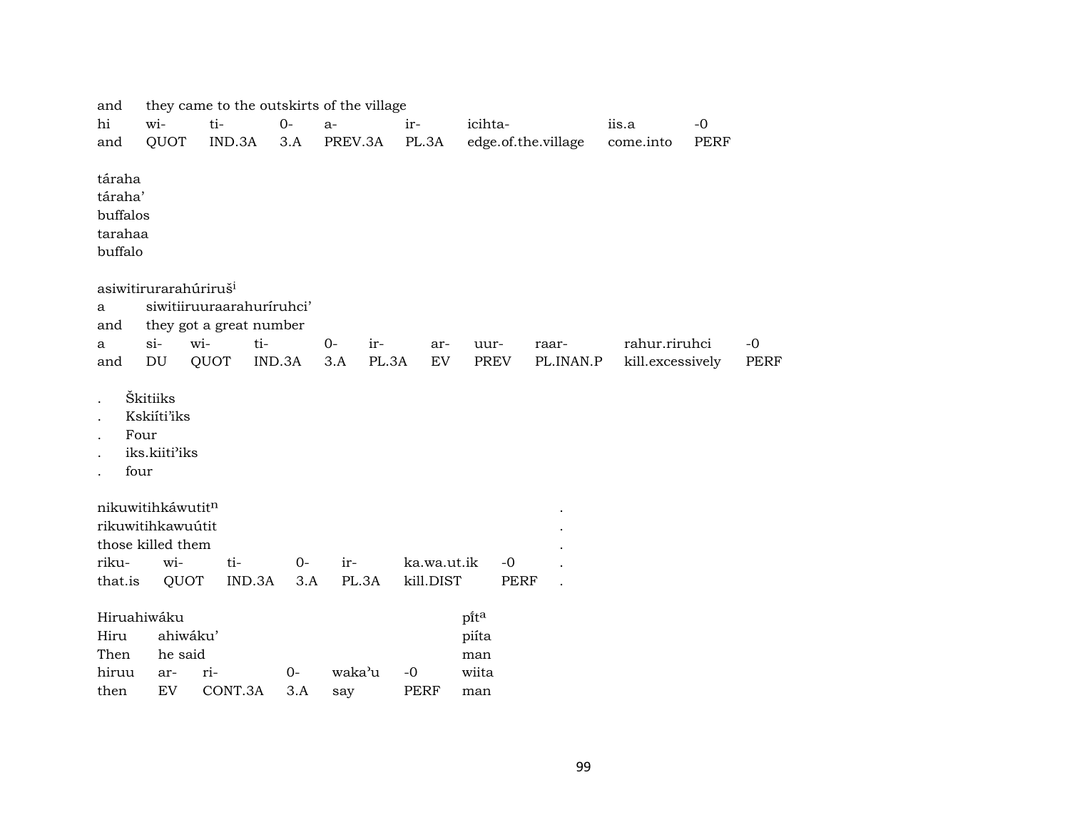and they came to the outskirts of the village

| hi | wi- | ti- | 0- | a- | ir- | icihta- | iis.a | -0 |
|---|---|---|---|---|---|---|---|---|
| and | QUOT | IND.3A | 3.A | PREV.3A | PL.3A | edge.of.the.village | come.into | PERF |

táraha
táraha'
buffalos
tarahaa
buffalo

asiwitirurarahúriruš[i]
a siwitiiruuraarahuríruhci'
and they got a great number

| a | si- | wi- | ti- | 0- | ir- | ar- | uur- | raar- | rahur.riruhci | -0 |
|---|---|---|---|---|---|---|---|---|---|---|
| and | DU | QUOT | IND.3A | 3.A | PL.3A | EV | PREV | PL.INAN.P | kill.excessively | PERF |

. Škitiiks
. Kskiíti'iks
. Four
. iks.kiiti'iks
. four

nikuwitihkáwutit[n] .
rikuwitihkawuútit .
those killed them .

| riku- | wi- | ti- | 0- | ir- | ka.wa.ut.ik | -0 | . |
|---|---|---|---|---|---|---|---|
| that.is | QUOT | IND.3A | 3.A | PL.3A | kill.DIST | PERF | . |

Hiruahiwáku pít[a]
Hiru ahiwáku' piíta
Then he said man

| hiruu | ar- | ri- | 0- | waka'u | -0 | wiita |
|---|---|---|---|---|---|---|
| then | EV | CONT.3A | 3.A | say | PERF | man |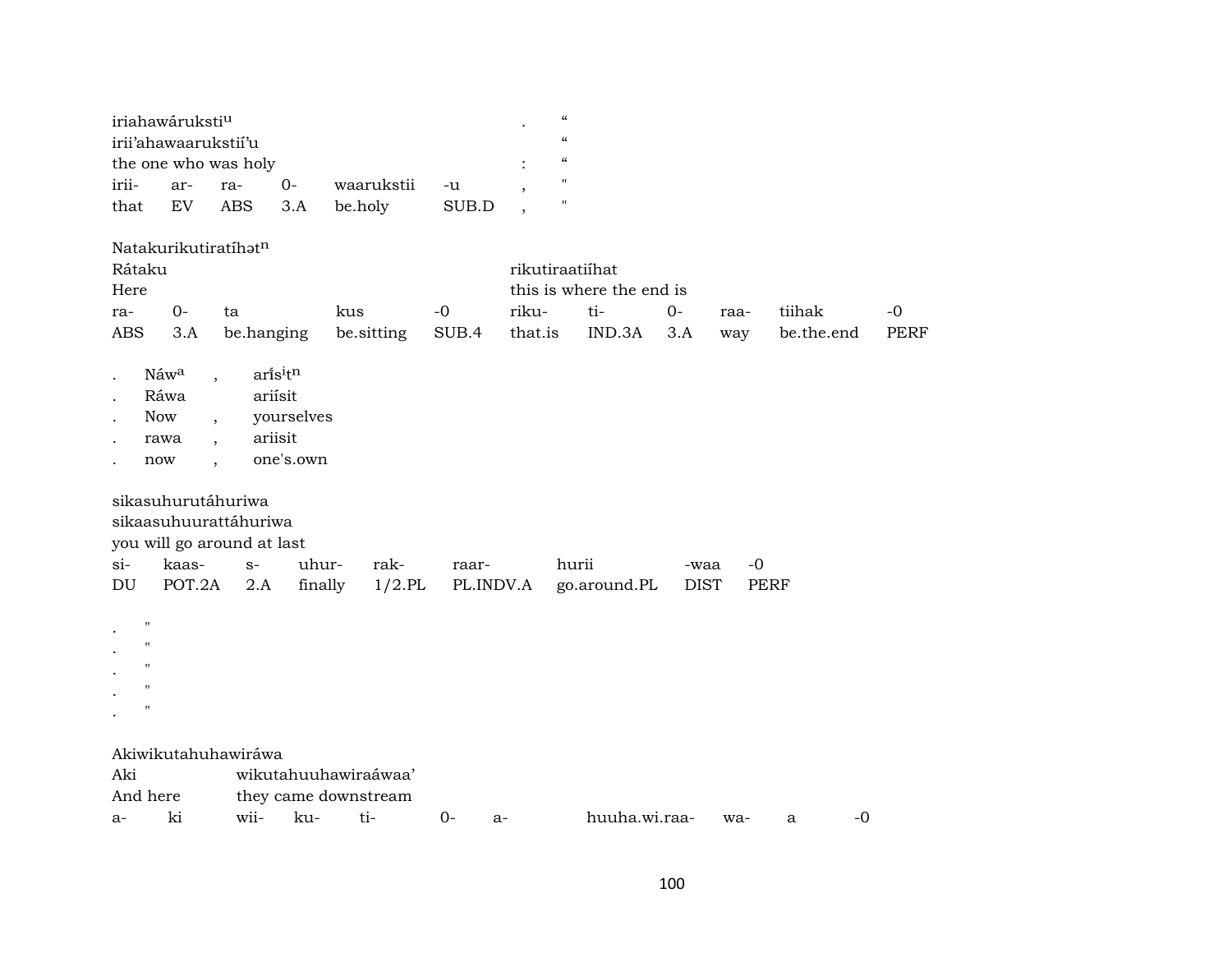| iriahawáruksti$^{u}$ | | | | | | . | “ |
|---|---|---|---|---|---|---|---|
| irii'ahawaarukstií'u | | | | | | | “ |
| the one who was holy | | | | | | : | “ |
| irii- | ar- | ra- | 0- | waarukstii | -u | , | " |
| that | EV | ABS | 3.A | be.holy | SUB.D | , | " |

Natakurikutiratíhət$^{n}$

| Rátaku | | | | | rikutiraatiíhat | | | | | |
|---|---|---|---|---|---|---|---|---|---|---|
| Here | | | | | this is where the end is | | | | | |
| ra- | 0- | ta | kus | -0 | riku- | ti- | 0- | raa- | tiihak | -0 |
| ABS | 3.A | be.hanging | be.sitting | SUB.4 | that.is | IND.3A | 3.A | way | be.the.end | PERF |

| . | Náw$^{a}$ | , | arís$^{i}$t$^{n}$ |
|---|---|---|---|
| . | Ráwa | | ariísit |
| . | Now | , | yourselves |
| . | rawa | , | ariisit |
| . | now | , | one's.own |

sikasuhurutáhuriwa

| sikaasuhuurattáhuriwa | | | | | | | | |
|---|---|---|---|---|---|---|---|---|
| you will go around at last | | | | | | | | |
| si- | kaas- | s- | uhur- | rak- | raar- | hurii | -waa | -0 |
| DU | POT.2A | 2.A | finally | 1/2.PL | PL.INDV.A | go.around.PL | DIST | PERF |

| . | " |
|---|---|
| . | " |
| . | " |
| . | " |
| . | " |

Akiwikutahuhawiráwa

| Aki | | wikutahuuhawiraáwaa' | | | | | | | |
|---|---|---|---|---|---|---|---|---|---|
| And here | | they came downstream | | | | | | | |
| a- | ki | wii- | ku- | ti- | 0- | a- | huuha.wi.raa- | wa- | a | -0 |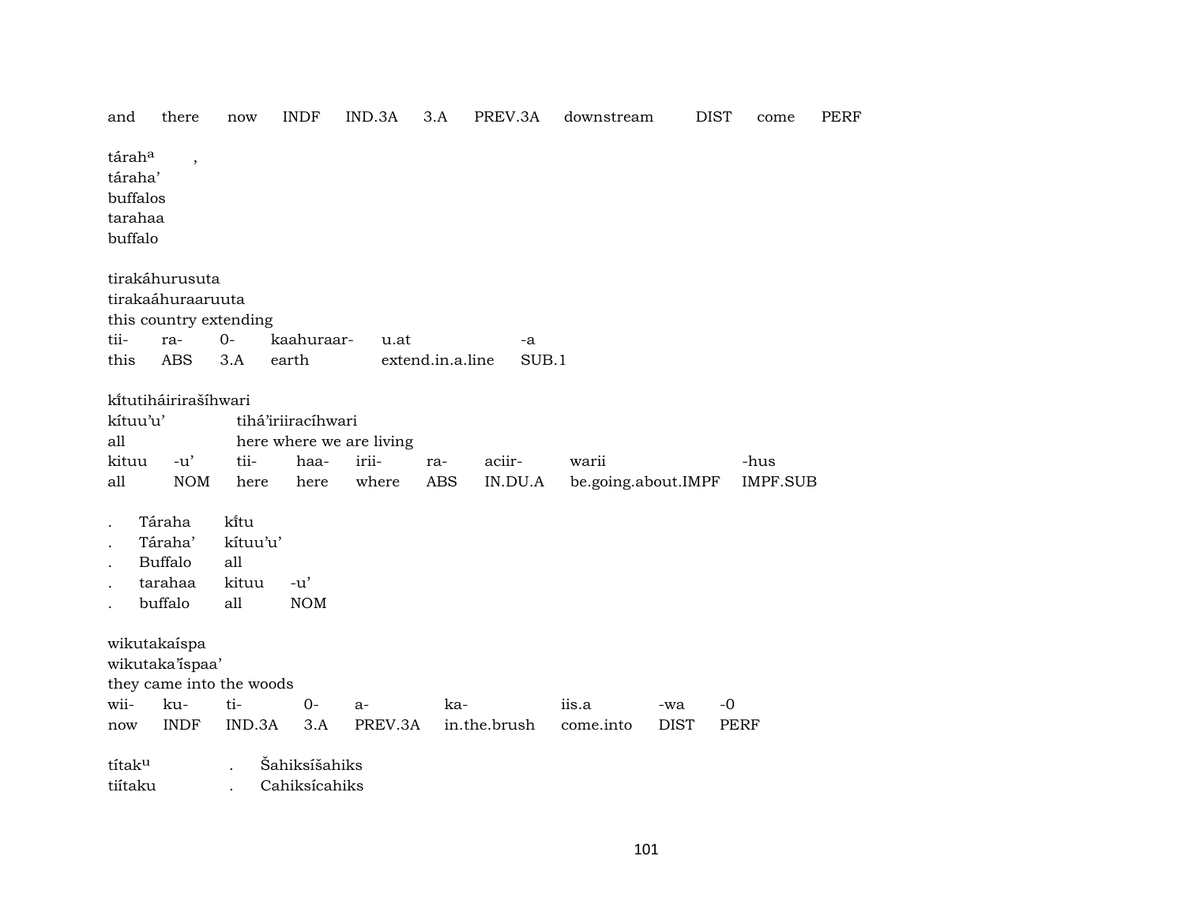and there now INDF IND.3A 3.A PREV.3A downstream DIST come PERF

táraha ,
táraha'
buffalos
tarahaa
buffalo

tirakáhurusuta
tirakaáhuraaruuta
this country extending

| tii- | ra- | 0- | kaahuraar- | u.at | -a |
|---|---|---|---|---|---|
| this | ABS | 3.A | earth | extend.in.a.line | SUB.1 |

kĩtutiháirirašíhwari
kítuu'u' tihá'iriiracíhwari
all here where we are living

| kituu | -u' | tii- | haa- | irii- | ra- | aciir- | warii | -hus |
|---|---|---|---|---|---|---|---|---|
| all | NOM | here | here | where | ABS | IN.DU.A | be.going.about.IMPF | IMPF.SUB |

. Táraha kĩtu
. Táraha' kítuu'u'
. Buffalo all
. tarahaa kituu -u'
. buffalo all NOM

wikutakaíspa
wikutakaíspaa'
they came into the woods

| wii- | ku- | ti- | 0- | a- | ka- | iis.a | -wa | -0 |
|---|---|---|---|---|---|---|---|---|
| now | INDF | IND.3A | 3.A | PREV.3A | in.the.brush | come.into | DIST | PERF |

títaku . Šahiksíšahiks
tiítaku . Cahiksícahiks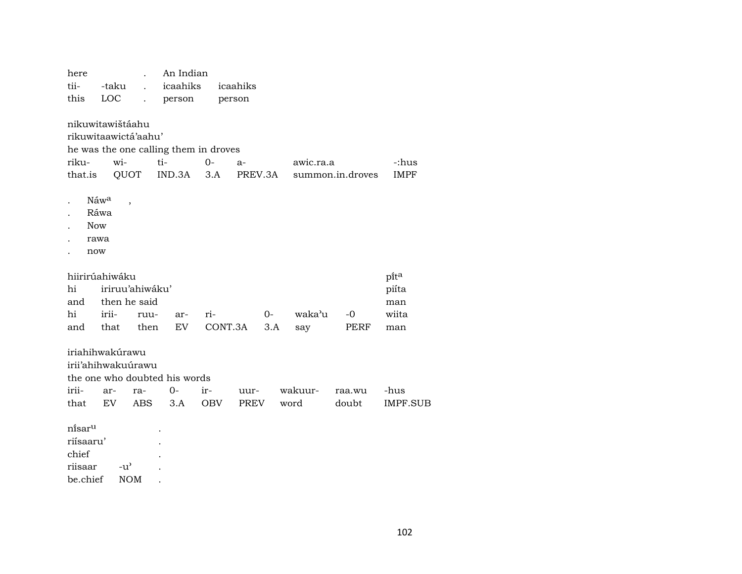here . An Indian
tii- -taku . icaahiks icaahiks
this LOC . person person

nikuwitawištáahu
rikuwitaawictá'aahu'
he was the one calling them in droves

| riku- | wi- | ti- | 0- | a- | awic.ra.a | -:hus |
|---|---|---|---|---|---|---|
| that.is | QUOT | IND.3A | 3.A | PREV.3A | summon.in.droves | IMPF |

. Náw$^{a}$ ,
. Ráwa
. Now
. rawa
. now

hiirirúahiwáku pí̃t$^{a}$
hi iriruu'ahiwáku' piíta
and then he said man

| hi | irii- | ruu- | ar- | ri- | 0- | waka'u | -0 | wiita |
|---|---|---|---|---|---|---|---|---|
| and | that | then | EV | CONT.3A | 3.A | say | PERF | man |

iriahihwakúrawu
irii'ahihwakuúrawu
the one who doubted his words

| irii- | ar- | ra- | 0- | ir- | uur- | wakuur- | raa.wu | -hus |
|---|---|---|---|---|---|---|---|---|
| that | EV | ABS | 3.A | OBV | PREV | word | doubt | IMPF.SUB |

ní̃sar$^{u}$ .
riísaaru' .
chief .
riisaar -u' .
be.chief NOM .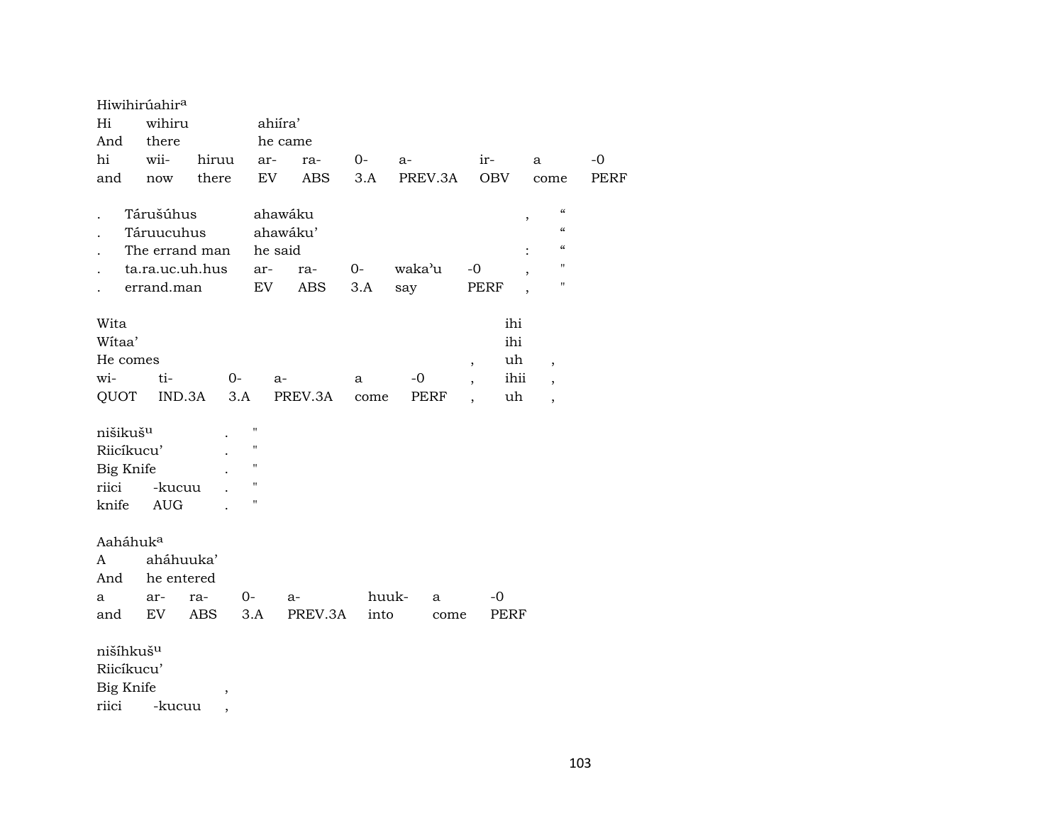Hiwihirúahir[a]

| Hi | wihiru | | ahiíra' | | | | | | |
|---|---|---|---|---|---|---|---|---|---|
| And | there | | he came | | | | | | |
| hi | wii- | hiruu | ar- | ra- | 0- | a- | ir- | a | -0 |
| and | now | there | EV | ABS | 3.A | PREV.3A | OBV | come | PERF |

| . | Tárušúhus | ahawáku | | | | | , | " |
|---|---|---|---|---|---|---|---|---|
| . | Táruucuhus | ahawáku' | | | | | | " |
| . | The errand man | he said | | | | | : | " |
| . | ta.ra.uc.uh.hus | ar- | ra- | 0- | waka'u | -0 | , | " |
| . | errand.man | EV | ABS | 3.A | say | PERF | , | " |

| Wita | | | | | | | ihi | |
|---|---|---|---|---|---|---|---|---|
| Wítaa' | | | | | | | ihi | |
| He comes | | | | | | , | uh | , |
| wi- | ti- | 0- | a- | a | -0 | , | ihii | , |
| QUOT | IND.3A | 3.A | PREV.3A | come | PERF | , | uh | , |

| nišikuš[u] | | . | " |
|---|---|---|---|
| Riicíkucu' | | . | " |
| Big Knife | | . | " |
| riici | -kucuu | . | " |
| knife | AUG | . | " |

Aaháhuk[a]

| A | aháhuuka' | | | | | | |
|---|---|---|---|---|---|---|---|
| And | he entered | | | | | | |
| a | ar- | ra- | 0- | a- | huuk- | a | -0 |
| and | EV | ABS | 3.A | PREV.3A | into | come | PERF |

| nišíhkuš[u] | | |
|---|---|---|
| Riicíkucu' | | |
| Big Knife | | , |
| riici | -kucuu | , |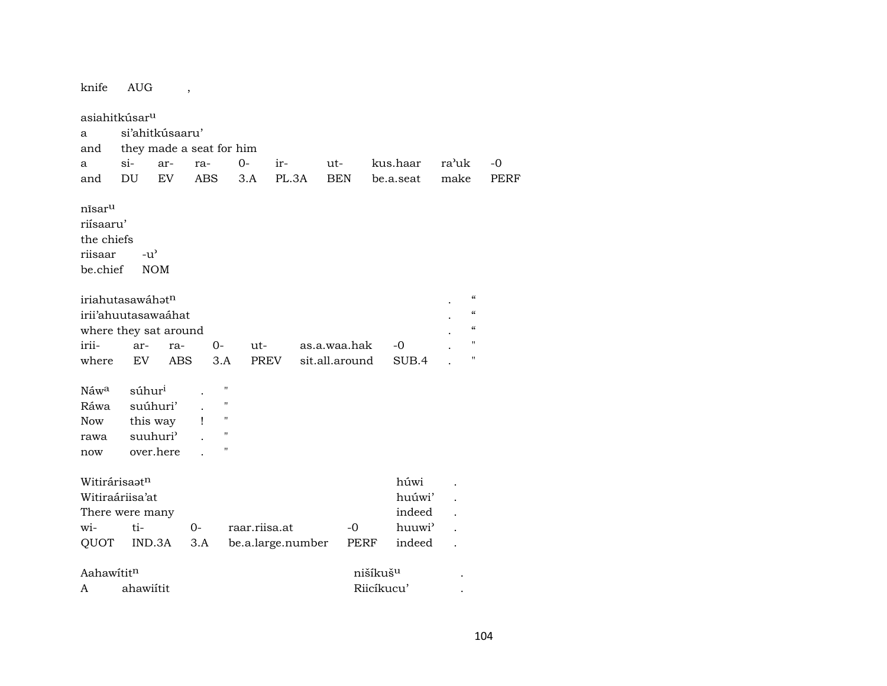knife AUG ,

asiahitkúsar$^{u}$
a si'ahitkúsaaru'
and they made a seat for him

| a | si- | ar- | ra- | 0- | ir- | ut- | kus.haar | ra'uk | -0 |
|---|---|---|---|---|---|---|---|---|---|
| and | DU | EV | ABS | 3.A | PL.3A | BEN | be.a.seat | make | PERF |

nīsar$^{u}$
riísaaru'
the chiefs

| riisaar | -u' |
|---|---|
| be.chief | NOM |

iriahutasawáhət$^{n}$ . "
irii'ahuutasawaáhat . "
where they sat around . "

| irii- | ar- | ra- | 0- | ut- | as.a.waa.hak | -0 | . | " |
|---|---|---|---|---|---|---|---|---|
| where | EV | ABS | 3.A | PREV | sit.all.around | SUB.4 | . | " |

Náw$^{a}$ súhur$^{i}$ . "
Ráwa suúhuri' . "
Now this way ! "

| rawa | suuhuri' | . | " |
|---|---|---|---|
| now | over.here | . | " |

Witirárisaət$^{n}$ húwi .
Witiraáriisa'at huúwi' .
There were many indeed .

| wi- | ti- | 0- | raar.riisa.at | -0 | huuwi' | . |
|---|---|---|---|---|---|---|
| QUOT | IND.3A | 3.A | be.a.large.number | PERF | indeed | . |

Aahawítit$^{n}$ nišíkuš$^{u}$ .
A ahawiítit Riicíkucu' .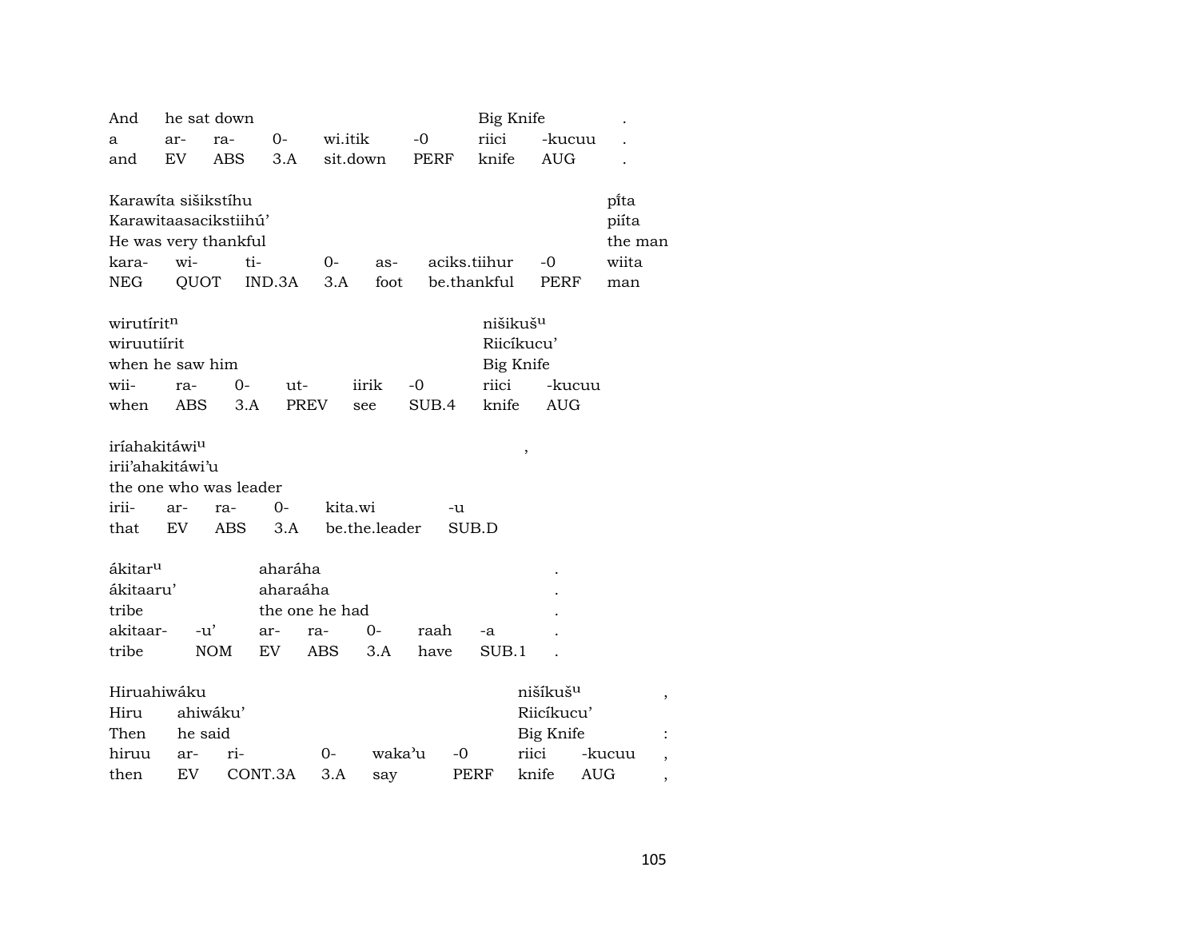| And | he sat down | | | | | Big Knife | | . |
|---|---|---|---|---|---|---|---|---|
| a | ar- | ra- | 0- | wi.itik | -0 | riici | -kucuu | . |
| and | EV | ABS | 3.A | sit.down | PERF | knife | AUG | . |

| Karawíta sišikstíhu | | | | | | | pĩta |
|---|---|---|---|---|---|---|---|
| Karawitaasacikstiihú’ | | | | | | | piíta |
| He was very thankful | | | | | | | the man |
| kara- | wi- | ti- | 0- | as- | aciks.tiihur | -0 | wiita |
| NEG | QUOT | IND.3A | 3.A | foot | be.thankful | PERF | man |

| wirutírit$^{n}$ | | | | | | nišikuš$^{u}$ | |
|---|---|---|---|---|---|---|---|
| wiruutiírit | | | | | | Riicíkucu’ | |
| when he saw him | | | | | | Big Knife | |
| wii- | ra- | 0- | ut- | iirik | -0 | riici | -kucuu |
| when | ABS | 3.A | PREV | see | SUB.4 | knife | AUG |

| iríahakitáwi$^{u}$ | | | | | | , |
|---|---|---|---|---|---|---|
| irii’ahakitáwi’u | | | | | | |
| the one who was leader | | | | | | |
| irii- | ar- | ra- | 0- | kita.wi | -u | |
| that | EV | ABS | 3.A | be.the.leader | SUB.D | |

| ákitar$^{u}$ | | aharáha | | | | | . |
|---|---|---|---|---|---|---|---|
| ákitaaru’ | | aharaáha | | | | | . |
| tribe | | the one he had | | | | | . |
| akitaar- | -u’ | ar- | ra- | 0- | raah | -a | . |
| tribe | NOM | EV | ABS | 3.A | have | SUB.1 | . |

| Hiruahiwáku | | | | | | nišíkuš$^{u}$ | | , |
|---|---|---|---|---|---|---|---|---|
| Hiru | ahiwáku’ | | | | | Riicíkucu’ | | |
| Then | he said | | | | | Big Knife | | : |
| hiruu | ar- | ri- | 0- | waka’u | -0 | riici | -kucuu | , |
| then | EV | CONT.3A | 3.A | say | PERF | knife | AUG | , |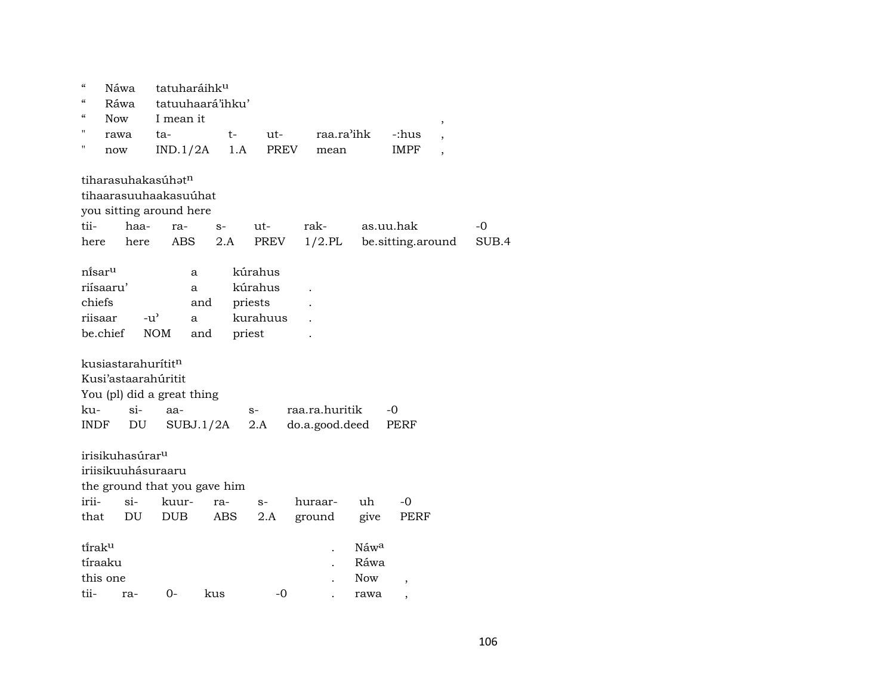| “ | Náwa | tatuharáihk^u | | | | | |
|---|---|---|---|---|---|---|---|
| “ | Ráwa | tatuuhaará'ihku' | | | | | |
| “ | Now | I mean it | | | | | , |
| " | rawa | ta- | t- | ut- | raa.ra'ihk | -:hus | , |
| " | now | IND.1/2A | 1.A | PREV | mean | IMPF | , |

tiharasuhakasúhət^n
tihaarasuuhaakasuúhat
you sitting around here

| tii- | haa- | ra- | s- | ut- | rak- | as.uu.hak | -0 |
|---|---|---|---|---|---|---|---|
| here | here | ABS | 2.A | PREV | 1/2.PL | be.sitting.around | SUB.4 |

| níisar^u | | a | kúrahus | |
|---|---|---|---|---|
| riísaaru' | | a | kúrahus | . |
| chiefs | | and | priests | . |
| riisaar | -u' | a | kurahuus | . |
| be.chief | NOM | and | priest | . |

kusiastarahurítit^n
Kusi'astaarahúritit
You (pl) did a great thing

| ku- | si- | aa- | s- | raa.ra.huritik | -0 |
|---|---|---|---|---|---|
| INDF | DU | SUBJ.1/2A | 2.A | do.a.good.deed | PERF |

irisikuhasúrar^u
iriisikuuhásuraaru
the ground that you gave him

| irii- | si- | kuur- | ra- | s- | huraar- | uh | -0 |
|---|---|---|---|---|---|---|---|
| that | DU | DUB | ABS | 2.A | ground | give | PERF |

| tíirak^u | | | | | . | Náw^a | |
|---|---|---|---|---|---|---|---|
| tíraaku | | | | | . | Ráwa | |
| this one | | | | | . | Now | , |
| tii- | ra- | 0- | kus | -0 | . | rawa | , |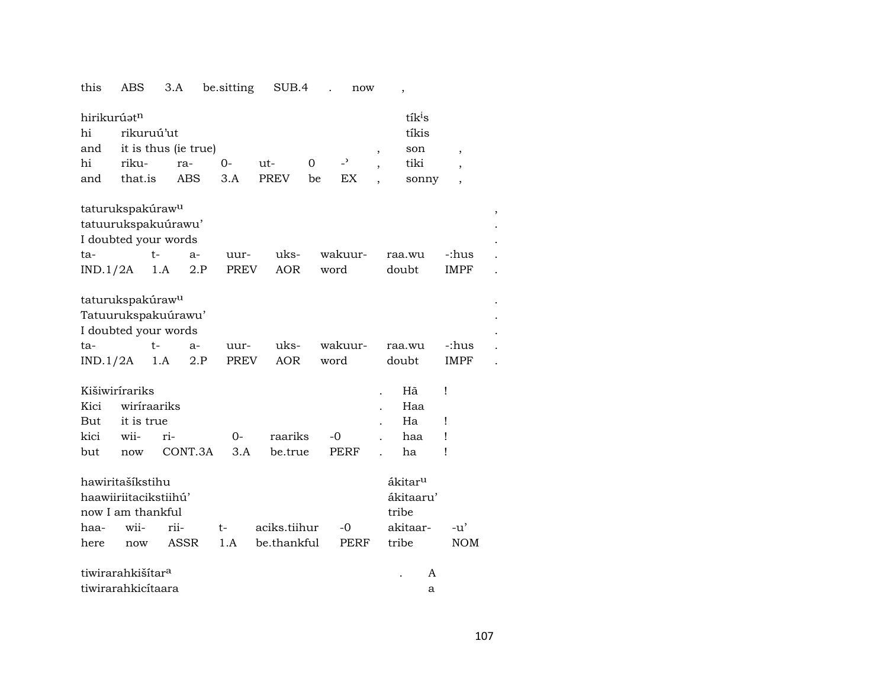| this | ABS | 3.A | be.sitting | SUB.4 | . | now | , |
|---|---|---|---|---|---|---|---|

| hirikurúət[n] | | | | | | | tík[i]s | |
|---|---|---|---|---|---|---|---|---|
| hi | rikuruú'ut | | | | | | tíkis | |
| and | it is thus (ie true) | | | | | , | son | , |
| hi | riku- | ra- | 0- | ut- | 0 | -' | , | tiki | , |
| and | that.is | ABS | 3.A | PREV | be | EX | , | sonny | , |

| taturukspakúraw[u] | | | | | | | | , |
|---|---|---|---|---|---|---|---|---|
| tatuurukspakuúrawu' | | | | | | | | . |
| I doubted your words | | | | | | | | . |
| ta- | t- | a- | uur- | uks- | wakuur- | raa.wu | -:hus | . |
| IND.1/2A | 1.A | 2.P | PREV | AOR | word | doubt | IMPF | . |

| taturukspakúraw[u] | | | | | | | | . |
|---|---|---|---|---|---|---|---|---|
| Tatuurukspakuúrawu' | | | | | | | | . |
| I doubted your words | | | | | | | | . |
| ta- | t- | a- | uur- | uks- | wakuur- | raa.wu | -:hus | . |
| IND.1/2A | 1.A | 2.P | PREV | AOR | word | doubt | IMPF | . |

| Kišiwiríraríks | | | | | | . | Hã | ! |
|---|---|---|---|---|---|---|---|---|
| Kici | wiríraariks | | | | | . | Haa | |
| But | it is true | | | | | . | Ha | ! |
| kici | wii- | ri- | 0- | raariks | -0 | . | haa | ! |
| but | now | CONT.3A | 3.A | be.true | PERF | . | ha | ! |

| hawiritašíkstihu | | | | | | ákitar[u] | |
|---|---|---|---|---|---|---|---|
| haawiiriitacikstiihú' | | | | | | ákitaaru' | |
| now I am thankful | | | | | | tribe | |
| haa- | wii- | rii- | t- | aciks.tiihur | -0 | akitaar- | -u' |
| here | now | ASSR | 1.A | be.thankful | PERF | tribe | NOM |

| tiwirarahkišítar[a] | . | A |
|---|---|---|
| tiwirarahkicítaara | | a |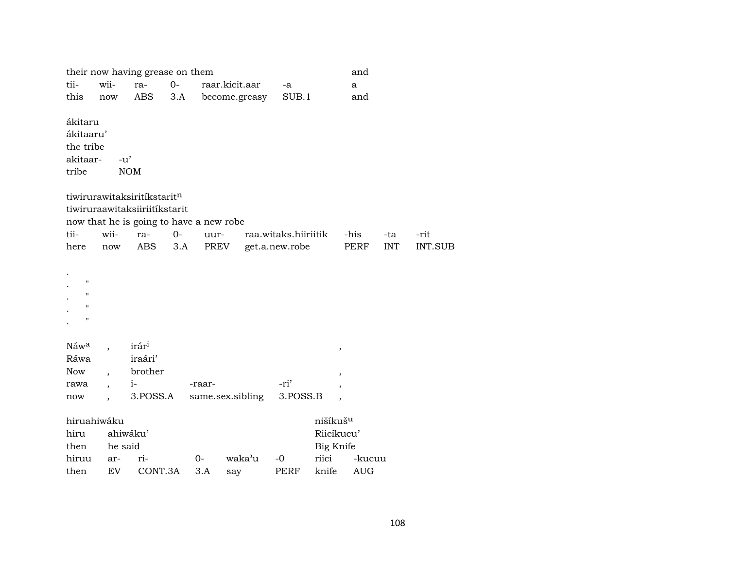| their now having grease on them | | | | | | and |
|---|---|---|---|---|---|---|
| tii- | wii- | ra- | 0- | raar.kicit.aar | -a | a |
| this | now | ABS | 3.A | become.greasy | SUB.1 | and |

ákitaru
ákitaaru'
the tribe

| akitaar- | -u' |
|---|---|
| tribe | NOM |

tiwirurawitaksiritíkstarit[n]
tiwiruraawitaksiiriitíkstarit
now that he is going to have a new robe

| tii- | wii- | ra- | 0- | uur- | raa.witaks.hiiriitik | -his | -ta | -rit |
|---|---|---|---|---|---|---|---|---|
| here | now | ABS | 3.A | PREV | get.a.new.robe | PERF | INT | INT.SUB |

.
. "
. "
. "
. "

| Náw[a] | , | irár[i] | | | , |
|---|---|---|---|---|---|
| Ráwa | | iraári' | | | |
| Now | , | brother | | | , |
| rawa | , | i- | -raar- | -ri' | , |
| now | , | 3.POSS.A | same.sex.sibling | 3.POSS.B | , |

| hiruahiwáku | | | | | | nišíkuš[u] | |
|---|---|---|---|---|---|---|---|
| hiru | ahiwáku' | | | | | Riicíkucu' | |
| then | he said | | | | | Big Knife | |
| hiruu | ar- | ri- | 0- | waka'u | -0 | riici | -kucuu |
| then | EV | CONT.3A | 3.A | say | PERF | knife | AUG |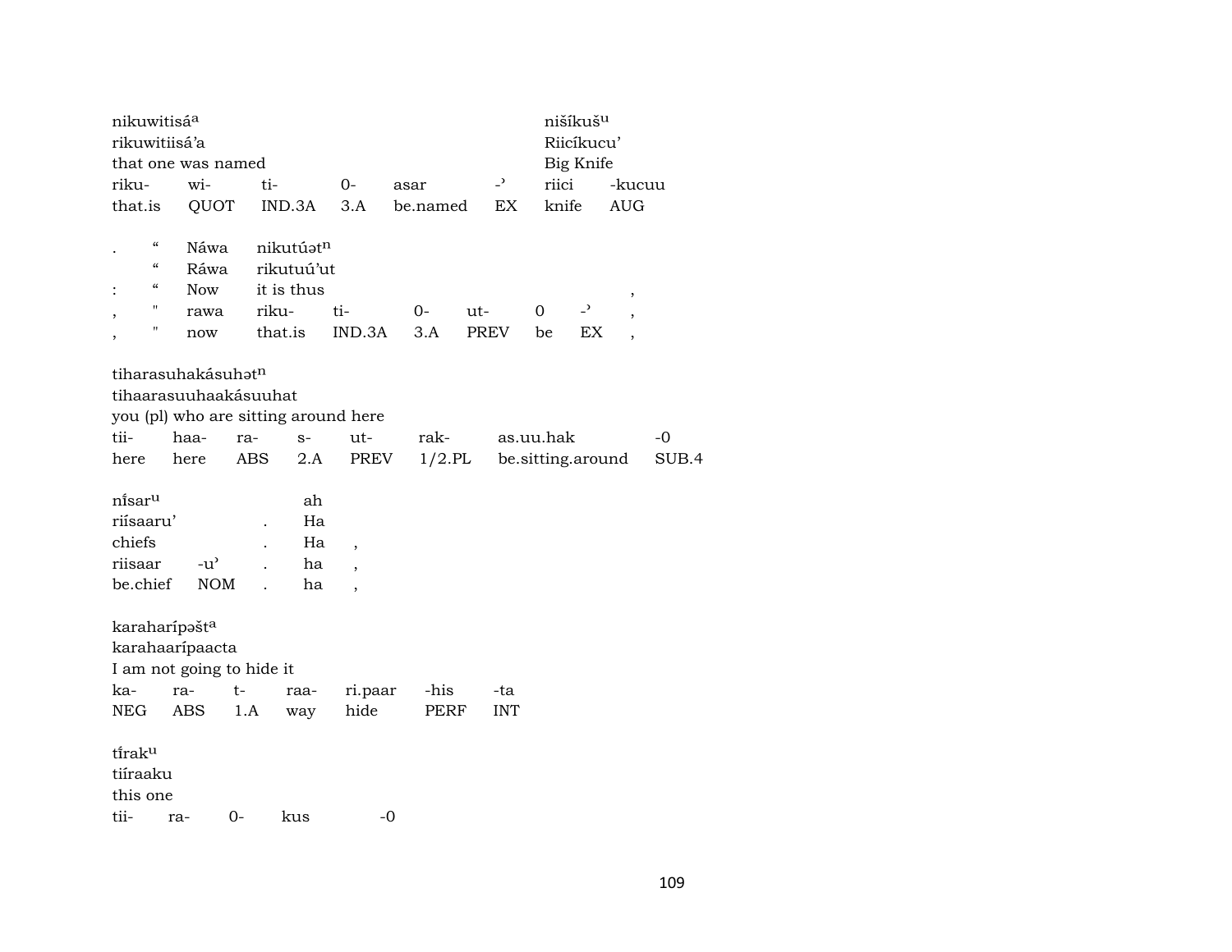| nikuwitisá[a] | | | | | | nišíkuš[u] | |
|---|---|---|---|---|---|---|---|
| rikuwitiisá'a | | | | | | Riicíkucu' | |
| that one was named | | | | | | Big Knife | |
| riku- | wi- | ti- | 0- | asar | -ʾ | riici | -kucuu |
| that.is | QUOT | IND.3A | 3.A | be.named | EX | knife | AUG |

| . | " | Náwa | nikutúət[n] | | | | | | |
|---|---|---|---|---|---|---|---|---|---|
| | " | Ráwa | rikutuú'ut | | | | | | |
| : | " | Now | it is thus | | | | | | , |
| , | " | rawa | riku- | ti- | 0- | ut- | 0 | -ʾ | , |
| , | " | now | that.is | IND.3A | 3.A | PREV | be | EX | , |

| tiharasuhakásuhət[n] | | | | | | | |
|---|---|---|---|---|---|---|---|
| tihaarasuuhaakásuuhat | | | | | | | |
| you (pl) who are sitting around here | | | | | | | |
| tii- | haa- | ra- | s- | ut- | rak- | as.uu.hak | -0 |
| here | here | ABS | 2.A | PREV | 1/2.PL | be.sitting.around | SUB.4 |

| níṣar[u] | | | ah | |
|---|---|---|---|---|
| riísaaru' | | . | Ha | |
| chiefs | | . | Ha | , |
| riisaar | -uʾ | . | ha | , |
| be.chief | NOM | . | ha | , |

| karaharípəšt[a] | | | | | | |
|---|---|---|---|---|---|---|
| karahaarípaacta | | | | | | |
| I am not going to hide it | | | | | | |
| ka- | ra- | t- | raa- | ri.paar | -his | -ta |
| NEG | ABS | 1.A | way | hide | PERF | INT |

| tírak[u] | | | | |
|---|---|---|---|---|
| tiíraaku | | | | |
| this one | | | | |
| tii- | ra- | 0- | kus | -0 |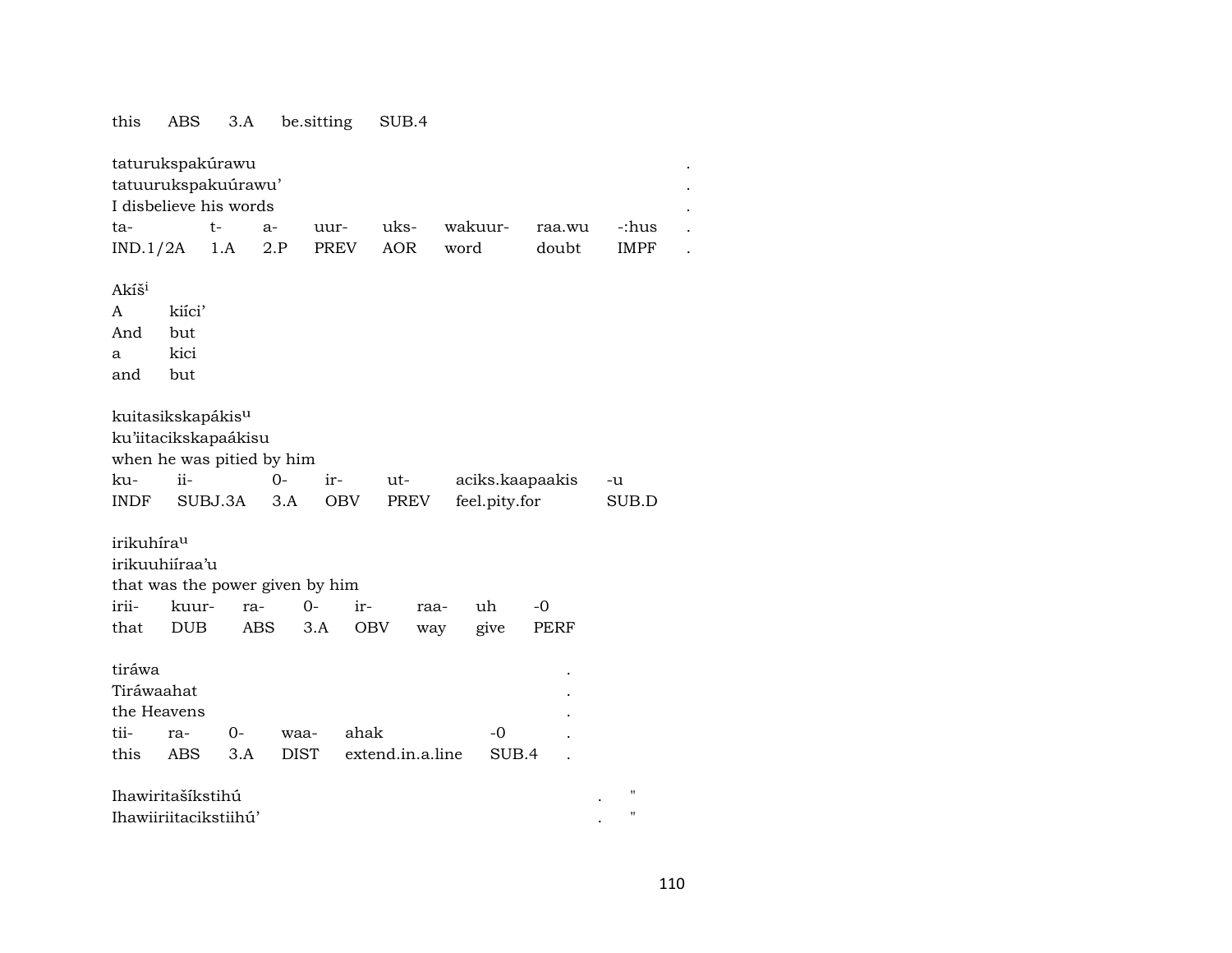| this | ABS | 3.A | be.sitting | SUB.4 |
|---|---|---|---|---|

taturukspakúrawu .
tatuurukspakuúrawu' .
I disbelieve his words .

| ta- | t- | a- | uur- | uks- | wakuur- | raa.wu | -:hus | . |
|---|---|---|---|---|---|---|---|---|
| IND.1/2A | 1.A | 2.P | PREV | AOR | word | doubt | IMPF | . |

Akíš[i]

| A | kiíci' |
|---|---|
| And | but |
| a | kici |
| and | but |

kuitasikskapákis[u]
ku'iitacikskapaákisu
when he was pitied by him

| ku- | ii- | 0- | ir- | ut- | aciks.kaapaakis | -u |
|---|---|---|---|---|---|---|
| INDF | SUBJ.3A | 3.A | OBV | PREV | feel.pity.for | SUB.D |

irikuhíra[u]
irikuuhiíraa'u
that was the power given by him

| irii- | kuur- | ra- | 0- | ir- | raa- | uh | -0 |
|---|---|---|---|---|---|---|---|
| that | DUB | ABS | 3.A | OBV | way | give | PERF |

tiráwa .
Tiráwaahat .
the Heavens .

| tii- | ra- | 0- | waa- | ahak | -0 | . |
|---|---|---|---|---|---|---|
| this | ABS | 3.A | DIST | extend.in.a.line | SUB.4 | . |

Ihawiritašíkstihú . "
Ihawiiriitacikstiihú' . "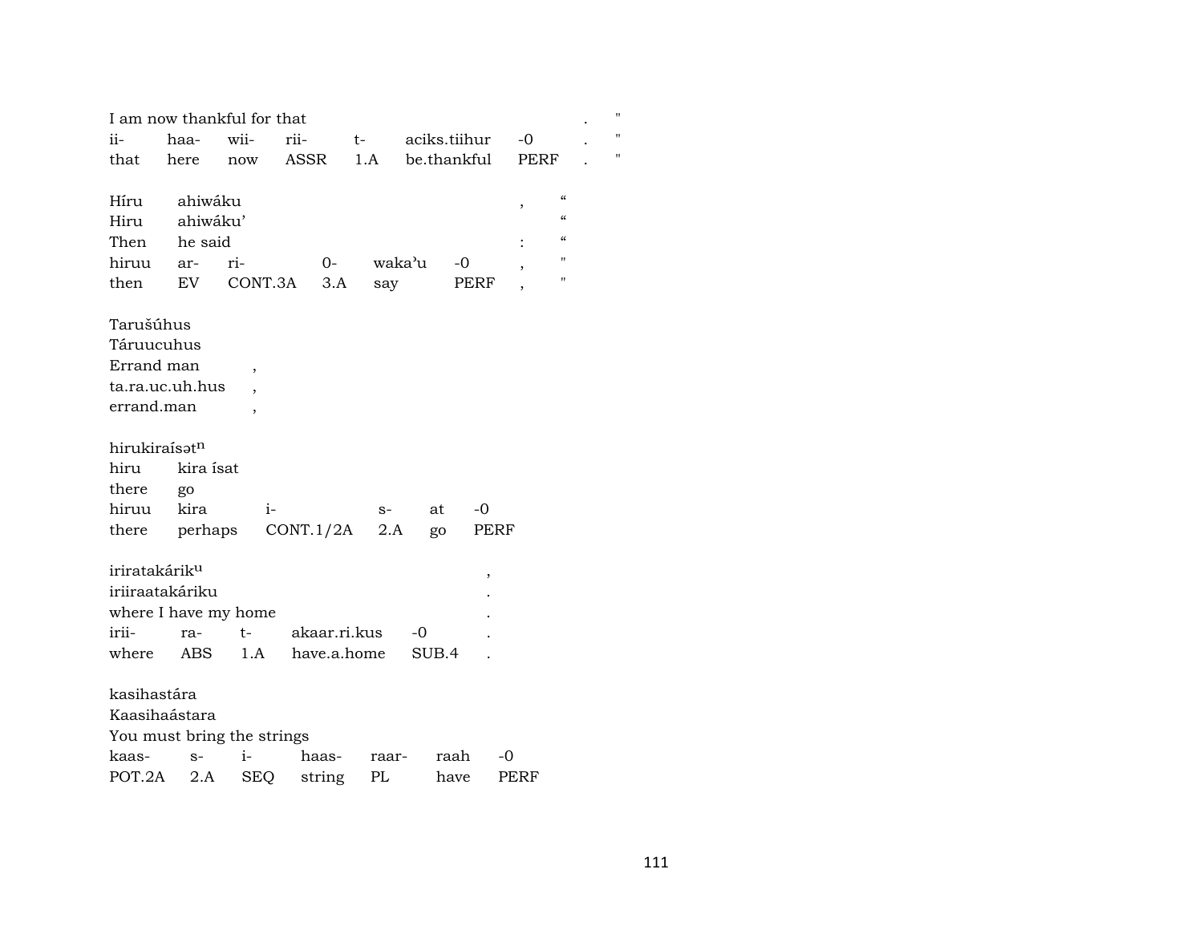| I am now thankful for that | | | | | | | . | " |
|---|---|---|---|---|---|---|---|---|
| ii- | haa- | wii- | rii- | t- | aciks.tiihur | -0 | . | " |
| that | here | now | ASSR | 1.A | be.thankful | PERF | . | " |

| Híru | ahiwáku | | | | | , | “ |
|---|---|---|---|---|---|---|---|
| Hiru | ahiwáku’ | | | | | | “ |
| Then | he said | | | | | : | “ |
| hiruu | ar- | ri- | 0- | waka’u | -0 | , | " |
| then | EV | CONT.3A | 3.A | say | PERF | , | " |

| Tarušúhus | |
|---|---|
| Táruucuhus | |
| Errand man | , |
| ta.ra.uc.uh.hus | , |
| errand.man | , |

| hirukiraísət$^{n}$ | | | | | |
|---|---|---|---|---|---|
| hiru | kira ísat | | | | |
| there | go | | | | |
| hiruu | kira | i- | s- | at | -0 |
| there | perhaps | CONT.1/2A | 2.A | go | PERF |

| iriratakárik$^{u}$ | | | | | , |
|---|---|---|---|---|---|
| iriiraatakáriku | | | | | . |
| where I have my home | | | | | . |
| irii- | ra- | t- | akaar.ri.kus | -0 | . |
| where | ABS | 1.A | have.a.home | SUB.4 | . |

| kasihastára | | | | | | |
|---|---|---|---|---|---|---|
| Kaasihaástara | | | | | | |
| You must bring the strings | | | | | | |
| kaas- | s- | i- | haas- | raar- | raah | -0 |
| POT.2A | 2.A | SEQ | string | PL | have | PERF |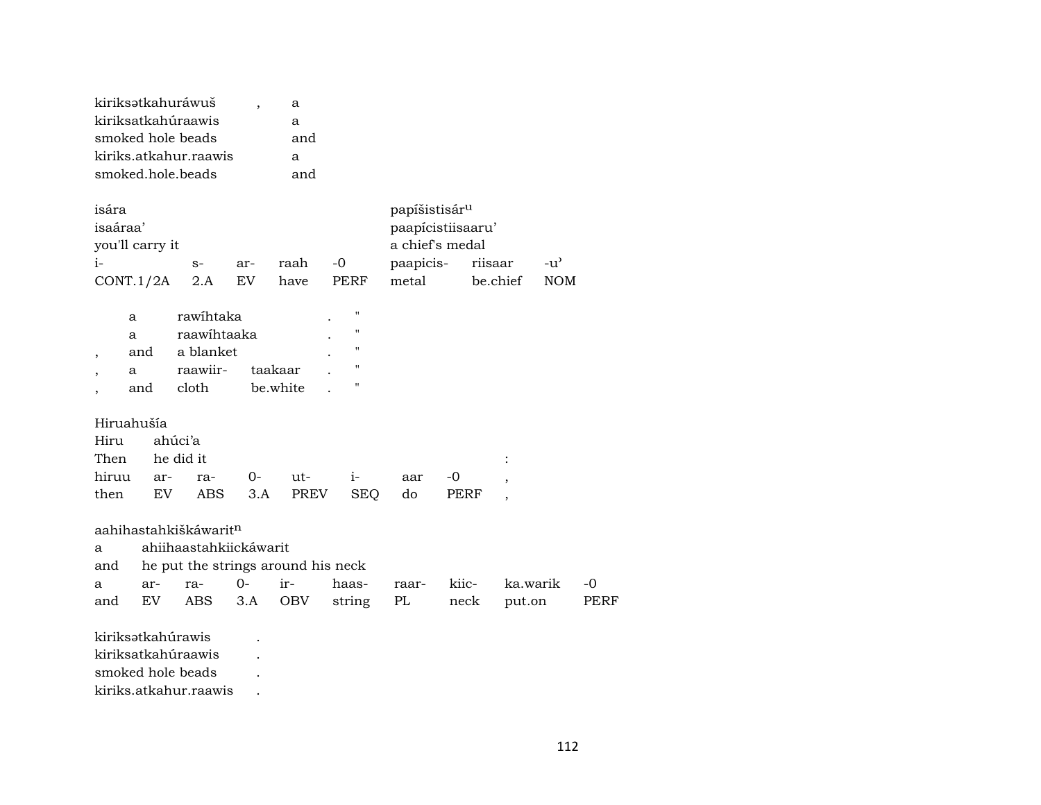| kiriksətkahuráwuš | , | a |
|---|---|---|
| kiriksatkahúraawis | | a |
| smoked hole beads | | and |
| kiriks.atkahur.raawis | | a |
| smoked.hole.beads | | and |

| isára | | | | | papíšistisár[u] | | |
|---|---|---|---|---|---|---|---|
| isaáraa' | | | | | paapícistiisaaru' | | |
| you'll carry it | | | | | a chief's medal | | |
| i- | s- | ar- | raah | -0 | paapicis- | riisaar | -u' |
| CONT.1/2A | 2.A | EV | have | PERF | metal | be.chief | NOM |

| | a | rawíhtaka | | . | " |
|---|---|---|---|---|---|
| | a | raawíhtaaka | | . | " |
| , | and | a blanket | | . | " |
| , | a | raawiir- | taakaar | . | " |
| , | and | cloth | be.white | . | " |

| Hiruahušía | | | | | | | | |
|---|---|---|---|---|---|---|---|---|
| Hiru | ahúci'a | | | | | | | |
| Then | he did it | | | | | | | : |
| hiruu | ar- | ra- | 0- | ut- | i- | aar | -0 | , |
| then | EV | ABS | 3.A | PREV | SEQ | do | PERF | , |

| aahihastahkiškáwarit[n] | | | | | | | | | |
|---|---|---|---|---|---|---|---|---|---|
| a | ahiihaastahkiickáwarit | | | | | | | | |
| and | he put the strings around his neck | | | | | | | | |
| a | ar- | ra- | 0- | ir- | haas- | raar- | kiic- | ka.warik | -0 |
| and | EV | ABS | 3.A | OBV | string | PL | neck | put.on | PERF |

| kiriksətkahúrawis | . |
|---|---|
| kiriksatkahúraawis | . |
| smoked hole beads | . |
| kiriks.atkahur.raawis | . |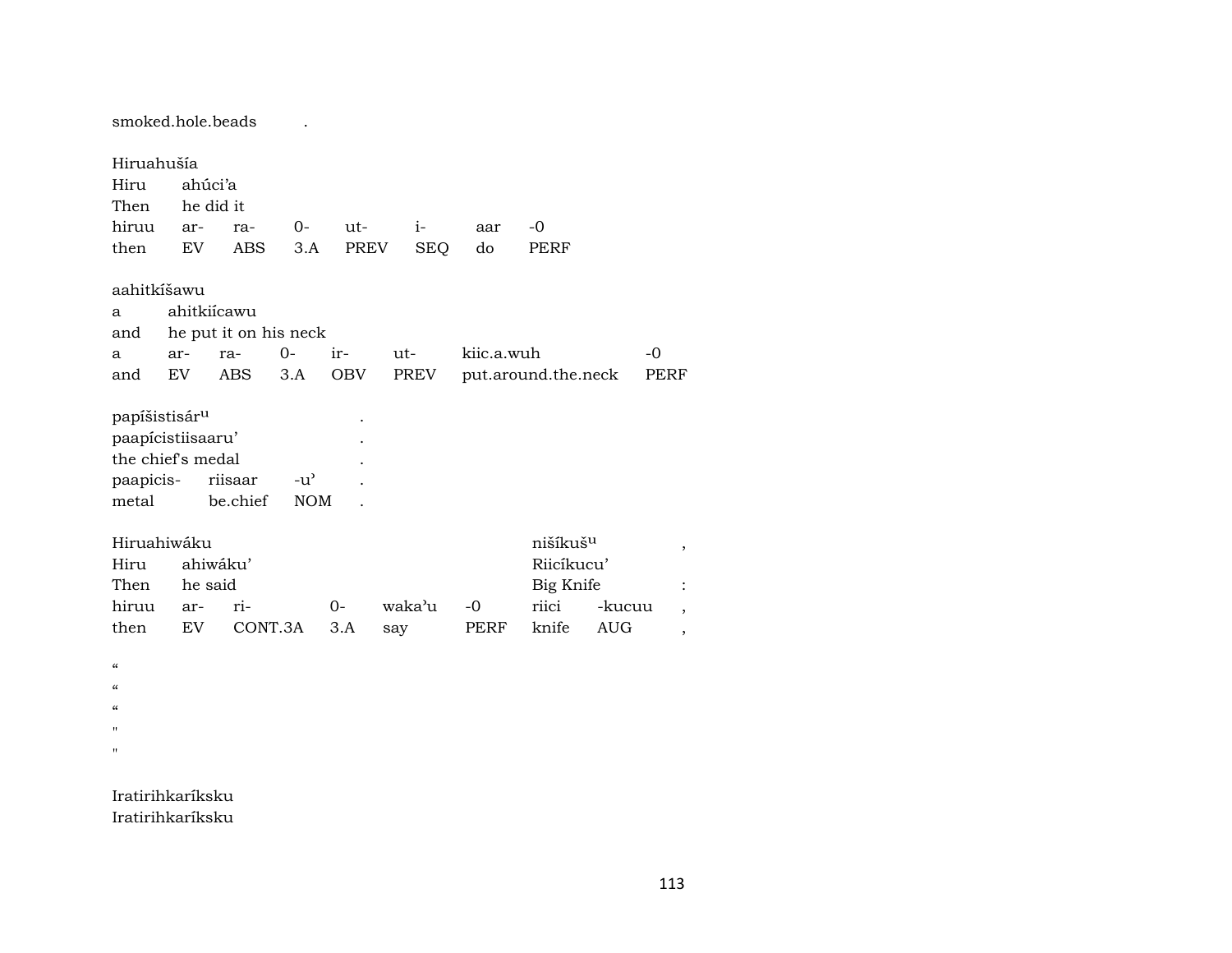smoked.hole.beads .

Hiruahušía

| Hiru | ahúci'a | | | | | | |
|---|---|---|---|---|---|---|---|
| Then | he did it | | | | | | |
| hiruu | ar- | ra- | 0- | ut- | i- | aar | -0 |
| then | EV | ABS | 3.A | PREV | SEQ | do | PERF |

aahitkíšawu

| a | ahitkiícawu | | | | | | |
|---|---|---|---|---|---|---|---|
| and | he put it on his neck | | | | | | |
| a | ar- | ra- | 0- | ir- | ut- | kiic.a.wuh | -0 |
| and | EV | ABS | 3.A | OBV | PREV | put.around.the.neck | PERF |

papíšistisár^u .

| paapícistiisaaru' | | | . |
|---|---|---|---|
| the chief's medal | | | . |
| paapicis- | riisaar | -u' | . |
| metal | be.chief | NOM | . |

Hiruahiwáku nišíkuš^u ,

| Hiru | ahiwáku' | | | | | Riicíkucu' | | |
|---|---|---|---|---|---|---|---|---|
| Then | he said | | | | | Big Knife | | : |
| hiruu | ar- | ri- | 0- | waka'u | -0 | riici | -kucuu | , |
| then | EV | CONT.3A | 3.A | say | PERF | knife | AUG | , |

"
"
"
"
"

Iratirihkaríksku
Iratirihkaríksku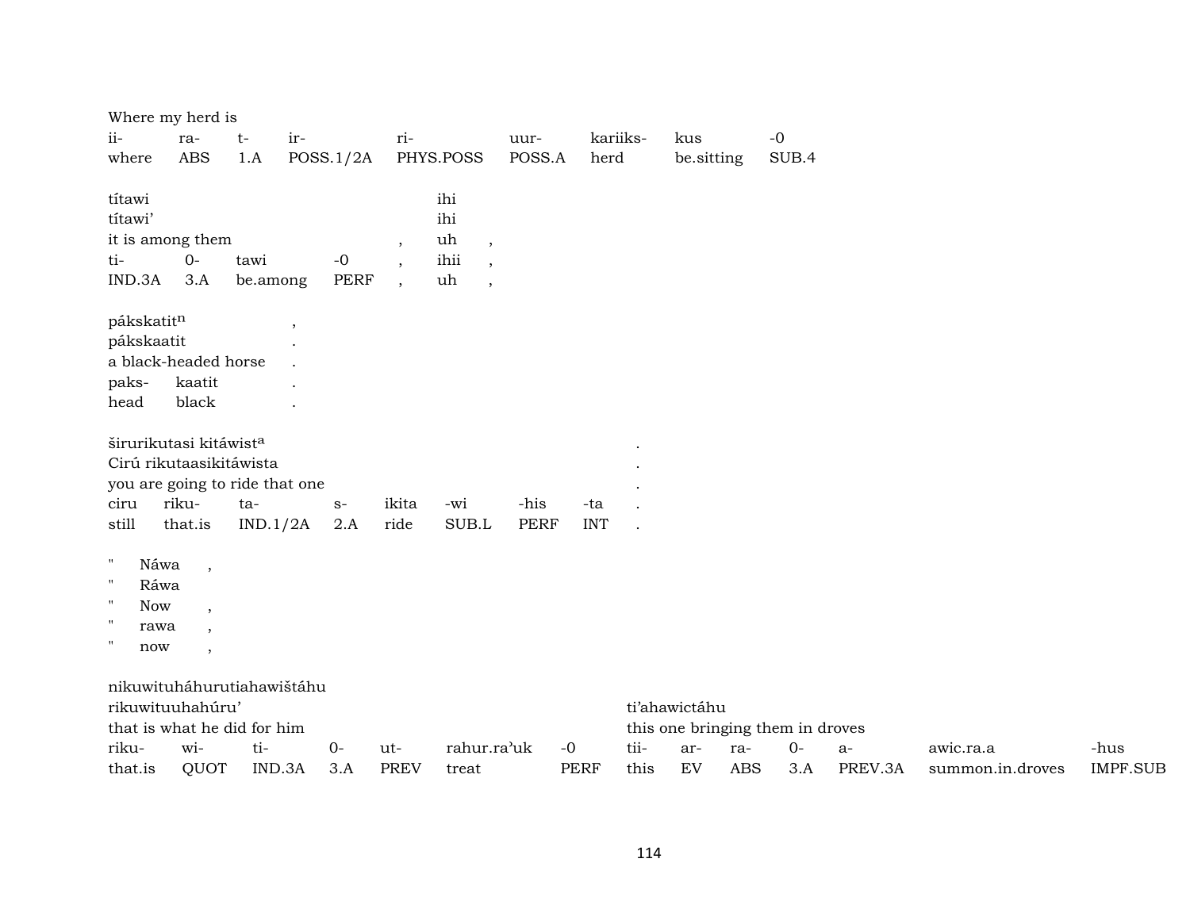Where my herd is

| ii- | ra- | t- | ir- | ri- | uur- | kariiks- | kus | -0 |
|---|---|---|---|---|---|---|---|---|
| where | ABS | 1.A | POSS.1/2A | PHYS.POSS | POSS.A | herd | be.sitting | SUB.4 |

| títawi | | | | | ihi | |
|---|---|---|---|---|---|---|
| títawi’ | | | | | ihi | |
| it is among them | | | | , | uh | , |
| ti- | 0- | tawi | -0 | , | ihii | , |
| IND.3A | 3.A | be.among | PERF | , | uh | , |

| pákskatit$^{n}$ | | , |
|---|---|---|
| pákskaatit | | . |
| a black-headed horse | | . |
| paks- | kaatit | . |
| head | black | . |

| širurikutasi kitáwist$^{a}$ | | | | | | | | . |
|---|---|---|---|---|---|---|---|---|
| Cirú rikutaasikitáwista | | | | | | | | . |
| you are going to ride that one | | | | | | | | . |
| ciru | riku- | ta- | s- | ikita | -wi | -his | -ta | . |
| still | that.is | IND.1/2A | 2.A | ride | SUB.L | PERF | INT | . |

| " | Náwa | , |
|---|---|---|
| " | Ráwa | |
| " | Now | , |
| " | rawa | , |
| " | now | , |

| nikuwituháhurutiahawištáhu | | | | | | | | | | | | | |
|---|---|---|---|---|---|---|---|---|---|---|---|---|---|
| rikuwituuhahúru’ | | | | | | | ti’ahawictáhu | | | | | | |
| that is what he did for him | | | | | | | this one bringing them in droves | | | | | | |
| riku- | wi- | ti- | 0- | ut- | rahur.ra’uk | -0 | tii- | ar- | ra- | 0- | a- | awic.ra.a | -hus |
| that.is | QUOT | IND.3A | 3.A | PREV | treat | PERF | this | EV | ABS | 3.A | PREV.3A | summon.in.droves | IMPF.SUB |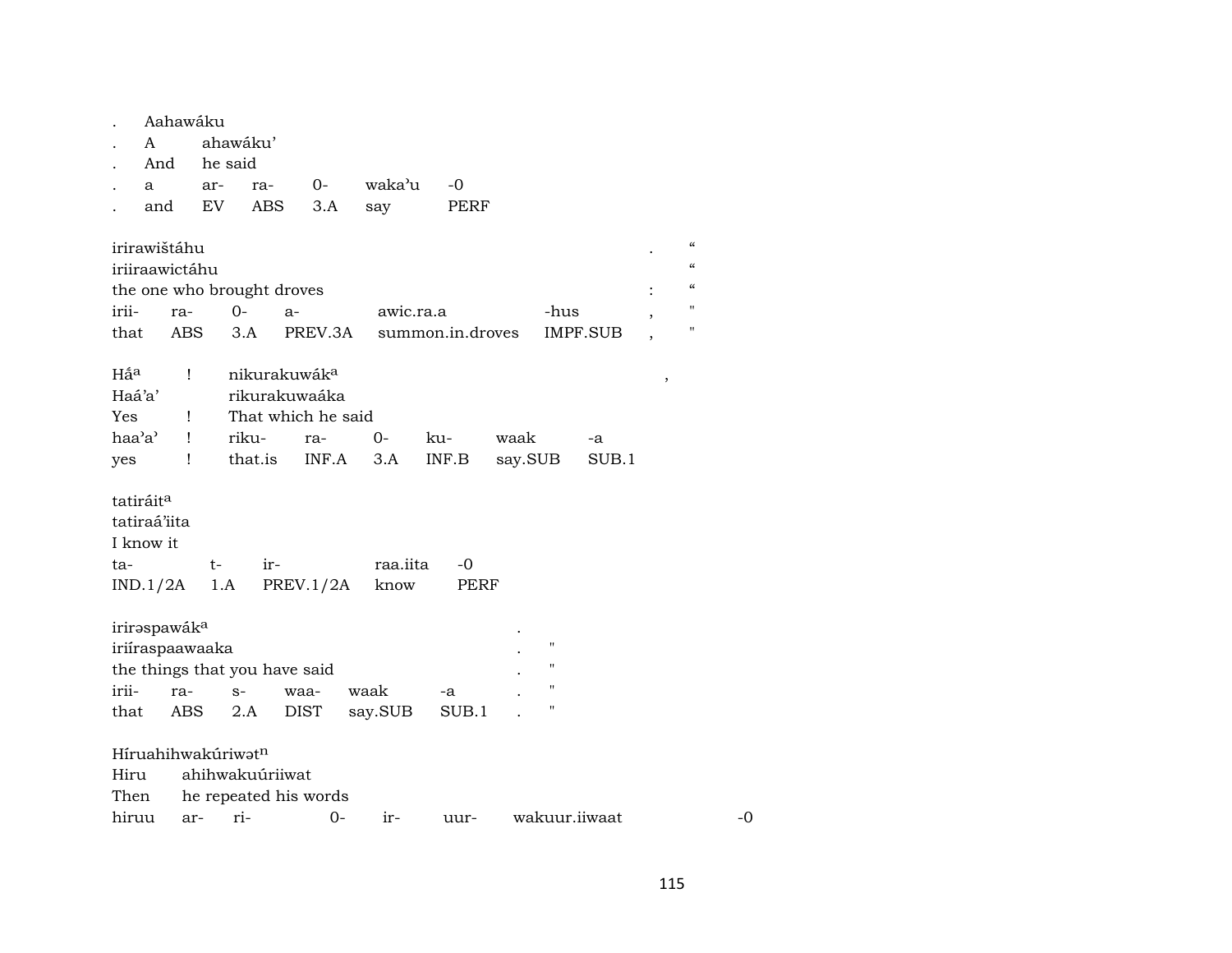.  Aahawáku
.  A  ahawáku'
.  And  he said
.  a  ar-  ra-  0-  waka'u  -0
.  and  EV  ABS  3.A  say  PERF

| irirawištáhu | | | | | | . | “ |
|---|---|---|---|---|---|---|---|
| iriiraawictáhu | | | | | | | “ |
| the one who brought droves | | | | | | : | “ |
| irii- | ra- | 0- | a- | awic.ra.a | -hus | , | " |
| that | ABS | 3.A | PREV.3A | summon.in.droves | IMPF.SUB | , | " |

| Háa | ! | nikurakuwáka | | | | | , |
|---|---|---|---|---|---|---|---|
| Haá'a' | | rikurakuwaáka | | | | | |
| Yes | ! | That which he said | | | | | |
| haa'a' | ! | riku- | ra- | 0- | ku- | waak | -a |
| yes | ! | that.is | INF.A | 3.A | INF.B | say.SUB | SUB.1 |

| tatiráita | | | | |
|---|---|---|---|---|
| tatiraá'iita | | | | |
| I know it | | | | |
| ta- | t- | ir- | raa.iita | -0 |
| IND.1/2A | 1.A | PREV.1/2A | know | PERF |

| iriraspawáka | | | | | | . | |
|---|---|---|---|---|---|---|---|
| iriíraspaawaaka | | | | | | . | " |
| the things that you have said | | | | | | . | " |
| irii- | ra- | s- | waa- | waak | -a | . | " |
| that | ABS | 2.A | DIST | say.SUB | SUB.1 | . | " |

| Híruahihwakúriwatn | | | | | | | |
|---|---|---|---|---|---|---|---|
| Hiru | ahihwakuúriiwat | | | | | | |
| Then | he repeated his words | | | | | | |
| hiruu | ar- | ri- | 0- | ir- | uur- | wakuur.iiwaat | -0 |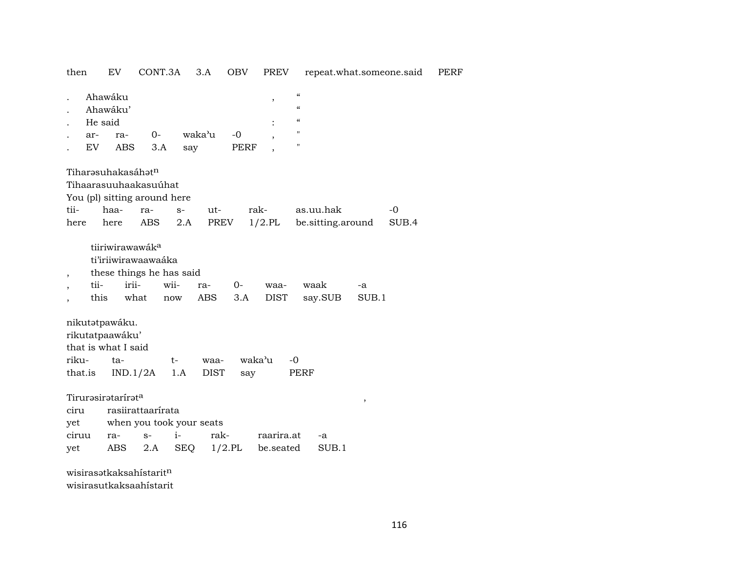then EV CONT.3A 3.A OBV PREV repeat.what.someone.said PERF

| . | Ahawáku | | | | | , | “ |
|---|---|---|---|---|---|---|---|
| . | Ahawáku’ | | | | | | “ |
| . | He said | | | | | : | “ |
| . | ar- | ra- | 0- | waka’u | -0 | , | " |
| . | EV | ABS | 3.A | say | PERF | , | " |

Tiharəsuhakasáhət[n]
Tihaarasuuhaakasuúhat
You (pl) sitting around here

| tii- | haa- | ra- | s- | ut- | rak- | as.uu.hak | -0 |
|---|---|---|---|---|---|---|---|
| here | here | ABS | 2.A | PREV | 1/2.PL | be.sitting.around | SUB.4 |

tiiriwirawawák[a]
ti’iriiwirawaawaáka
, these things he has said

| , | tii- | irii- | wii- | ra- | 0- | waa- | waak | -a |
|---|---|---|---|---|---|---|---|---|
| , | this | what | now | ABS | 3.A | DIST | say.SUB | SUB.1 |

nikutətpawáku.
rikutatpaawáku’
that is what I said

| riku- | ta- | t- | waa- | waka’u | -0 |
|---|---|---|---|---|---|
| that.is | IND.1/2A | 1.A | DIST | say | PERF |

Tirurəsirətarírət[a] ,
ciru rasiirattaarírata
yet when you took your seats

| ciruu | ra- | s- | i- | rak- | raarira.at | -a |
|---|---|---|---|---|---|---|
| yet | ABS | 2.A | SEQ | 1/2.PL | be.seated | SUB.1 |

wisirasətkaksahístarit[n]
wisirasutkaksaahístarit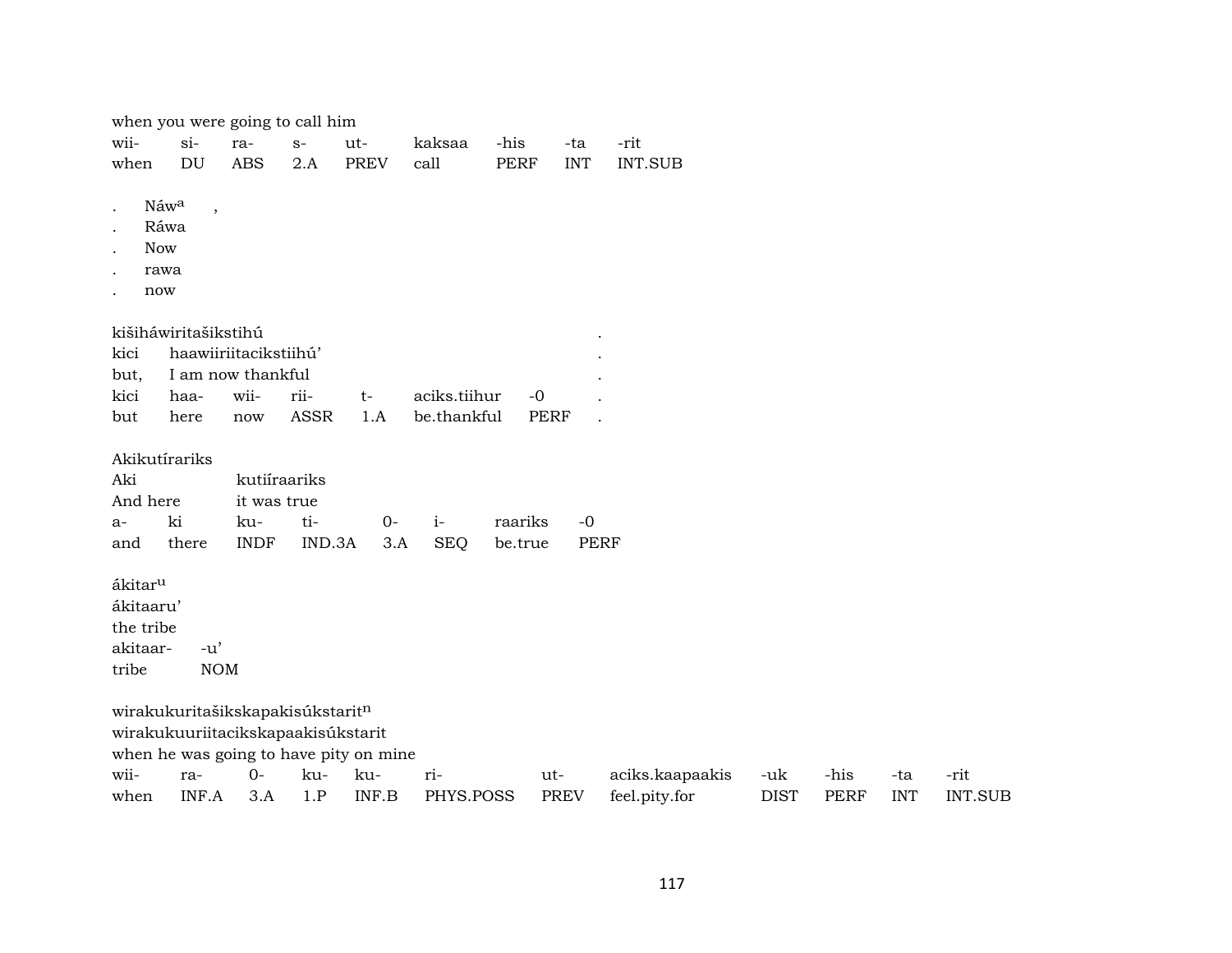when you were going to call him

| wii- | si- | ra- | s- | ut- | kaksaa | -his | -ta | -rit |
|---|---|---|---|---|---|---|---|---|
| when | DU | ABS | 2.A | PREV | call | PERF | INT | INT.SUB |

. Náwa ,
. Ráwa
. Now
. rawa
. now

kišiháwiritašikstihú .
kici haawiiriitacikstiihú' .
but, I am now thankful .

| kici | haa- | wii- | rii- | t- | aciks.tiihur | -0 | . |
|---|---|---|---|---|---|---|---|
| but | here | now | ASSR | 1.A | be.thankful | PERF | . |

Akikutírariks
Aki kutiíraariks
And here it was true

| a- | ki | ku- | ti- | 0- | i- | raariks | -0 |
|---|---|---|---|---|---|---|---|
| and | there | INDF | IND.3A | 3.A | SEQ | be.true | PERF |

ákitaru
ákitaaru'
the tribe

| akitaar- | -u' |
|---|---|
| tribe | NOM |

wirakukuritašikskapakisúkstaritn
wirakukuuriitacikskapaakisúkstarit
when he was going to have pity on mine

| wii- | ra- | 0- | ku- | ku- | ri- | ut- | aciks.kaapaakis | -uk | -his | -ta | -rit |
|---|---|---|---|---|---|---|---|---|---|---|---|
| when | INF.A | 3.A | 1.P | INF.B | PHYS.POSS | PREV | feel.pity.for | DIST | PERF | INT | INT.SUB |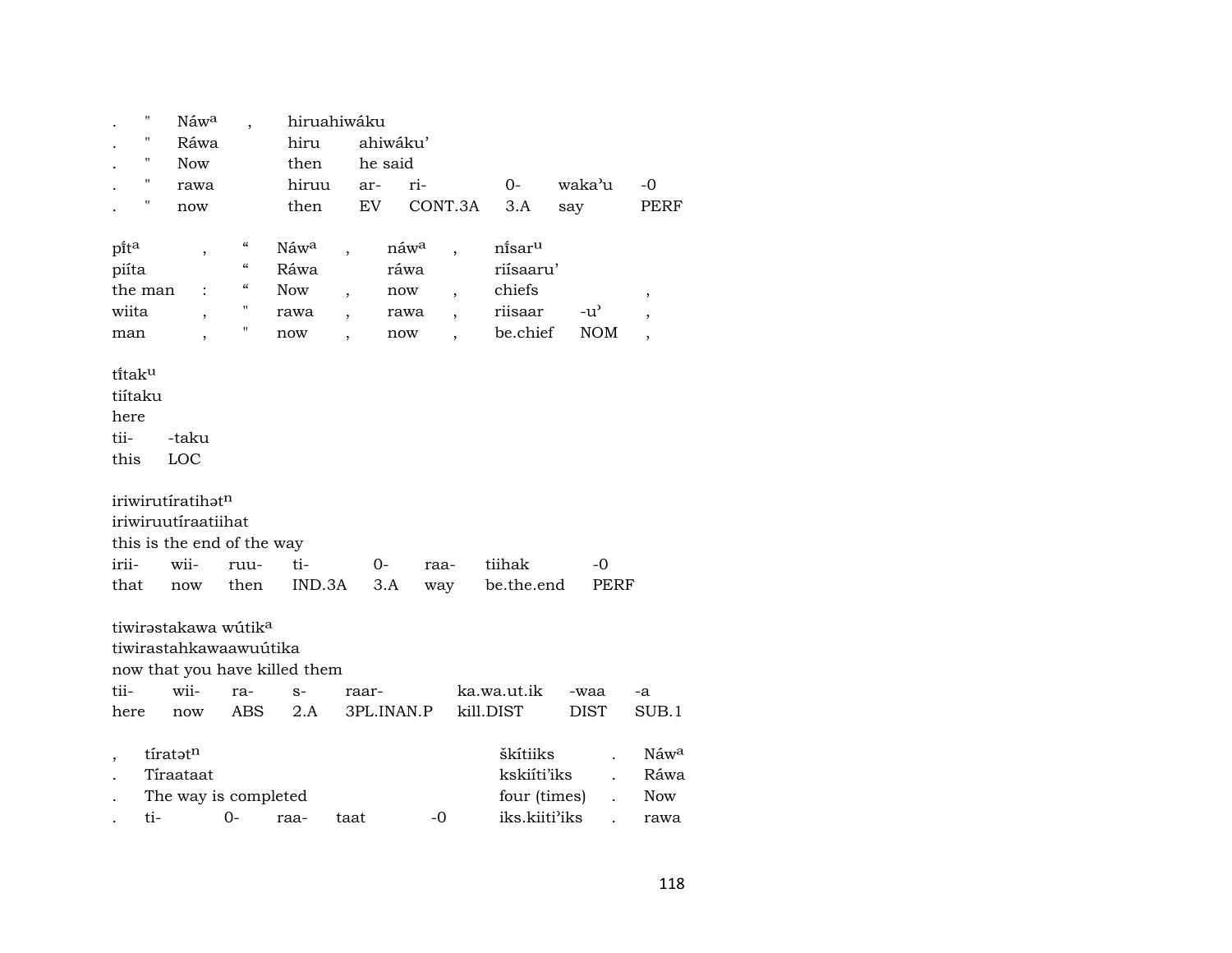| . | " | Náwᵃ | , | hiruahiwáku | | | | | |
|---|---|---|---|---|---|---|---|---|---|
| . | " | Ráwa | | hiru | ahiwáku’ | | | | |
| . | " | Now | | then | he said | | | | |
| . | " | rawa | | hiruu | ar- | ri- | 0- | waka’u | -0 |
| . | " | now | | then | EV | CONT.3A | 3.A | say | PERF |

| pı̃́tᵃ | , | “ | Náwᵃ | , | náwᵃ | , | nı̃́sarᵘ | | |
|---|---|---|---|---|---|---|---|---|---|
| piíta | | “ | Ráwa | | ráwa | | riísaaru’ | | |
| the man | : | “ | Now | , | now | , | chiefs | | , |
| wiita | , | " | rawa | , | rawa | , | riisaar | -u’ | , |
| man | , | " | now | , | now | , | be.chief | NOM | , |

| tı̃́takᵘ | |
|---|---|
| tiítaku | |
| here | |
| tii- | -taku |
| this | LOC |

| iriwirutíratihətⁿ | | | | | | | |
|---|---|---|---|---|---|---|---|
| iriwiruutíraatiihat | | | | | | | |
| this is the end of the way | | | | | | | |
| irii- | wii- | ruu- | ti- | 0- | raa- | tiihak | -0 |
| that | now | then | IND.3A | 3.A | way | be.the.end | PERF |

| tiwirəstakawa wútikᵃ | | | | | | | |
|---|---|---|---|---|---|---|---|
| tiwirastahkawaawuútika | | | | | | | |
| now that you have killed them | | | | | | | |
| tii- | wii- | ra- | s- | raar- | ka.wa.ut.ik | -waa | -a |
| here | now | ABS | 2.A | 3PL.INAN.P | kill.DIST | DIST | SUB.1 |

| , | tíratətⁿ | | | | | škítiiks | . | Náwᵃ |
|---|---|---|---|---|---|---|---|---|
| . | Tíraataat | | | | | kskiíti’iks | . | Ráwa |
| . | The way is completed | | | | | four (times) | . | Now |
| . | ti- | 0- | raa- | taat | -0 | iks.kiiti’iks | . | rawa |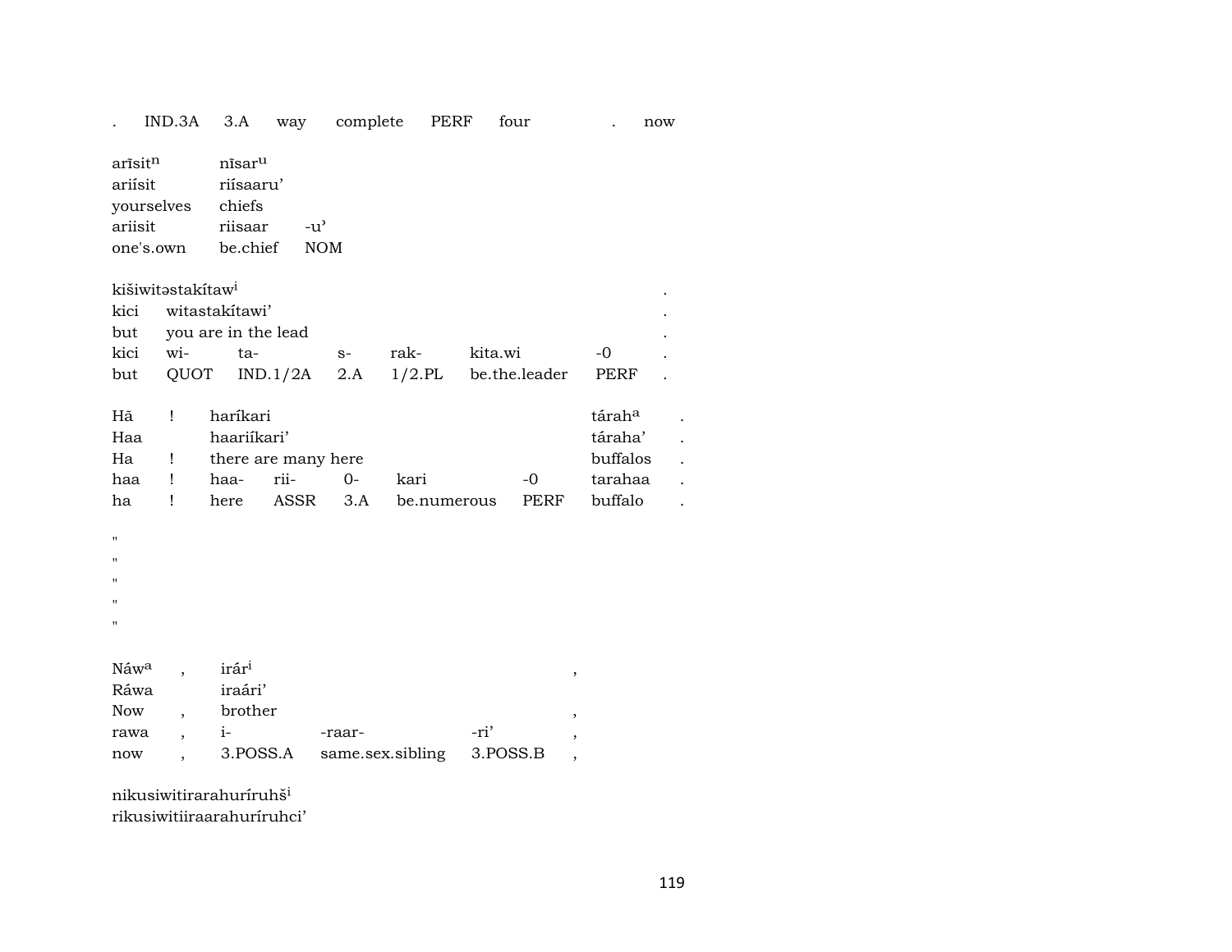| . | IND.3A | 3.A | way | complete | PERF | four | | . | now |
|---|---|---|---|---|---|---|---|---|---|

| arĩsitⁿ | nĩsarᵘ | |
|---|---|---|
| ariísit | riísaaru’ | |
| yourselves | chiefs | |
| ariisit | riisaar | -u’ |
| one's.own | be.chief | NOM |

| kišiwitəstakítawⁱ | | | | | | | . |
|---|---|---|---|---|---|---|---|
| kici | witastakítawi’ | | | | | | . |
| but | you are in the lead | | | | | | . |
| kici | wi- | ta- | s- | rak- | kita.wi | -0 | . |
| but | QUOT | IND.1/2A | 2.A | 1/2.PL | be.the.leader | PERF | . |

| Hã | ! | haríkari | | | | | táraḥᵃ | . |
|---|---|---|---|---|---|---|---|---|
| Haa | | haariíkari’ | | | | | táraha’ | . |
| Ha | ! | there are many here | | | | | buffalos | . |
| haa | ! | haa- | rii- | 0- | kari | -0 | tarahaa | . |
| ha | ! | here | ASSR | 3.A | be.numerous | PERF | buffalo | . |

"
"
"
"
"

| Náwᵃ | , | irárⁱ | | | , |
|---|---|---|---|---|---|
| Ráwa | | iraári’ | | | |
| Now | , | brother | | | , |
| rawa | , | i- | -raar- | -ri’ | , |
| now | , | 3.POSS.A | same.sex.sibling | 3.POSS.B | , |

nikusiwitirarahuríruhšⁱ
rikusiwitiiraarahuríruhci’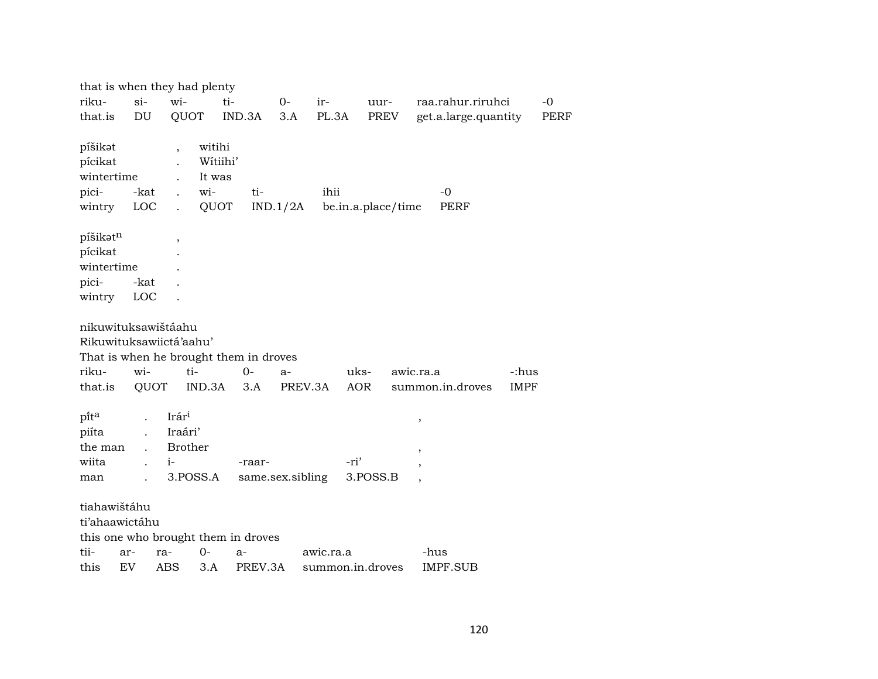that is when they had plenty

| riku- | si- | wi- | ti- | 0- | ir- | uur- | raa.rahur.riruhci | -0 |
|---|---|---|---|---|---|---|---|---|
| that.is | DU | QUOT | IND.3A | 3.A | PL.3A | PREV | get.a.large.quantity | PERF |

| píšikət | , | witihi | | | |
|---|---|---|---|---|---|
| pícikat | . | Wítiihi’ | | | |
| wintertime | . | It was | | | |
| pici- -kat | . | wi- | ti- | ihii | -0 |
| wintry LOC | . | QUOT | IND.1/2A | be.in.a.place/time | PERF |

píšikətⁿ ,
pícikat .
wintertime .
pici- -kat .
wintry LOC .

nikuwituksawištáahu
Rikuwituksawiictá’aahu’
That is when he brought them in droves

| riku- | wi- | ti- | 0- | a- | uks- | awic.ra.a | -:hus |
|---|---|---|---|---|---|---|---|
| that.is | QUOT | IND.3A | 3.A | PREV.3A | AOR | summon.in.droves | IMPF |

| pítᵃ | . | Irárⁱ | | | , |
|---|---|---|---|---|---|
| piíta | . | Iraári’ | | | |
| the man | . | Brother | | | , |
| wiita | . | i- | -raar- | -ri’ | , |
| man | . | 3.POSS.A | same.sex.sibling | 3.POSS.B | , |

tiahawištáhu
ti’ahaawictáhu
this one who brought them in droves

| tii- | ar- | ra- | 0- | a- | awic.ra.a | -hus |
|---|---|---|---|---|---|---|
| this | EV | ABS | 3.A | PREV.3A | summon.in.droves | IMPF.SUB |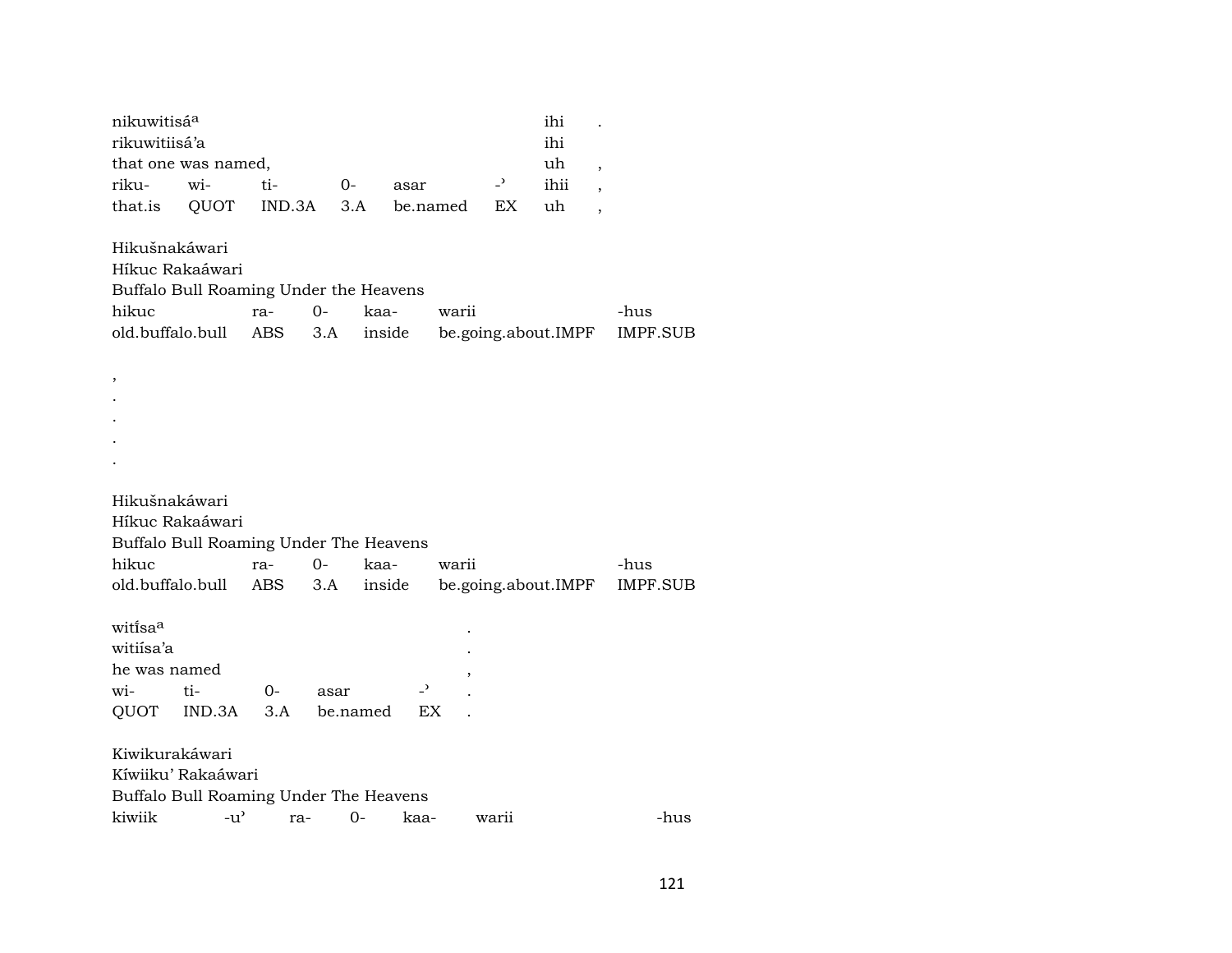nikuwitisá[a] ihi .
rikuwitiisá’a ihi
that one was named, uh ,

| riku- | wi- | ti- | 0- | asar | -’ | ihii | , |
|---|---|---|---|---|---|---|---|
| that.is | QUOT | IND.3A | 3.A | be.named | EX | uh | , |

Hikušnakáwari
Híkuc Rakaáwari
Buffalo Bull Roaming Under the Heavens

| hikuc | ra- | 0- | kaa- | warii | -hus |
|---|---|---|---|---|---|
| old.buffalo.bull | ABS | 3.A | inside | be.going.about.IMPF | IMPF.SUB |

,
.
.
.
.

Hikušnakáwari
Híkuc Rakaáwari
Buffalo Bull Roaming Under The Heavens

| hikuc | ra- | 0- | kaa- | warii | -hus |
|---|---|---|---|---|---|
| old.buffalo.bull | ABS | 3.A | inside | be.going.about.IMPF | IMPF.SUB |

witíˆsa[a] .
witiísa’a .
he was named ,

| wi- | ti- | 0- | asar | -’ | . |
|---|---|---|---|---|---|
| QUOT | IND.3A | 3.A | be.named | EX | . |

Kiwikurakáwari
Kíwiiku’ Rakaáwari
Buffalo Bull Roaming Under The Heavens

| kiwiik | -u’ | ra- | 0- | kaa- | warii | -hus |
|---|---|---|---|---|---|---|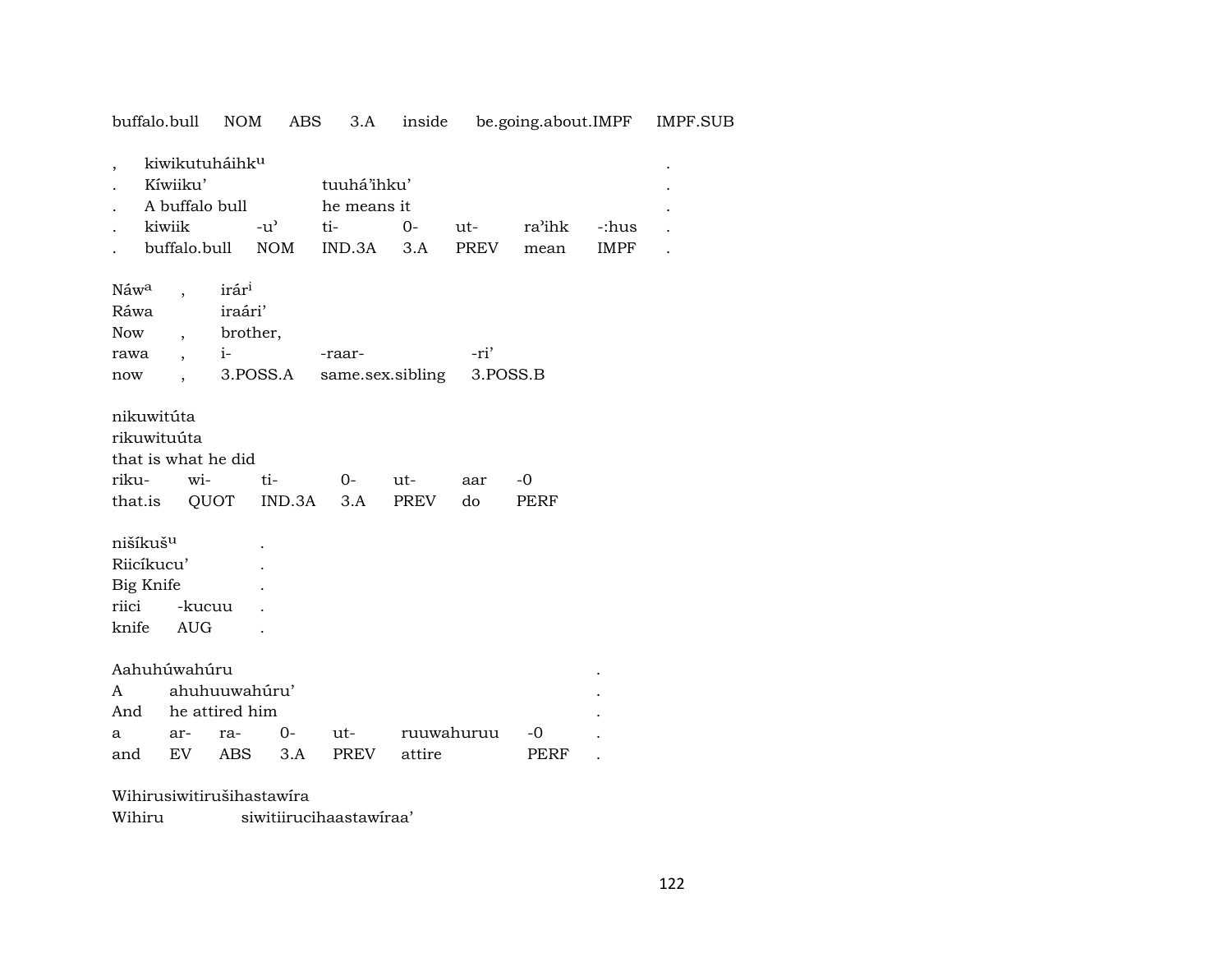buffalo.bull NOM ABS 3.A inside be.going.about.IMPF IMPF.SUB

| , | kiwikutuháihk[u] | | | | | | | . |
|---|---|---|---|---|---|---|---|---|
| . | Kíwiiku' | | tuuhá'ihku' | | | | | . |
| . | A buffalo bull | | he means it | | | | | . |
| . | kiwiik | -u' | ti- | 0- | ut- | ra'ihk | -:hus | . |
| . | buffalo.bull | NOM | IND.3A | 3.A | PREV | mean | IMPF | . |

| Náw[a] | , | irár[i] | | |
|---|---|---|---|---|
| Ráwa | | iraári' | | |
| Now | , | brother, | | |
| rawa | , | i- | -raar- | -ri' |
| now | , | 3.POSS.A | same.sex.sibling | 3.POSS.B |

| nikuwitúta | | | | | | |
|---|---|---|---|---|---|---|
| rikuwituúta | | | | | | |
| that is what he did | | | | | | |
| riku- | wi- | ti- | 0- | ut- | aar | -0 |
| that.is | QUOT | IND.3A | 3.A | PREV | do | PERF |

| nišíkuš[u] | | . |
|---|---|---|
| Riicíkucu' | | . |
| Big Knife | | . |
| riici | -kucuu | . |
| knife | AUG | . |

| Aahuhúwahúru | | | | | | | . |
|---|---|---|---|---|---|---|---|
| A | ahuhuuwahúru' | | | | | | . |
| And | he attired him | | | | | | . |
| a | ar- | ra- | 0- | ut- | ruuwahuruu | -0 | . |
| and | EV | ABS | 3.A | PREV | attire | PERF | . |

Wihirusiwitirušihastawíra

Wihiru siwitiirucihaastawíraa'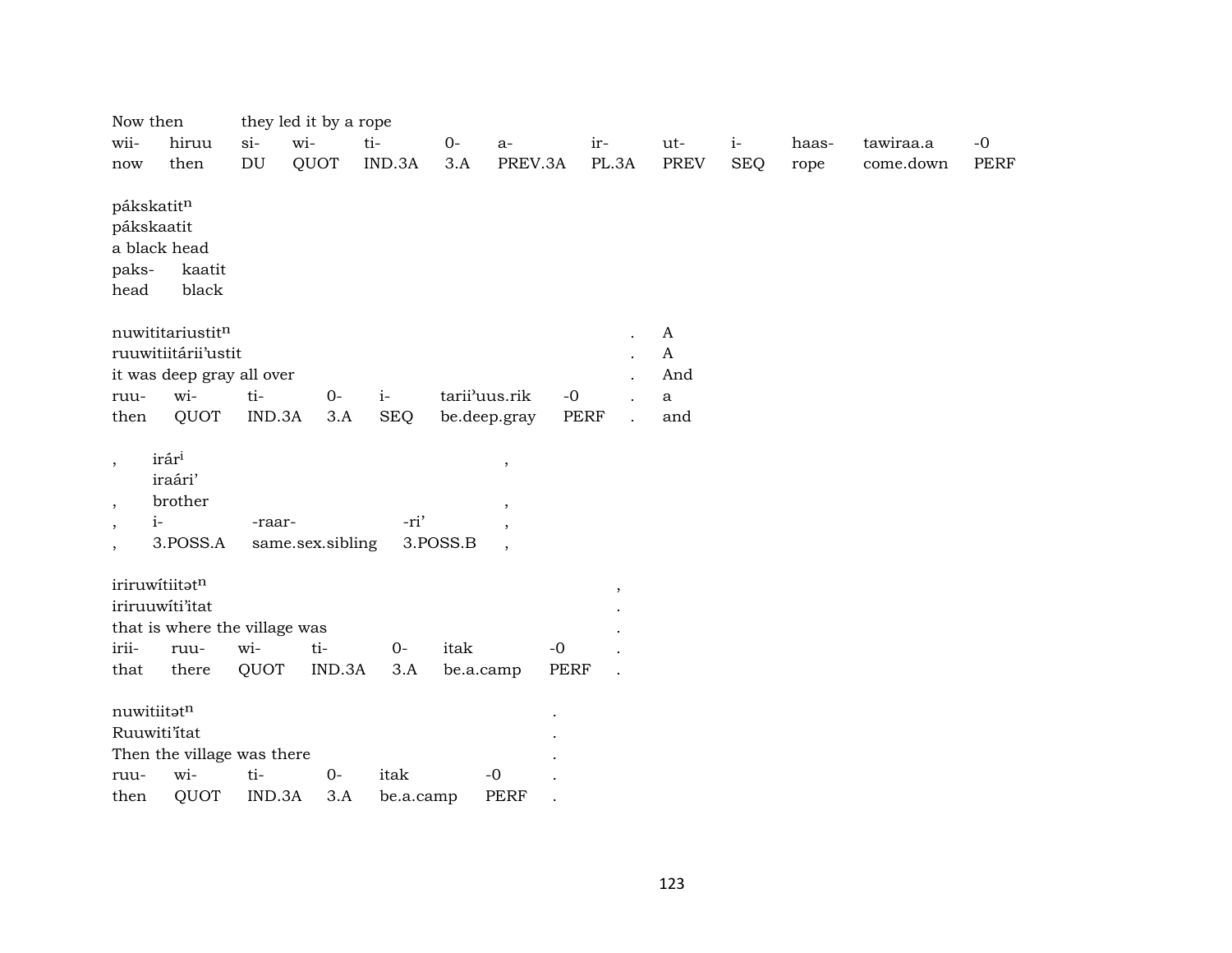Now then they led it by a rope

| wii- | hiruu | si- | wi- | ti- | 0- | a- | ir- | ut- | i- | haas- | tawiraa.a | -0 |
|---|---|---|---|---|---|---|---|---|---|---|---|---|
| now | then | DU | QUOT | IND.3A | 3.A | PREV.3A | PL.3A | PREV | SEQ | rope | come.down | PERF |

pákskatit$^{n}$
pákskaatit
a black head

| paks- | kaatit |
|---|---|
| head | black |

nuwititariustit$^{n}$ . A
ruuwitiitárii'ustit . A
it was deep gray all over . And

| ruu- | wi- | ti- | 0- | i- | tarii'uus.rik | -0 | . | a |
|---|---|---|---|---|---|---|---|---|
| then | QUOT | IND.3A | 3.A | SEQ | be.deep.gray | PERF | . | and |

, irár$^{i}$ ,
iraári'
, brother ,

| , | i- | -raar- | -ri' | , |
|---|---|---|---|---|
| , | 3.POSS.A | same.sex.sibling | 3.POSS.B | , |

iriruwítiitət$^{n}$ ,
iriruuwíti'itat .
that is where the village was .

| irii- | ruu- | wi- | ti- | 0- | itak | -0 | . |
|---|---|---|---|---|---|---|---|
| that | there | QUOT | IND.3A | 3.A | be.a.camp | PERF | . |

nuwitiitət$^{n}$ .
Ruuwiti'ítat .
Then the village was there .

| ruu- | wi- | ti- | 0- | itak | -0 | . |
|---|---|---|---|---|---|---|
| then | QUOT | IND.3A | 3.A | be.a.camp | PERF | . |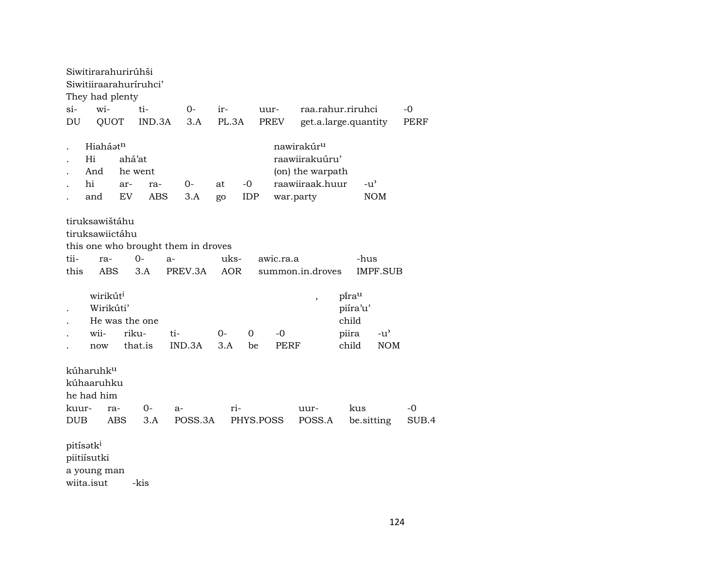Siwitirarahurirúhši
Siwitiiraarahuríruhci'
They had plenty

| si- | wi- | ti- | 0- | ir- | uur- | raa.rahur.riruhci | -0 |
|---|---|---|---|---|---|---|---|
| DU | QUOT | IND.3A | 3.A | PL.3A | PREV | get.a.large.quantity | PERF |

| . | Hiaháət[n] | | | | | | nawirakúr[u] | |
|---|---|---|---|---|---|---|---|---|
| . | Hi | ahá'at | | | | | raawiirakuúru' | |
| . | And | he went | | | | | (on) the warpath | |
| . | hi | ar- | ra- | 0- | at | -0 | raawiiraak.huur | -u' |
| . | and | EV | ABS | 3.A | go | IDP | war.party | NOM |

tiruksawištáhu
tiruksawiictáhu
this one who brought them in droves

| tii- | ra- | 0- | a- | uks- | awic.ra.a | -hus |
|---|---|---|---|---|---|---|
| this | ABS | 3.A | PREV.3A | AOR | summon.in.droves | IMPF.SUB |

| | wirikút[i] | | | | | , | pí̄ra[u] | |
|---|---|---|---|---|---|---|---|---|
| . | Wirikúti' | | | | | | piíra'u' | |
| . | He was the one | | | | | | child | |
| . | wii- | riku- | ti- | 0- | 0 | -0 | piira | -u' |
| . | now | that.is | IND.3A | 3.A | be | PERF | child | NOM |

kúharuhk[u]
kúhaaruhku
he had him

| kuur- | ra- | 0- | a- | ri- | uur- | kus | -0 |
|---|---|---|---|---|---|---|---|
| DUB | ABS | 3.A | POSS.3A | PHYS.POSS | POSS.A | be.sitting | SUB.4 |

pitísətk[i]
piitiísutki
a young man
wiita.isut -kis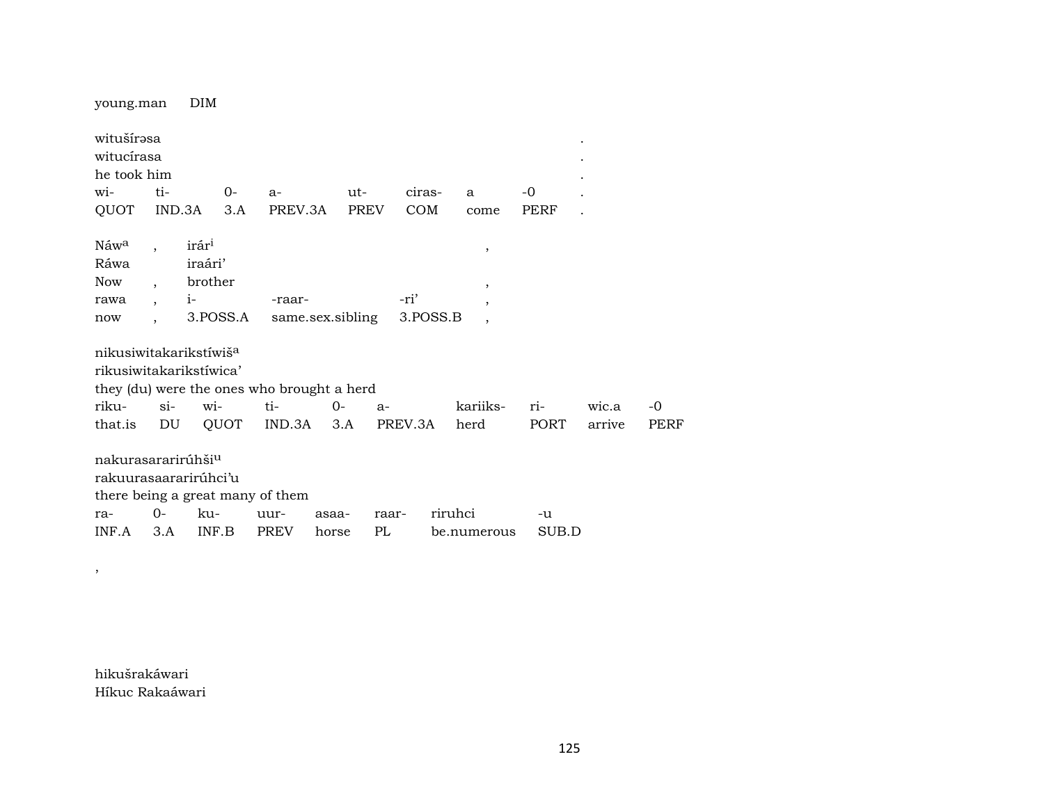young.man DIM

| witušírəsa | | | | | | | | . |
|---|---|---|---|---|---|---|---|---|
| witucírasa | | | | | | | | . |
| he took him | | | | | | | | . |
| wi- | ti- | 0- | a- | ut- | ciras- | a | -0 | . |
| QUOT | IND.3A | 3.A | PREV.3A | PREV | COM | come | PERF | . |

| Náw[a] | , | irár[i] | | | , |
|---|---|---|---|---|---|
| Ráwa | | iraári’ | | | |
| Now | , | brother | | | , |
| rawa | , | i- | -raar- | -ri’ | , |
| now | , | 3.POSS.A | same.sex.sibling | 3.POSS.B | , |

| nikusiwitakarikstíwiš[a] | | | | | | | | | |
|---|---|---|---|---|---|---|---|---|---|
| rikusiwitakarikstíwica’ | | | | | | | | | |
| they (du) were the ones who brought a herd | | | | | | | | | |
| riku- | si- | wi- | ti- | 0- | a- | kariiks- | ri- | wic.a | -0 |
| that.is | DU | QUOT | IND.3A | 3.A | PREV.3A | herd | PORT | arrive | PERF |

| nakurasararirúhši[u] | | | | | | | |
|---|---|---|---|---|---|---|---|
| rakuurasaararirúhci’u | | | | | | | |
| there being a great many of them | | | | | | | |
| ra- | 0- | ku- | uur- | asaa- | raar- | riruhci | -u |
| INF.A | 3.A | INF.B | PREV | horse | PL | be.numerous | SUB.D |

,

hikušrakáwari
Híkuc Rakaáwari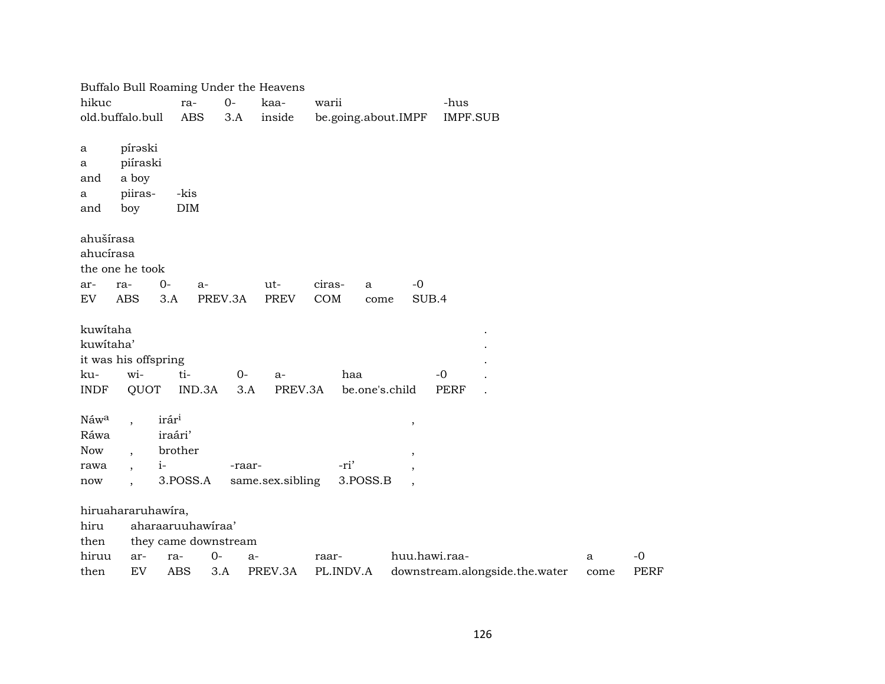Buffalo Bull Roaming Under the Heavens

| hikuc | ra- | 0- | kaa- | warii | -hus |
|---|---|---|---|---|---|
| old.buffalo.bull | ABS | 3.A | inside | be.going.about.IMPF | IMPF.SUB |

a pírəski
a piíraski
and a boy

| a | piiras- | -kis |
|---|---|---|
| and | boy | DIM |

ahušírasa
ahucírasa
the one he took

| ar- | ra- | 0- | a- | ut- | ciras- | a | -0 |
|---|---|---|---|---|---|---|---|
| EV | ABS | 3.A | PREV.3A | PREV | COM | come | SUB.4 |

kuwítaha .
kuwítaha' .
it was his offspring .

| ku- | wi- | ti- | 0- | a- | haa | -0 | . |
|---|---|---|---|---|---|---|---|
| INDF | QUOT | IND.3A | 3.A | PREV.3A | be.one's.child | PERF | . |

Náw[a] , irár[i] ,
Ráwa iraári'
Now , brother ,

| rawa | , | i- | -raar- | -ri' | , |
|---|---|---|---|---|---|
| now | , | 3.POSS.A | same.sex.sibling | 3.POSS.B | , |

hiruahararuhawíra,
hiru aharaaruuhawíraa'
then they came downstream

| hiruu | ar- | ra- | 0- | a- | raar- | huu.hawi.raa- | a | -0 |
|---|---|---|---|---|---|---|---|---|
| then | EV | ABS | 3.A | PREV.3A | PL.INDV.A | downstream.alongside.the.water | come | PERF |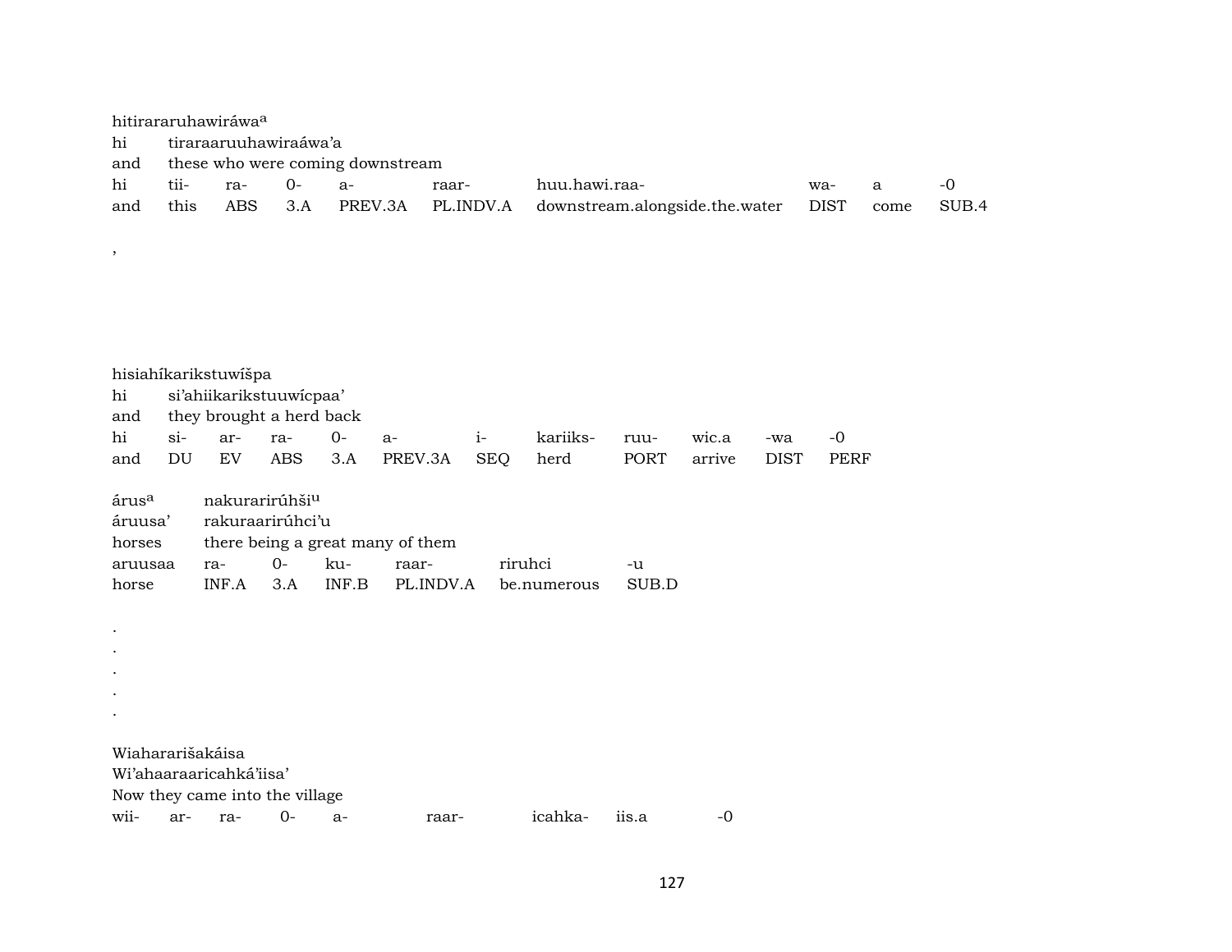hitirararuhawiráwa[a]
hi tiraraaruuhawiraáwa'a
and these who were coming downstream

| hi | tii- | ra- | 0- | a- | raar- | huu.hawi.raa- | wa- | a | -0 |
|---|---|---|---|---|---|---|---|---|---|
| and | this | ABS | 3.A | PREV.3A | PL.INDV.A | downstream.alongside.the.water | DIST | come | SUB.4 |

,

hisiahíkarikstuwíšpa
hi si'ahiikarikstuuwícpaa'
and they brought a herd back

| hi | si- | ar- | ra- | 0- | a- | i- | kariiks- | ruu- | wic.a | -wa | -0 |
|---|---|---|---|---|---|---|---|---|---|---|---|
| and | DU | EV | ABS | 3.A | PREV.3A | SEQ | herd | PORT | arrive | DIST | PERF |

árus[a] nakurarirúhši[u]
áruusa' rakuraarirúhci'u
horses there being a great many of them

| aruusaa | ra- | 0- | ku- | raar- | riruhci | -u |
|---|---|---|---|---|---|---|
| horse | INF.A | 3.A | INF.B | PL.INDV.A | be.numerous | SUB.D |

.
.
.
.
.

Wiahararišakáisa
Wi'ahaaraaricahká'iisa'
Now they came into the village

| wii- | ar- | ra- | 0- | a- | raar- | icahka- | iis.a | -0 |
|---|---|---|---|---|---|---|---|---|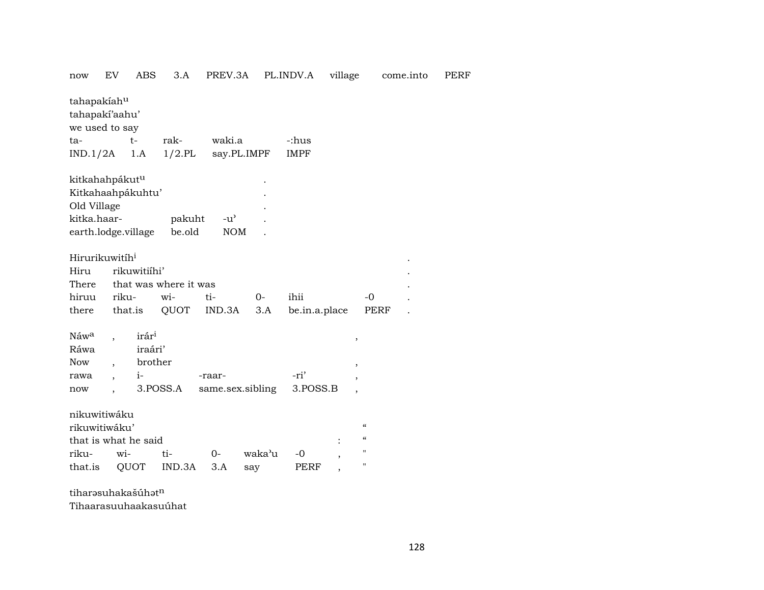now EV ABS 3.A PREV.3A PL.INDV.A village come.into PERF

tahapakíah[u]
tahapakí'aahu'
we used to say

| ta- | t- | rak- | waki.a | -:hus |
|---|---|---|---|---|
| IND.1/2A | 1.A | 1/2.PL | say.PL.IMPF | IMPF |

kitkahahpákut[u] .
Kitkahaahpákuhtu' .
Old Village .

| kitka.haar- | pakuht | -u' | . |
|---|---|---|---|
| earth.lodge.village | be.old | NOM | . |

Hirurikuwitíh[i] .

| Hiru | rikuwitiíhi' | | | | | . |
|---|---|---|---|---|---|---|
| There | that was where it was | | | | | . |
| hiruu | riku- | wi- | ti- | 0- | ihii | -0 | . |
| there | that.is | QUOT | IND.3A | 3.A | be.in.a.place | PERF | . |

Náw[a] , irár[i] ,

| Ráwa | | iraári' | | | |
|---|---|---|---|---|---|
| Now | , | brother | | | , |
| rawa | , | i- | -raar- | -ri' | , |
| now | , | 3.POSS.A | same.sex.sibling | 3.POSS.B | , |

nikuwitiwáku
rikuwitiwáku' "
that is what he said : "

| riku- | wi- | ti- | 0- | waka'u | -0 | , | " |
|---|---|---|---|---|---|---|---|
| that.is | QUOT | IND.3A | 3.A | say | PERF | , | " |

tiharəsuhakašúhət[n]
Tihaarasuuhaakasuúhat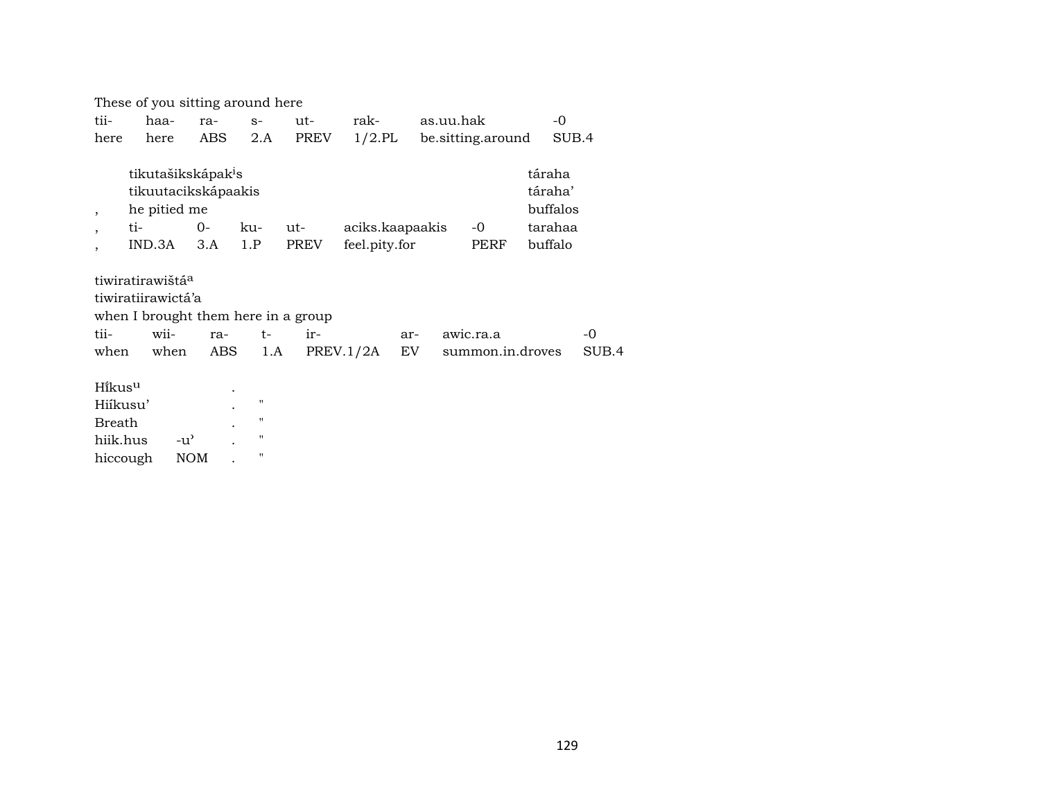These of you sitting around here

| | | | | | | | |
|---|---|---|---|---|---|---|---|
| tii- | haa- | ra- | s- | ut- | rak- | as.uu.hak | -0 |
| here | here | ABS | 2.A | PREV | 1/2.PL | be.sitting.around | SUB.4 |

| | | | | | | | |
|---|---|---|---|---|---|---|---|
| | tikutašikskápak[i]s | | | | | | táraha |
| | tikuutacikskápaakis | | | | | | táraha' |
| , | he pitied me | | | | | | buffalos |
| , | ti- | 0- | ku- | ut- | aciks.kaapaakis | -0 | tarahaa |
| , | IND.3A | 3.A | 1.P | PREV | feel.pity.for | PERF | buffalo |

tiwiratirawištá[a]
tiwiratiirawictá'a
when I brought them here in a group

| | | | | | | | |
|---|---|---|---|---|---|---|---|
| tii- | wii- | ra- | t- | ir- | ar- | awic.ra.a | -0 |
| when | when | ABS | 1.A | PREV.1/2A | EV | summon.in.droves | SUB.4 |

| | | | |
|---|---|---|---|
| Hǐkus[u] | | . | |
| Hiíkusu' | | . | " |
| Breath | | . | " |
| hiik.hus | -u' | . | " |
| hiccough | NOM | . | " |